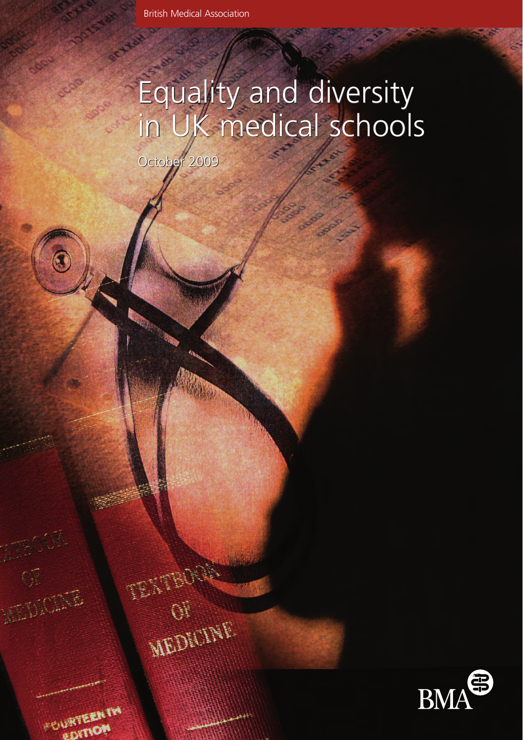British Medical Association

# Equality and diversity in UK medical schools

October 2009

BMA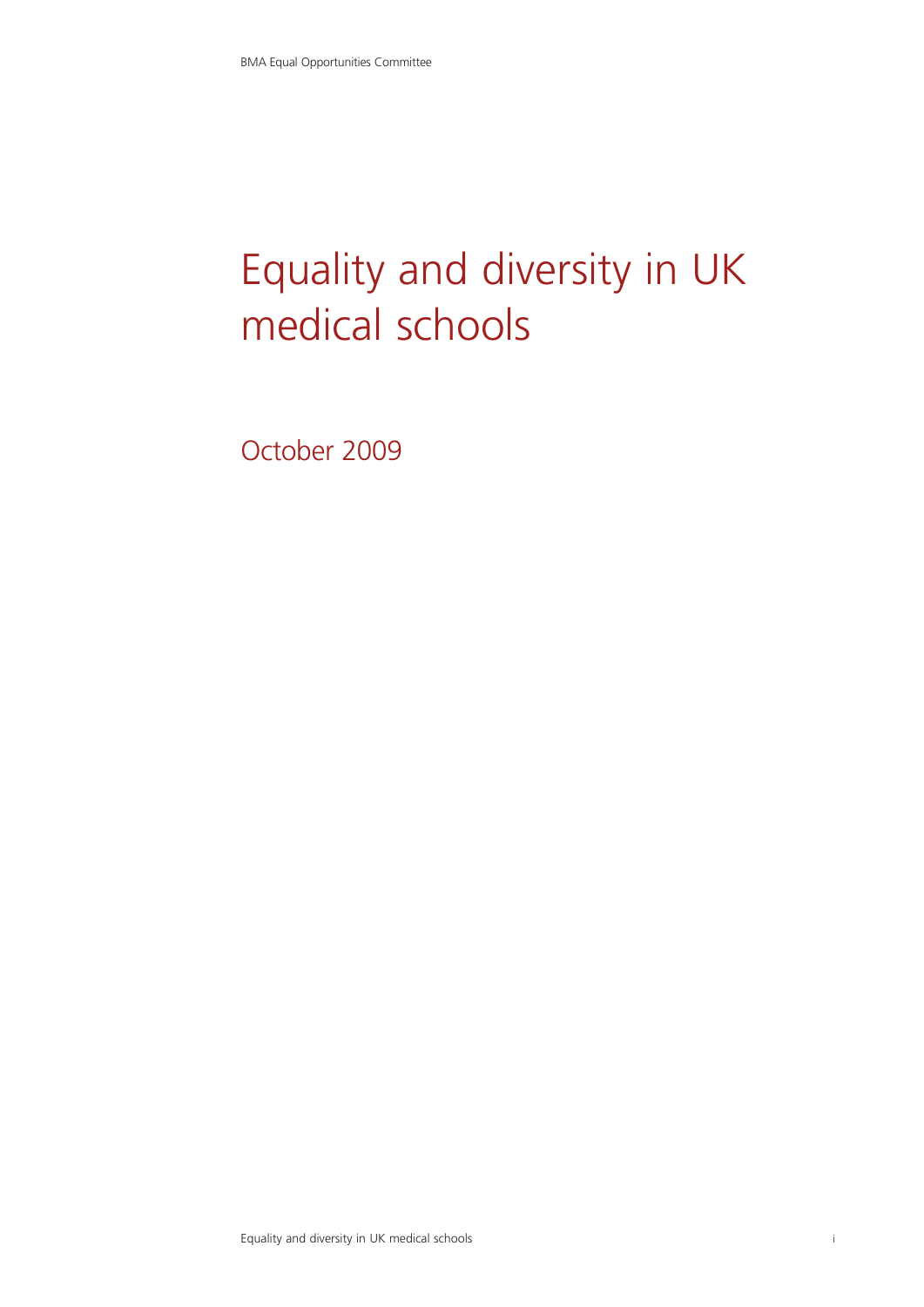BMA Equal Opportunities Committee

# Equality and diversity in UK medical schools

October 2009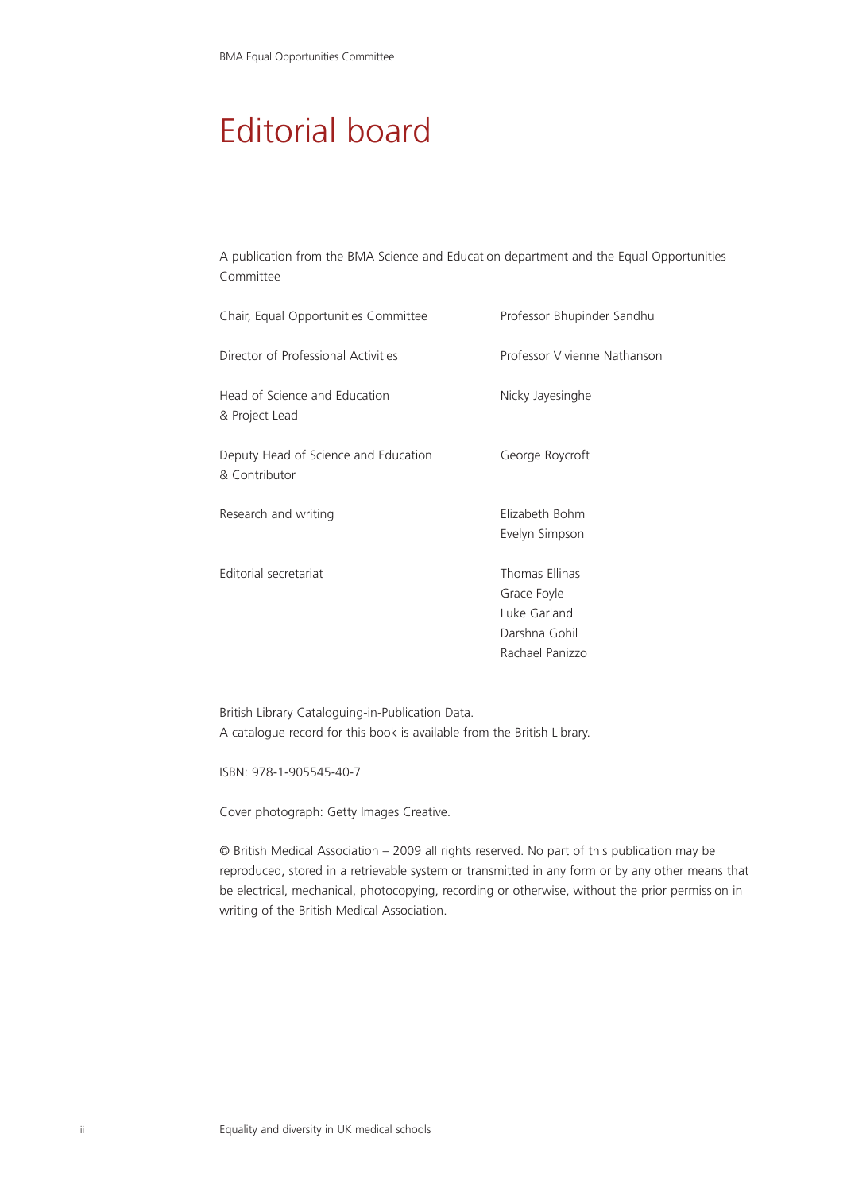# Editorial board

A publication from the BMA Science and Education department and the Equal Opportunities Committee

| | |
|---|---|
| Chair, Equal Opportunities Committee | Professor Bhupinder Sandhu |
| Director of Professional Activities | Professor Vivienne Nathanson |
| Head of Science and Education & Project Lead | Nicky Jayesinghe |
| Deputy Head of Science and Education & Contributor | George Roycroft |
| Research and writing | Elizabeth Bohm<br>Evelyn Simpson |
| Editorial secretariat | Thomas Ellinas<br>Grace Foyle<br>Luke Garland<br>Darshna Gohil<br>Rachael Panizzo |

British Library Cataloguing-in-Publication Data.
A catalogue record for this book is available from the British Library.

ISBN: 978-1-905545-40-7

Cover photograph: Getty Images Creative.

© British Medical Association – 2009 all rights reserved. No part of this publication may be reproduced, stored in a retrievable system or transmitted in any form or by any other means that be electrical, mechanical, photocopying, recording or otherwise, without the prior permission in writing of the British Medical Association.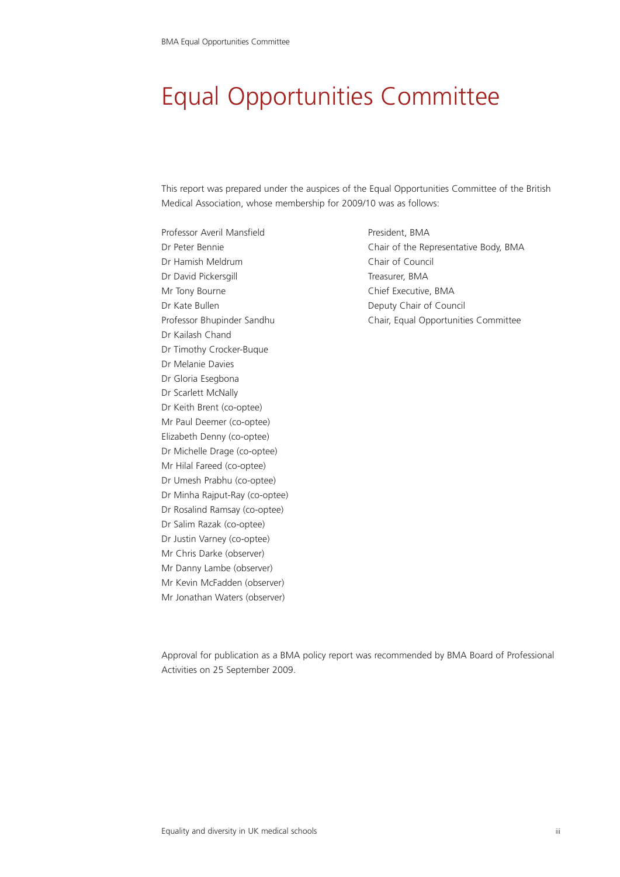# Equal Opportunities Committee

This report was prepared under the auspices of the Equal Opportunities Committee of the British Medical Association, whose membership for 2009/10 was as follows:

| | |
|---|---|
| Professor Averil Mansfield | President, BMA |
| Dr Peter Bennie | Chair of the Representative Body, BMA |
| Dr Hamish Meldrum | Chair of Council |
| Dr David Pickersgill | Treasurer, BMA |
| Mr Tony Bourne | Chief Executive, BMA |
| Dr Kate Bullen | Deputy Chair of Council |
| Professor Bhupinder Sandhu | Chair, Equal Opportunities Committee |
| Dr Kailash Chand | |
| Dr Timothy Crocker-Buque | |
| Dr Melanie Davies | |
| Dr Gloria Esegbona | |
| Dr Scarlett McNally | |
| Dr Keith Brent (co-optee) | |
| Mr Paul Deemer (co-optee) | |
| Elizabeth Denny (co-optee) | |
| Dr Michelle Drage (co-optee) | |
| Mr Hilal Fareed (co-optee) | |
| Dr Umesh Prabhu (co-optee) | |
| Dr Minha Rajput-Ray (co-optee) | |
| Dr Rosalind Ramsay (co-optee) | |
| Dr Salim Razak (co-optee) | |
| Dr Justin Varney (co-optee) | |
| Mr Chris Darke (observer) | |
| Mr Danny Lambe (observer) | |
| Mr Kevin McFadden (observer) | |
| Mr Jonathan Waters (observer) | |

Approval for publication as a BMA policy report was recommended by BMA Board of Professional Activities on 25 September 2009.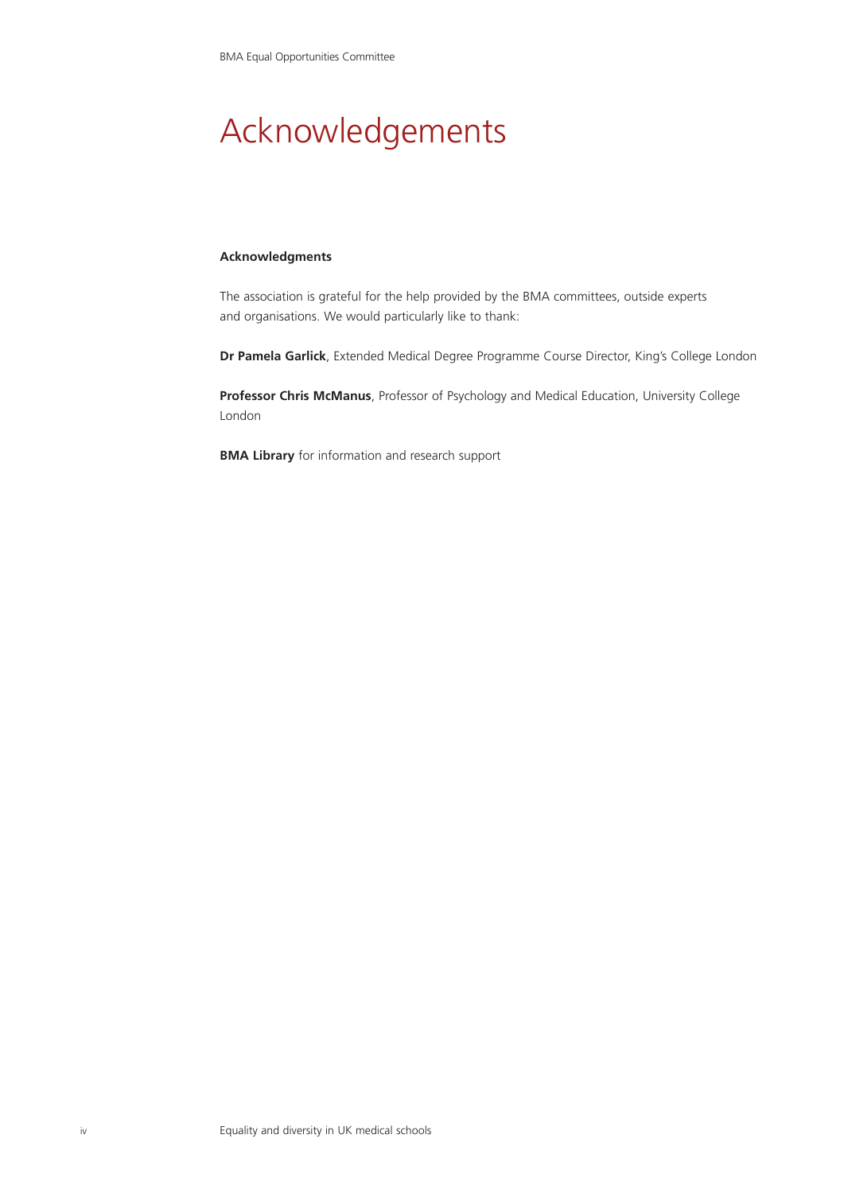# Acknowledgements

**Acknowledgments**

The association is grateful for the help provided by the BMA committees, outside experts and organisations. We would particularly like to thank:

**Dr Pamela Garlick**, Extended Medical Degree Programme Course Director, King's College London

**Professor Chris McManus**, Professor of Psychology and Medical Education, University College London

**BMA Library** for information and research support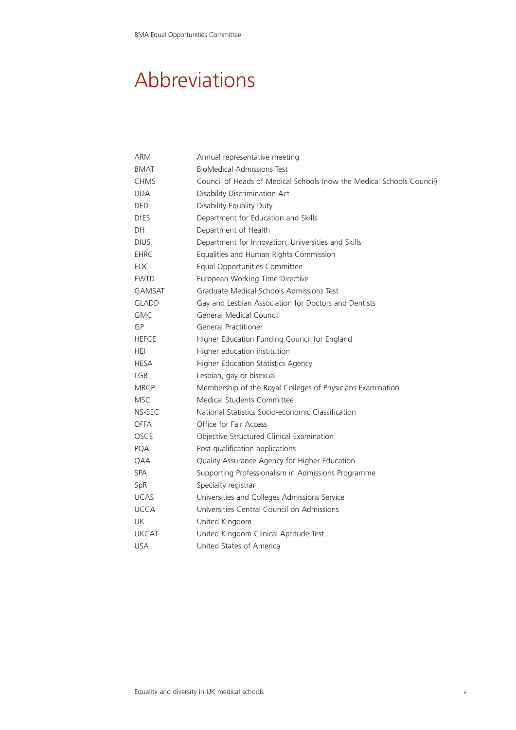# Abbreviations

| | |
|---|---|
| ARM | Annual representative meeting |
| BMAT | BioMedical Admissions Test |
| CHMS | Council of Heads of Medical Schools (now the Medical Schools Council) |
| DDA | Disability Discrimination Act |
| DED | Disability Equality Duty |
| DfES | Department for Education and Skills |
| DH | Department of Health |
| DIUS | Department for Innovation, Universities and Skills |
| EHRC | Equalities and Human Rights Commission |
| EOC | Equal Opportunities Committee |
| EWTD | European Working Time Directive |
| GAMSAT | Graduate Medical Schools Admissions Test |
| GLADD | Gay and Lesbian Association for Doctors and Dentists |
| GMC | General Medical Council |
| GP | General Practitioner |
| HEFCE | Higher Education Funding Council for England |
| HEI | Higher education institution |
| HESA | Higher Education Statistics Agency |
| LGB | Lesbian, gay or bisexual |
| MRCP | Membership of the Royal Colleges of Physicians Examination |
| MSC | Medical Students Committee |
| NS-SEC | National Statistics Socio-economic Classification |
| OFFA | Office for Fair Access |
| OSCE | Objective Structured Clinical Examination |
| PQA | Post-qualification applications |
| QAA | Quality Assurance Agency for Higher Education |
| SPA | Supporting Professionalism in Admissions Programme |
| SpR | Specialty registrar |
| UCAS | Universities and Colleges Admissions Service |
| UCCA | Universities Central Council on Admissions |
| UK | United Kingdom |
| UKCAT | United Kingdom Clinical Aptitude Test |
| USA | United States of America |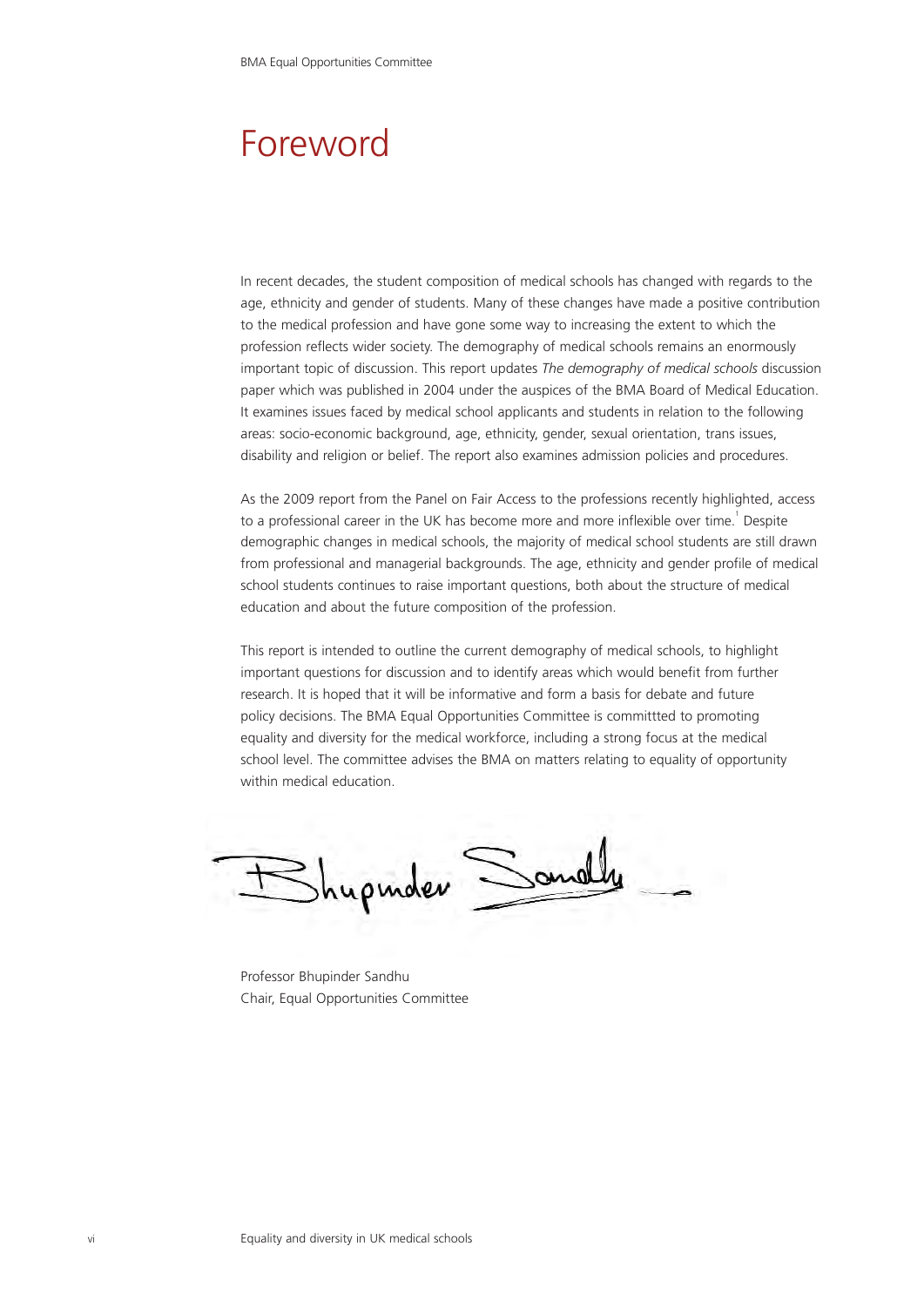# Foreword

In recent decades, the student composition of medical schools has changed with regards to the age, ethnicity and gender of students. Many of these changes have made a positive contribution to the medical profession and have gone some way to increasing the extent to which the profession reflects wider society. The demography of medical schools remains an enormously important topic of discussion. This report updates *The demography of medical schools* discussion paper which was published in 2004 under the auspices of the BMA Board of Medical Education. It examines issues faced by medical school applicants and students in relation to the following areas: socio-economic background, age, ethnicity, gender, sexual orientation, trans issues, disability and religion or belief. The report also examines admission policies and procedures.

As the 2009 report from the Panel on Fair Access to the professions recently highlighted, access to a professional career in the UK has become more and more inflexible over time.[1] Despite demographic changes in medical schools, the majority of medical school students are still drawn from professional and managerial backgrounds. The age, ethnicity and gender profile of medical school students continues to raise important questions, both about the structure of medical education and about the future composition of the profession.

This report is intended to outline the current demography of medical schools, to highlight important questions for discussion and to identify areas which would benefit from further research. It is hoped that it will be informative and form a basis for debate and future policy decisions. The BMA Equal Opportunities Committee is committted to promoting equality and diversity for the medical workforce, including a strong focus at the medical school level. The committee advises the BMA on matters relating to equality of opportunity within medical education.

Professor Bhupinder Sandhu
Chair, Equal Opportunities Committee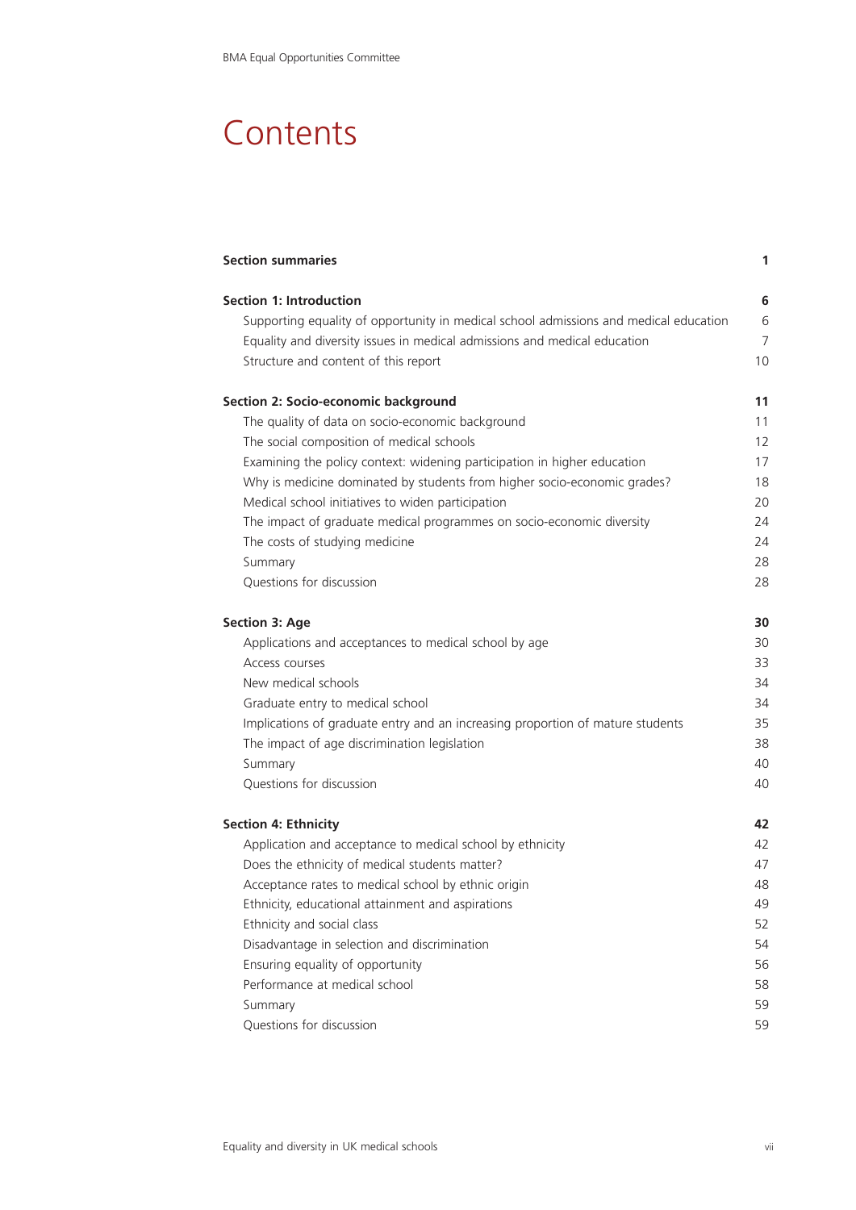# Contents

| | |
|---|---|
| **Section summaries** | **1** |
| **Section 1: Introduction** | **6** |
| Supporting equality of opportunity in medical school admissions and medical education | 6 |
| Equality and diversity issues in medical admissions and medical education | 7 |
| Structure and content of this report | 10 |
| **Section 2: Socio-economic background** | **11** |
| The quality of data on socio-economic background | 11 |
| The social composition of medical schools | 12 |
| Examining the policy context: widening participation in higher education | 17 |
| Why is medicine dominated by students from higher socio-economic grades? | 18 |
| Medical school initiatives to widen participation | 20 |
| The impact of graduate medical programmes on socio-economic diversity | 24 |
| The costs of studying medicine | 24 |
| Summary | 28 |
| Questions for discussion | 28 |
| **Section 3: Age** | **30** |
| Applications and acceptances to medical school by age | 30 |
| Access courses | 33 |
| New medical schools | 34 |
| Graduate entry to medical school | 34 |
| Implications of graduate entry and an increasing proportion of mature students | 35 |
| The impact of age discrimination legislation | 38 |
| Summary | 40 |
| Questions for discussion | 40 |
| **Section 4: Ethnicity** | **42** |
| Application and acceptance to medical school by ethnicity | 42 |
| Does the ethnicity of medical students matter? | 47 |
| Acceptance rates to medical school by ethnic origin | 48 |
| Ethnicity, educational attainment and aspirations | 49 |
| Ethnicity and social class | 52 |
| Disadvantage in selection and discrimination | 54 |
| Ensuring equality of opportunity | 56 |
| Performance at medical school | 58 |
| Summary | 59 |
| Questions for discussion | 59 |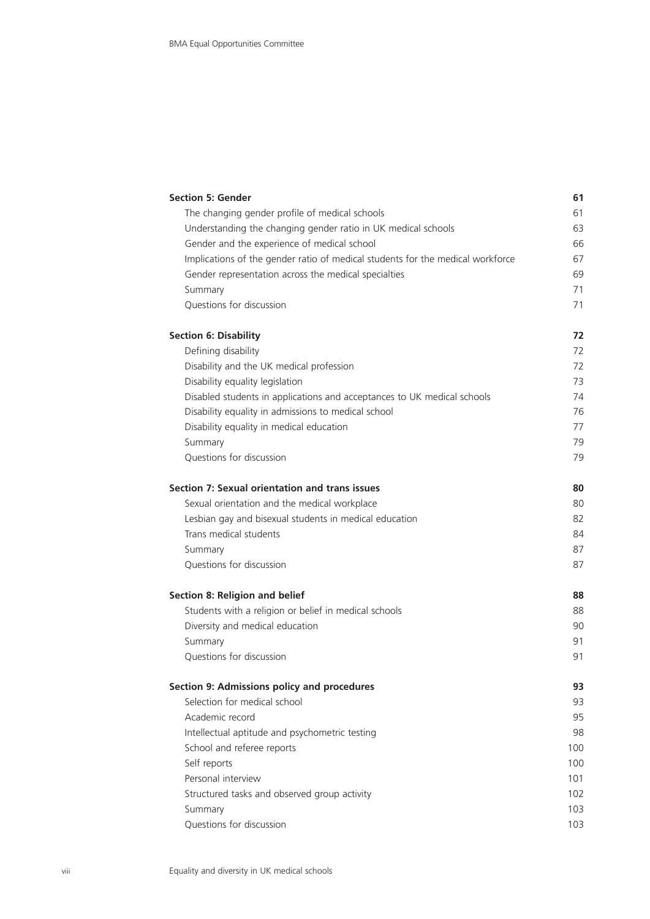| | |
|---|---|
| **Section 5: Gender** | **61** |
| The changing gender profile of medical schools | 61 |
| Understanding the changing gender ratio in UK medical schools | 63 |
| Gender and the experience of medical school | 66 |
| Implications of the gender ratio of medical students for the medical workforce | 67 |
| Gender representation across the medical specialties | 69 |
| Summary | 71 |
| Questions for discussion | 71 |
| **Section 6: Disability** | **72** |
| Defining disability | 72 |
| Disability and the UK medical profession | 72 |
| Disability equality legislation | 73 |
| Disabled students in applications and acceptances to UK medical schools | 74 |
| Disability equality in admissions to medical school | 76 |
| Disability equality in medical education | 77 |
| Summary | 79 |
| Questions for discussion | 79 |
| **Section 7: Sexual orientation and trans issues** | **80** |
| Sexual orientation and the medical workplace | 80 |
| Lesbian gay and bisexual students in medical education | 82 |
| Trans medical students | 84 |
| Summary | 87 |
| Questions for discussion | 87 |
| **Section 8: Religion and belief** | **88** |
| Students with a religion or belief in medical schools | 88 |
| Diversity and medical education | 90 |
| Summary | 91 |
| Questions for discussion | 91 |
| **Section 9: Admissions policy and procedures** | **93** |
| Selection for medical school | 93 |
| Academic record | 95 |
| Intellectual aptitude and psychometric testing | 98 |
| School and referee reports | 100 |
| Self reports | 100 |
| Personal interview | 101 |
| Structured tasks and observed group activity | 102 |
| Summary | 103 |
| Questions for discussion | 103 |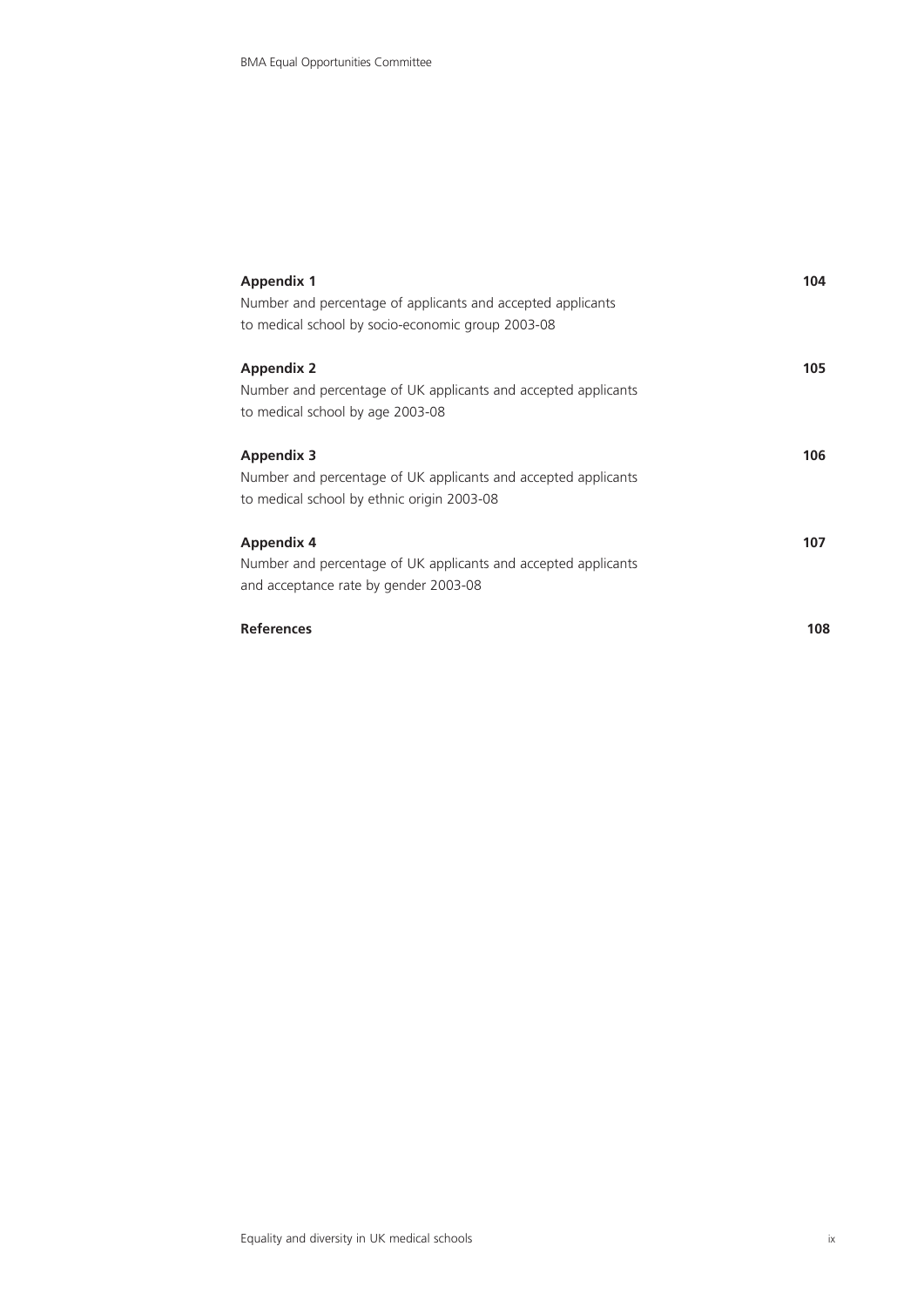**Appendix 1** 104
Number and percentage of applicants and accepted applicants to medical school by socio-economic group 2003-08

**Appendix 2** 105
Number and percentage of UK applicants and accepted applicants to medical school by age 2003-08

**Appendix 3** 106
Number and percentage of UK applicants and accepted applicants to medical school by ethnic origin 2003-08

**Appendix 4** 107
Number and percentage of UK applicants and accepted applicants and acceptance rate by gender 2003-08

**References** 108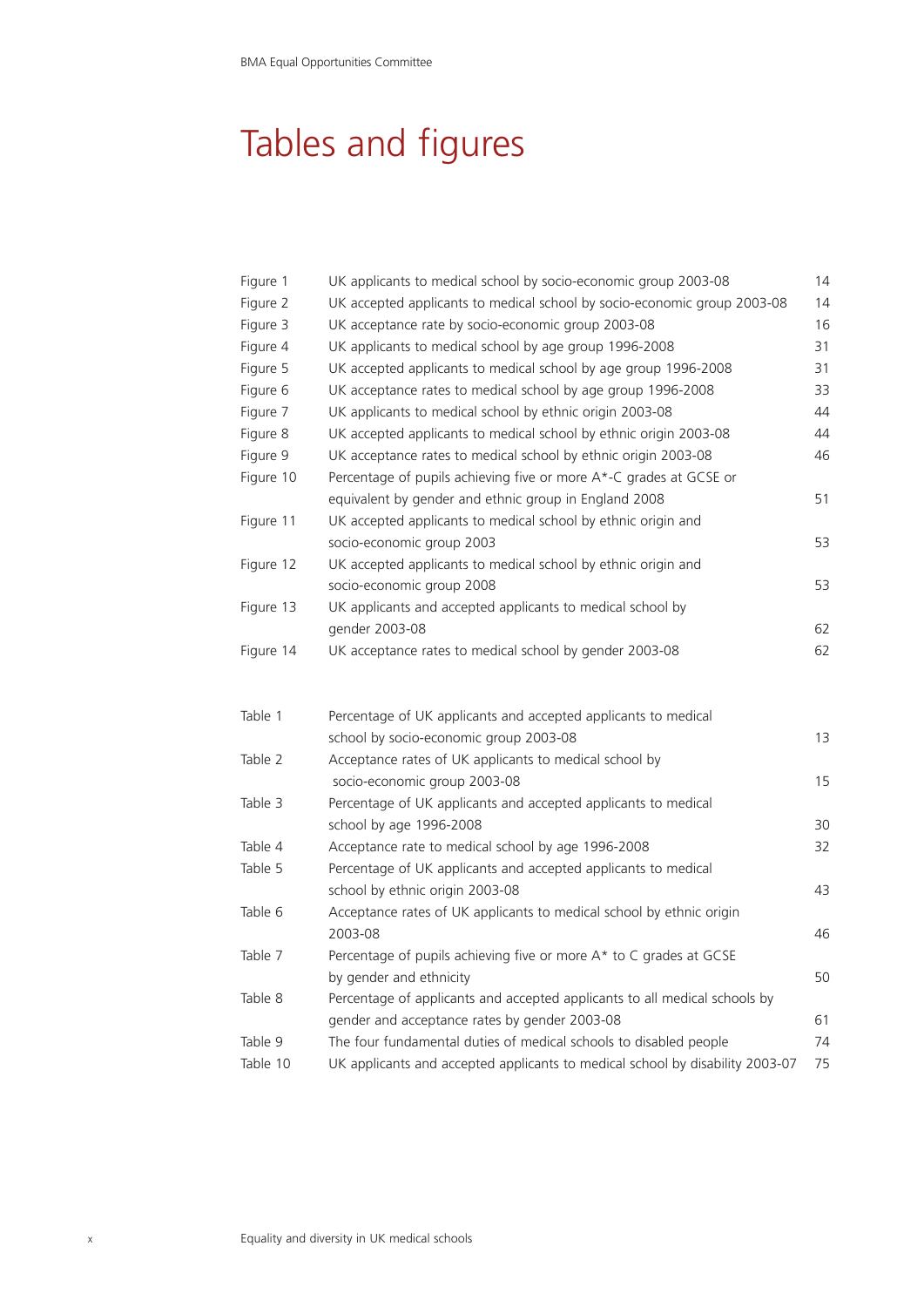# Tables and figures

| | | |
|---|---|---|
| Figure 1 | UK applicants to medical school by socio-economic group 2003-08 | 14 |
| Figure 2 | UK accepted applicants to medical school by socio-economic group 2003-08 | 14 |
| Figure 3 | UK acceptance rate by socio-economic group 2003-08 | 16 |
| Figure 4 | UK applicants to medical school by age group 1996-2008 | 31 |
| Figure 5 | UK accepted applicants to medical school by age group 1996-2008 | 31 |
| Figure 6 | UK acceptance rates to medical school by age group 1996-2008 | 33 |
| Figure 7 | UK applicants to medical school by ethnic origin 2003-08 | 44 |
| Figure 8 | UK accepted applicants to medical school by ethnic origin 2003-08 | 44 |
| Figure 9 | UK acceptance rates to medical school by ethnic origin 2003-08 | 46 |
| Figure 10 | Percentage of pupils achieving five or more A*-C grades at GCSE or equivalent by gender and ethnic group in England 2008 | 51 |
| Figure 11 | UK accepted applicants to medical school by ethnic origin and socio-economic group 2003 | 53 |
| Figure 12 | UK accepted applicants to medical school by ethnic origin and socio-economic group 2008 | 53 |
| Figure 13 | UK applicants and accepted applicants to medical school by gender 2003-08 | 62 |
| Figure 14 | UK acceptance rates to medical school by gender 2003-08 | 62 |

| | | |
|---|---|---|
| Table 1 | Percentage of UK applicants and accepted applicants to medical school by socio-economic group 2003-08 | 13 |
| Table 2 | Acceptance rates of UK applicants to medical school by socio-economic group 2003-08 | 15 |
| Table 3 | Percentage of UK applicants and accepted applicants to medical school by age 1996-2008 | 30 |
| Table 4 | Acceptance rate to medical school by age 1996-2008 | 32 |
| Table 5 | Percentage of UK applicants and accepted applicants to medical school by ethnic origin 2003-08 | 43 |
| Table 6 | Acceptance rates of UK applicants to medical school by ethnic origin 2003-08 | 46 |
| Table 7 | Percentage of pupils achieving five or more A* to C grades at GCSE by gender and ethnicity | 50 |
| Table 8 | Percentage of applicants and accepted applicants to all medical schools by gender and acceptance rates by gender 2003-08 | 61 |
| Table 9 | The four fundamental duties of medical schools to disabled people | 74 |
| Table 10 | UK applicants and accepted applicants to medical school by disability 2003-07 | 75 |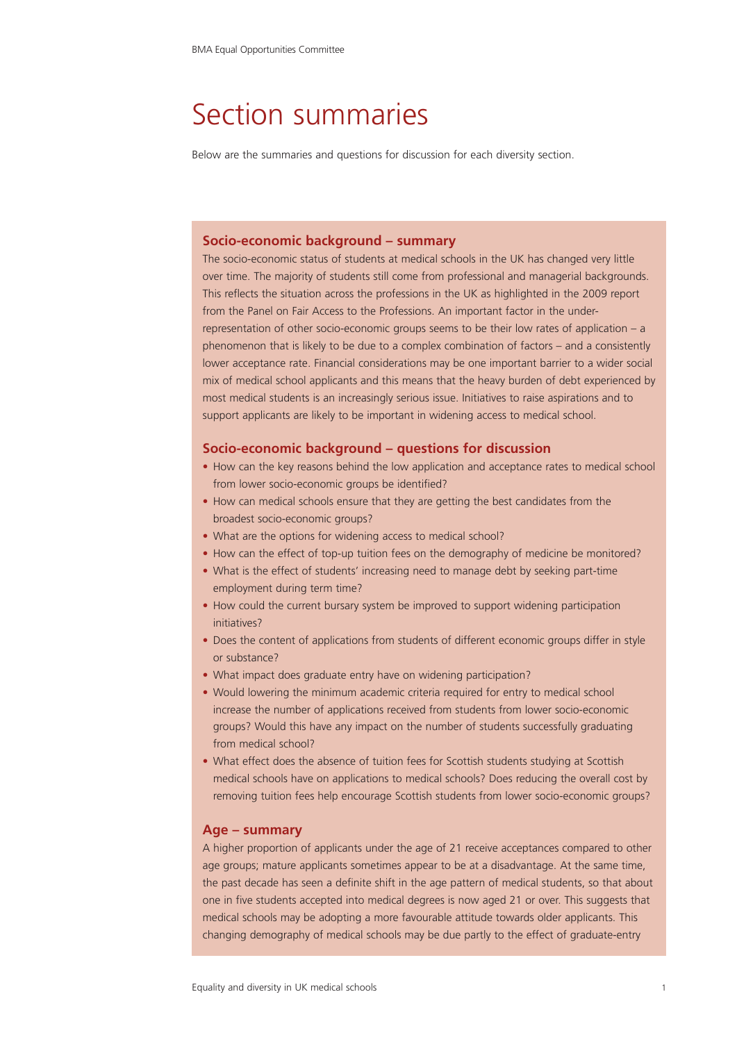# Section summaries

Below are the summaries and questions for discussion for each diversity section.

### Socio-economic background – summary

The socio-economic status of students at medical schools in the UK has changed very little over time. The majority of students still come from professional and managerial backgrounds. This reflects the situation across the professions in the UK as highlighted in the 2009 report from the Panel on Fair Access to the Professions. An important factor in the under-representation of other socio-economic groups seems to be their low rates of application – a phenomenon that is likely to be due to a complex combination of factors – and a consistently lower acceptance rate. Financial considerations may be one important barrier to a wider social mix of medical school applicants and this means that the heavy burden of debt experienced by most medical students is an increasingly serious issue. Initiatives to raise aspirations and to support applicants are likely to be important in widening access to medical school.

### Socio-economic background – questions for discussion

- How can the key reasons behind the low application and acceptance rates to medical school from lower socio-economic groups be identified?
- How can medical schools ensure that they are getting the best candidates from the broadest socio-economic groups?
- What are the options for widening access to medical school?
- How can the effect of top-up tuition fees on the demography of medicine be monitored?
- What is the effect of students' increasing need to manage debt by seeking part-time employment during term time?
- How could the current bursary system be improved to support widening participation initiatives?
- Does the content of applications from students of different economic groups differ in style or substance?
- What impact does graduate entry have on widening participation?
- Would lowering the minimum academic criteria required for entry to medical school increase the number of applications received from students from lower socio-economic groups? Would this have any impact on the number of students successfully graduating from medical school?
- What effect does the absence of tuition fees for Scottish students studying at Scottish medical schools have on applications to medical schools? Does reducing the overall cost by removing tuition fees help encourage Scottish students from lower socio-economic groups?

### Age – summary

A higher proportion of applicants under the age of 21 receive acceptances compared to other age groups; mature applicants sometimes appear to be at a disadvantage. At the same time, the past decade has seen a definite shift in the age pattern of medical students, so that about one in five students accepted into medical degrees is now aged 21 or over. This suggests that medical schools may be adopting a more favourable attitude towards older applicants. This changing demography of medical schools may be due partly to the effect of graduate-entry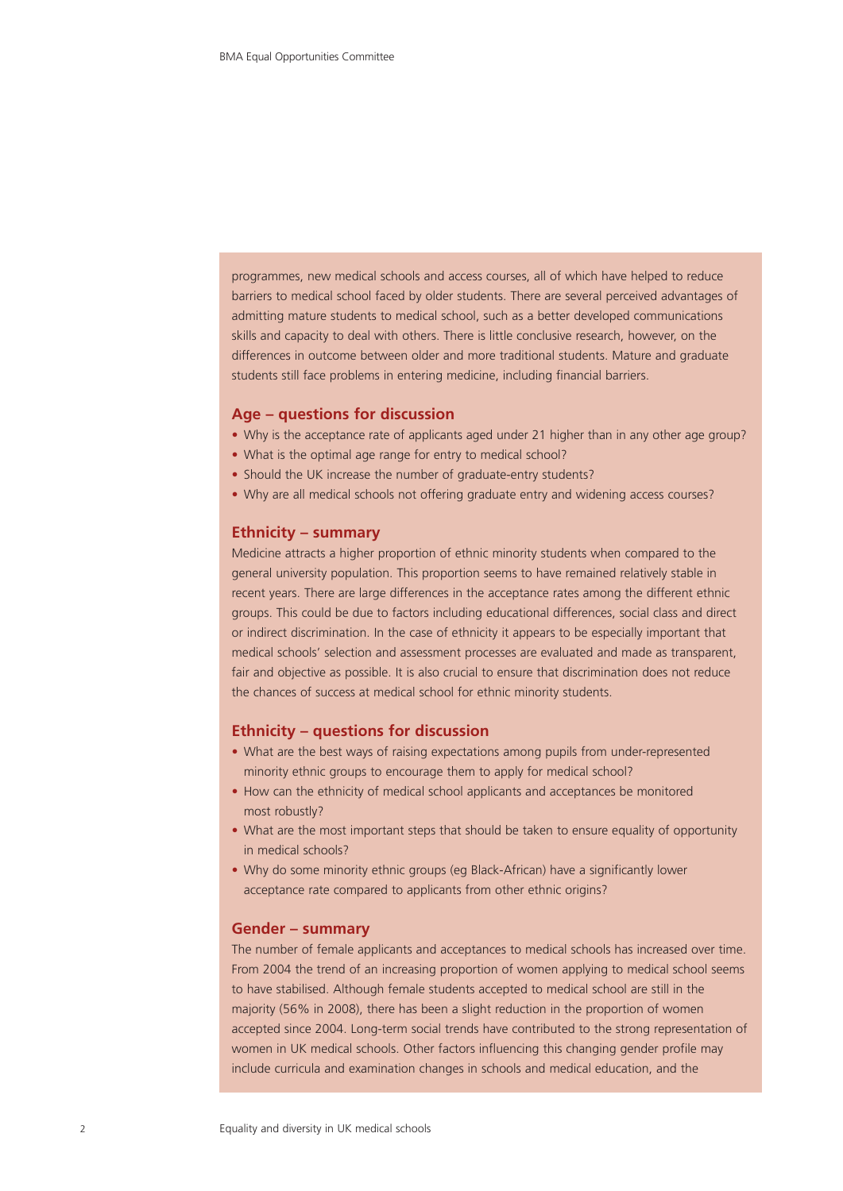programmes, new medical schools and access courses, all of which have helped to reduce barriers to medical school faced by older students. There are several perceived advantages of admitting mature students to medical school, such as a better developed communications skills and capacity to deal with others. There is little conclusive research, however, on the differences in outcome between older and more traditional students. Mature and graduate students still face problems in entering medicine, including financial barriers.

### Age – questions for discussion

- Why is the acceptance rate of applicants aged under 21 higher than in any other age group?
- What is the optimal age range for entry to medical school?
- Should the UK increase the number of graduate-entry students?
- Why are all medical schools not offering graduate entry and widening access courses?

### Ethnicity – summary

Medicine attracts a higher proportion of ethnic minority students when compared to the general university population. This proportion seems to have remained relatively stable in recent years. There are large differences in the acceptance rates among the different ethnic groups. This could be due to factors including educational differences, social class and direct or indirect discrimination. In the case of ethnicity it appears to be especially important that medical schools' selection and assessment processes are evaluated and made as transparent, fair and objective as possible. It is also crucial to ensure that discrimination does not reduce the chances of success at medical school for ethnic minority students.

### Ethnicity – questions for discussion

- What are the best ways of raising expectations among pupils from under-represented minority ethnic groups to encourage them to apply for medical school?
- How can the ethnicity of medical school applicants and acceptances be monitored most robustly?
- What are the most important steps that should be taken to ensure equality of opportunity in medical schools?
- Why do some minority ethnic groups (eg Black-African) have a significantly lower acceptance rate compared to applicants from other ethnic origins?

### Gender – summary

The number of female applicants and acceptances to medical schools has increased over time. From 2004 the trend of an increasing proportion of women applying to medical school seems to have stabilised. Although female students accepted to medical school are still in the majority (56% in 2008), there has been a slight reduction in the proportion of women accepted since 2004. Long-term social trends have contributed to the strong representation of women in UK medical schools. Other factors influencing this changing gender profile may include curricula and examination changes in schools and medical education, and the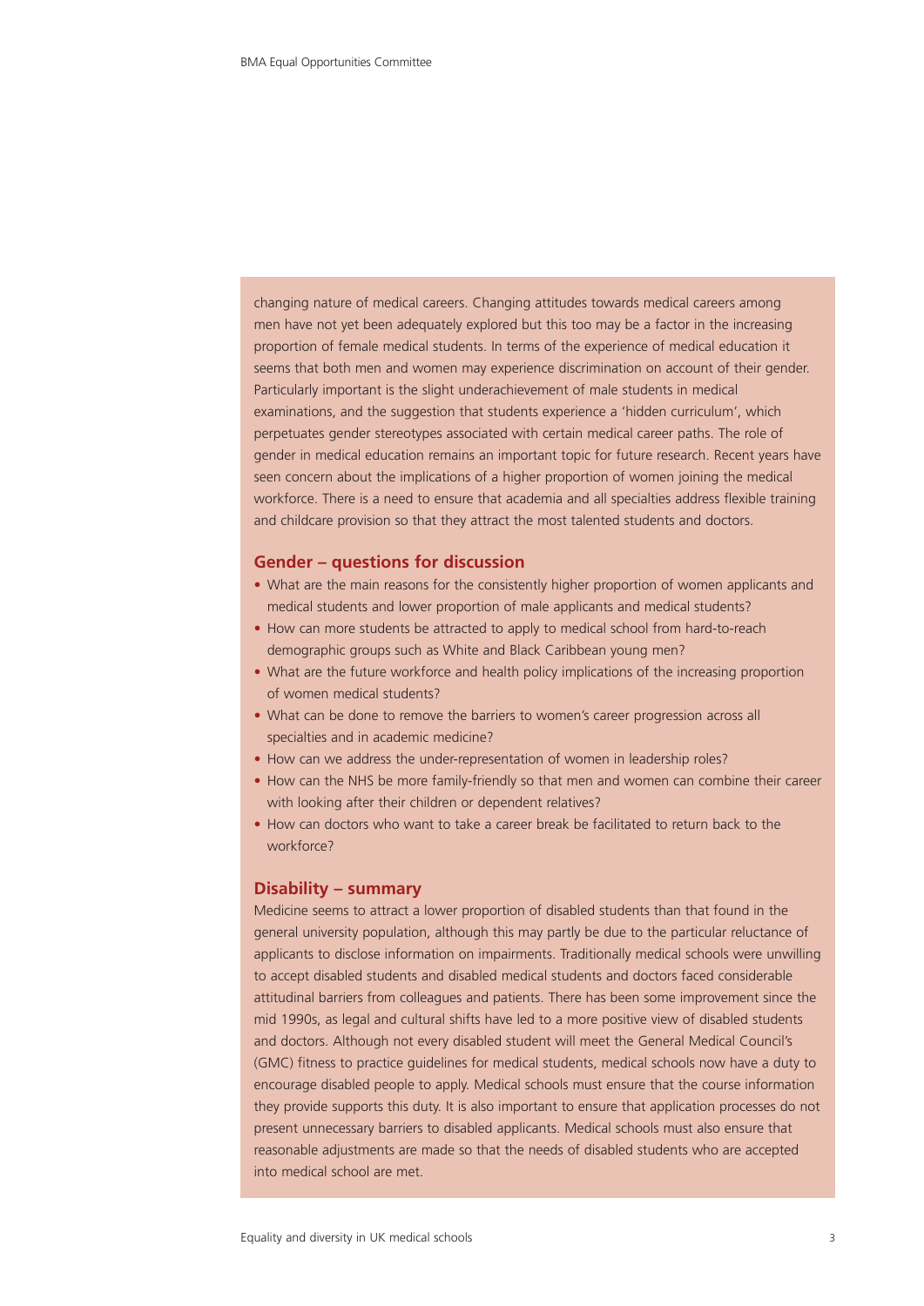changing nature of medical careers. Changing attitudes towards medical careers among men have not yet been adequately explored but this too may be a factor in the increasing proportion of female medical students. In terms of the experience of medical education it seems that both men and women may experience discrimination on account of their gender. Particularly important is the slight underachievement of male students in medical examinations, and the suggestion that students experience a 'hidden curriculum', which perpetuates gender stereotypes associated with certain medical career paths. The role of gender in medical education remains an important topic for future research. Recent years have seen concern about the implications of a higher proportion of women joining the medical workforce. There is a need to ensure that academia and all specialties address flexible training and childcare provision so that they attract the most talented students and doctors.

## Gender – questions for discussion

- What are the main reasons for the consistently higher proportion of women applicants and medical students and lower proportion of male applicants and medical students?
- How can more students be attracted to apply to medical school from hard-to-reach demographic groups such as White and Black Caribbean young men?
- What are the future workforce and health policy implications of the increasing proportion of women medical students?
- What can be done to remove the barriers to women's career progression across all specialties and in academic medicine?
- How can we address the under-representation of women in leadership roles?
- How can the NHS be more family-friendly so that men and women can combine their career with looking after their children or dependent relatives?
- How can doctors who want to take a career break be facilitated to return back to the workforce?

## Disability – summary

Medicine seems to attract a lower proportion of disabled students than that found in the general university population, although this may partly be due to the particular reluctance of applicants to disclose information on impairments. Traditionally medical schools were unwilling to accept disabled students and disabled medical students and doctors faced considerable attitudinal barriers from colleagues and patients. There has been some improvement since the mid 1990s, as legal and cultural shifts have led to a more positive view of disabled students and doctors. Although not every disabled student will meet the General Medical Council's (GMC) fitness to practice guidelines for medical students, medical schools now have a duty to encourage disabled people to apply. Medical schools must ensure that the course information they provide supports this duty. It is also important to ensure that application processes do not present unnecessary barriers to disabled applicants. Medical schools must also ensure that reasonable adjustments are made so that the needs of disabled students who are accepted into medical school are met.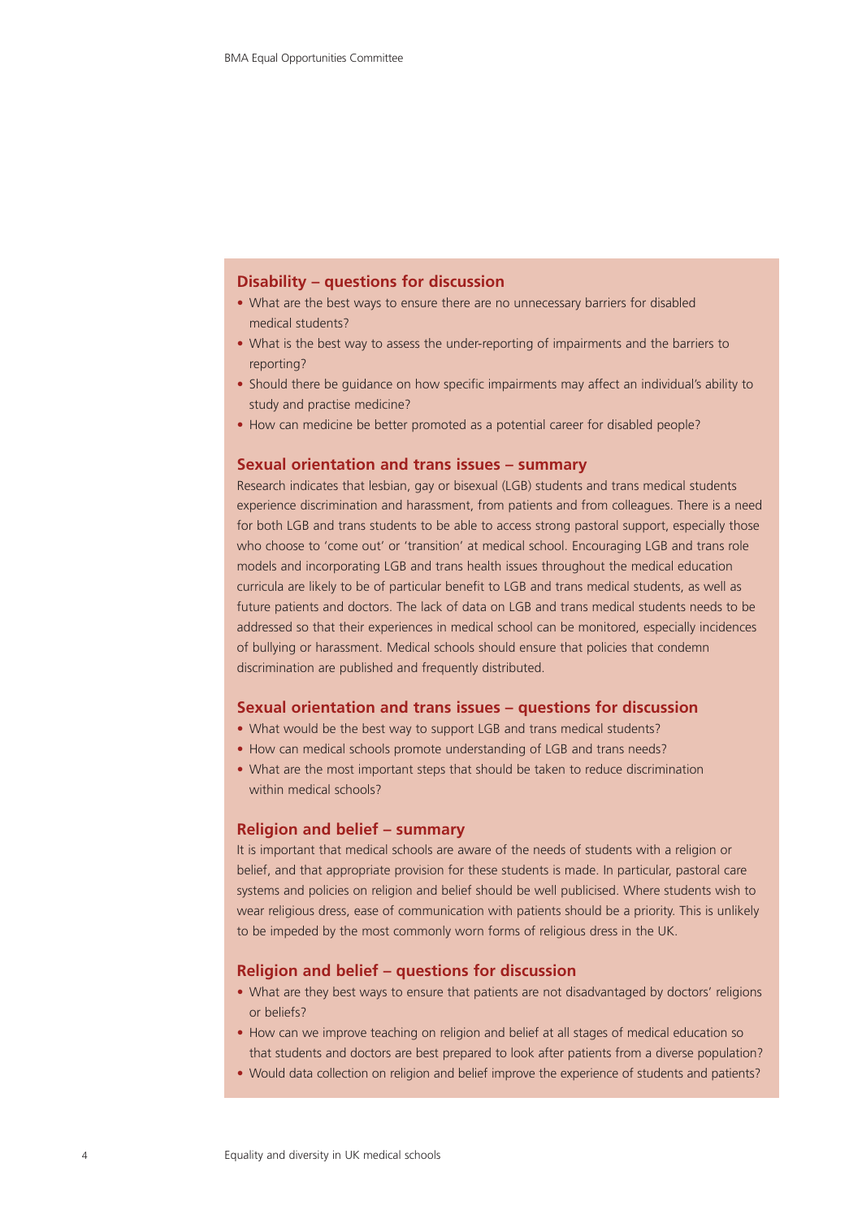### Disability – questions for discussion

- What are the best ways to ensure there are no unnecessary barriers for disabled medical students?
- What is the best way to assess the under-reporting of impairments and the barriers to reporting?
- Should there be guidance on how specific impairments may affect an individual's ability to study and practise medicine?
- How can medicine be better promoted as a potential career for disabled people?

### Sexual orientation and trans issues – summary

Research indicates that lesbian, gay or bisexual (LGB) students and trans medical students experience discrimination and harassment, from patients and from colleagues. There is a need for both LGB and trans students to be able to access strong pastoral support, especially those who choose to 'come out' or 'transition' at medical school. Encouraging LGB and trans role models and incorporating LGB and trans health issues throughout the medical education curricula are likely to be of particular benefit to LGB and trans medical students, as well as future patients and doctors. The lack of data on LGB and trans medical students needs to be addressed so that their experiences in medical school can be monitored, especially incidences of bullying or harassment. Medical schools should ensure that policies that condemn discrimination are published and frequently distributed.

### Sexual orientation and trans issues – questions for discussion

- What would be the best way to support LGB and trans medical students?
- How can medical schools promote understanding of LGB and trans needs?
- What are the most important steps that should be taken to reduce discrimination within medical schools?

### Religion and belief – summary

It is important that medical schools are aware of the needs of students with a religion or belief, and that appropriate provision for these students is made. In particular, pastoral care systems and policies on religion and belief should be well publicised. Where students wish to wear religious dress, ease of communication with patients should be a priority. This is unlikely to be impeded by the most commonly worn forms of religious dress in the UK.

### Religion and belief – questions for discussion

- What are they best ways to ensure that patients are not disadvantaged by doctors' religions or beliefs?
- How can we improve teaching on religion and belief at all stages of medical education so that students and doctors are best prepared to look after patients from a diverse population?
- Would data collection on religion and belief improve the experience of students and patients?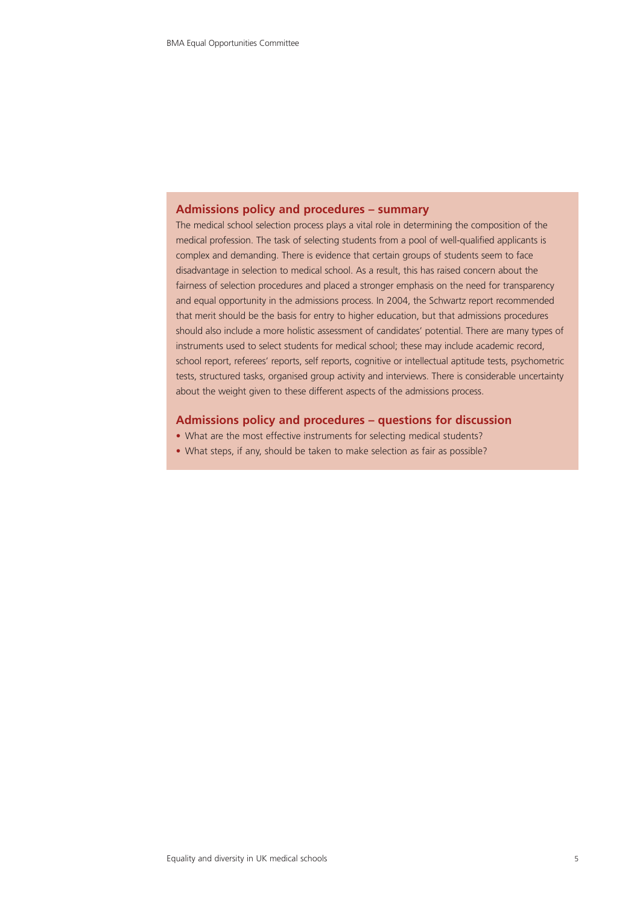## Admissions policy and procedures – summary

The medical school selection process plays a vital role in determining the composition of the medical profession. The task of selecting students from a pool of well-qualified applicants is complex and demanding. There is evidence that certain groups of students seem to face disadvantage in selection to medical school. As a result, this has raised concern about the fairness of selection procedures and placed a stronger emphasis on the need for transparency and equal opportunity in the admissions process. In 2004, the Schwartz report recommended that merit should be the basis for entry to higher education, but that admissions procedures should also include a more holistic assessment of candidates' potential. There are many types of instruments used to select students for medical school; these may include academic record, school report, referees' reports, self reports, cognitive or intellectual aptitude tests, psychometric tests, structured tasks, organised group activity and interviews. There is considerable uncertainty about the weight given to these different aspects of the admissions process.

## Admissions policy and procedures – questions for discussion

- What are the most effective instruments for selecting medical students?
- What steps, if any, should be taken to make selection as fair as possible?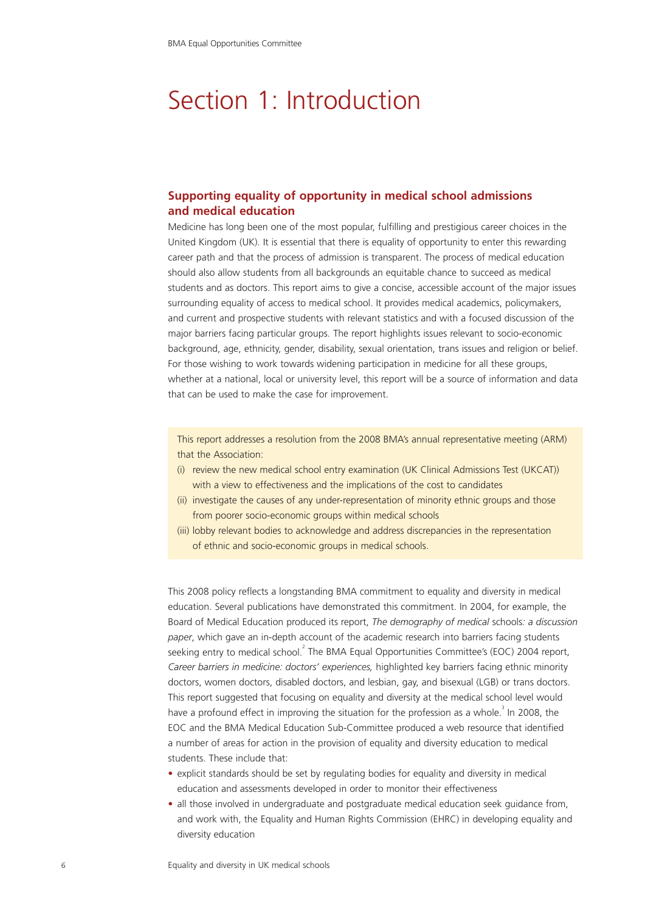# Section 1: Introduction

## Supporting equality of opportunity in medical school admissions and medical education

Medicine has long been one of the most popular, fulfilling and prestigious career choices in the United Kingdom (UK). It is essential that there is equality of opportunity to enter this rewarding career path and that the process of admission is transparent. The process of medical education should also allow students from all backgrounds an equitable chance to succeed as medical students and as doctors. This report aims to give a concise, accessible account of the major issues surrounding equality of access to medical school. It provides medical academics, policymakers, and current and prospective students with relevant statistics and with a focused discussion of the major barriers facing particular groups. The report highlights issues relevant to socio-economic background, age, ethnicity, gender, disability, sexual orientation, trans issues and religion or belief. For those wishing to work towards widening participation in medicine for all these groups, whether at a national, local or university level, this report will be a source of information and data that can be used to make the case for improvement.

This report addresses a resolution from the 2008 BMA's annual representative meeting (ARM) that the Association:

(i) review the new medical school entry examination (UK Clinical Admissions Test (UKCAT)) with a view to effectiveness and the implications of the cost to candidates
(ii) investigate the causes of any under-representation of minority ethnic groups and those from poorer socio-economic groups within medical schools
(iii) lobby relevant bodies to acknowledge and address discrepancies in the representation of ethnic and socio-economic groups in medical schools.

This 2008 policy reflects a longstanding BMA commitment to equality and diversity in medical education. Several publications have demonstrated this commitment. In 2004, for example, the Board of Medical Education produced its report, *The demography of medical schools: a discussion paper*, which gave an in-depth account of the academic research into barriers facing students seeking entry to medical school.[2] The BMA Equal Opportunities Committee's (EOC) 2004 report, *Career barriers in medicine: doctors' experiences,* highlighted key barriers facing ethnic minority doctors, women doctors, disabled doctors, and lesbian, gay, and bisexual (LGB) or trans doctors. This report suggested that focusing on equality and diversity at the medical school level would have a profound effect in improving the situation for the profession as a whole.[3] In 2008, the EOC and the BMA Medical Education Sub-Committee produced a web resource that identified a number of areas for action in the provision of equality and diversity education to medical students. These include that:

- explicit standards should be set by regulating bodies for equality and diversity in medical education and assessments developed in order to monitor their effectiveness
- all those involved in undergraduate and postgraduate medical education seek guidance from, and work with, the Equality and Human Rights Commission (EHRC) in developing equality and diversity education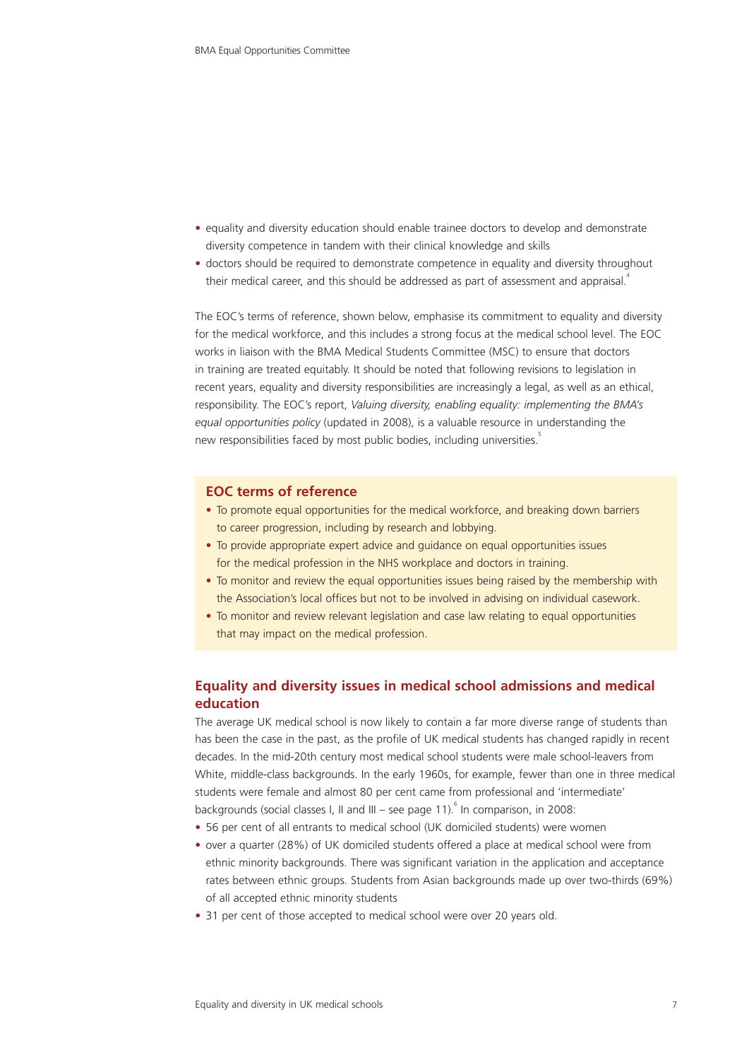- equality and diversity education should enable trainee doctors to develop and demonstrate diversity competence in tandem with their clinical knowledge and skills
- doctors should be required to demonstrate competence in equality and diversity throughout their medical career, and this should be addressed as part of assessment and appraisal.[4]

The EOC's terms of reference, shown below, emphasise its commitment to equality and diversity for the medical workforce, and this includes a strong focus at the medical school level. The EOC works in liaison with the BMA Medical Students Committee (MSC) to ensure that doctors in training are treated equitably. It should be noted that following revisions to legislation in recent years, equality and diversity responsibilities are increasingly a legal, as well as an ethical, responsibility. The EOC's report, *Valuing diversity, enabling equality: implementing the BMA's equal opportunities policy* (updated in 2008), is a valuable resource in understanding the new responsibilities faced by most public bodies, including universities.[5]

### EOC terms of reference

- To promote equal opportunities for the medical workforce, and breaking down barriers to career progression, including by research and lobbying.
- To provide appropriate expert advice and guidance on equal opportunities issues for the medical profession in the NHS workplace and doctors in training.
- To monitor and review the equal opportunities issues being raised by the membership with the Association's local offices but not to be involved in advising on individual casework.
- To monitor and review relevant legislation and case law relating to equal opportunities that may impact on the medical profession.

## Equality and diversity issues in medical school admissions and medical education

The average UK medical school is now likely to contain a far more diverse range of students than has been the case in the past, as the profile of UK medical students has changed rapidly in recent decades. In the mid-20th century most medical school students were male school-leavers from White, middle-class backgrounds. In the early 1960s, for example, fewer than one in three medical students were female and almost 80 per cent came from professional and 'intermediate' backgrounds (social classes I, II and III – see page 11).[6] In comparison, in 2008:

- 56 per cent of all entrants to medical school (UK domiciled students) were women
- over a quarter (28%) of UK domiciled students offered a place at medical school were from ethnic minority backgrounds. There was significant variation in the application and acceptance rates between ethnic groups. Students from Asian backgrounds made up over two-thirds (69%) of all accepted ethnic minority students
- 31 per cent of those accepted to medical school were over 20 years old.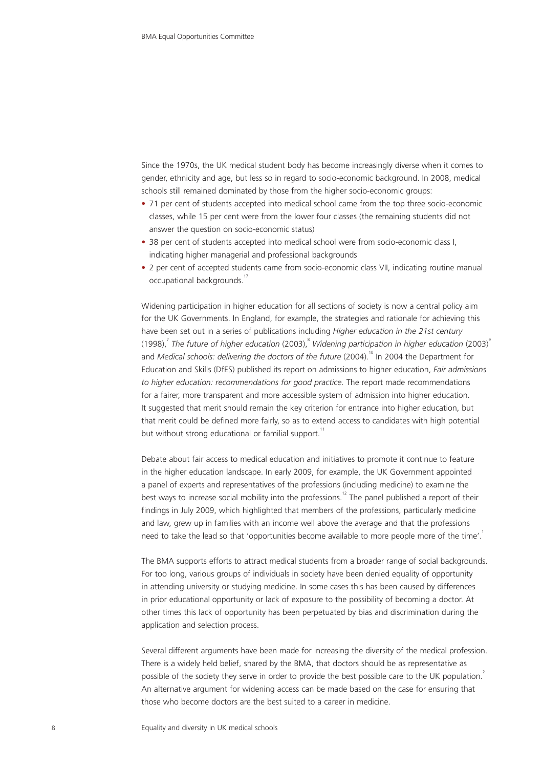Since the 1970s, the UK medical student body has become increasingly diverse when it comes to gender, ethnicity and age, but less so in regard to socio-economic background. In 2008, medical schools still remained dominated by those from the higher socio-economic groups:

- 71 per cent of students accepted into medical school came from the top three socio-economic classes, while 15 per cent were from the lower four classes (the remaining students did not answer the question on socio-economic status)
- 38 per cent of students accepted into medical school were from socio-economic class I, indicating higher managerial and professional backgrounds
- 2 per cent of accepted students came from socio-economic class VII, indicating routine manual occupational backgrounds.[17]

Widening participation in higher education for all sections of society is now a central policy aim for the UK Governments. In England, for example, the strategies and rationale for achieving this have been set out in a series of publications including *Higher education in the 21st century* (1998),[7] *The future of higher education* (2003),[8] *Widening participation in higher education* (2003)[9] and *Medical schools: delivering the doctors of the future* (2004).[10] In 2004 the Department for Education and Skills (DfES) published its report on admissions to higher education, *Fair admissions to higher education: recommendations for good practice*. The report made recommendations for a fairer, more transparent and more accessible system of admission into higher education. It suggested that merit should remain the key criterion for entrance into higher education, but that merit could be defined more fairly, so as to extend access to candidates with high potential but without strong educational or familial support.[11]

Debate about fair access to medical education and initiatives to promote it continue to feature in the higher education landscape. In early 2009, for example, the UK Government appointed a panel of experts and representatives of the professions (including medicine) to examine the best ways to increase social mobility into the professions.[12] The panel published a report of their findings in July 2009, which highlighted that members of the professions, particularly medicine and law, grew up in families with an income well above the average and that the professions need to take the lead so that 'opportunities become available to more people more of the time'.[1]

The BMA supports efforts to attract medical students from a broader range of social backgrounds. For too long, various groups of individuals in society have been denied equality of opportunity in attending university or studying medicine. In some cases this has been caused by differences in prior educational opportunity or lack of exposure to the possibility of becoming a doctor. At other times this lack of opportunity has been perpetuated by bias and discrimination during the application and selection process.

Several different arguments have been made for increasing the diversity of the medical profession. There is a widely held belief, shared by the BMA, that doctors should be as representative as possible of the society they serve in order to provide the best possible care to the UK population.[2] An alternative argument for widening access can be made based on the case for ensuring that those who become doctors are the best suited to a career in medicine.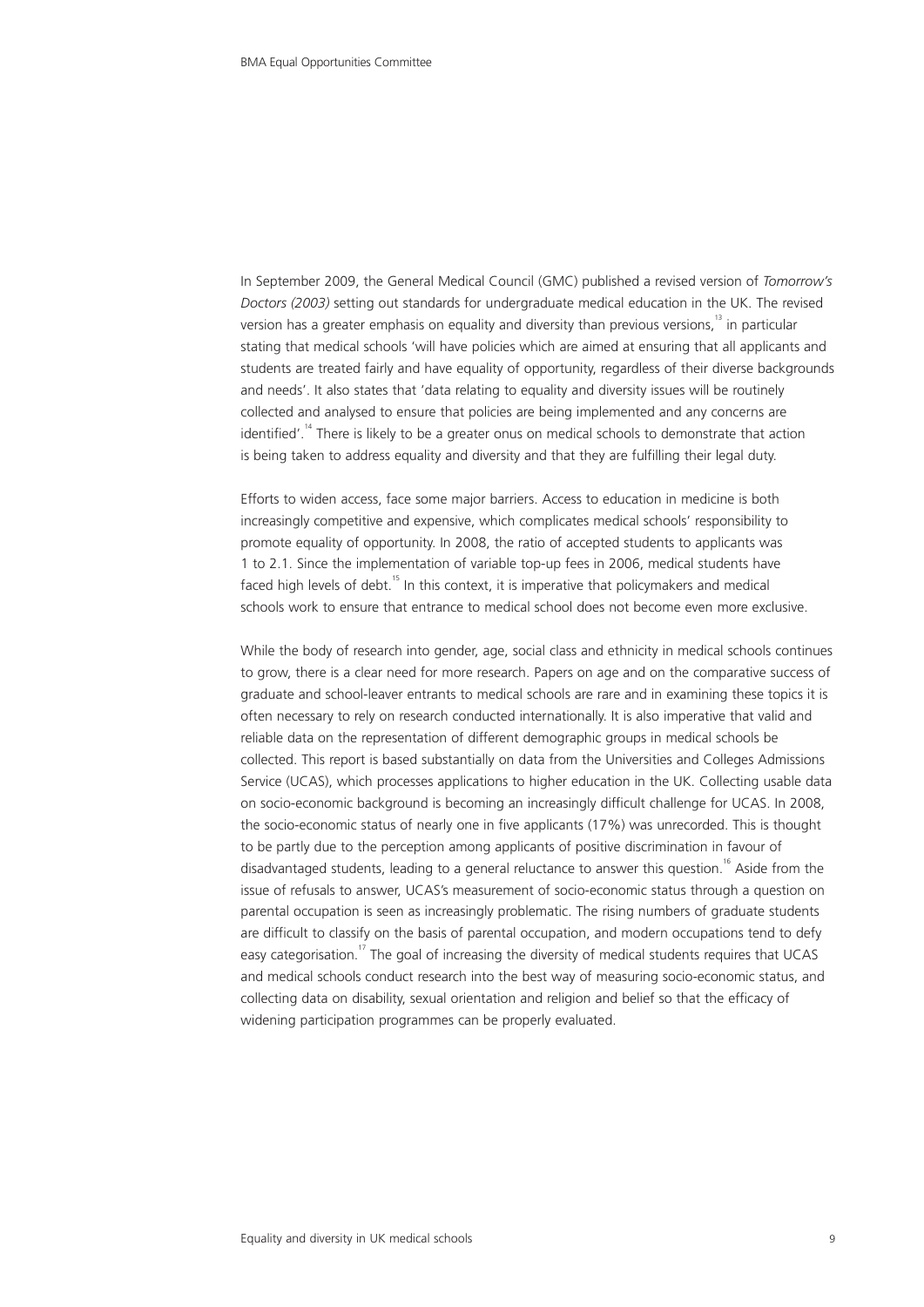In September 2009, the General Medical Council (GMC) published a revised version of *Tomorrow's Doctors (2003)* setting out standards for undergraduate medical education in the UK. The revised version has a greater emphasis on equality and diversity than previous versions,[13] in particular stating that medical schools 'will have policies which are aimed at ensuring that all applicants and students are treated fairly and have equality of opportunity, regardless of their diverse backgrounds and needs'. It also states that 'data relating to equality and diversity issues will be routinely collected and analysed to ensure that policies are being implemented and any concerns are identified'.[14] There is likely to be a greater onus on medical schools to demonstrate that action is being taken to address equality and diversity and that they are fulfilling their legal duty.

Efforts to widen access, face some major barriers. Access to education in medicine is both increasingly competitive and expensive, which complicates medical schools' responsibility to promote equality of opportunity. In 2008, the ratio of accepted students to applicants was 1 to 2.1. Since the implementation of variable top-up fees in 2006, medical students have faced high levels of debt.[15] In this context, it is imperative that policymakers and medical schools work to ensure that entrance to medical school does not become even more exclusive.

While the body of research into gender, age, social class and ethnicity in medical schools continues to grow, there is a clear need for more research. Papers on age and on the comparative success of graduate and school-leaver entrants to medical schools are rare and in examining these topics it is often necessary to rely on research conducted internationally. It is also imperative that valid and reliable data on the representation of different demographic groups in medical schools be collected. This report is based substantially on data from the Universities and Colleges Admissions Service (UCAS), which processes applications to higher education in the UK. Collecting usable data on socio-economic background is becoming an increasingly difficult challenge for UCAS. In 2008, the socio-economic status of nearly one in five applicants (17%) was unrecorded. This is thought to be partly due to the perception among applicants of positive discrimination in favour of disadvantaged students, leading to a general reluctance to answer this question.[16] Aside from the issue of refusals to answer, UCAS's measurement of socio-economic status through a question on parental occupation is seen as increasingly problematic. The rising numbers of graduate students are difficult to classify on the basis of parental occupation, and modern occupations tend to defy easy categorisation.[17] The goal of increasing the diversity of medical students requires that UCAS and medical schools conduct research into the best way of measuring socio-economic status, and collecting data on disability, sexual orientation and religion and belief so that the efficacy of widening participation programmes can be properly evaluated.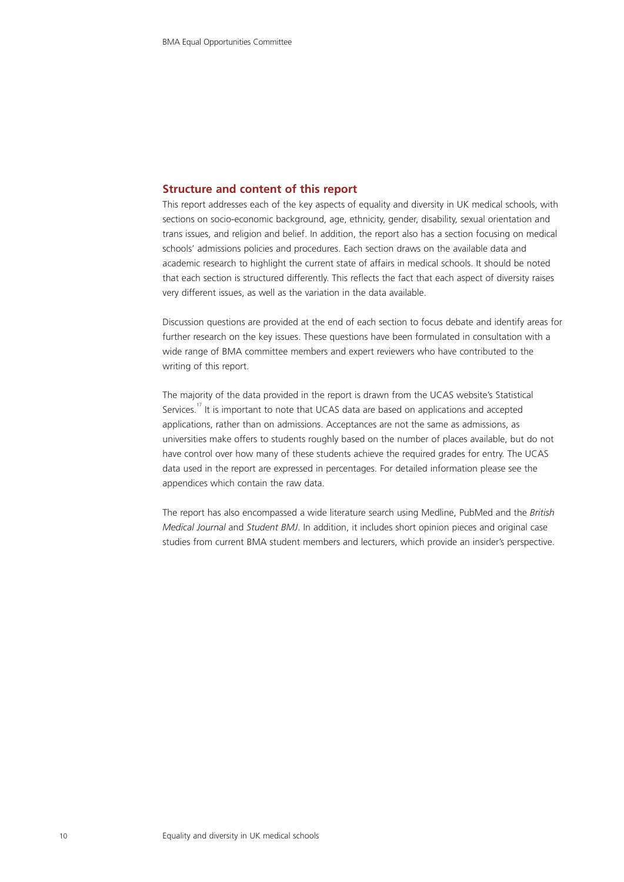## Structure and content of this report

This report addresses each of the key aspects of equality and diversity in UK medical schools, with sections on socio-economic background, age, ethnicity, gender, disability, sexual orientation and trans issues, and religion and belief. In addition, the report also has a section focusing on medical schools' admissions policies and procedures. Each section draws on the available data and academic research to highlight the current state of affairs in medical schools. It should be noted that each section is structured differently. This reflects the fact that each aspect of diversity raises very different issues, as well as the variation in the data available.

Discussion questions are provided at the end of each section to focus debate and identify areas for further research on the key issues. These questions have been formulated in consultation with a wide range of BMA committee members and expert reviewers who have contributed to the writing of this report.

The majority of the data provided in the report is drawn from the UCAS website's Statistical Services.[17] It is important to note that UCAS data are based on applications and accepted applications, rather than on admissions. Acceptances are not the same as admissions, as universities make offers to students roughly based on the number of places available, but do not have control over how many of these students achieve the required grades for entry. The UCAS data used in the report are expressed in percentages. For detailed information please see the appendices which contain the raw data.

The report has also encompassed a wide literature search using Medline, PubMed and the *British Medical Journal* and *Student BMJ*. In addition, it includes short opinion pieces and original case studies from current BMA student members and lecturers, which provide an insider's perspective.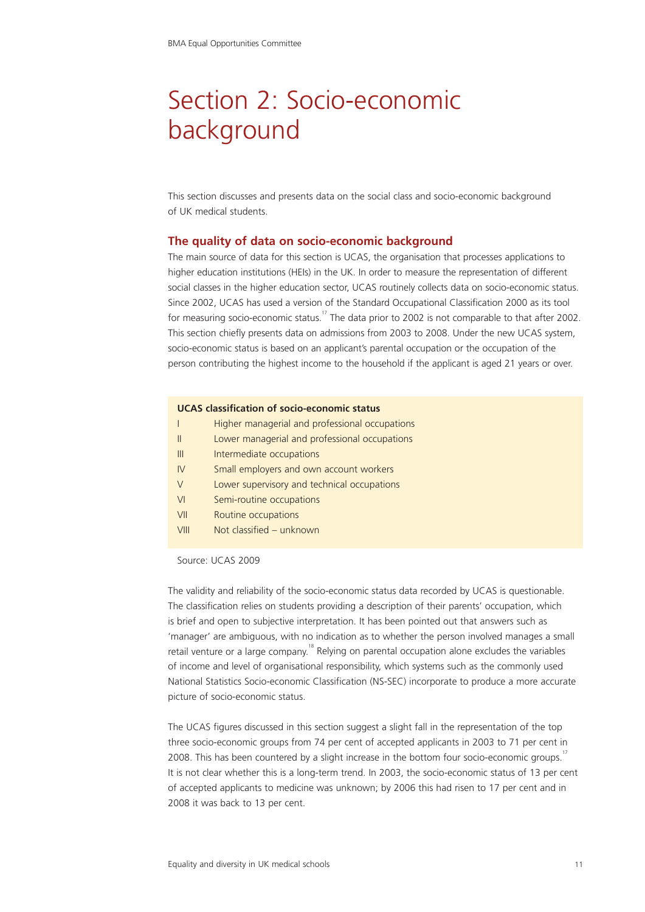# Section 2: Socio-economic background

This section discusses and presents data on the social class and socio-economic background of UK medical students.

## The quality of data on socio-economic background

The main source of data for this section is UCAS, the organisation that processes applications to higher education institutions (HEIs) in the UK. In order to measure the representation of different social classes in the higher education sector, UCAS routinely collects data on socio-economic status. Since 2002, UCAS has used a version of the Standard Occupational Classification 2000 as its tool for measuring socio-economic status.[17] The data prior to 2002 is not comparable to that after 2002. This section chiefly presents data on admissions from 2003 to 2008. Under the new UCAS system, socio-economic status is based on an applicant's parental occupation or the occupation of the person contributing the highest income to the household if the applicant is aged 21 years or over.

**UCAS classification of socio-economic status**

| | |
|---|---|
| I | Higher managerial and professional occupations |
| II | Lower managerial and professional occupations |
| III | Intermediate occupations |
| IV | Small employers and own account workers |
| V | Lower supervisory and technical occupations |
| VI | Semi-routine occupations |
| VII | Routine occupations |
| VIII | Not classified – unknown |

Source: UCAS 2009

The validity and reliability of the socio-economic status data recorded by UCAS is questionable. The classification relies on students providing a description of their parents' occupation, which is brief and open to subjective interpretation. It has been pointed out that answers such as 'manager' are ambiguous, with no indication as to whether the person involved manages a small retail venture or a large company.[18] Relying on parental occupation alone excludes the variables of income and level of organisational responsibility, which systems such as the commonly used National Statistics Socio-economic Classification (NS-SEC) incorporate to produce a more accurate picture of socio-economic status.

The UCAS figures discussed in this section suggest a slight fall in the representation of the top three socio-economic groups from 74 per cent of accepted applicants in 2003 to 71 per cent in 2008. This has been countered by a slight increase in the bottom four socio-economic groups.[17] It is not clear whether this is a long-term trend. In 2003, the socio-economic status of 13 per cent of accepted applicants to medicine was unknown; by 2006 this had risen to 17 per cent and in 2008 it was back to 13 per cent.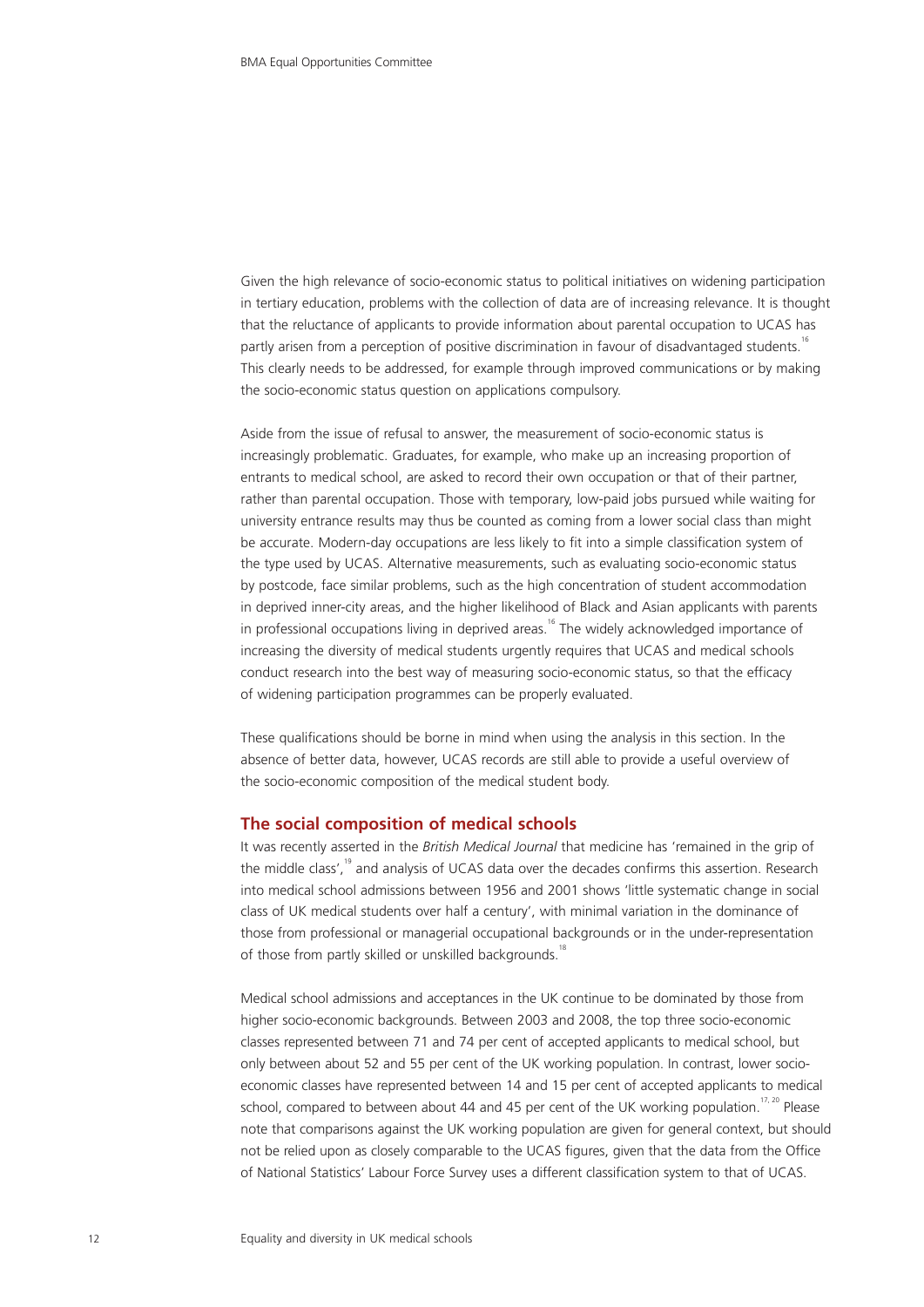Given the high relevance of socio-economic status to political initiatives on widening participation in tertiary education, problems with the collection of data are of increasing relevance. It is thought that the reluctance of applicants to provide information about parental occupation to UCAS has partly arisen from a perception of positive discrimination in favour of disadvantaged students.[16] This clearly needs to be addressed, for example through improved communications or by making the socio-economic status question on applications compulsory.

Aside from the issue of refusal to answer, the measurement of socio-economic status is increasingly problematic. Graduates, for example, who make up an increasing proportion of entrants to medical school, are asked to record their own occupation or that of their partner, rather than parental occupation. Those with temporary, low-paid jobs pursued while waiting for university entrance results may thus be counted as coming from a lower social class than might be accurate. Modern-day occupations are less likely to fit into a simple classification system of the type used by UCAS. Alternative measurements, such as evaluating socio-economic status by postcode, face similar problems, such as the high concentration of student accommodation in deprived inner-city areas, and the higher likelihood of Black and Asian applicants with parents in professional occupations living in deprived areas.[16] The widely acknowledged importance of increasing the diversity of medical students urgently requires that UCAS and medical schools conduct research into the best way of measuring socio-economic status, so that the efficacy of widening participation programmes can be properly evaluated.

These qualifications should be borne in mind when using the analysis in this section. In the absence of better data, however, UCAS records are still able to provide a useful overview of the socio-economic composition of the medical student body.

## The social composition of medical schools

It was recently asserted in the *British Medical Journal* that medicine has 'remained in the grip of the middle class',[19] and analysis of UCAS data over the decades confirms this assertion. Research into medical school admissions between 1956 and 2001 shows 'little systematic change in social class of UK medical students over half a century', with minimal variation in the dominance of those from professional or managerial occupational backgrounds or in the under-representation of those from partly skilled or unskilled backgrounds.[18]

Medical school admissions and acceptances in the UK continue to be dominated by those from higher socio-economic backgrounds. Between 2003 and 2008, the top three socio-economic classes represented between 71 and 74 per cent of accepted applicants to medical school, but only between about 52 and 55 per cent of the UK working population. In contrast, lower socio-economic classes have represented between 14 and 15 per cent of accepted applicants to medical school, compared to between about 44 and 45 per cent of the UK working population.[17, 20] Please note that comparisons against the UK working population are given for general context, but should not be relied upon as closely comparable to the UCAS figures, given that the data from the Office of National Statistics' Labour Force Survey uses a different classification system to that of UCAS.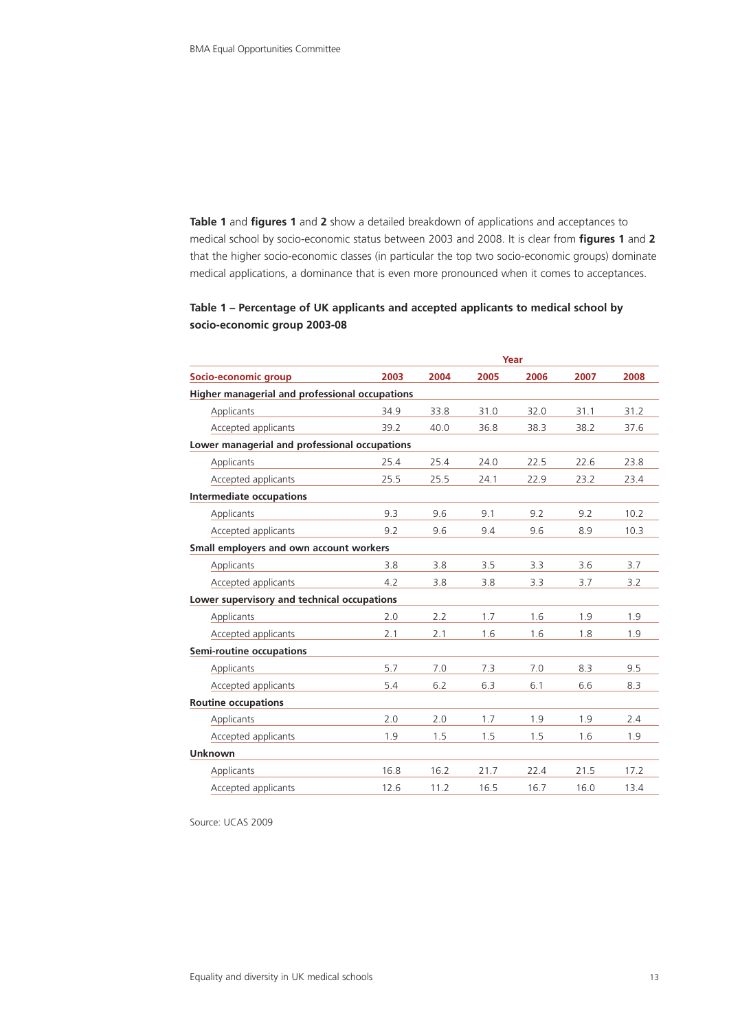**Table 1** and **figures 1** and **2** show a detailed breakdown of applications and acceptances to medical school by socio-economic status between 2003 and 2008. It is clear from **figures 1** and **2** that the higher socio-economic classes (in particular the top two socio-economic groups) dominate medical applications, a dominance that is even more pronounced when it comes to acceptances.

**Table 1 – Percentage of UK applicants and accepted applicants to medical school by socio-economic group 2003-08**

| | Year | | | | | |
|---|---|---|---|---|---|---|
| **Socio-economic group** | **2003** | **2004** | **2005** | **2006** | **2007** | **2008** |
| **Higher managerial and professional occupations** | | | | | | |
| Applicants | 34.9 | 33.8 | 31.0 | 32.0 | 31.1 | 31.2 |
| Accepted applicants | 39.2 | 40.0 | 36.8 | 38.3 | 38.2 | 37.6 |
| **Lower managerial and professional occupations** | | | | | | |
| Applicants | 25.4 | 25.4 | 24.0 | 22.5 | 22.6 | 23.8 |
| Accepted applicants | 25.5 | 25.5 | 24.1 | 22.9 | 23.2 | 23.4 |
| **Intermediate occupations** | | | | | | |
| Applicants | 9.3 | 9.6 | 9.1 | 9.2 | 9.2 | 10.2 |
| Accepted applicants | 9.2 | 9.6 | 9.4 | 9.6 | 8.9 | 10.3 |
| **Small employers and own account workers** | | | | | | |
| Applicants | 3.8 | 3.8 | 3.5 | 3.3 | 3.6 | 3.7 |
| Accepted applicants | 4.2 | 3.8 | 3.8 | 3.3 | 3.7 | 3.2 |
| **Lower supervisory and technical occupations** | | | | | | |
| Applicants | 2.0 | 2.2 | 1.7 | 1.6 | 1.9 | 1.9 |
| Accepted applicants | 2.1 | 2.1 | 1.6 | 1.6 | 1.8 | 1.9 |
| **Semi-routine occupations** | | | | | | |
| Applicants | 5.7 | 7.0 | 7.3 | 7.0 | 8.3 | 9.5 |
| Accepted applicants | 5.4 | 6.2 | 6.3 | 6.1 | 6.6 | 8.3 |
| **Routine occupations** | | | | | | |
| Applicants | 2.0 | 2.0 | 1.7 | 1.9 | 1.9 | 2.4 |
| Accepted applicants | 1.9 | 1.5 | 1.5 | 1.5 | 1.6 | 1.9 |
| **Unknown** | | | | | | |
| Applicants | 16.8 | 16.2 | 21.7 | 22.4 | 21.5 | 17.2 |
| Accepted applicants | 12.6 | 11.2 | 16.5 | 16.7 | 16.0 | 13.4 |

Source: UCAS 2009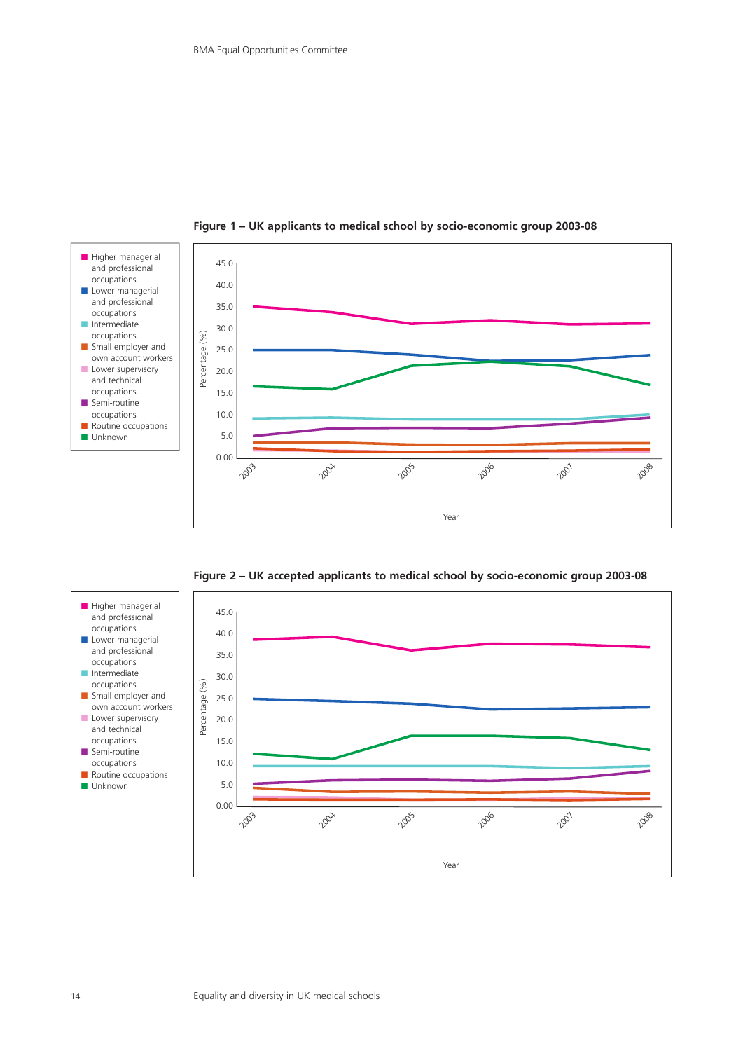**Figure 1 – UK applicants to medical school by socio-economic group 2003-08**

- Higher managerial and professional occupations
- Lower managerial and professional occupations
- Intermediate occupations
- Small employer and own account workers
- Lower supervisory and technical occupations
- Semi-routine occupations
- Routine occupations
- Unknown

**Figure 2 – UK accepted applicants to medical school by socio-economic group 2003-08**

- Higher managerial and professional occupations
- Lower managerial and professional occupations
- Intermediate occupations
- Small employer and own account workers
- Lower supervisory and technical occupations
- Semi-routine occupations
- Routine occupations
- Unknown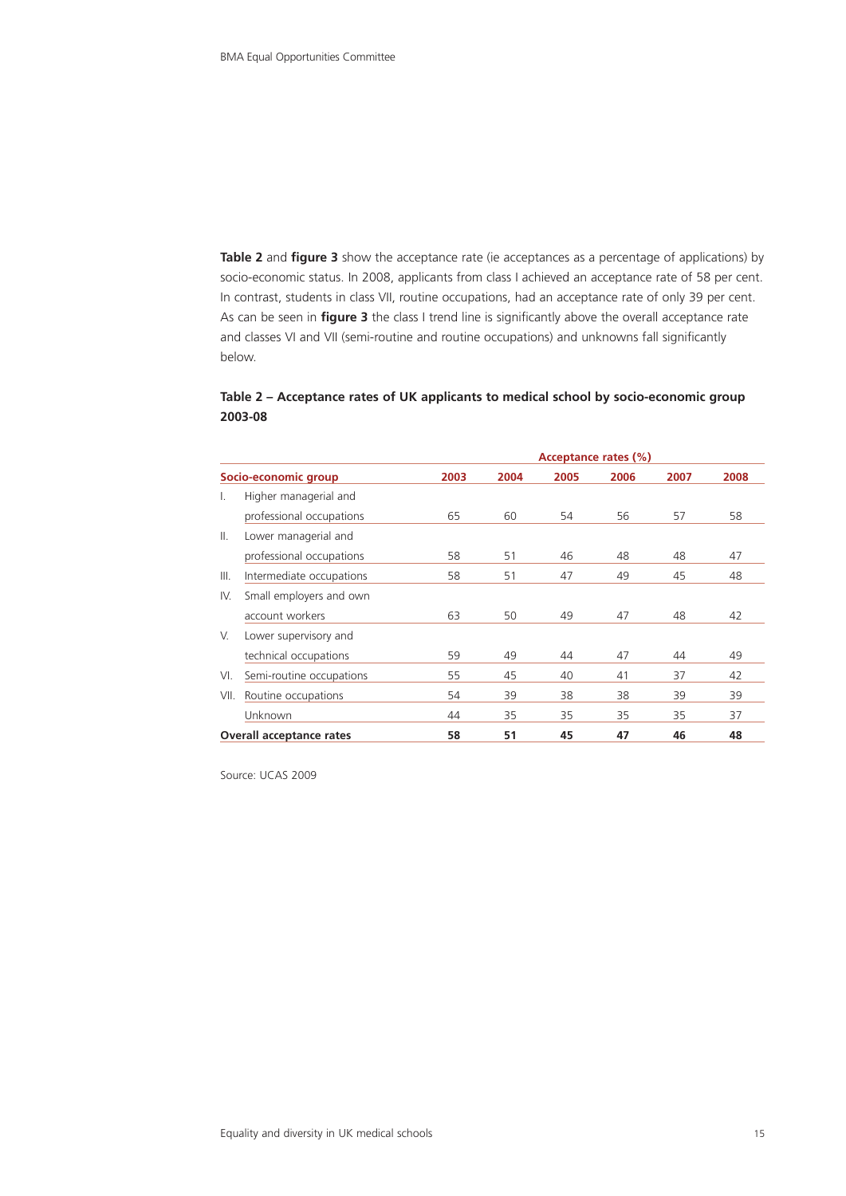**Table 2** and **figure 3** show the acceptance rate (ie acceptances as a percentage of applications) by socio-economic status. In 2008, applicants from class I achieved an acceptance rate of 58 per cent. In contrast, students in class VII, routine occupations, had an acceptance rate of only 39 per cent. As can be seen in **figure 3** the class I trend line is significantly above the overall acceptance rate and classes VI and VII (semi-routine and routine occupations) and unknowns fall significantly below.

### Table 2 – Acceptance rates of UK applicants to medical school by socio-economic group 2003-08

| | | Acceptance rates (%) | | | | | |
|---|---|---|---|---|---|---|---|
| **Socio-economic group** | | **2003** | **2004** | **2005** | **2006** | **2007** | **2008** |
| I. | Higher managerial and professional occupations | 65 | 60 | 54 | 56 | 57 | 58 |
| II. | Lower managerial and professional occupations | 58 | 51 | 46 | 48 | 48 | 47 |
| III. | Intermediate occupations | 58 | 51 | 47 | 49 | 45 | 48 |
| IV. | Small employers and own account workers | 63 | 50 | 49 | 47 | 48 | 42 |
| V. | Lower supervisory and technical occupations | 59 | 49 | 44 | 47 | 44 | 49 |
| VI. | Semi-routine occupations | 55 | 45 | 40 | 41 | 37 | 42 |
| VII. | Routine occupations | 54 | 39 | 38 | 38 | 39 | 39 |
| | Unknown | 44 | 35 | 35 | 35 | 35 | 37 |
| **Overall acceptance rates** | | **58** | **51** | **45** | **47** | **46** | **48** |

Source: UCAS 2009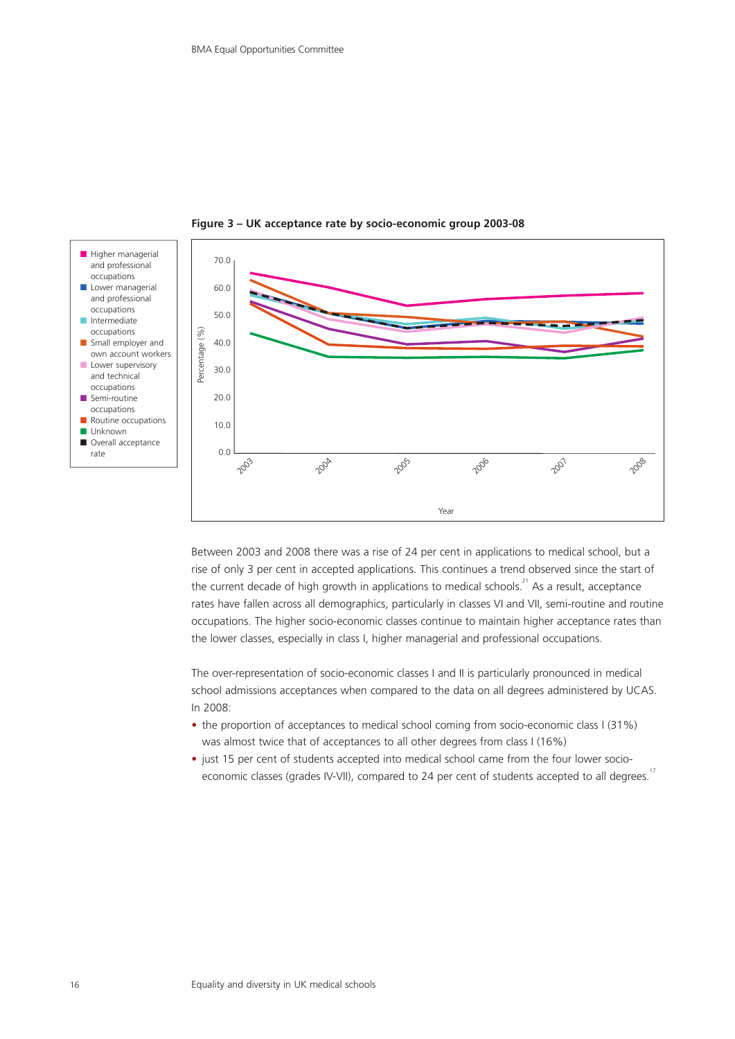**Figure 3 – UK acceptance rate by socio-economic group 2003-08**

Between 2003 and 2008 there was a rise of 24 per cent in applications to medical school, but a rise of only 3 per cent in accepted applications. This continues a trend observed since the start of the current decade of high growth in applications to medical schools.[21] As a result, acceptance rates have fallen across all demographics, particularly in classes VI and VII, semi-routine and routine occupations. The higher socio-economic classes continue to maintain higher acceptance rates than the lower classes, especially in class I, higher managerial and professional occupations.

The over-representation of socio-economic classes I and II is particularly pronounced in medical school admissions acceptances when compared to the data on all degrees administered by UCAS. In 2008:

- the proportion of acceptances to medical school coming from socio-economic class I (31%) was almost twice that of acceptances to all other degrees from class I (16%)
- just 15 per cent of students accepted into medical school came from the four lower socio-economic classes (grades IV-VII), compared to 24 per cent of students accepted to all degrees.[17]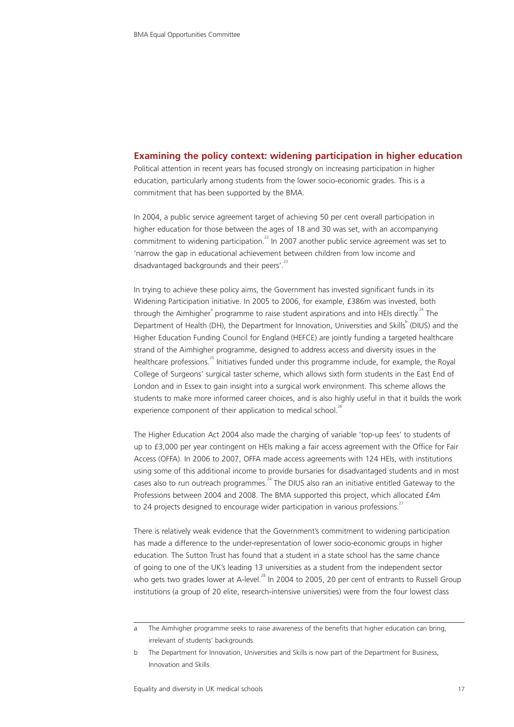## Examining the policy context: widening participation in higher education

Political attention in recent years has focused strongly on increasing participation in higher education, particularly among students from the lower socio-economic grades. This is a commitment that has been supported by the BMA.

In 2004, a public service agreement target of achieving 50 per cent overall participation in higher education for those between the ages of 18 and 30 was set, with an accompanying commitment to widening participation.[22] In 2007 another public service agreement was set to 'narrow the gap in educational achievement between children from low income and disadvantaged backgrounds and their peers'.[23]

In trying to achieve these policy aims, the Government has invested significant funds in its Widening Participation initiative. In 2005 to 2006, for example, £386m was invested, both through the Aimhigher[a] programme to raise student aspirations and into HEIs directly.[24] The Department of Health (DH), the Department for Innovation, Universities and Skills[b] (DIUS) and the Higher Education Funding Council for England (HEFCE) are jointly funding a targeted healthcare strand of the Aimhigher programme, designed to address access and diversity issues in the healthcare professions.[25] Initiatives funded under this programme include, for example, the Royal College of Surgeons' surgical taster scheme, which allows sixth form students in the East End of London and in Essex to gain insight into a surgical work environment. This scheme allows the students to make more informed career choices, and is also highly useful in that it builds the work experience component of their application to medical school.[26]

The Higher Education Act 2004 also made the charging of variable 'top-up fees' to students of up to £3,000 per year contingent on HEIs making a fair access agreement with the Office for Fair Access (OFFA). In 2006 to 2007, OFFA made access agreements with 124 HEIs, with institutions using some of this additional income to provide bursaries for disadvantaged students and in most cases also to run outreach programmes.[24] The DIUS also ran an initiative entitled Gateway to the Professions between 2004 and 2008. The BMA supported this project, which allocated £4m to 24 projects designed to encourage wider participation in various professions.[27]

There is relatively weak evidence that the Government's commitment to widening participation has made a difference to the under-representation of lower socio-economic groups in higher education. The Sutton Trust has found that a student in a state school has the same chance of going to one of the UK's leading 13 universities as a student from the independent sector who gets two grades lower at A-level.[28] In 2004 to 2005, 20 per cent of entrants to Russell Group institutions (a group of 20 elite, research-intensive universities) were from the four lowest class

---

a The Aimhigher programme seeks to raise awareness of the benefits that higher education can bring, irrelevant of students' backgrounds.

b The Department for Innovation, Universities and Skills is now part of the Department for Business, Innovation and Skills.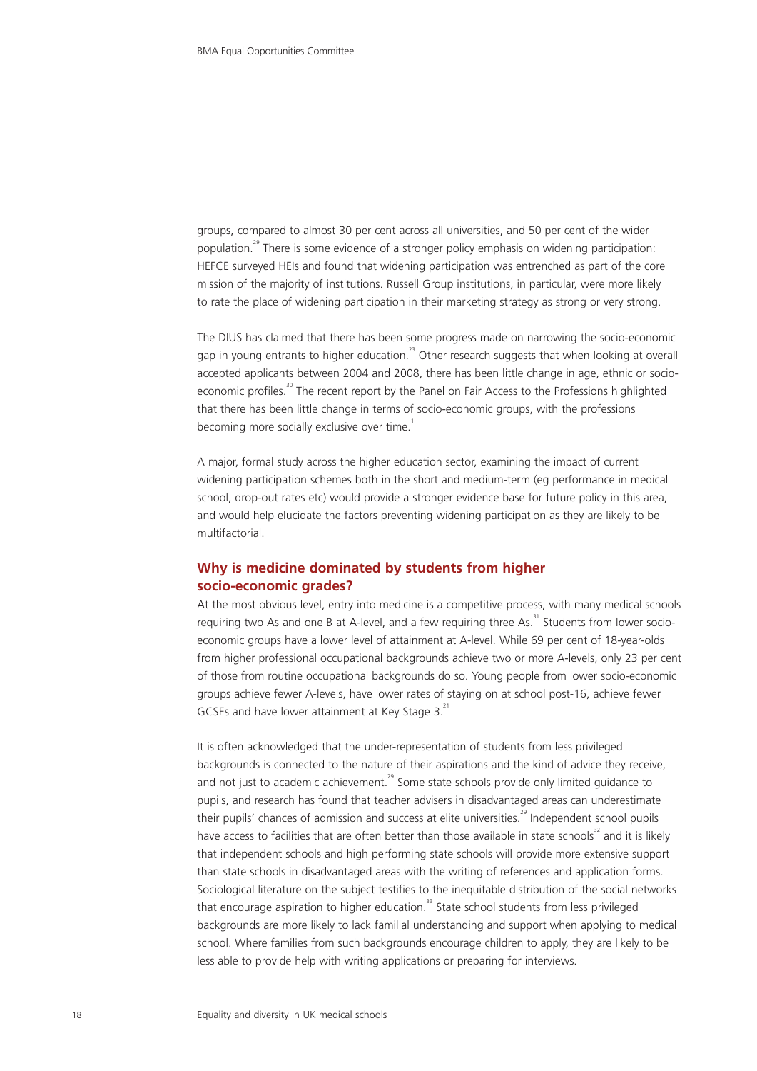groups, compared to almost 30 per cent across all universities, and 50 per cent of the wider population.[29] There is some evidence of a stronger policy emphasis on widening participation: HEFCE surveyed HEIs and found that widening participation was entrenched as part of the core mission of the majority of institutions. Russell Group institutions, in particular, were more likely to rate the place of widening participation in their marketing strategy as strong or very strong.

The DIUS has claimed that there has been some progress made on narrowing the socio-economic gap in young entrants to higher education.[23] Other research suggests that when looking at overall accepted applicants between 2004 and 2008, there has been little change in age, ethnic or socio-economic profiles.[30] The recent report by the Panel on Fair Access to the Professions highlighted that there has been little change in terms of socio-economic groups, with the professions becoming more socially exclusive over time.[1]

A major, formal study across the higher education sector, examining the impact of current widening participation schemes both in the short and medium-term (eg performance in medical school, drop-out rates etc) would provide a stronger evidence base for future policy in this area, and would help elucidate the factors preventing widening participation as they are likely to be multifactorial.

## Why is medicine dominated by students from higher socio-economic grades?

At the most obvious level, entry into medicine is a competitive process, with many medical schools requiring two As and one B at A-level, and a few requiring three As.[31] Students from lower socio-economic groups have a lower level of attainment at A-level. While 69 per cent of 18-year-olds from higher professional occupational backgrounds achieve two or more A-levels, only 23 per cent of those from routine occupational backgrounds do so. Young people from lower socio-economic groups achieve fewer A-levels, have lower rates of staying on at school post-16, achieve fewer GCSEs and have lower attainment at Key Stage 3.[21]

It is often acknowledged that the under-representation of students from less privileged backgrounds is connected to the nature of their aspirations and the kind of advice they receive, and not just to academic achievement.[29] Some state schools provide only limited guidance to pupils, and research has found that teacher advisers in disadvantaged areas can underestimate their pupils' chances of admission and success at elite universities.[29] Independent school pupils have access to facilities that are often better than those available in state schools[32] and it is likely that independent schools and high performing state schools will provide more extensive support than state schools in disadvantaged areas with the writing of references and application forms. Sociological literature on the subject testifies to the inequitable distribution of the social networks that encourage aspiration to higher education.[33] State school students from less privileged backgrounds are more likely to lack familial understanding and support when applying to medical school. Where families from such backgrounds encourage children to apply, they are likely to be less able to provide help with writing applications or preparing for interviews.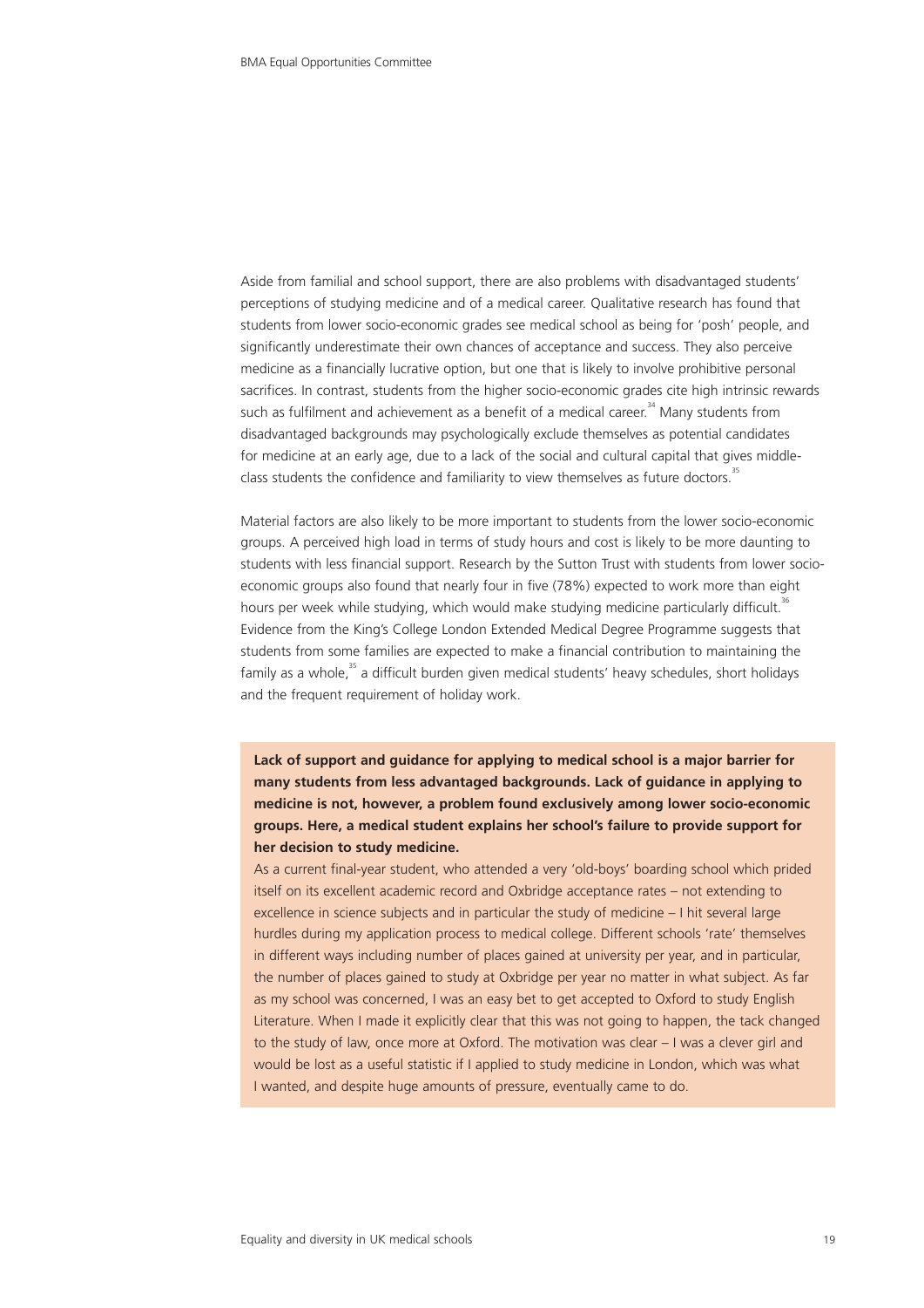Aside from familial and school support, there are also problems with disadvantaged students' perceptions of studying medicine and of a medical career. Qualitative research has found that students from lower socio-economic grades see medical school as being for 'posh' people, and significantly underestimate their own chances of acceptance and success. They also perceive medicine as a financially lucrative option, but one that is likely to involve prohibitive personal sacrifices. In contrast, students from the higher socio-economic grades cite high intrinsic rewards such as fulfilment and achievement as a benefit of a medical career.[34] Many students from disadvantaged backgrounds may psychologically exclude themselves as potential candidates for medicine at an early age, due to a lack of the social and cultural capital that gives middle-class students the confidence and familiarity to view themselves as future doctors.[35]

Material factors are also likely to be more important to students from the lower socio-economic groups. A perceived high load in terms of study hours and cost is likely to be more daunting to students with less financial support. Research by the Sutton Trust with students from lower socio-economic groups also found that nearly four in five (78%) expected to work more than eight hours per week while studying, which would make studying medicine particularly difficult.[36] Evidence from the King's College London Extended Medical Degree Programme suggests that students from some families are expected to make a financial contribution to maintaining the family as a whole,[35] a difficult burden given medical students' heavy schedules, short holidays and the frequent requirement of holiday work.

**Lack of support and guidance for applying to medical school is a major barrier for many students from less advantaged backgrounds. Lack of guidance in applying to medicine is not, however, a problem found exclusively among lower socio-economic groups. Here, a medical student explains her school's failure to provide support for her decision to study medicine.**

As a current final-year student, who attended a very 'old-boys' boarding school which prided itself on its excellent academic record and Oxbridge acceptance rates – not extending to excellence in science subjects and in particular the study of medicine – I hit several large hurdles during my application process to medical college. Different schools 'rate' themselves in different ways including number of places gained at university per year, and in particular, the number of places gained to study at Oxbridge per year no matter in what subject. As far as my school was concerned, I was an easy bet to get accepted to Oxford to study English Literature. When I made it explicitly clear that this was not going to happen, the tack changed to the study of law, once more at Oxford. The motivation was clear – I was a clever girl and would be lost as a useful statistic if I applied to study medicine in London, which was what I wanted, and despite huge amounts of pressure, eventually came to do.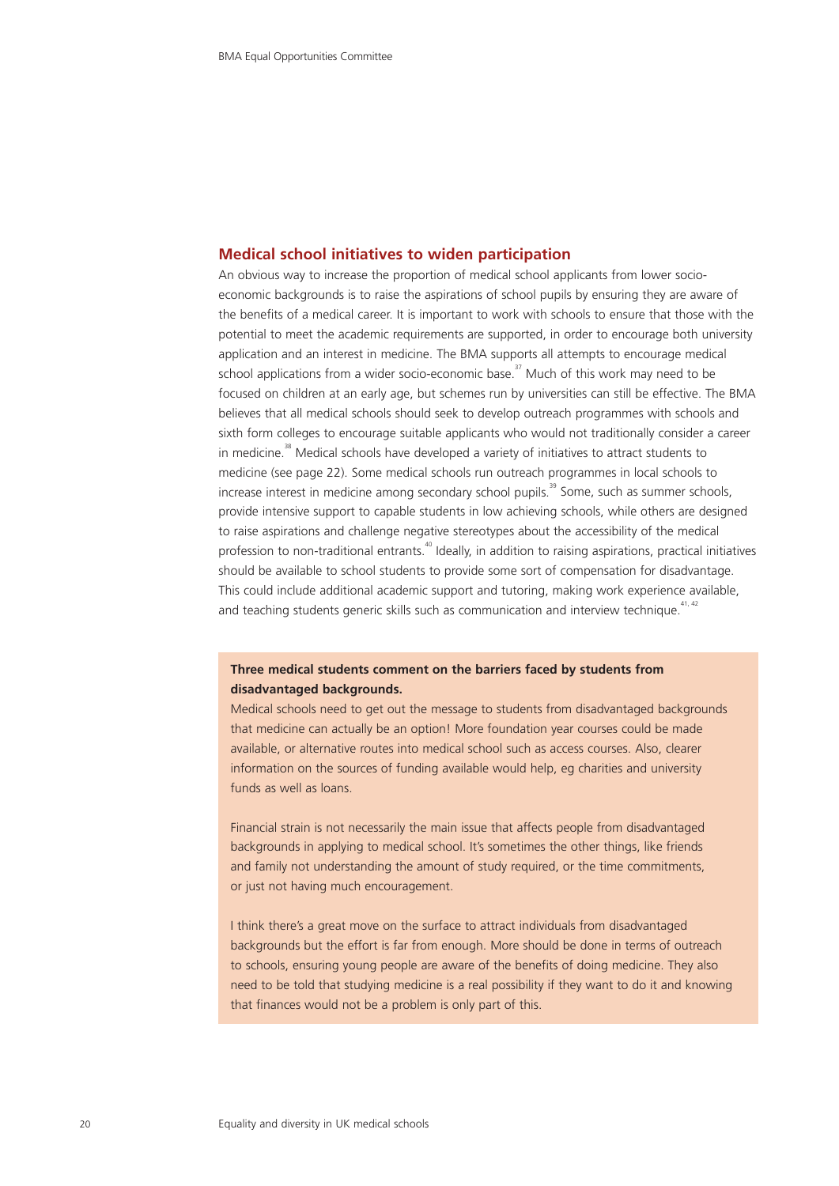## Medical school initiatives to widen participation

An obvious way to increase the proportion of medical school applicants from lower socio-economic backgrounds is to raise the aspirations of school pupils by ensuring they are aware of the benefits of a medical career. It is important to work with schools to ensure that those with the potential to meet the academic requirements are supported, in order to encourage both university application and an interest in medicine. The BMA supports all attempts to encourage medical school applications from a wider socio-economic base.[37] Much of this work may need to be focused on children at an early age, but schemes run by universities can still be effective. The BMA believes that all medical schools should seek to develop outreach programmes with schools and sixth form colleges to encourage suitable applicants who would not traditionally consider a career in medicine.[38] Medical schools have developed a variety of initiatives to attract students to medicine (see page 22). Some medical schools run outreach programmes in local schools to increase interest in medicine among secondary school pupils.[39] Some, such as summer schools, provide intensive support to capable students in low achieving schools, while others are designed to raise aspirations and challenge negative stereotypes about the accessibility of the medical profession to non-traditional entrants.[40] Ideally, in addition to raising aspirations, practical initiatives should be available to school students to provide some sort of compensation for disadvantage. This could include additional academic support and tutoring, making work experience available, and teaching students generic skills such as communication and interview technique.[41, 42]

**Three medical students comment on the barriers faced by students from disadvantaged backgrounds.**

Medical schools need to get out the message to students from disadvantaged backgrounds that medicine can actually be an option! More foundation year courses could be made available, or alternative routes into medical school such as access courses. Also, clearer information on the sources of funding available would help, eg charities and university funds as well as loans.

Financial strain is not necessarily the main issue that affects people from disadvantaged backgrounds in applying to medical school. It's sometimes the other things, like friends and family not understanding the amount of study required, or the time commitments, or just not having much encouragement.

I think there's a great move on the surface to attract individuals from disadvantaged backgrounds but the effort is far from enough. More should be done in terms of outreach to schools, ensuring young people are aware of the benefits of doing medicine. They also need to be told that studying medicine is a real possibility if they want to do it and knowing that finances would not be a problem is only part of this.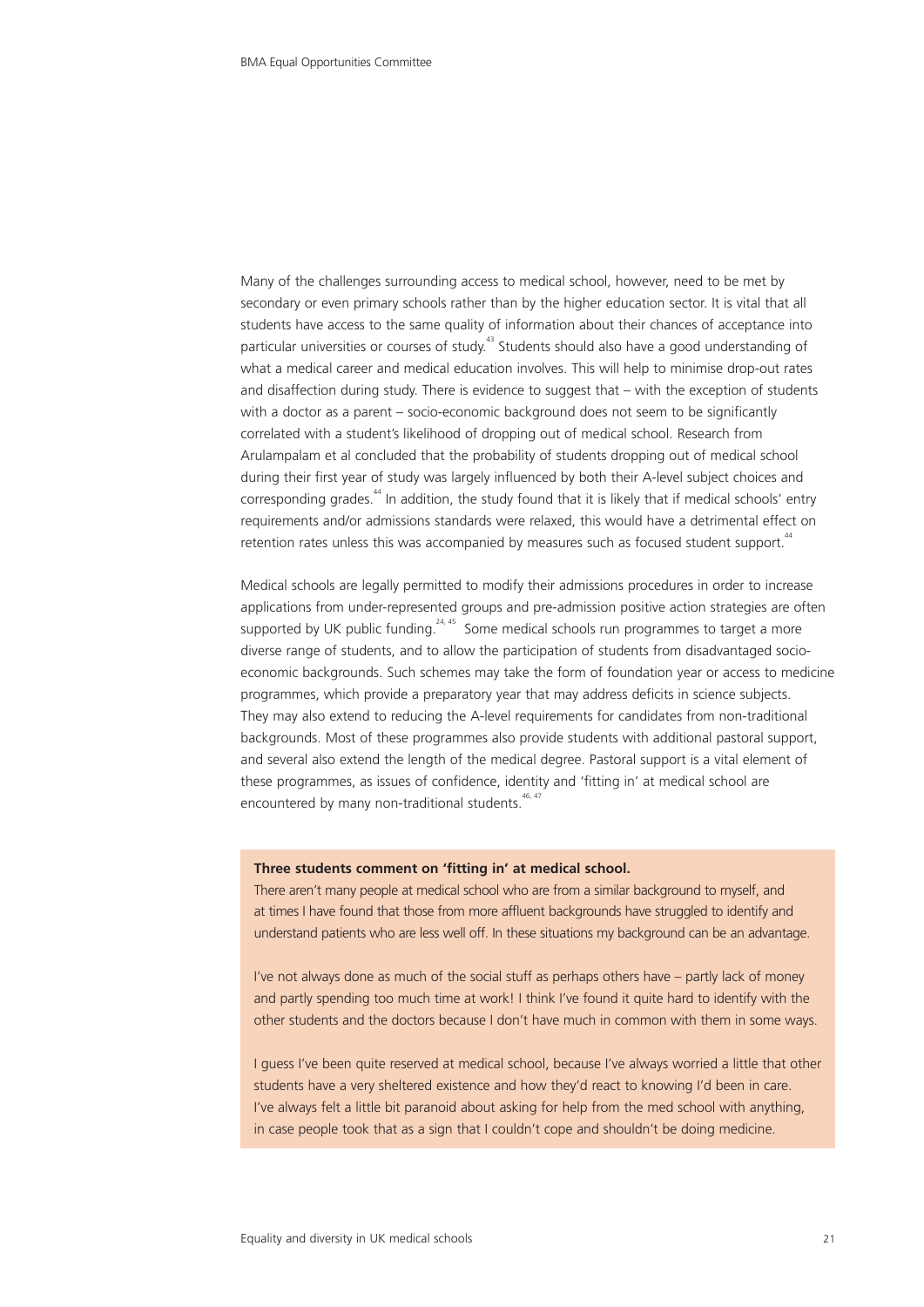Many of the challenges surrounding access to medical school, however, need to be met by secondary or even primary schools rather than by the higher education sector. It is vital that all students have access to the same quality of information about their chances of acceptance into particular universities or courses of study.[43] Students should also have a good understanding of what a medical career and medical education involves. This will help to minimise drop-out rates and disaffection during study. There is evidence to suggest that – with the exception of students with a doctor as a parent – socio-economic background does not seem to be significantly correlated with a student's likelihood of dropping out of medical school. Research from Arulampalam et al concluded that the probability of students dropping out of medical school during their first year of study was largely influenced by both their A-level subject choices and corresponding grades.[44] In addition, the study found that it is likely that if medical schools' entry requirements and/or admissions standards were relaxed, this would have a detrimental effect on retention rates unless this was accompanied by measures such as focused student support.[44]

Medical schools are legally permitted to modify their admissions procedures in order to increase applications from under-represented groups and pre-admission positive action strategies are often supported by UK public funding.[24, 45] Some medical schools run programmes to target a more diverse range of students, and to allow the participation of students from disadvantaged socio-economic backgrounds. Such schemes may take the form of foundation year or access to medicine programmes, which provide a preparatory year that may address deficits in science subjects. They may also extend to reducing the A-level requirements for candidates from non-traditional backgrounds. Most of these programmes also provide students with additional pastoral support, and several also extend the length of the medical degree. Pastoral support is a vital element of these programmes, as issues of confidence, identity and 'fitting in' at medical school are encountered by many non-traditional students.[46, 47]

**Three students comment on 'fitting in' at medical school.**

There aren't many people at medical school who are from a similar background to myself, and at times I have found that those from more affluent backgrounds have struggled to identify and understand patients who are less well off. In these situations my background can be an advantage.

I've not always done as much of the social stuff as perhaps others have – partly lack of money and partly spending too much time at work! I think I've found it quite hard to identify with the other students and the doctors because I don't have much in common with them in some ways.

I guess I've been quite reserved at medical school, because I've always worried a little that other students have a very sheltered existence and how they'd react to knowing I'd been in care. I've always felt a little bit paranoid about asking for help from the med school with anything, in case people took that as a sign that I couldn't cope and shouldn't be doing medicine.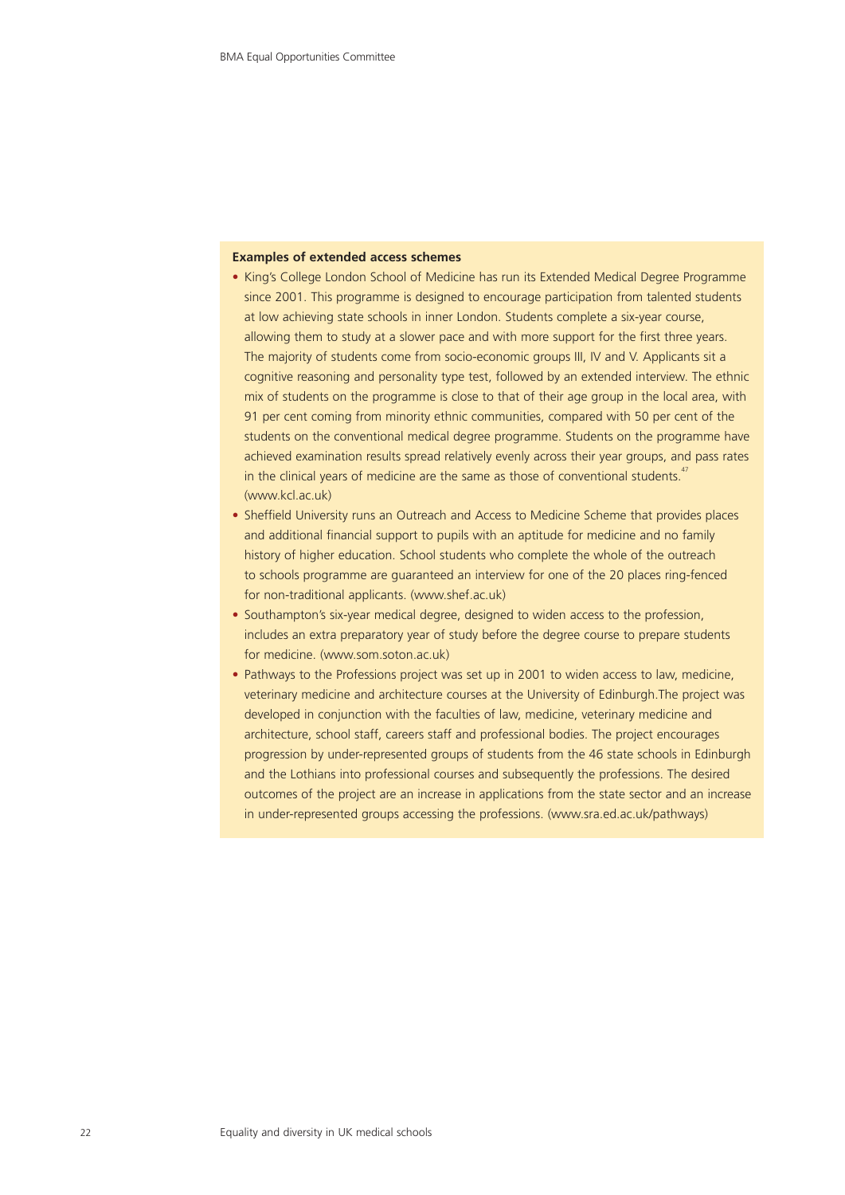**Examples of extended access schemes**

- King's College London School of Medicine has run its Extended Medical Degree Programme since 2001. This programme is designed to encourage participation from talented students at low achieving state schools in inner London. Students complete a six-year course, allowing them to study at a slower pace and with more support for the first three years. The majority of students come from socio-economic groups III, IV and V. Applicants sit a cognitive reasoning and personality type test, followed by an extended interview. The ethnic mix of students on the programme is close to that of their age group in the local area, with 91 per cent coming from minority ethnic communities, compared with 50 per cent of the students on the conventional medical degree programme. Students on the programme have achieved examination results spread relatively evenly across their year groups, and pass rates in the clinical years of medicine are the same as those of conventional students.[47] (www.kcl.ac.uk)
- Sheffield University runs an Outreach and Access to Medicine Scheme that provides places and additional financial support to pupils with an aptitude for medicine and no family history of higher education. School students who complete the whole of the outreach to schools programme are guaranteed an interview for one of the 20 places ring-fenced for non-traditional applicants. (www.shef.ac.uk)
- Southampton's six-year medical degree, designed to widen access to the profession, includes an extra preparatory year of study before the degree course to prepare students for medicine. (www.som.soton.ac.uk)
- Pathways to the Professions project was set up in 2001 to widen access to law, medicine, veterinary medicine and architecture courses at the University of Edinburgh.The project was developed in conjunction with the faculties of law, medicine, veterinary medicine and architecture, school staff, careers staff and professional bodies. The project encourages progression by under-represented groups of students from the 46 state schools in Edinburgh and the Lothians into professional courses and subsequently the professions. The desired outcomes of the project are an increase in applications from the state sector and an increase in under-represented groups accessing the professions. (www.sra.ed.ac.uk/pathways)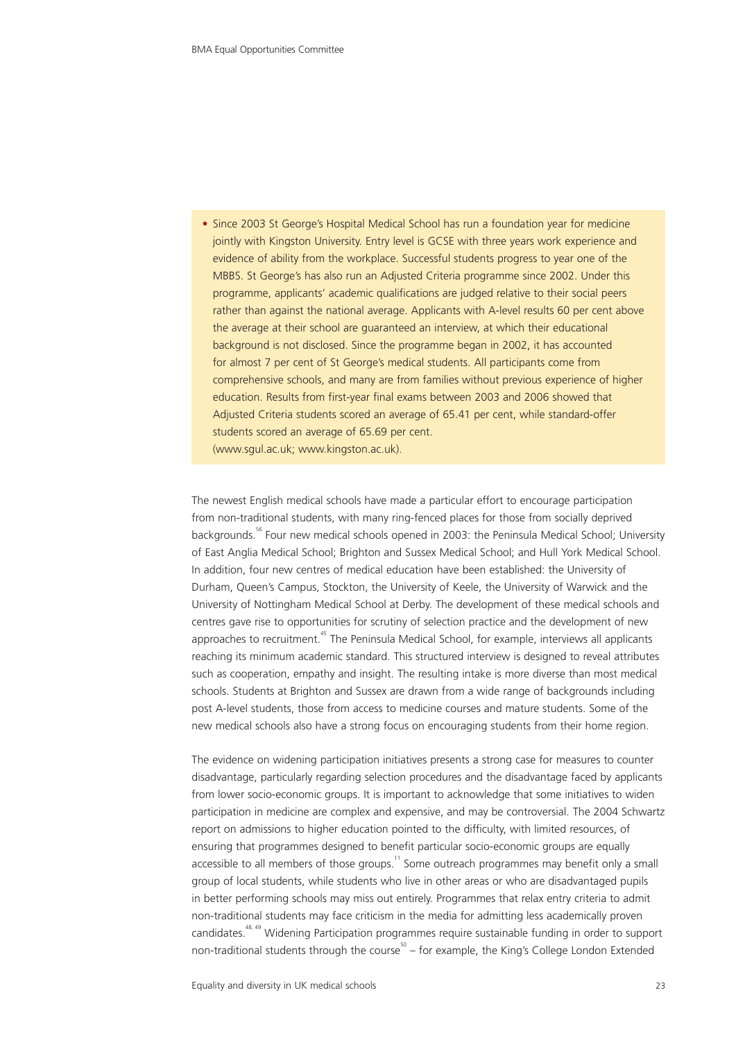- Since 2003 St George's Hospital Medical School has run a foundation year for medicine jointly with Kingston University. Entry level is GCSE with three years work experience and evidence of ability from the workplace. Successful students progress to year one of the MBBS. St George's has also run an Adjusted Criteria programme since 2002. Under this programme, applicants' academic qualifications are judged relative to their social peers rather than against the national average. Applicants with A-level results 60 per cent above the average at their school are guaranteed an interview, at which their educational background is not disclosed. Since the programme began in 2002, it has accounted for almost 7 per cent of St George's medical students. All participants come from comprehensive schools, and many are from families without previous experience of higher education. Results from first-year final exams between 2003 and 2006 showed that Adjusted Criteria students scored an average of 65.41 per cent, while standard-offer students scored an average of 65.69 per cent.
(www.sgul.ac.uk; www.kingston.ac.uk).

The newest English medical schools have made a particular effort to encourage participation from non-traditional students, with many ring-fenced places for those from socially deprived backgrounds.[56] Four new medical schools opened in 2003: the Peninsula Medical School; University of East Anglia Medical School; Brighton and Sussex Medical School; and Hull York Medical School. In addition, four new centres of medical education have been established: the University of Durham, Queen's Campus, Stockton, the University of Keele, the University of Warwick and the University of Nottingham Medical School at Derby. The development of these medical schools and centres gave rise to opportunities for scrutiny of selection practice and the development of new approaches to recruitment.[45] The Peninsula Medical School, for example, interviews all applicants reaching its minimum academic standard. This structured interview is designed to reveal attributes such as cooperation, empathy and insight. The resulting intake is more diverse than most medical schools. Students at Brighton and Sussex are drawn from a wide range of backgrounds including post A-level students, those from access to medicine courses and mature students. Some of the new medical schools also have a strong focus on encouraging students from their home region.

The evidence on widening participation initiatives presents a strong case for measures to counter disadvantage, particularly regarding selection procedures and the disadvantage faced by applicants from lower socio-economic groups. It is important to acknowledge that some initiatives to widen participation in medicine are complex and expensive, and may be controversial. The 2004 Schwartz report on admissions to higher education pointed to the difficulty, with limited resources, of ensuring that programmes designed to benefit particular socio-economic groups are equally accessible to all members of those groups.[11] Some outreach programmes may benefit only a small group of local students, while students who live in other areas or who are disadvantaged pupils in better performing schools may miss out entirely. Programmes that relax entry criteria to admit non-traditional students may face criticism in the media for admitting less academically proven candidates.[48, 49] Widening Participation programmes require sustainable funding in order to support non-traditional students through the course[50] – for example, the King's College London Extended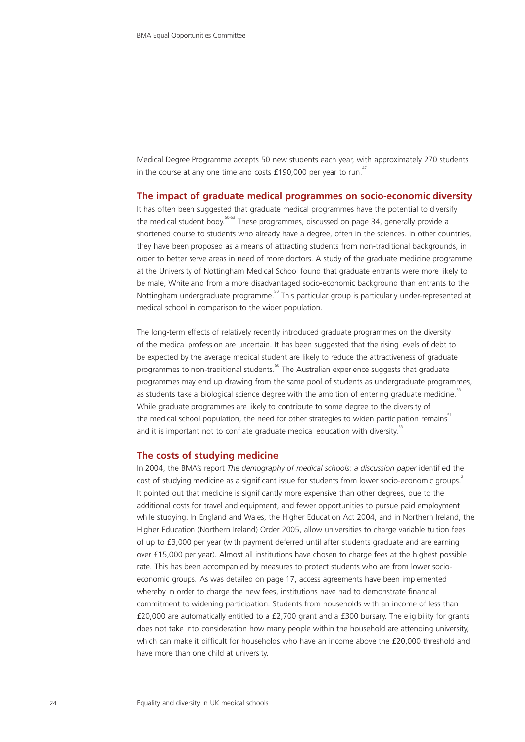Medical Degree Programme accepts 50 new students each year, with approximately 270 students in the course at any one time and costs £190,000 per year to run.[47]

## The impact of graduate medical programmes on socio-economic diversity

It has often been suggested that graduate medical programmes have the potential to diversify the medical student body.[50-53] These programmes, discussed on page 34, generally provide a shortened course to students who already have a degree, often in the sciences. In other countries, they have been proposed as a means of attracting students from non-traditional backgrounds, in order to better serve areas in need of more doctors. A study of the graduate medicine programme at the University of Nottingham Medical School found that graduate entrants were more likely to be male, White and from a more disadvantaged socio-economic background than entrants to the Nottingham undergraduate programme.[50] This particular group is particularly under-represented at medical school in comparison to the wider population.

The long-term effects of relatively recently introduced graduate programmes on the diversity of the medical profession are uncertain. It has been suggested that the rising levels of debt to be expected by the average medical student are likely to reduce the attractiveness of graduate programmes to non-traditional students.[50] The Australian experience suggests that graduate programmes may end up drawing from the same pool of students as undergraduate programmes, as students take a biological science degree with the ambition of entering graduate medicine.[53] While graduate programmes are likely to contribute to some degree to the diversity of the medical school population, the need for other strategies to widen participation remains[51] and it is important not to conflate graduate medical education with diversity.[53]

## The costs of studying medicine

In 2004, the BMA's report *The demography of medical schools: a discussion paper* identified the cost of studying medicine as a significant issue for students from lower socio-economic groups.[2] It pointed out that medicine is significantly more expensive than other degrees, due to the additional costs for travel and equipment, and fewer opportunities to pursue paid employment while studying. In England and Wales, the Higher Education Act 2004, and in Northern Ireland, the Higher Education (Northern Ireland) Order 2005, allow universities to charge variable tuition fees of up to £3,000 per year (with payment deferred until after students graduate and are earning over £15,000 per year). Almost all institutions have chosen to charge fees at the highest possible rate. This has been accompanied by measures to protect students who are from lower socio-economic groups. As was detailed on page 17, access agreements have been implemented whereby in order to charge the new fees, institutions have had to demonstrate financial commitment to widening participation. Students from households with an income of less than £20,000 are automatically entitled to a £2,700 grant and a £300 bursary. The eligibility for grants does not take into consideration how many people within the household are attending university, which can make it difficult for households who have an income above the £20,000 threshold and have more than one child at university.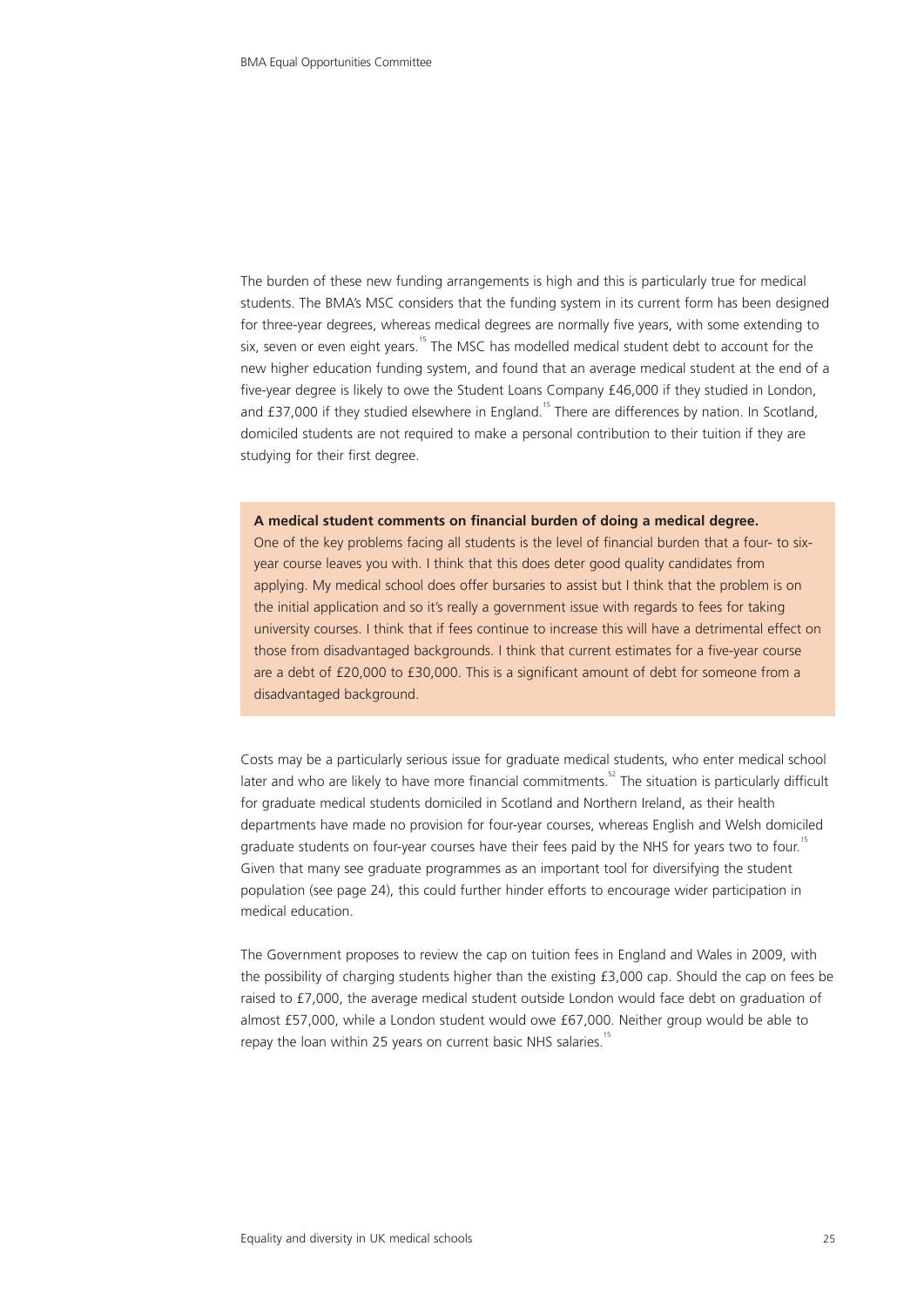The burden of these new funding arrangements is high and this is particularly true for medical students. The BMA's MSC considers that the funding system in its current form has been designed for three-year degrees, whereas medical degrees are normally five years, with some extending to six, seven or even eight years.[15] The MSC has modelled medical student debt to account for the new higher education funding system, and found that an average medical student at the end of a five-year degree is likely to owe the Student Loans Company £46,000 if they studied in London, and £37,000 if they studied elsewhere in England.[15] There are differences by nation. In Scotland, domiciled students are not required to make a personal contribution to their tuition if they are studying for their first degree.

**A medical student comments on financial burden of doing a medical degree.**
One of the key problems facing all students is the level of financial burden that a four- to six-year course leaves you with. I think that this does deter good quality candidates from applying. My medical school does offer bursaries to assist but I think that the problem is on the initial application and so it's really a government issue with regards to fees for taking university courses. I think that if fees continue to increase this will have a detrimental effect on those from disadvantaged backgrounds. I think that current estimates for a five-year course are a debt of £20,000 to £30,000. This is a significant amount of debt for someone from a disadvantaged background.

Costs may be a particularly serious issue for graduate medical students, who enter medical school later and who are likely to have more financial commitments.[52] The situation is particularly difficult for graduate medical students domiciled in Scotland and Northern Ireland, as their health departments have made no provision for four-year courses, whereas English and Welsh domiciled graduate students on four-year courses have their fees paid by the NHS for years two to four.[15] Given that many see graduate programmes as an important tool for diversifying the student population (see page 24), this could further hinder efforts to encourage wider participation in medical education.

The Government proposes to review the cap on tuition fees in England and Wales in 2009, with the possibility of charging students higher than the existing £3,000 cap. Should the cap on fees be raised to £7,000, the average medical student outside London would face debt on graduation of almost £57,000, while a London student would owe £67,000. Neither group would be able to repay the loan within 25 years on current basic NHS salaries.[15]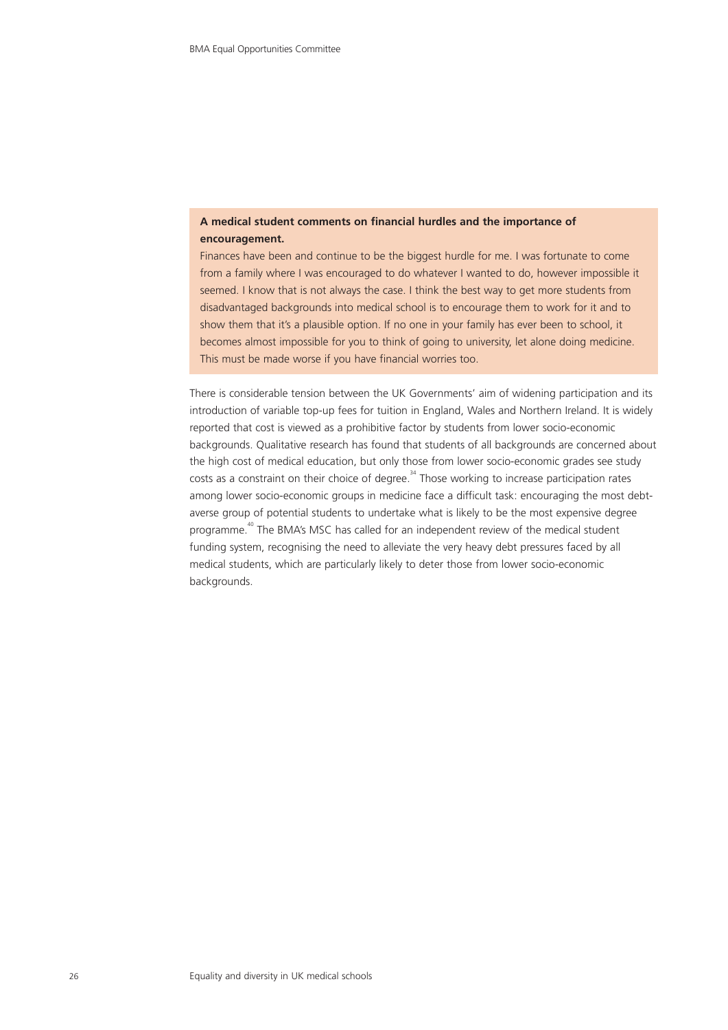**A medical student comments on financial hurdles and the importance of encouragement.**

Finances have been and continue to be the biggest hurdle for me. I was fortunate to come from a family where I was encouraged to do whatever I wanted to do, however impossible it seemed. I know that is not always the case. I think the best way to get more students from disadvantaged backgrounds into medical school is to encourage them to work for it and to show them that it's a plausible option. If no one in your family has ever been to school, it becomes almost impossible for you to think of going to university, let alone doing medicine. This must be made worse if you have financial worries too.

There is considerable tension between the UK Governments' aim of widening participation and its introduction of variable top-up fees for tuition in England, Wales and Northern Ireland. It is widely reported that cost is viewed as a prohibitive factor by students from lower socio-economic backgrounds. Qualitative research has found that students of all backgrounds are concerned about the high cost of medical education, but only those from lower socio-economic grades see study costs as a constraint on their choice of degree.[34] Those working to increase participation rates among lower socio-economic groups in medicine face a difficult task: encouraging the most debt-averse group of potential students to undertake what is likely to be the most expensive degree programme.[40] The BMA's MSC has called for an independent review of the medical student funding system, recognising the need to alleviate the very heavy debt pressures faced by all medical students, which are particularly likely to deter those from lower socio-economic backgrounds.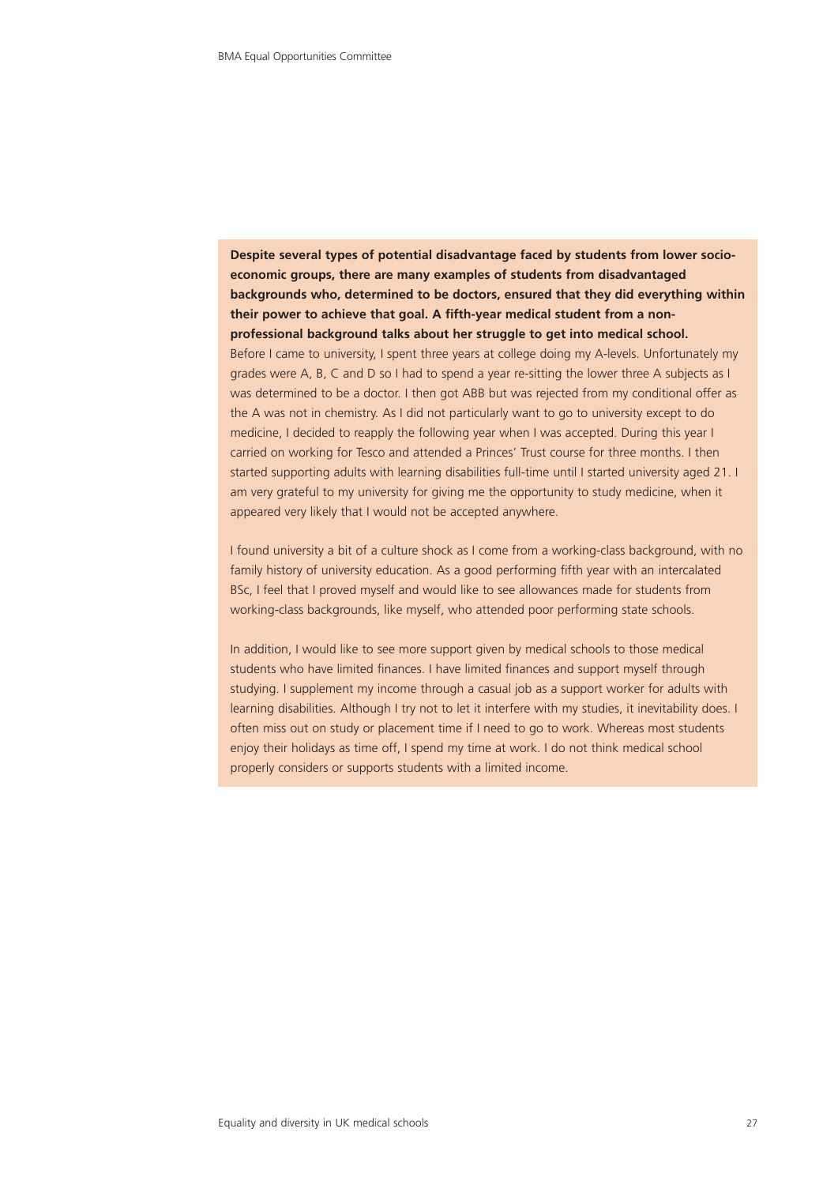**Despite several types of potential disadvantage faced by students from lower socio-economic groups, there are many examples of students from disadvantaged backgrounds who, determined to be doctors, ensured that they did everything within their power to achieve that goal. A fifth-year medical student from a non-professional background talks about her struggle to get into medical school.**

Before I came to university, I spent three years at college doing my A-levels. Unfortunately my grades were A, B, C and D so I had to spend a year re-sitting the lower three A subjects as I was determined to be a doctor. I then got ABB but was rejected from my conditional offer as the A was not in chemistry. As I did not particularly want to go to university except to do medicine, I decided to reapply the following year when I was accepted. During this year I carried on working for Tesco and attended a Princes' Trust course for three months. I then started supporting adults with learning disabilities full-time until I started university aged 21. I am very grateful to my university for giving me the opportunity to study medicine, when it appeared very likely that I would not be accepted anywhere.

I found university a bit of a culture shock as I come from a working-class background, with no family history of university education. As a good performing fifth year with an intercalated BSc, I feel that I proved myself and would like to see allowances made for students from working-class backgrounds, like myself, who attended poor performing state schools.

In addition, I would like to see more support given by medical schools to those medical students who have limited finances. I have limited finances and support myself through studying. I supplement my income through a casual job as a support worker for adults with learning disabilities. Although I try not to let it interfere with my studies, it inevitability does. I often miss out on study or placement time if I need to go to work. Whereas most students enjoy their holidays as time off, I spend my time at work. I do not think medical school properly considers or supports students with a limited income.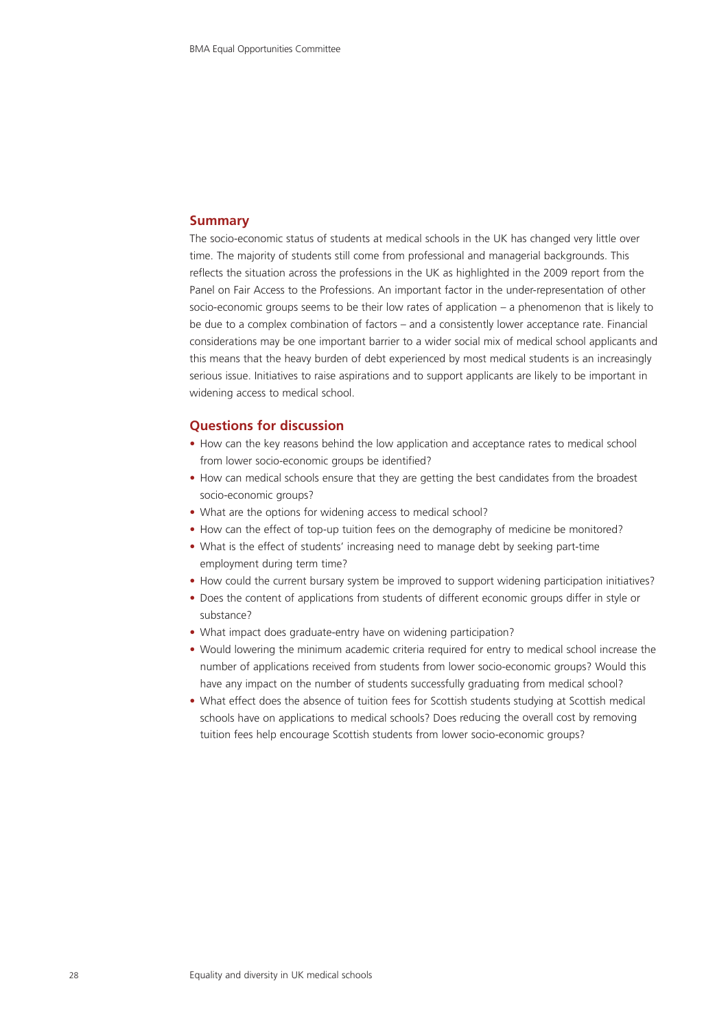## Summary

The socio-economic status of students at medical schools in the UK has changed very little over time. The majority of students still come from professional and managerial backgrounds. This reflects the situation across the professions in the UK as highlighted in the 2009 report from the Panel on Fair Access to the Professions. An important factor in the under-representation of other socio-economic groups seems to be their low rates of application – a phenomenon that is likely to be due to a complex combination of factors – and a consistently lower acceptance rate. Financial considerations may be one important barrier to a wider social mix of medical school applicants and this means that the heavy burden of debt experienced by most medical students is an increasingly serious issue. Initiatives to raise aspirations and to support applicants are likely to be important in widening access to medical school.

## Questions for discussion

- How can the key reasons behind the low application and acceptance rates to medical school from lower socio-economic groups be identified?
- How can medical schools ensure that they are getting the best candidates from the broadest socio-economic groups?
- What are the options for widening access to medical school?
- How can the effect of top-up tuition fees on the demography of medicine be monitored?
- What is the effect of students' increasing need to manage debt by seeking part-time employment during term time?
- How could the current bursary system be improved to support widening participation initiatives?
- Does the content of applications from students of different economic groups differ in style or substance?
- What impact does graduate-entry have on widening participation?
- Would lowering the minimum academic criteria required for entry to medical school increase the number of applications received from students from lower socio-economic groups? Would this have any impact on the number of students successfully graduating from medical school?
- What effect does the absence of tuition fees for Scottish students studying at Scottish medical schools have on applications to medical schools? Does reducing the overall cost by removing tuition fees help encourage Scottish students from lower socio-economic groups?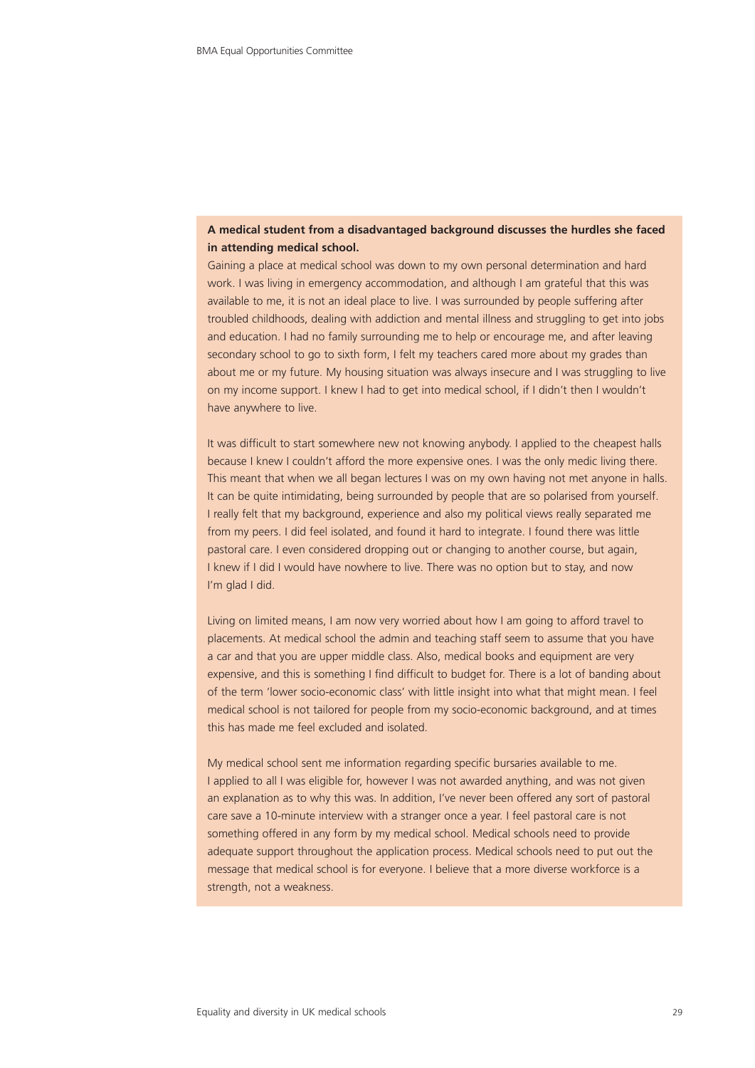**A medical student from a disadvantaged background discusses the hurdles she faced in attending medical school.**

Gaining a place at medical school was down to my own personal determination and hard work. I was living in emergency accommodation, and although I am grateful that this was available to me, it is not an ideal place to live. I was surrounded by people suffering after troubled childhoods, dealing with addiction and mental illness and struggling to get into jobs and education. I had no family surrounding me to help or encourage me, and after leaving secondary school to go to sixth form, I felt my teachers cared more about my grades than about me or my future. My housing situation was always insecure and I was struggling to live on my income support. I knew I had to get into medical school, if I didn't then I wouldn't have anywhere to live.

It was difficult to start somewhere new not knowing anybody. I applied to the cheapest halls because I knew I couldn't afford the more expensive ones. I was the only medic living there. This meant that when we all began lectures I was on my own having not met anyone in halls. It can be quite intimidating, being surrounded by people that are so polarised from yourself. I really felt that my background, experience and also my political views really separated me from my peers. I did feel isolated, and found it hard to integrate. I found there was little pastoral care. I even considered dropping out or changing to another course, but again, I knew if I did I would have nowhere to live. There was no option but to stay, and now I'm glad I did.

Living on limited means, I am now very worried about how I am going to afford travel to placements. At medical school the admin and teaching staff seem to assume that you have a car and that you are upper middle class. Also, medical books and equipment are very expensive, and this is something I find difficult to budget for. There is a lot of banding about of the term 'lower socio-economic class' with little insight into what that might mean. I feel medical school is not tailored for people from my socio-economic background, and at times this has made me feel excluded and isolated.

My medical school sent me information regarding specific bursaries available to me. I applied to all I was eligible for, however I was not awarded anything, and was not given an explanation as to why this was. In addition, I've never been offered any sort of pastoral care save a 10-minute interview with a stranger once a year. I feel pastoral care is not something offered in any form by my medical school. Medical schools need to provide adequate support throughout the application process. Medical schools need to put out the message that medical school is for everyone. I believe that a more diverse workforce is a strength, not a weakness.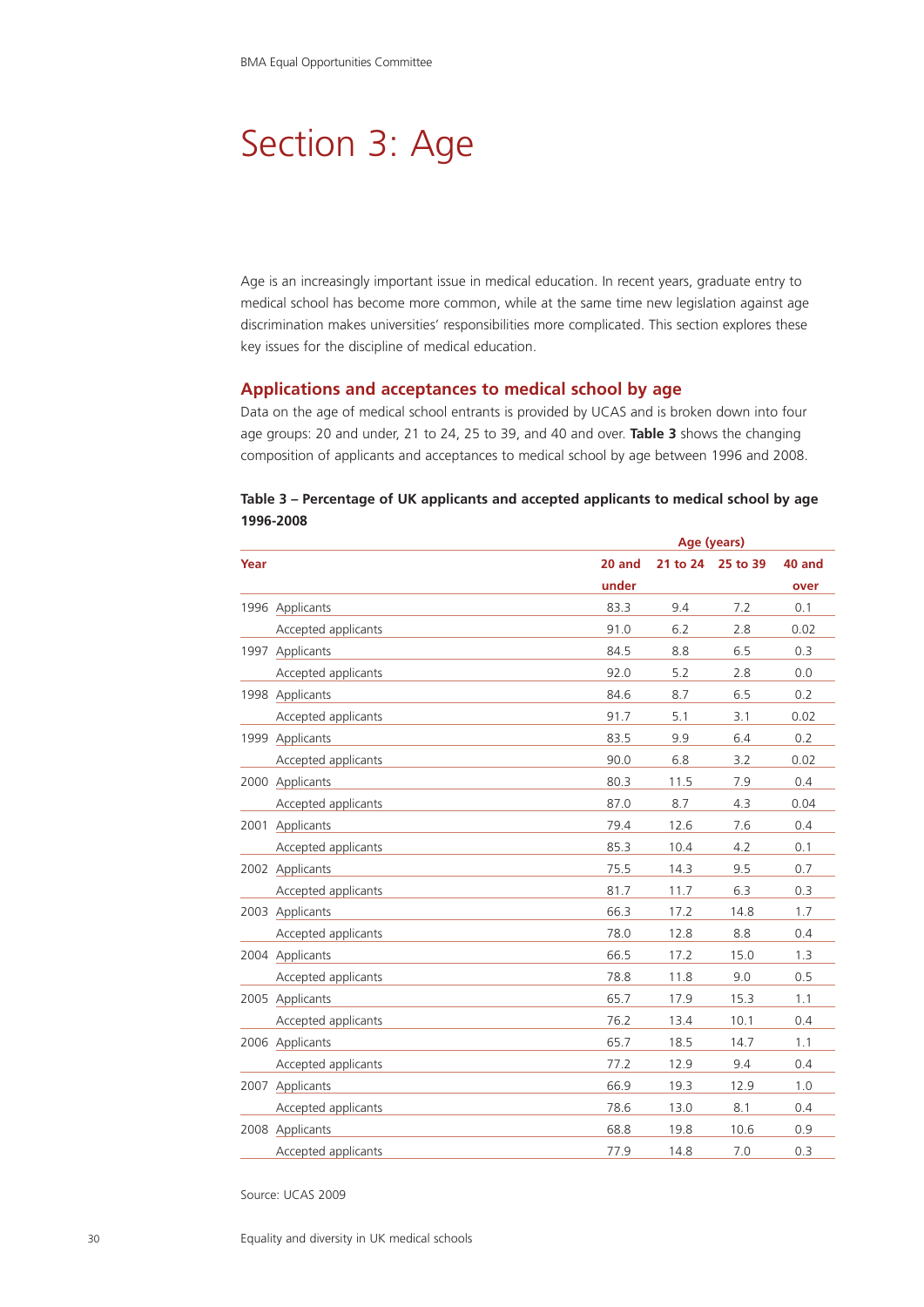# Section 3: Age

Age is an increasingly important issue in medical education. In recent years, graduate entry to medical school has become more common, while at the same time new legislation against age discrimination makes universities' responsibilities more complicated. This section explores these key issues for the discipline of medical education.

## Applications and acceptances to medical school by age

Data on the age of medical school entrants is provided by UCAS and is broken down into four age groups: 20 and under, 21 to 24, 25 to 39, and 40 and over. **Table 3** shows the changing composition of applicants and acceptances to medical school by age between 1996 and 2008.

**Table 3 – Percentage of UK applicants and accepted applicants to medical school by age 1996-2008**

| Year | | Age (years) | | | |
|---|---|---|---|---|---|
| | | 20 and under | 21 to 24 | 25 to 39 | 40 and over |
| 1996 | Applicants | 83.3 | 9.4 | 7.2 | 0.1 |
| | Accepted applicants | 91.0 | 6.2 | 2.8 | 0.02 |
| 1997 | Applicants | 84.5 | 8.8 | 6.5 | 0.3 |
| | Accepted applicants | 92.0 | 5.2 | 2.8 | 0.0 |
| 1998 | Applicants | 84.6 | 8.7 | 6.5 | 0.2 |
| | Accepted applicants | 91.7 | 5.1 | 3.1 | 0.02 |
| 1999 | Applicants | 83.5 | 9.9 | 6.4 | 0.2 |
| | Accepted applicants | 90.0 | 6.8 | 3.2 | 0.02 |
| 2000 | Applicants | 80.3 | 11.5 | 7.9 | 0.4 |
| | Accepted applicants | 87.0 | 8.7 | 4.3 | 0.04 |
| 2001 | Applicants | 79.4 | 12.6 | 7.6 | 0.4 |
| | Accepted applicants | 85.3 | 10.4 | 4.2 | 0.1 |
| 2002 | Applicants | 75.5 | 14.3 | 9.5 | 0.7 |
| | Accepted applicants | 81.7 | 11.7 | 6.3 | 0.3 |
| 2003 | Applicants | 66.3 | 17.2 | 14.8 | 1.7 |
| | Accepted applicants | 78.0 | 12.8 | 8.8 | 0.4 |
| 2004 | Applicants | 66.5 | 17.2 | 15.0 | 1.3 |
| | Accepted applicants | 78.8 | 11.8 | 9.0 | 0.5 |
| 2005 | Applicants | 65.7 | 17.9 | 15.3 | 1.1 |
| | Accepted applicants | 76.2 | 13.4 | 10.1 | 0.4 |
| 2006 | Applicants | 65.7 | 18.5 | 14.7 | 1.1 |
| | Accepted applicants | 77.2 | 12.9 | 9.4 | 0.4 |
| 2007 | Applicants | 66.9 | 19.3 | 12.9 | 1.0 |
| | Accepted applicants | 78.6 | 13.0 | 8.1 | 0.4 |
| 2008 | Applicants | 68.8 | 19.8 | 10.6 | 0.9 |
| | Accepted applicants | 77.9 | 14.8 | 7.0 | 0.3 |

Source: UCAS 2009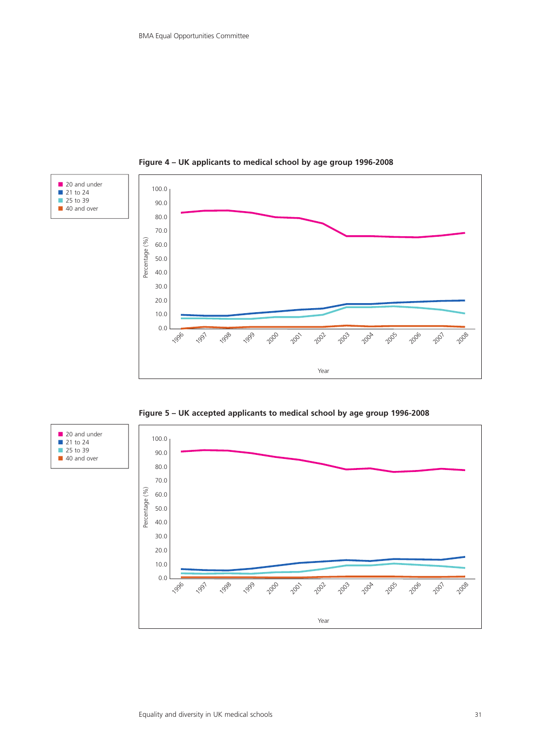**Figure 4 – UK applicants to medical school by age group 1996-2008**

**Figure 5 – UK accepted applicants to medical school by age group 1996-2008**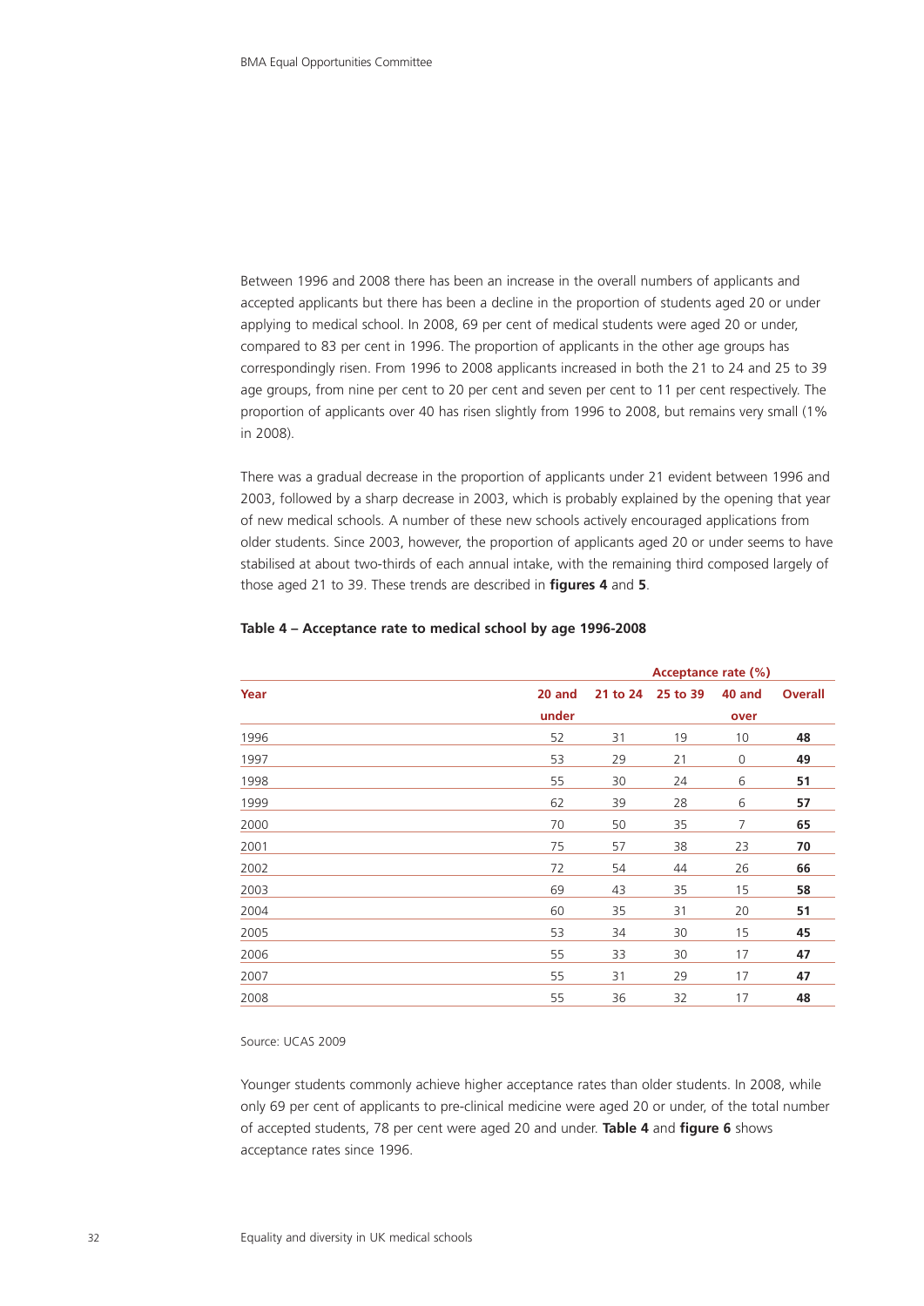Between 1996 and 2008 there has been an increase in the overall numbers of applicants and accepted applicants but there has been a decline in the proportion of students aged 20 or under applying to medical school. In 2008, 69 per cent of medical students were aged 20 or under, compared to 83 per cent in 1996. The proportion of applicants in the other age groups has correspondingly risen. From 1996 to 2008 applicants increased in both the 21 to 24 and 25 to 39 age groups, from nine per cent to 20 per cent and seven per cent to 11 per cent respectively. The proportion of applicants over 40 has risen slightly from 1996 to 2008, but remains very small (1% in 2008).

There was a gradual decrease in the proportion of applicants under 21 evident between 1996 and 2003, followed by a sharp decrease in 2003, which is probably explained by the opening that year of new medical schools. A number of these new schools actively encouraged applications from older students. Since 2003, however, the proportion of applicants aged 20 or under seems to have stabilised at about two-thirds of each annual intake, with the remaining third composed largely of those aged 21 to 39. These trends are described in **figures 4** and **5**.

**Table 4 – Acceptance rate to medical school by age 1996-2008**

| | Acceptance rate (%) | | | | |
|---|---|---|---|---|---|
| **Year** | **20 and under** | **21 to 24** | **25 to 39** | **40 and over** | **Overall** |
| 1996 | 52 | 31 | 19 | 10 | **48** |
| 1997 | 53 | 29 | 21 | 0 | **49** |
| 1998 | 55 | 30 | 24 | 6 | **51** |
| 1999 | 62 | 39 | 28 | 6 | **57** |
| 2000 | 70 | 50 | 35 | 7 | **65** |
| 2001 | 75 | 57 | 38 | 23 | **70** |
| 2002 | 72 | 54 | 44 | 26 | **66** |
| 2003 | 69 | 43 | 35 | 15 | **58** |
| 2004 | 60 | 35 | 31 | 20 | **51** |
| 2005 | 53 | 34 | 30 | 15 | **45** |
| 2006 | 55 | 33 | 30 | 17 | **47** |
| 2007 | 55 | 31 | 29 | 17 | **47** |
| 2008 | 55 | 36 | 32 | 17 | **48** |

Source: UCAS 2009

Younger students commonly achieve higher acceptance rates than older students. In 2008, while only 69 per cent of applicants to pre-clinical medicine were aged 20 or under, of the total number of accepted students, 78 per cent were aged 20 and under. **Table 4** and **figure 6** shows acceptance rates since 1996.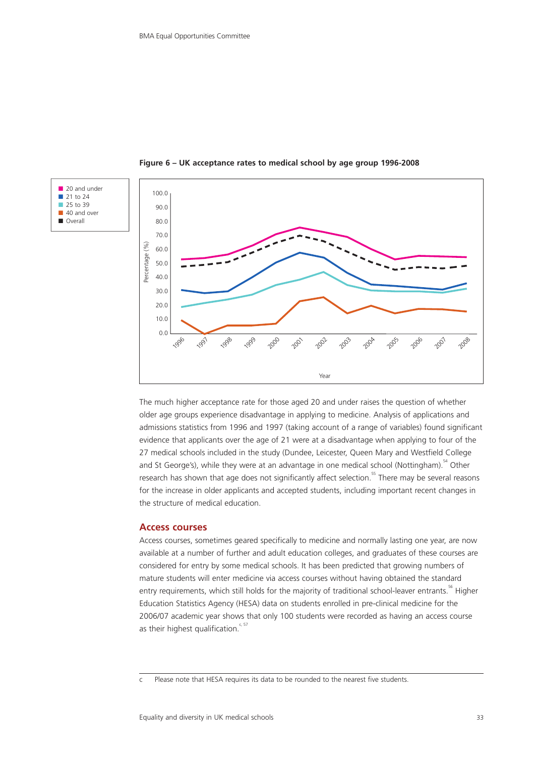**Figure 6 – UK acceptance rates to medical school by age group 1996-2008**

The much higher acceptance rate for those aged 20 and under raises the question of whether older age groups experience disadvantage in applying to medicine. Analysis of applications and admissions statistics from 1996 and 1997 (taking account of a range of variables) found significant evidence that applicants over the age of 21 were at a disadvantage when applying to four of the 27 medical schools included in the study (Dundee, Leicester, Queen Mary and Westfield College and St George's), while they were at an advantage in one medical school (Nottingham).[54] Other research has shown that age does not significantly affect selection.[55] There may be several reasons for the increase in older applicants and accepted students, including important recent changes in the structure of medical education.

## Access courses

Access courses, sometimes geared specifically to medicine and normally lasting one year, are now available at a number of further and adult education colleges, and graduates of these courses are considered for entry by some medical schools. It has been predicted that growing numbers of mature students will enter medicine via access courses without having obtained the standard entry requirements, which still holds for the majority of traditional school-leaver entrants.[56] Higher Education Statistics Agency (HESA) data on students enrolled in pre-clinical medicine for the 2006/07 academic year shows that only 100 students were recorded as having an access course as their highest qualification.[c, 57]

---

c Please note that HESA requires its data to be rounded to the nearest five students.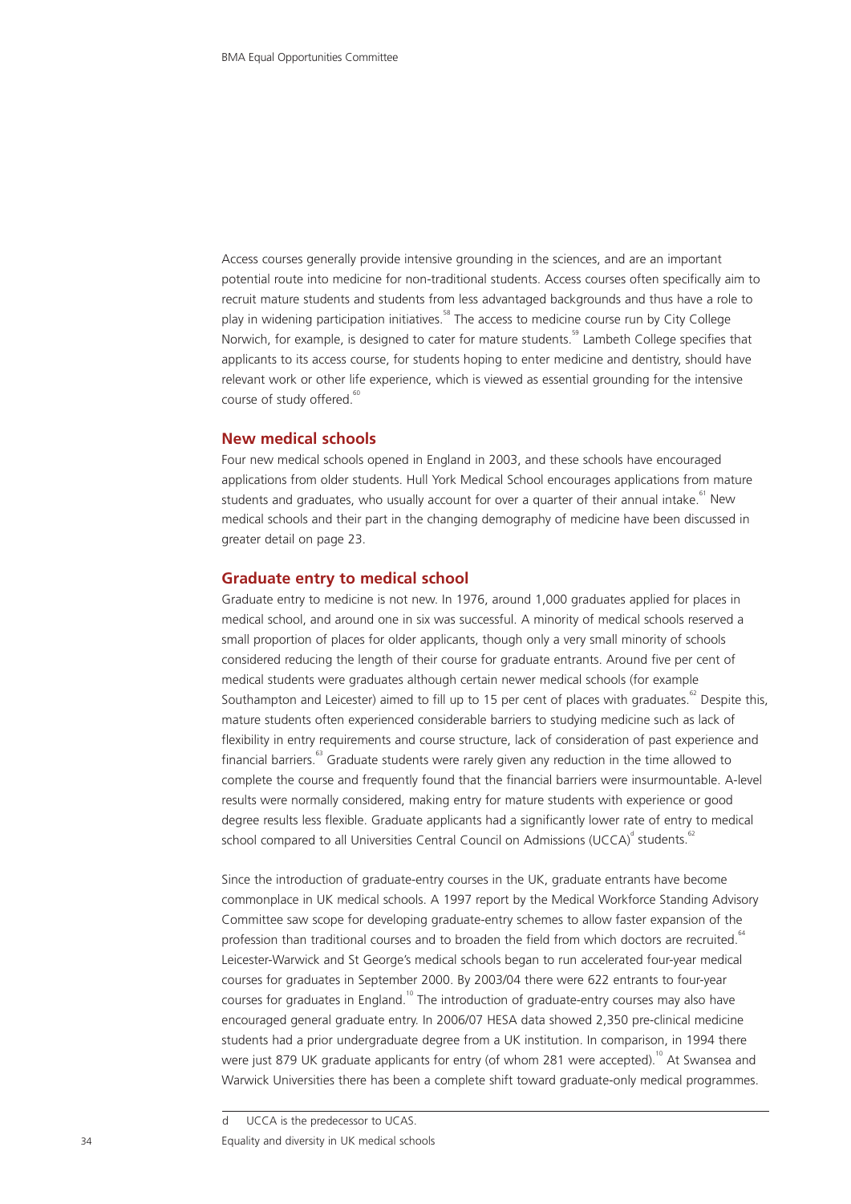Access courses generally provide intensive grounding in the sciences, and are an important potential route into medicine for non-traditional students. Access courses often specifically aim to recruit mature students and students from less advantaged backgrounds and thus have a role to play in widening participation initiatives.[58] The access to medicine course run by City College Norwich, for example, is designed to cater for mature students.[59] Lambeth College specifies that applicants to its access course, for students hoping to enter medicine and dentistry, should have relevant work or other life experience, which is viewed as essential grounding for the intensive course of study offered.[60]

### New medical schools

Four new medical schools opened in England in 2003, and these schools have encouraged applications from older students. Hull York Medical School encourages applications from mature students and graduates, who usually account for over a quarter of their annual intake.[61] New medical schools and their part in the changing demography of medicine have been discussed in greater detail on page 23.

### Graduate entry to medical school

Graduate entry to medicine is not new. In 1976, around 1,000 graduates applied for places in medical school, and around one in six was successful. A minority of medical schools reserved a small proportion of places for older applicants, though only a very small minority of schools considered reducing the length of their course for graduate entrants. Around five per cent of medical students were graduates although certain newer medical schools (for example Southampton and Leicester) aimed to fill up to 15 per cent of places with graduates.[62] Despite this, mature students often experienced considerable barriers to studying medicine such as lack of flexibility in entry requirements and course structure, lack of consideration of past experience and financial barriers.[63] Graduate students were rarely given any reduction in the time allowed to complete the course and frequently found that the financial barriers were insurmountable. A-level results were normally considered, making entry for mature students with experience or good degree results less flexible. Graduate applicants had a significantly lower rate of entry to medical school compared to all Universities Central Council on Admissions (UCCA)[d] students.[62]

Since the introduction of graduate-entry courses in the UK, graduate entrants have become commonplace in UK medical schools. A 1997 report by the Medical Workforce Standing Advisory Committee saw scope for developing graduate-entry schemes to allow faster expansion of the profession than traditional courses and to broaden the field from which doctors are recruited.[64] Leicester-Warwick and St George's medical schools began to run accelerated four-year medical courses for graduates in September 2000. By 2003/04 there were 622 entrants to four-year courses for graduates in England.[10] The introduction of graduate-entry courses may also have encouraged general graduate entry. In 2006/07 HESA data showed 2,350 pre-clinical medicine students had a prior undergraduate degree from a UK institution. In comparison, in 1994 there were just 879 UK graduate applicants for entry (of whom 281 were accepted).[10] At Swansea and Warwick Universities there has been a complete shift toward graduate-only medical programmes.

---

d UCCA is the predecessor to UCAS.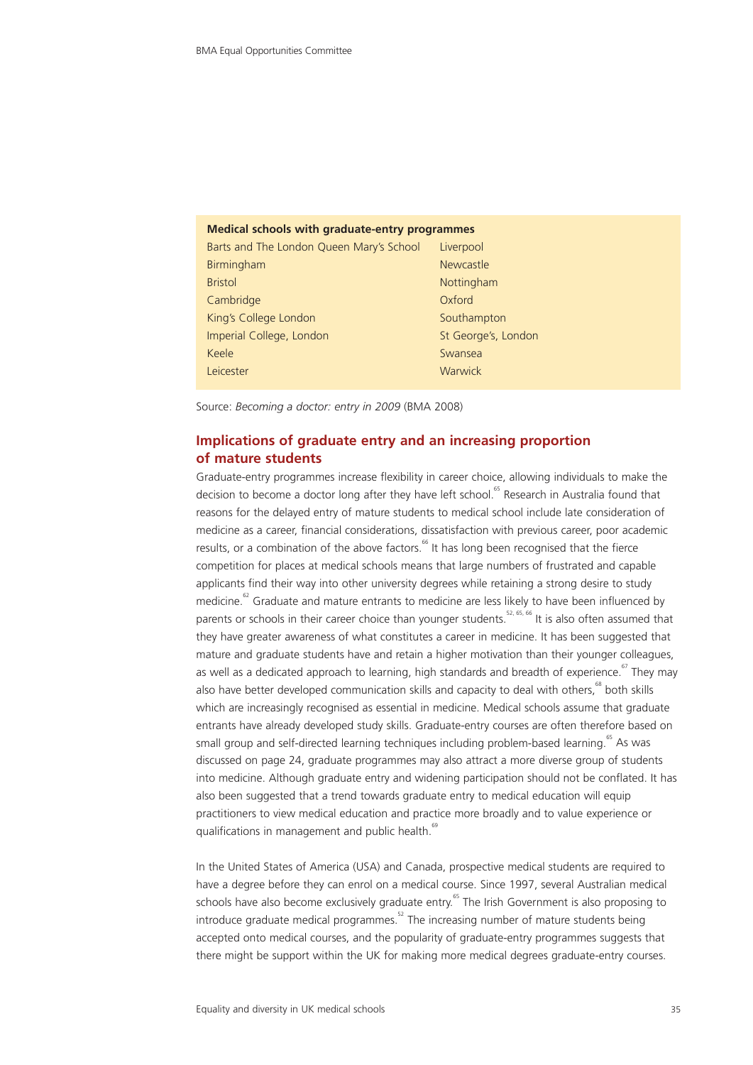| **Medical schools with graduate-entry programmes** | |
|---|---|
| Barts and The London Queen Mary's School | Liverpool |
| Birmingham | Newcastle |
| Bristol | Nottingham |
| Cambridge | Oxford |
| King's College London | Southampton |
| Imperial College, London | St George's, London |
| Keele | Swansea |
| Leicester | Warwick |

Source: *Becoming a doctor: entry in 2009* (BMA 2008)

## Implications of graduate entry and an increasing proportion of mature students

Graduate-entry programmes increase flexibility in career choice, allowing individuals to make the decision to become a doctor long after they have left school.[65] Research in Australia found that reasons for the delayed entry of mature students to medical school include late consideration of medicine as a career, financial considerations, dissatisfaction with previous career, poor academic results, or a combination of the above factors.[66] It has long been recognised that the fierce competition for places at medical schools means that large numbers of frustrated and capable applicants find their way into other university degrees while retaining a strong desire to study medicine.[62] Graduate and mature entrants to medicine are less likely to have been influenced by parents or schools in their career choice than younger students.[52, 65, 66] It is also often assumed that they have greater awareness of what constitutes a career in medicine. It has been suggested that mature and graduate students have and retain a higher motivation than their younger colleagues, as well as a dedicated approach to learning, high standards and breadth of experience.[67] They may also have better developed communication skills and capacity to deal with others,[68] both skills which are increasingly recognised as essential in medicine. Medical schools assume that graduate entrants have already developed study skills. Graduate-entry courses are often therefore based on small group and self-directed learning techniques including problem-based learning.[65] As was discussed on page 24, graduate programmes may also attract a more diverse group of students into medicine. Although graduate entry and widening participation should not be conflated. It has also been suggested that a trend towards graduate entry to medical education will equip practitioners to view medical education and practice more broadly and to value experience or qualifications in management and public health.[69]

In the United States of America (USA) and Canada, prospective medical students are required to have a degree before they can enrol on a medical course. Since 1997, several Australian medical schools have also become exclusively graduate entry.[65] The Irish Government is also proposing to introduce graduate medical programmes.[52] The increasing number of mature students being accepted onto medical courses, and the popularity of graduate-entry programmes suggests that there might be support within the UK for making more medical degrees graduate-entry courses.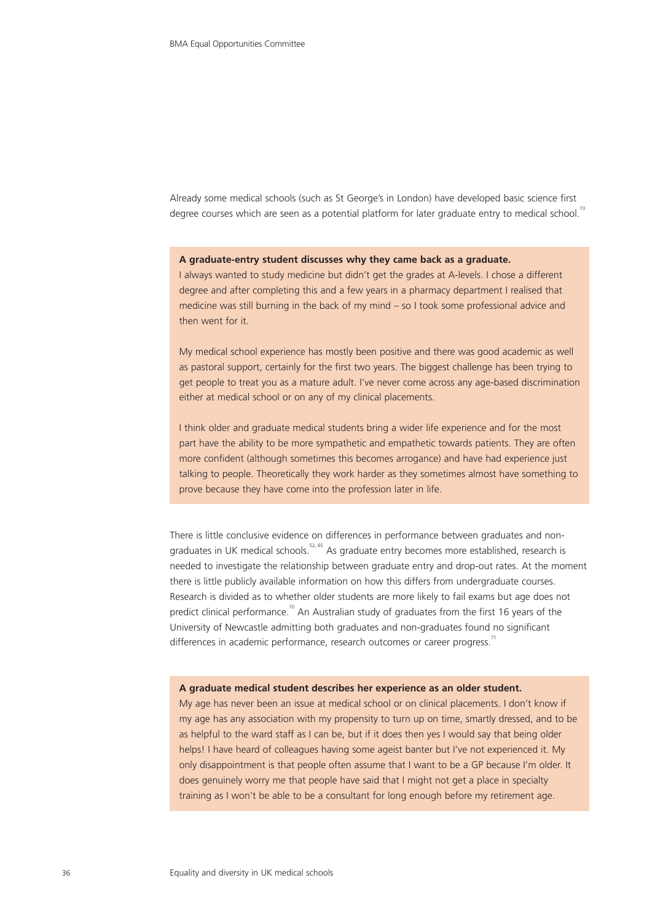Already some medical schools (such as St George's in London) have developed basic science first degree courses which are seen as a potential platform for later graduate entry to medical school.[10]

**A graduate-entry student discusses why they came back as a graduate.**
I always wanted to study medicine but didn't get the grades at A-levels. I chose a different degree and after completing this and a few years in a pharmacy department I realised that medicine was still burning in the back of my mind – so I took some professional advice and then went for it.

My medical school experience has mostly been positive and there was good academic as well as pastoral support, certainly for the first two years. The biggest challenge has been trying to get people to treat you as a mature adult. I've never come across any age-based discrimination either at medical school or on any of my clinical placements.

I think older and graduate medical students bring a wider life experience and for the most part have the ability to be more sympathetic and empathetic towards patients. They are often more confident (although sometimes this becomes arrogance) and have had experience just talking to people. Theoretically they work harder as they sometimes almost have something to prove because they have come into the profession later in life.

There is little conclusive evidence on differences in performance between graduates and non-graduates in UK medical schools.[52, 65] As graduate entry becomes more established, research is needed to investigate the relationship between graduate entry and drop-out rates. At the moment there is little publicly available information on how this differs from undergraduate courses. Research is divided as to whether older students are more likely to fail exams but age does not predict clinical performance.[70] An Australian study of graduates from the first 16 years of the University of Newcastle admitting both graduates and non-graduates found no significant differences in academic performance, research outcomes or career progress.[71]

**A graduate medical student describes her experience as an older student.**
My age has never been an issue at medical school or on clinical placements. I don't know if my age has any association with my propensity to turn up on time, smartly dressed, and to be as helpful to the ward staff as I can be, but if it does then yes I would say that being older helps! I have heard of colleagues having some ageist banter but I've not experienced it. My only disappointment is that people often assume that I want to be a GP because I'm older. It does genuinely worry me that people have said that I might not get a place in specialty training as I won't be able to be a consultant for long enough before my retirement age.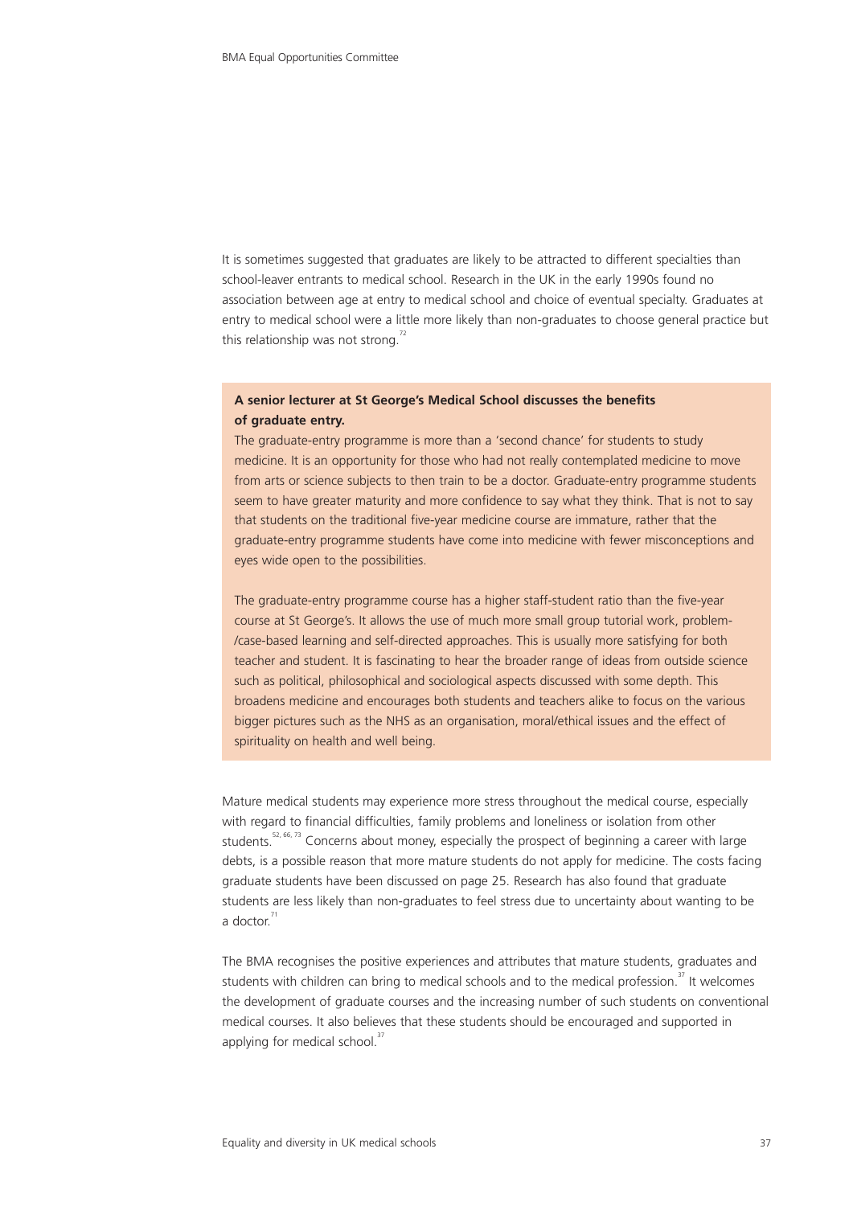It is sometimes suggested that graduates are likely to be attracted to different specialties than school-leaver entrants to medical school. Research in the UK in the early 1990s found no association between age at entry to medical school and choice of eventual specialty. Graduates at entry to medical school were a little more likely than non-graduates to choose general practice but this relationship was not strong.[72]

> **A senior lecturer at St George's Medical School discusses the benefits of graduate entry.**
>
> The graduate-entry programme is more than a 'second chance' for students to study medicine. It is an opportunity for those who had not really contemplated medicine to move from arts or science subjects to then train to be a doctor. Graduate-entry programme students seem to have greater maturity and more confidence to say what they think. That is not to say that students on the traditional five-year medicine course are immature, rather that the graduate-entry programme students have come into medicine with fewer misconceptions and eyes wide open to the possibilities.
>
> The graduate-entry programme course has a higher staff-student ratio than the five-year course at St George's. It allows the use of much more small group tutorial work, problem-/case-based learning and self-directed approaches. This is usually more satisfying for both teacher and student. It is fascinating to hear the broader range of ideas from outside science such as political, philosophical and sociological aspects discussed with some depth. This broadens medicine and encourages both students and teachers alike to focus on the various bigger pictures such as the NHS as an organisation, moral/ethical issues and the effect of spirituality on health and well being.

Mature medical students may experience more stress throughout the medical course, especially with regard to financial difficulties, family problems and loneliness or isolation from other students.[52, 66, 73] Concerns about money, especially the prospect of beginning a career with large debts, is a possible reason that more mature students do not apply for medicine. The costs facing graduate students have been discussed on page 25. Research has also found that graduate students are less likely than non-graduates to feel stress due to uncertainty about wanting to be a doctor.[71]

The BMA recognises the positive experiences and attributes that mature students, graduates and students with children can bring to medical schools and to the medical profession.[37] It welcomes the development of graduate courses and the increasing number of such students on conventional medical courses. It also believes that these students should be encouraged and supported in applying for medical school.[37]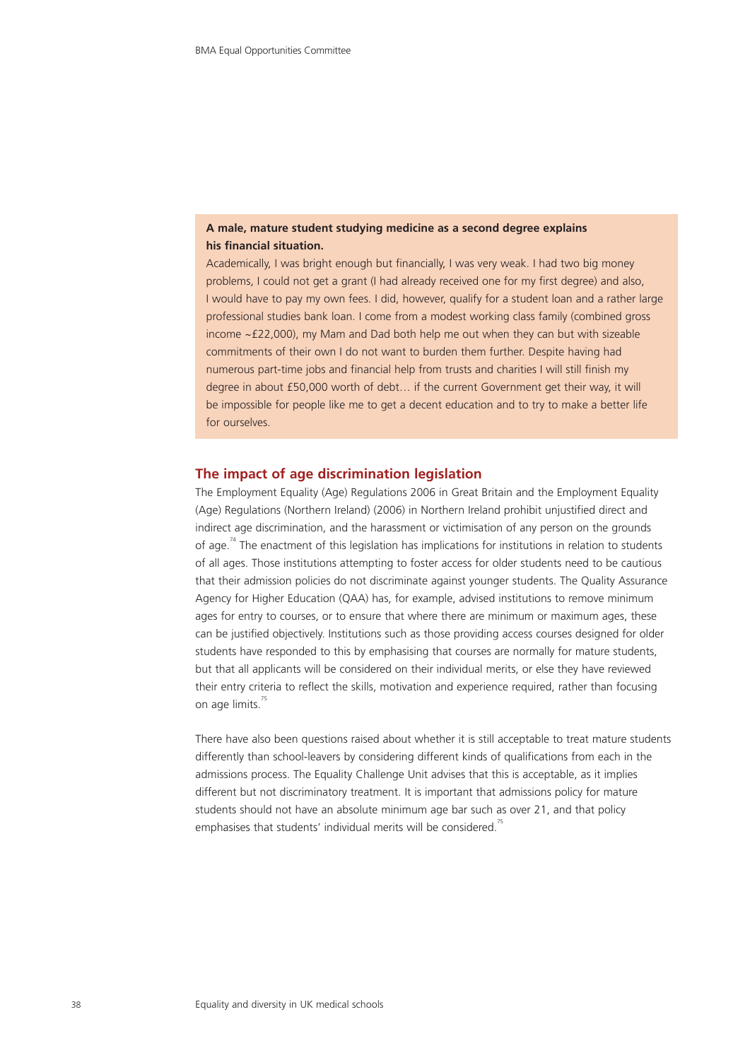**A male, mature student studying medicine as a second degree explains his financial situation.**

Academically, I was bright enough but financially, I was very weak. I had two big money problems, I could not get a grant (I had already received one for my first degree) and also, I would have to pay my own fees. I did, however, qualify for a student loan and a rather large professional studies bank loan. I come from a modest working class family (combined gross income ~£22,000), my Mam and Dad both help me out when they can but with sizeable commitments of their own I do not want to burden them further. Despite having had numerous part-time jobs and financial help from trusts and charities I will still finish my degree in about £50,000 worth of debt… if the current Government get their way, it will be impossible for people like me to get a decent education and to try to make a better life for ourselves.

## The impact of age discrimination legislation

The Employment Equality (Age) Regulations 2006 in Great Britain and the Employment Equality (Age) Regulations (Northern Ireland) (2006) in Northern Ireland prohibit unjustified direct and indirect age discrimination, and the harassment or victimisation of any person on the grounds of age.[74] The enactment of this legislation has implications for institutions in relation to students of all ages. Those institutions attempting to foster access for older students need to be cautious that their admission policies do not discriminate against younger students. The Quality Assurance Agency for Higher Education (QAA) has, for example, advised institutions to remove minimum ages for entry to courses, or to ensure that where there are minimum or maximum ages, these can be justified objectively. Institutions such as those providing access courses designed for older students have responded to this by emphasising that courses are normally for mature students, but that all applicants will be considered on their individual merits, or else they have reviewed their entry criteria to reflect the skills, motivation and experience required, rather than focusing on age limits.[75]

There have also been questions raised about whether it is still acceptable to treat mature students differently than school-leavers by considering different kinds of qualifications from each in the admissions process. The Equality Challenge Unit advises that this is acceptable, as it implies different but not discriminatory treatment. It is important that admissions policy for mature students should not have an absolute minimum age bar such as over 21, and that policy emphasises that students' individual merits will be considered.[75]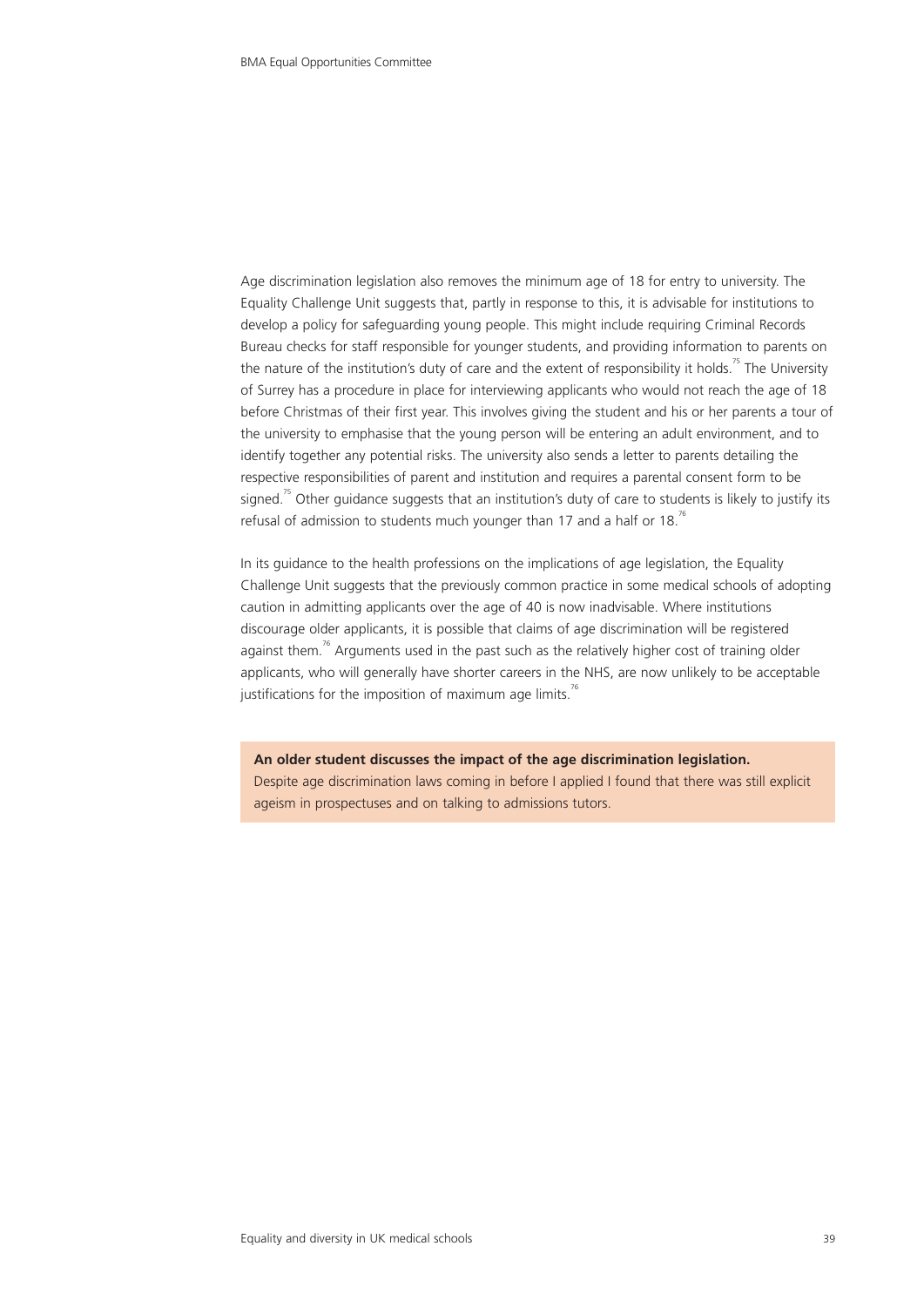Age discrimination legislation also removes the minimum age of 18 for entry to university. The Equality Challenge Unit suggests that, partly in response to this, it is advisable for institutions to develop a policy for safeguarding young people. This might include requiring Criminal Records Bureau checks for staff responsible for younger students, and providing information to parents on the nature of the institution's duty of care and the extent of responsibility it holds.[75] The University of Surrey has a procedure in place for interviewing applicants who would not reach the age of 18 before Christmas of their first year. This involves giving the student and his or her parents a tour of the university to emphasise that the young person will be entering an adult environment, and to identify together any potential risks. The university also sends a letter to parents detailing the respective responsibilities of parent and institution and requires a parental consent form to be signed.[75] Other guidance suggests that an institution's duty of care to students is likely to justify its refusal of admission to students much younger than 17 and a half or 18.[76]

In its guidance to the health professions on the implications of age legislation, the Equality Challenge Unit suggests that the previously common practice in some medical schools of adopting caution in admitting applicants over the age of 40 is now inadvisable. Where institutions discourage older applicants, it is possible that claims of age discrimination will be registered against them.[76] Arguments used in the past such as the relatively higher cost of training older applicants, who will generally have shorter careers in the NHS, are now unlikely to be acceptable justifications for the imposition of maximum age limits.[76]

**An older student discusses the impact of the age discrimination legislation.**
Despite age discrimination laws coming in before I applied I found that there was still explicit ageism in prospectuses and on talking to admissions tutors.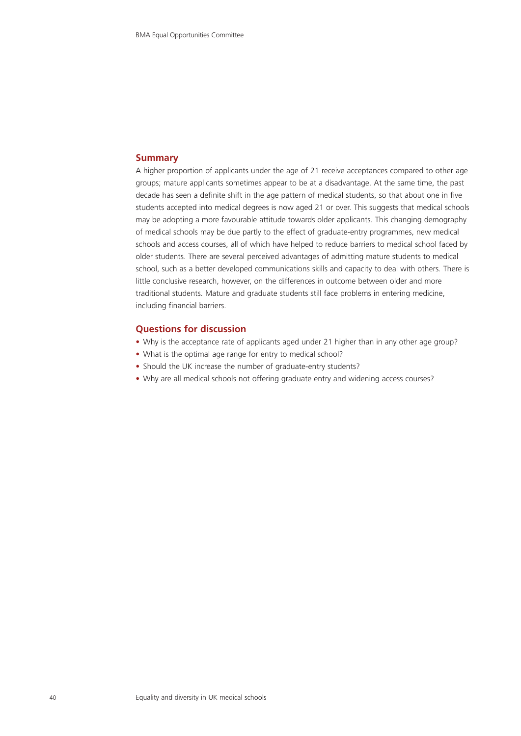## Summary

A higher proportion of applicants under the age of 21 receive acceptances compared to other age groups; mature applicants sometimes appear to be at a disadvantage. At the same time, the past decade has seen a definite shift in the age pattern of medical students, so that about one in five students accepted into medical degrees is now aged 21 or over. This suggests that medical schools may be adopting a more favourable attitude towards older applicants. This changing demography of medical schools may be due partly to the effect of graduate-entry programmes, new medical schools and access courses, all of which have helped to reduce barriers to medical school faced by older students. There are several perceived advantages of admitting mature students to medical school, such as a better developed communications skills and capacity to deal with others. There is little conclusive research, however, on the differences in outcome between older and more traditional students. Mature and graduate students still face problems in entering medicine, including financial barriers.

## Questions for discussion

- Why is the acceptance rate of applicants aged under 21 higher than in any other age group?
- What is the optimal age range for entry to medical school?
- Should the UK increase the number of graduate-entry students?
- Why are all medical schools not offering graduate entry and widening access courses?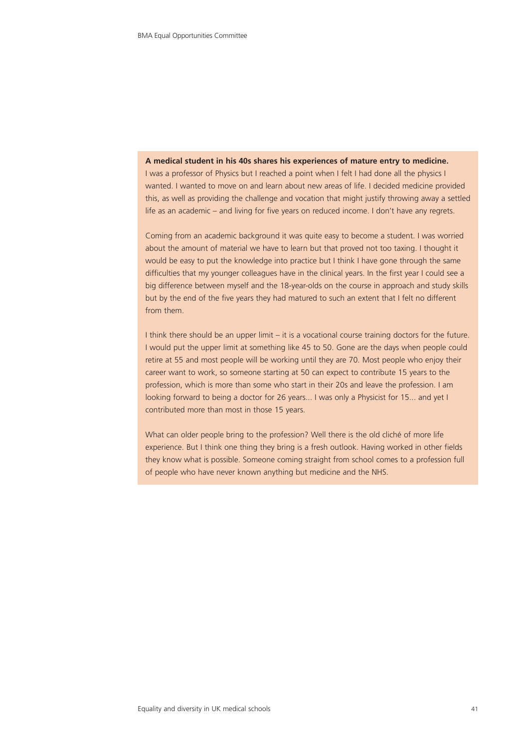**A medical student in his 40s shares his experiences of mature entry to medicine.**

I was a professor of Physics but I reached a point when I felt I had done all the physics I wanted. I wanted to move on and learn about new areas of life. I decided medicine provided this, as well as providing the challenge and vocation that might justify throwing away a settled life as an academic – and living for five years on reduced income. I don't have any regrets.

Coming from an academic background it was quite easy to become a student. I was worried about the amount of material we have to learn but that proved not too taxing. I thought it would be easy to put the knowledge into practice but I think I have gone through the same difficulties that my younger colleagues have in the clinical years. In the first year I could see a big difference between myself and the 18-year-olds on the course in approach and study skills but by the end of the five years they had matured to such an extent that I felt no different from them.

I think there should be an upper limit – it is a vocational course training doctors for the future. I would put the upper limit at something like 45 to 50. Gone are the days when people could retire at 55 and most people will be working until they are 70. Most people who enjoy their career want to work, so someone starting at 50 can expect to contribute 15 years to the profession, which is more than some who start in their 20s and leave the profession. I am looking forward to being a doctor for 26 years... I was only a Physicist for 15... and yet I contributed more than most in those 15 years.

What can older people bring to the profession? Well there is the old cliché of more life experience. But I think one thing they bring is a fresh outlook. Having worked in other fields they know what is possible. Someone coming straight from school comes to a profession full of people who have never known anything but medicine and the NHS.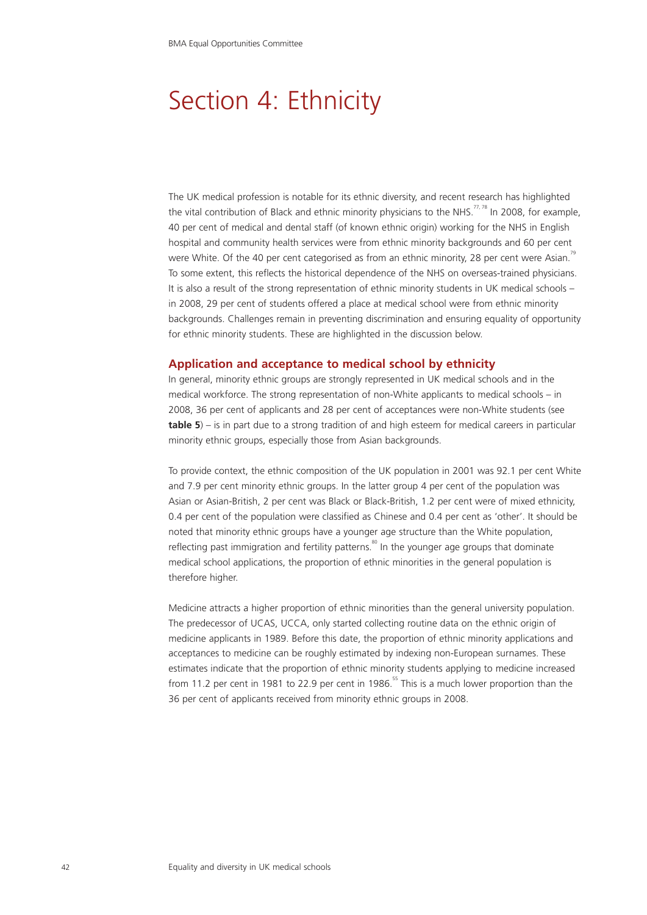# Section 4: Ethnicity

The UK medical profession is notable for its ethnic diversity, and recent research has highlighted the vital contribution of Black and ethnic minority physicians to the NHS.[77, 78] In 2008, for example, 40 per cent of medical and dental staff (of known ethnic origin) working for the NHS in English hospital and community health services were from ethnic minority backgrounds and 60 per cent were White. Of the 40 per cent categorised as from an ethnic minority, 28 per cent were Asian.[79] To some extent, this reflects the historical dependence of the NHS on overseas-trained physicians. It is also a result of the strong representation of ethnic minority students in UK medical schools – in 2008, 29 per cent of students offered a place at medical school were from ethnic minority backgrounds. Challenges remain in preventing discrimination and ensuring equality of opportunity for ethnic minority students. These are highlighted in the discussion below.

## Application and acceptance to medical school by ethnicity

In general, minority ethnic groups are strongly represented in UK medical schools and in the medical workforce. The strong representation of non-White applicants to medical schools – in 2008, 36 per cent of applicants and 28 per cent of acceptances were non-White students (see **table 5**) – is in part due to a strong tradition of and high esteem for medical careers in particular minority ethnic groups, especially those from Asian backgrounds.

To provide context, the ethnic composition of the UK population in 2001 was 92.1 per cent White and 7.9 per cent minority ethnic groups. In the latter group 4 per cent of the population was Asian or Asian-British, 2 per cent was Black or Black-British, 1.2 per cent were of mixed ethnicity, 0.4 per cent of the population were classified as Chinese and 0.4 per cent as 'other'. It should be noted that minority ethnic groups have a younger age structure than the White population, reflecting past immigration and fertility patterns.[80] In the younger age groups that dominate medical school applications, the proportion of ethnic minorities in the general population is therefore higher.

Medicine attracts a higher proportion of ethnic minorities than the general university population. The predecessor of UCAS, UCCA, only started collecting routine data on the ethnic origin of medicine applicants in 1989. Before this date, the proportion of ethnic minority applications and acceptances to medicine can be roughly estimated by indexing non-European surnames. These estimates indicate that the proportion of ethnic minority students applying to medicine increased from 11.2 per cent in 1981 to 22.9 per cent in 1986.[55] This is a much lower proportion than the 36 per cent of applicants received from minority ethnic groups in 2008.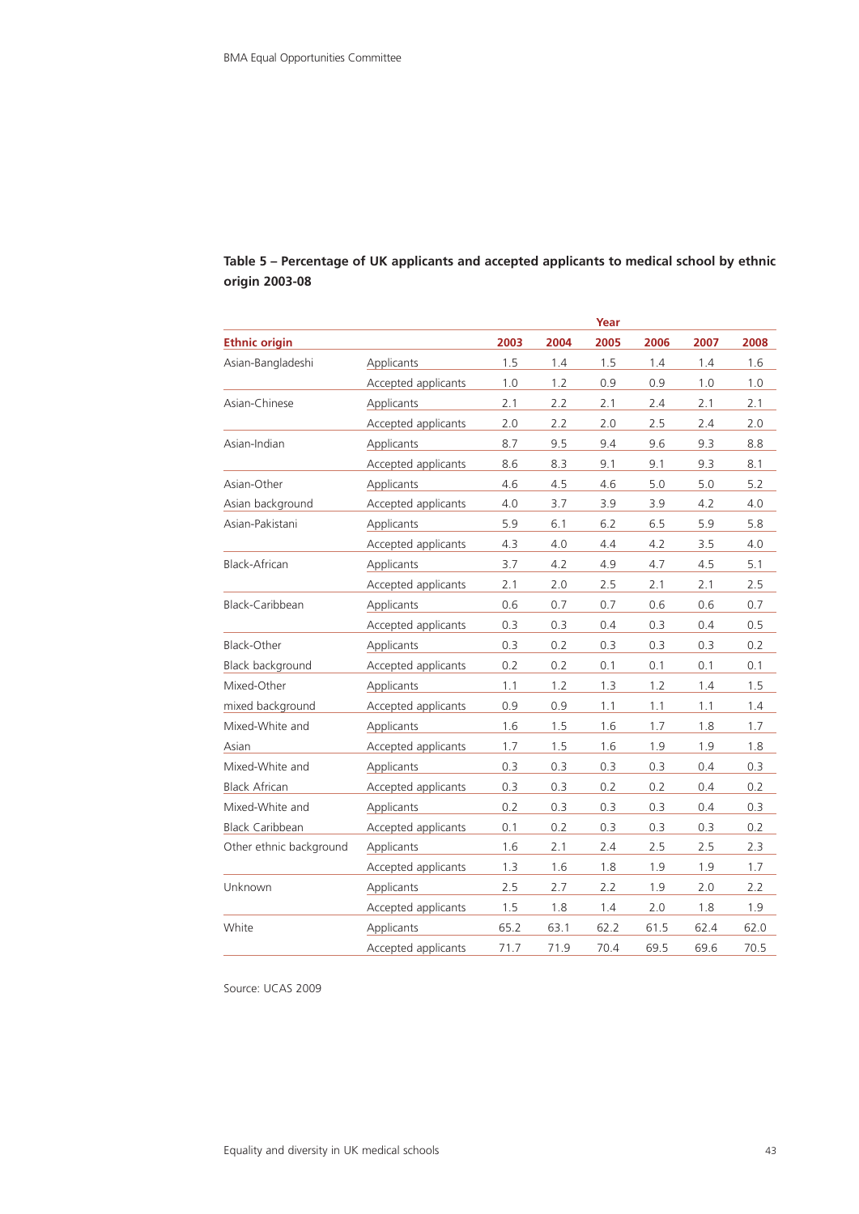**Table 5 – Percentage of UK applicants and accepted applicants to medical school by ethnic origin 2003-08**

| | | Year | | | | | |
|---|---|---|---|---|---|---|---|
| **Ethnic origin** | | **2003** | **2004** | **2005** | **2006** | **2007** | **2008** |
| Asian-Bangladeshi | Applicants | 1.5 | 1.4 | 1.5 | 1.4 | 1.4 | 1.6 |
| | Accepted applicants | 1.0 | 1.2 | 0.9 | 0.9 | 1.0 | 1.0 |
| Asian-Chinese | Applicants | 2.1 | 2.2 | 2.1 | 2.4 | 2.1 | 2.1 |
| | Accepted applicants | 2.0 | 2.2 | 2.0 | 2.5 | 2.4 | 2.0 |
| Asian-Indian | Applicants | 8.7 | 9.5 | 9.4 | 9.6 | 9.3 | 8.8 |
| | Accepted applicants | 8.6 | 8.3 | 9.1 | 9.1 | 9.3 | 8.1 |
| Asian-Other Asian background | Applicants | 4.6 | 4.5 | 4.6 | 5.0 | 5.0 | 5.2 |
| | Accepted applicants | 4.0 | 3.7 | 3.9 | 3.9 | 4.2 | 4.0 |
| Asian-Pakistani | Applicants | 5.9 | 6.1 | 6.2 | 6.5 | 5.9 | 5.8 |
| | Accepted applicants | 4.3 | 4.0 | 4.4 | 4.2 | 3.5 | 4.0 |
| Black-African | Applicants | 3.7 | 4.2 | 4.9 | 4.7 | 4.5 | 5.1 |
| | Accepted applicants | 2.1 | 2.0 | 2.5 | 2.1 | 2.1 | 2.5 |
| Black-Caribbean | Applicants | 0.6 | 0.7 | 0.7 | 0.6 | 0.6 | 0.7 |
| | Accepted applicants | 0.3 | 0.3 | 0.4 | 0.3 | 0.4 | 0.5 |
| Black-Other Black background | Applicants | 0.3 | 0.2 | 0.3 | 0.3 | 0.3 | 0.2 |
| | Accepted applicants | 0.2 | 0.2 | 0.1 | 0.1 | 0.1 | 0.1 |
| Mixed-Other mixed background | Applicants | 1.1 | 1.2 | 1.3 | 1.2 | 1.4 | 1.5 |
| | Accepted applicants | 0.9 | 0.9 | 1.1 | 1.1 | 1.1 | 1.4 |
| Mixed-White and Asian | Applicants | 1.6 | 1.5 | 1.6 | 1.7 | 1.8 | 1.7 |
| | Accepted applicants | 1.7 | 1.5 | 1.6 | 1.9 | 1.9 | 1.8 |
| Mixed-White and Black African | Applicants | 0.3 | 0.3 | 0.3 | 0.3 | 0.4 | 0.3 |
| | Accepted applicants | 0.3 | 0.3 | 0.2 | 0.2 | 0.4 | 0.2 |
| Mixed-White and Black Caribbean | Applicants | 0.2 | 0.3 | 0.3 | 0.3 | 0.4 | 0.3 |
| | Accepted applicants | 0.1 | 0.2 | 0.3 | 0.3 | 0.3 | 0.2 |
| Other ethnic background | Applicants | 1.6 | 2.1 | 2.4 | 2.5 | 2.5 | 2.3 |
| | Accepted applicants | 1.3 | 1.6 | 1.8 | 1.9 | 1.9 | 1.7 |
| Unknown | Applicants | 2.5 | 2.7 | 2.2 | 1.9 | 2.0 | 2.2 |
| | Accepted applicants | 1.5 | 1.8 | 1.4 | 2.0 | 1.8 | 1.9 |
| White | Applicants | 65.2 | 63.1 | 62.2 | 61.5 | 62.4 | 62.0 |
| | Accepted applicants | 71.7 | 71.9 | 70.4 | 69.5 | 69.6 | 70.5 |

Source: UCAS 2009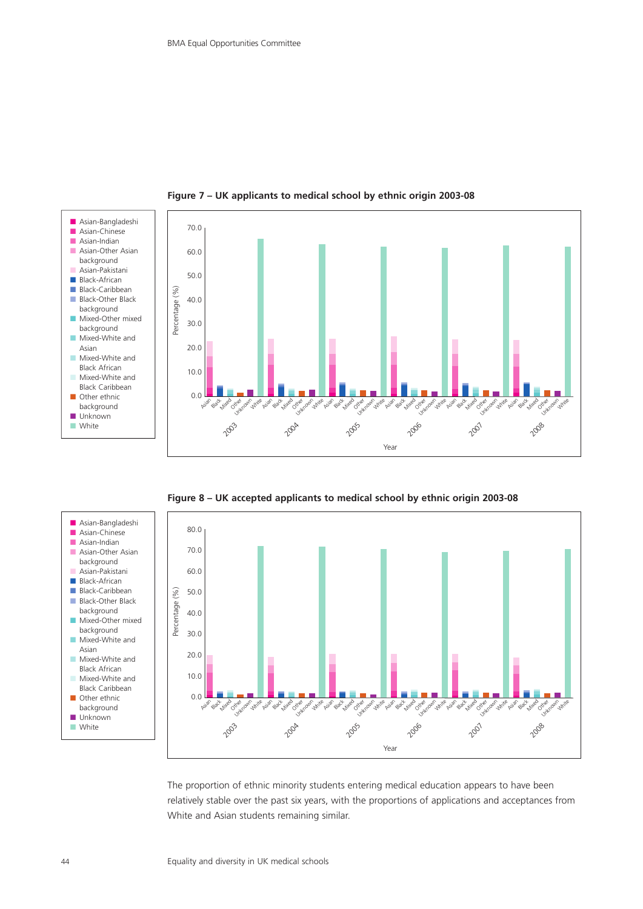**Figure 7 – UK applicants to medical school by ethnic origin 2003-08**

**Figure 8 – UK accepted applicants to medical school by ethnic origin 2003-08**

The proportion of ethnic minority students entering medical education appears to have been relatively stable over the past six years, with the proportions of applications and acceptances from White and Asian students remaining similar.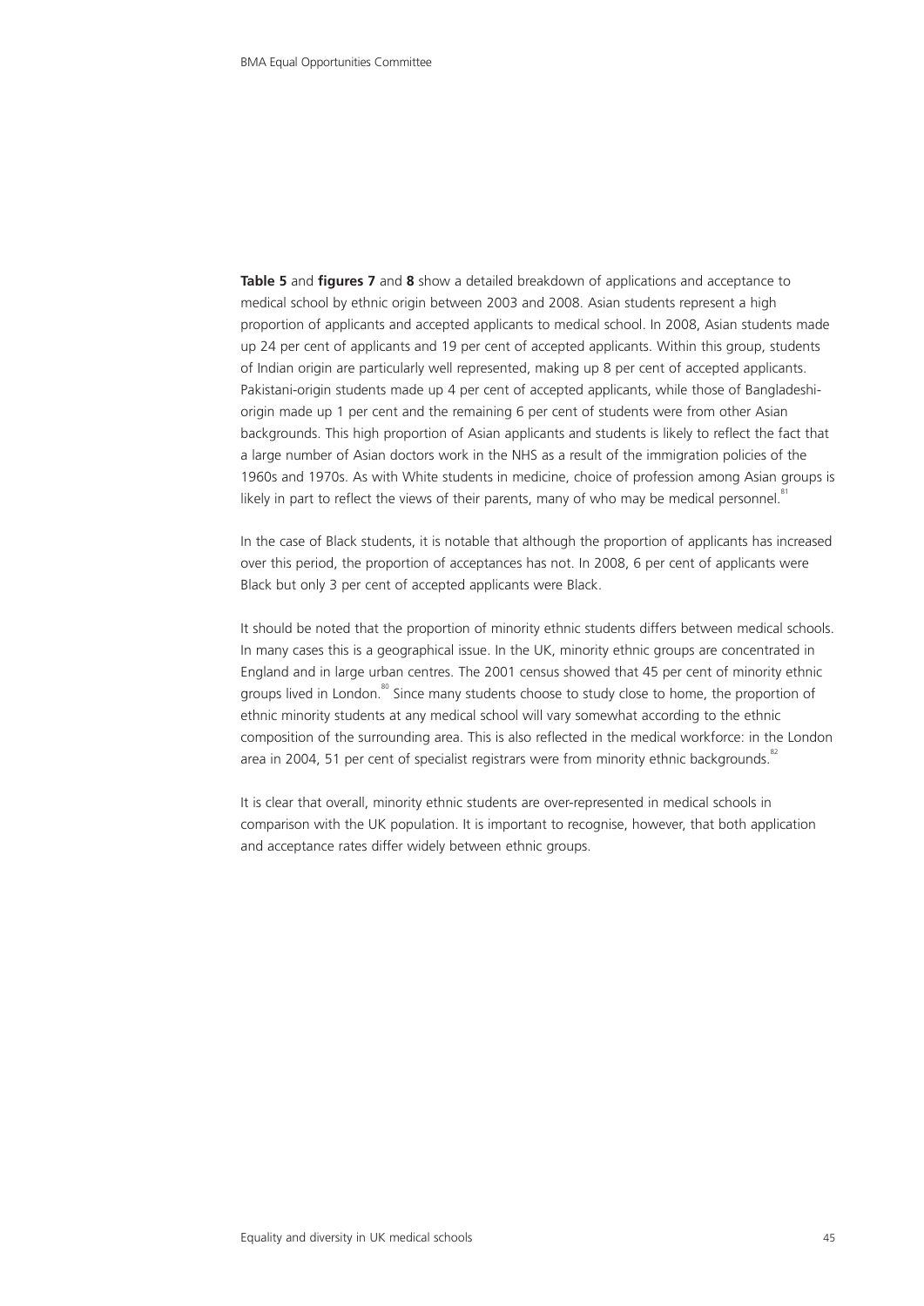**Table 5** and **figures 7** and **8** show a detailed breakdown of applications and acceptance to medical school by ethnic origin between 2003 and 2008. Asian students represent a high proportion of applicants and accepted applicants to medical school. In 2008, Asian students made up 24 per cent of applicants and 19 per cent of accepted applicants. Within this group, students of Indian origin are particularly well represented, making up 8 per cent of accepted applicants. Pakistani-origin students made up 4 per cent of accepted applicants, while those of Bangladeshi-origin made up 1 per cent and the remaining 6 per cent of students were from other Asian backgrounds. This high proportion of Asian applicants and students is likely to reflect the fact that a large number of Asian doctors work in the NHS as a result of the immigration policies of the 1960s and 1970s. As with White students in medicine, choice of profession among Asian groups is likely in part to reflect the views of their parents, many of who may be medical personnel.[81]

In the case of Black students, it is notable that although the proportion of applicants has increased over this period, the proportion of acceptances has not. In 2008, 6 per cent of applicants were Black but only 3 per cent of accepted applicants were Black.

It should be noted that the proportion of minority ethnic students differs between medical schools. In many cases this is a geographical issue. In the UK, minority ethnic groups are concentrated in England and in large urban centres. The 2001 census showed that 45 per cent of minority ethnic groups lived in London.[80] Since many students choose to study close to home, the proportion of ethnic minority students at any medical school will vary somewhat according to the ethnic composition of the surrounding area. This is also reflected in the medical workforce: in the London area in 2004, 51 per cent of specialist registrars were from minority ethnic backgrounds.[82]

It is clear that overall, minority ethnic students are over-represented in medical schools in comparison with the UK population. It is important to recognise, however, that both application and acceptance rates differ widely between ethnic groups.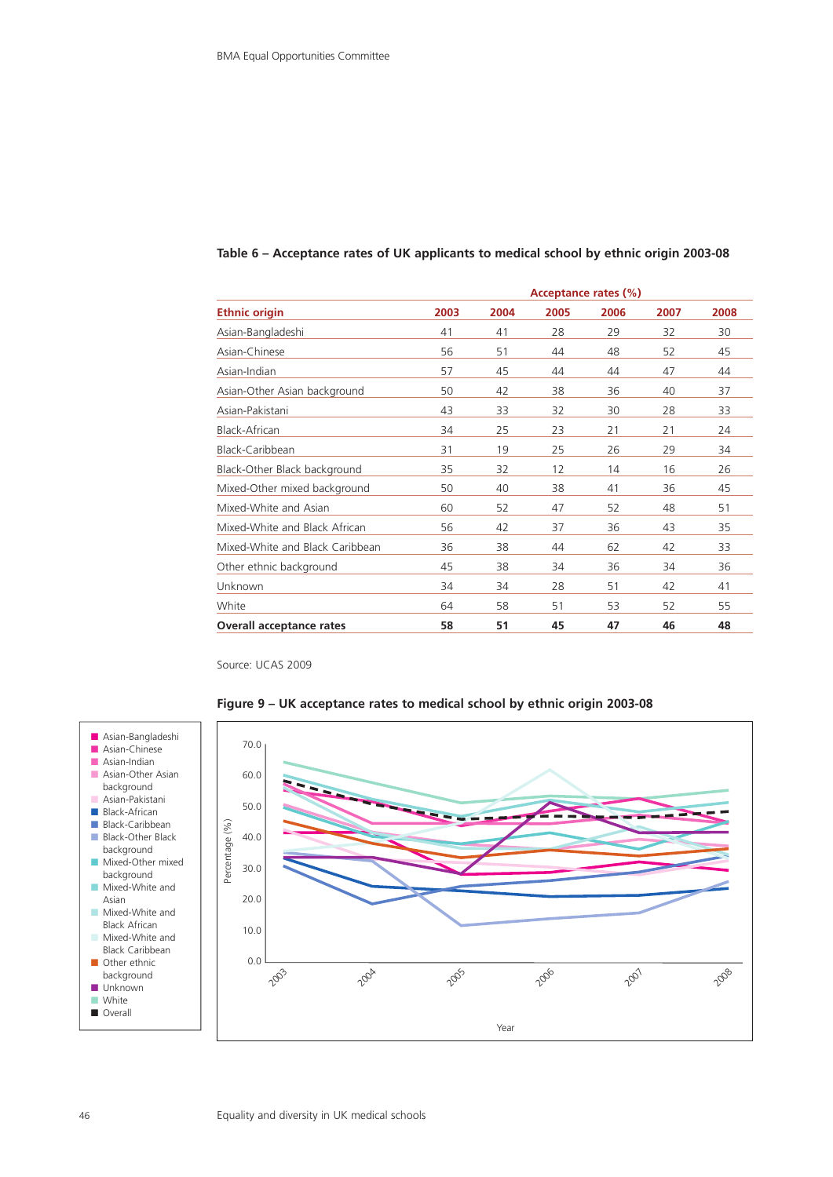**Table 6 – Acceptance rates of UK applicants to medical school by ethnic origin 2003-08**

| | Acceptance rates (%) | | | | | |
|---|---|---|---|---|---|---|
| **Ethnic origin** | **2003** | **2004** | **2005** | **2006** | **2007** | **2008** |
| Asian-Bangladeshi | 41 | 41 | 28 | 29 | 32 | 30 |
| Asian-Chinese | 56 | 51 | 44 | 48 | 52 | 45 |
| Asian-Indian | 57 | 45 | 44 | 44 | 47 | 44 |
| Asian-Other Asian background | 50 | 42 | 38 | 36 | 40 | 37 |
| Asian-Pakistani | 43 | 33 | 32 | 30 | 28 | 33 |
| Black-African | 34 | 25 | 23 | 21 | 21 | 24 |
| Black-Caribbean | 31 | 19 | 25 | 26 | 29 | 34 |
| Black-Other Black background | 35 | 32 | 12 | 14 | 16 | 26 |
| Mixed-Other mixed background | 50 | 40 | 38 | 41 | 36 | 45 |
| Mixed-White and Asian | 60 | 52 | 47 | 52 | 48 | 51 |
| Mixed-White and Black African | 56 | 42 | 37 | 36 | 43 | 35 |
| Mixed-White and Black Caribbean | 36 | 38 | 44 | 62 | 42 | 33 |
| Other ethnic background | 45 | 38 | 34 | 36 | 34 | 36 |
| Unknown | 34 | 34 | 28 | 51 | 42 | 41 |
| White | 64 | 58 | 51 | 53 | 52 | 55 |
| **Overall acceptance rates** | **58** | **51** | **45** | **47** | **46** | **48** |

Source: UCAS 2009

**Figure 9 – UK acceptance rates to medical school by ethnic origin 2003-08**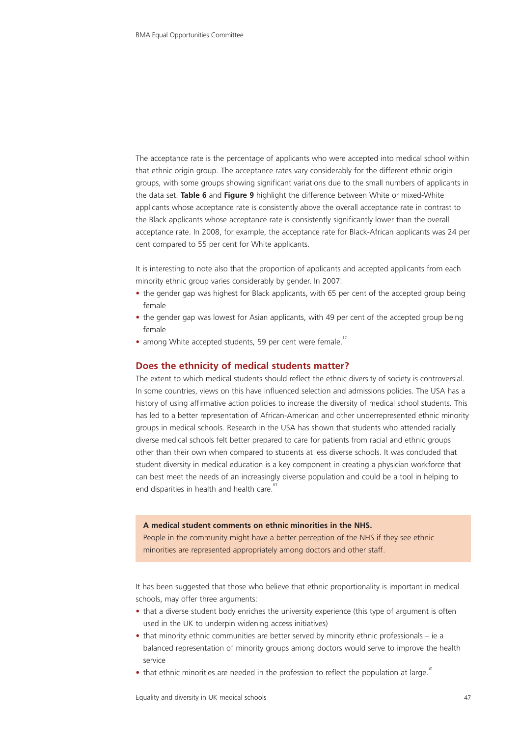The acceptance rate is the percentage of applicants who were accepted into medical school within that ethnic origin group. The acceptance rates vary considerably for the different ethnic origin groups, with some groups showing significant variations due to the small numbers of applicants in the data set. **Table 6** and **Figure 9** highlight the difference between White or mixed-White applicants whose acceptance rate is consistently above the overall acceptance rate in contrast to the Black applicants whose acceptance rate is consistently significantly lower than the overall acceptance rate. In 2008, for example, the acceptance rate for Black-African applicants was 24 per cent compared to 55 per cent for White applicants.

It is interesting to note also that the proportion of applicants and accepted applicants from each minority ethnic group varies considerably by gender. In 2007:

- the gender gap was highest for Black applicants, with 65 per cent of the accepted group being female
- the gender gap was lowest for Asian applicants, with 49 per cent of the accepted group being female
- among White accepted students, 59 per cent were female.[17]

## Does the ethnicity of medical students matter?

The extent to which medical students should reflect the ethnic diversity of society is controversial. In some countries, views on this have influenced selection and admissions policies. The USA has a history of using affirmative action policies to increase the diversity of medical school students. This has led to a better representation of African-American and other underrepresented ethnic minority groups in medical schools. Research in the USA has shown that students who attended racially diverse medical schools felt better prepared to care for patients from racial and ethnic groups other than their own when compared to students at less diverse schools. It was concluded that student diversity in medical education is a key component in creating a physician workforce that can best meet the needs of an increasingly diverse population and could be a tool in helping to end disparities in health and health care.[83]

**A medical student comments on ethnic minorities in the NHS.**
People in the community might have a better perception of the NHS if they see ethnic minorities are represented appropriately among doctors and other staff.

It has been suggested that those who believe that ethnic proportionality is important in medical schools, may offer three arguments:

- that a diverse student body enriches the university experience (this type of argument is often used in the UK to underpin widening access initiatives)
- that minority ethnic communities are better served by minority ethnic professionals – ie a balanced representation of minority groups among doctors would serve to improve the health service
- that ethnic minorities are needed in the profession to reflect the population at large.[81]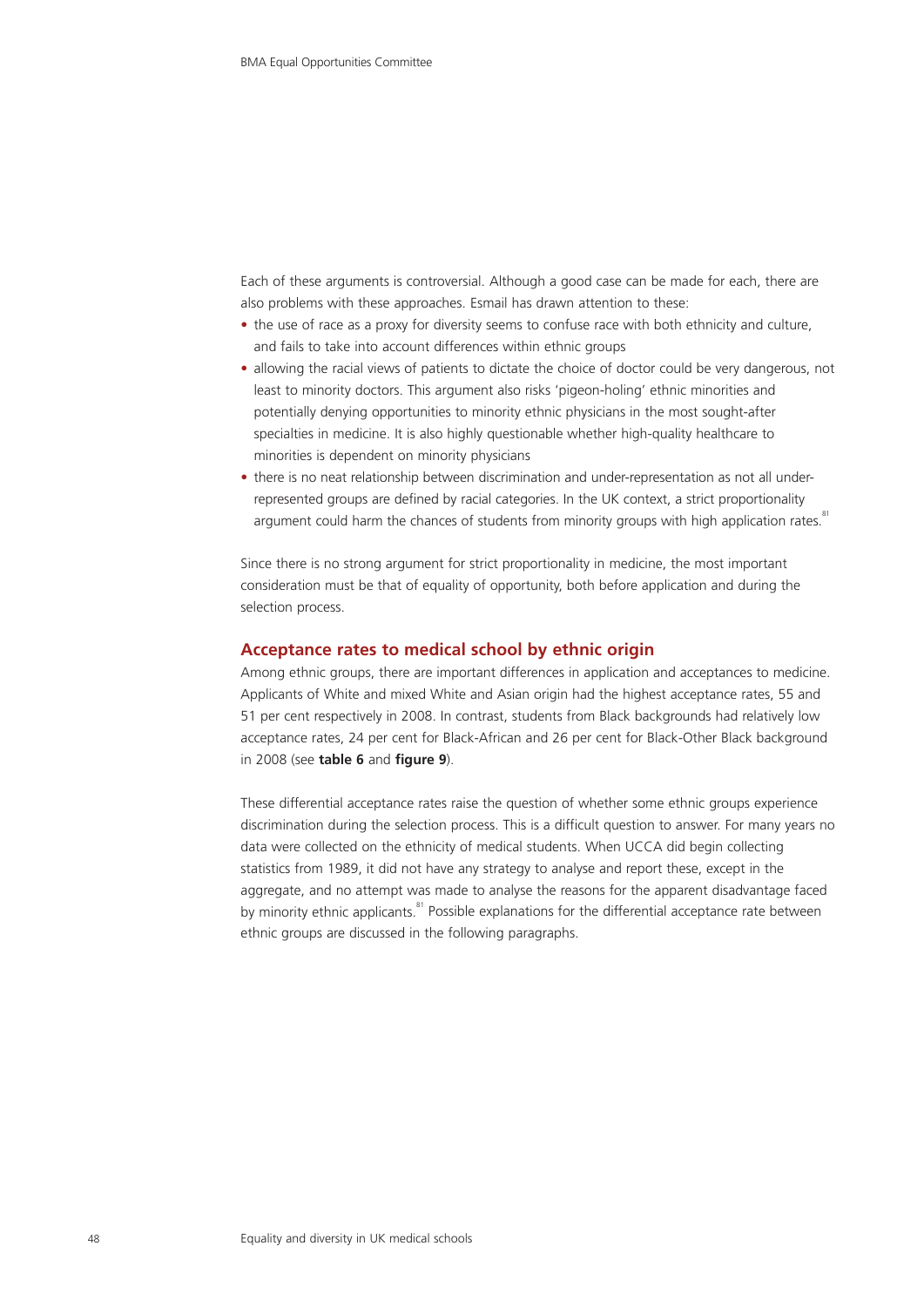Each of these arguments is controversial. Although a good case can be made for each, there are also problems with these approaches. Esmail has drawn attention to these:

- the use of race as a proxy for diversity seems to confuse race with both ethnicity and culture, and fails to take into account differences within ethnic groups
- allowing the racial views of patients to dictate the choice of doctor could be very dangerous, not least to minority doctors. This argument also risks 'pigeon-holing' ethnic minorities and potentially denying opportunities to minority ethnic physicians in the most sought-after specialties in medicine. It is also highly questionable whether high-quality healthcare to minorities is dependent on minority physicians
- there is no neat relationship between discrimination and under-representation as not all under-represented groups are defined by racial categories. In the UK context, a strict proportionality argument could harm the chances of students from minority groups with high application rates.[81]

Since there is no strong argument for strict proportionality in medicine, the most important consideration must be that of equality of opportunity, both before application and during the selection process.

## Acceptance rates to medical school by ethnic origin

Among ethnic groups, there are important differences in application and acceptances to medicine. Applicants of White and mixed White and Asian origin had the highest acceptance rates, 55 and 51 per cent respectively in 2008. In contrast, students from Black backgrounds had relatively low acceptance rates, 24 per cent for Black-African and 26 per cent for Black-Other Black background in 2008 (see **table 6** and **figure 9**).

These differential acceptance rates raise the question of whether some ethnic groups experience discrimination during the selection process. This is a difficult question to answer. For many years no data were collected on the ethnicity of medical students. When UCCA did begin collecting statistics from 1989, it did not have any strategy to analyse and report these, except in the aggregate, and no attempt was made to analyse the reasons for the apparent disadvantage faced by minority ethnic applicants.[81] Possible explanations for the differential acceptance rate between ethnic groups are discussed in the following paragraphs.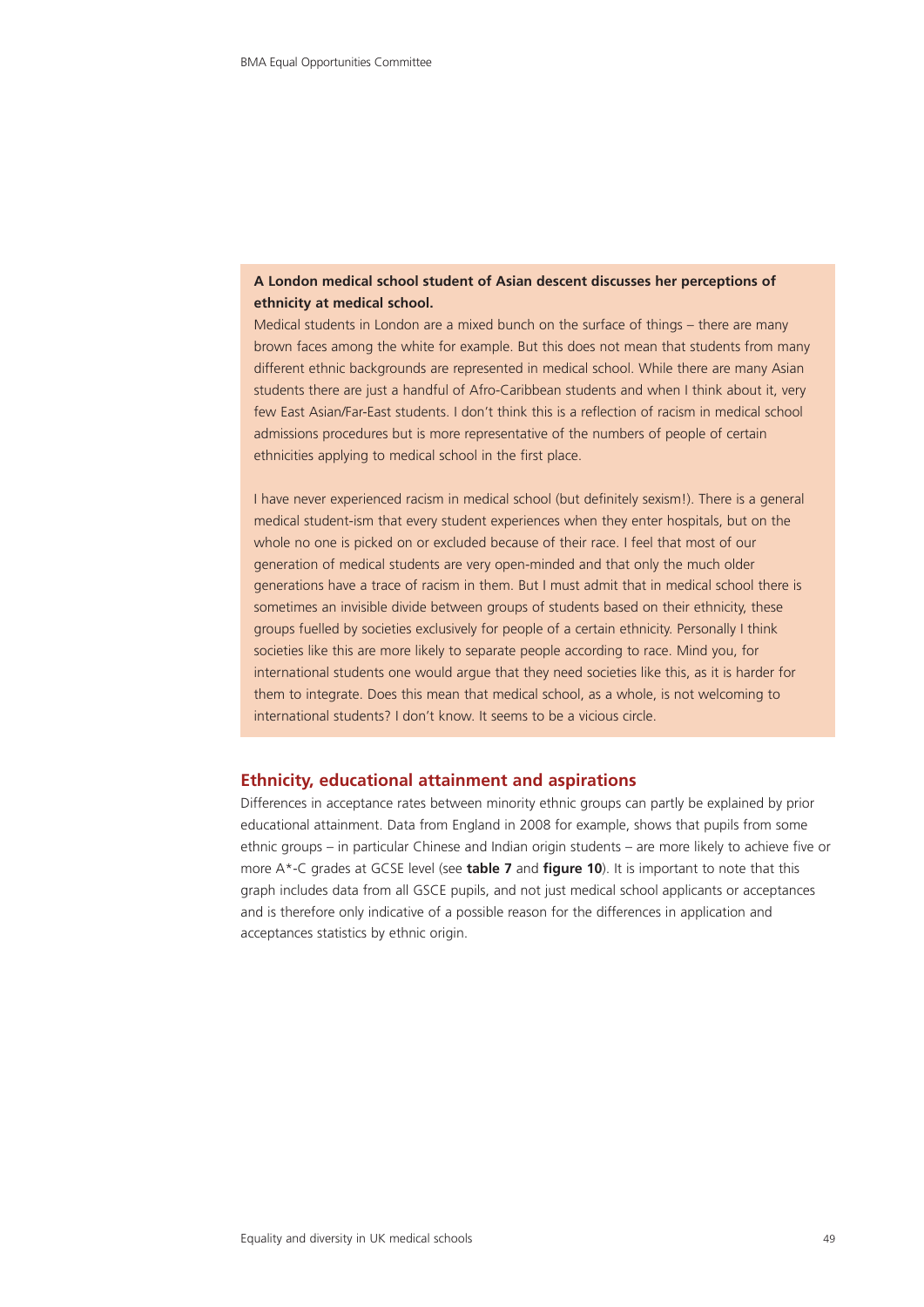**A London medical school student of Asian descent discusses her perceptions of ethnicity at medical school.**

Medical students in London are a mixed bunch on the surface of things – there are many brown faces among the white for example. But this does not mean that students from many different ethnic backgrounds are represented in medical school. While there are many Asian students there are just a handful of Afro-Caribbean students and when I think about it, very few East Asian/Far-East students. I don't think this is a reflection of racism in medical school admissions procedures but is more representative of the numbers of people of certain ethnicities applying to medical school in the first place.

I have never experienced racism in medical school (but definitely sexism!). There is a general medical student-ism that every student experiences when they enter hospitals, but on the whole no one is picked on or excluded because of their race. I feel that most of our generation of medical students are very open-minded and that only the much older generations have a trace of racism in them. But I must admit that in medical school there is sometimes an invisible divide between groups of students based on their ethnicity, these groups fuelled by societies exclusively for people of a certain ethnicity. Personally I think societies like this are more likely to separate people according to race. Mind you, for international students one would argue that they need societies like this, as it is harder for them to integrate. Does this mean that medical school, as a whole, is not welcoming to international students? I don't know. It seems to be a vicious circle.

## Ethnicity, educational attainment and aspirations

Differences in acceptance rates between minority ethnic groups can partly be explained by prior educational attainment. Data from England in 2008 for example, shows that pupils from some ethnic groups – in particular Chinese and Indian origin students – are more likely to achieve five or more A*-C grades at GCSE level (see **table 7** and **figure 10**). It is important to note that this graph includes data from all GSCE pupils, and not just medical school applicants or acceptances and is therefore only indicative of a possible reason for the differences in application and acceptances statistics by ethnic origin.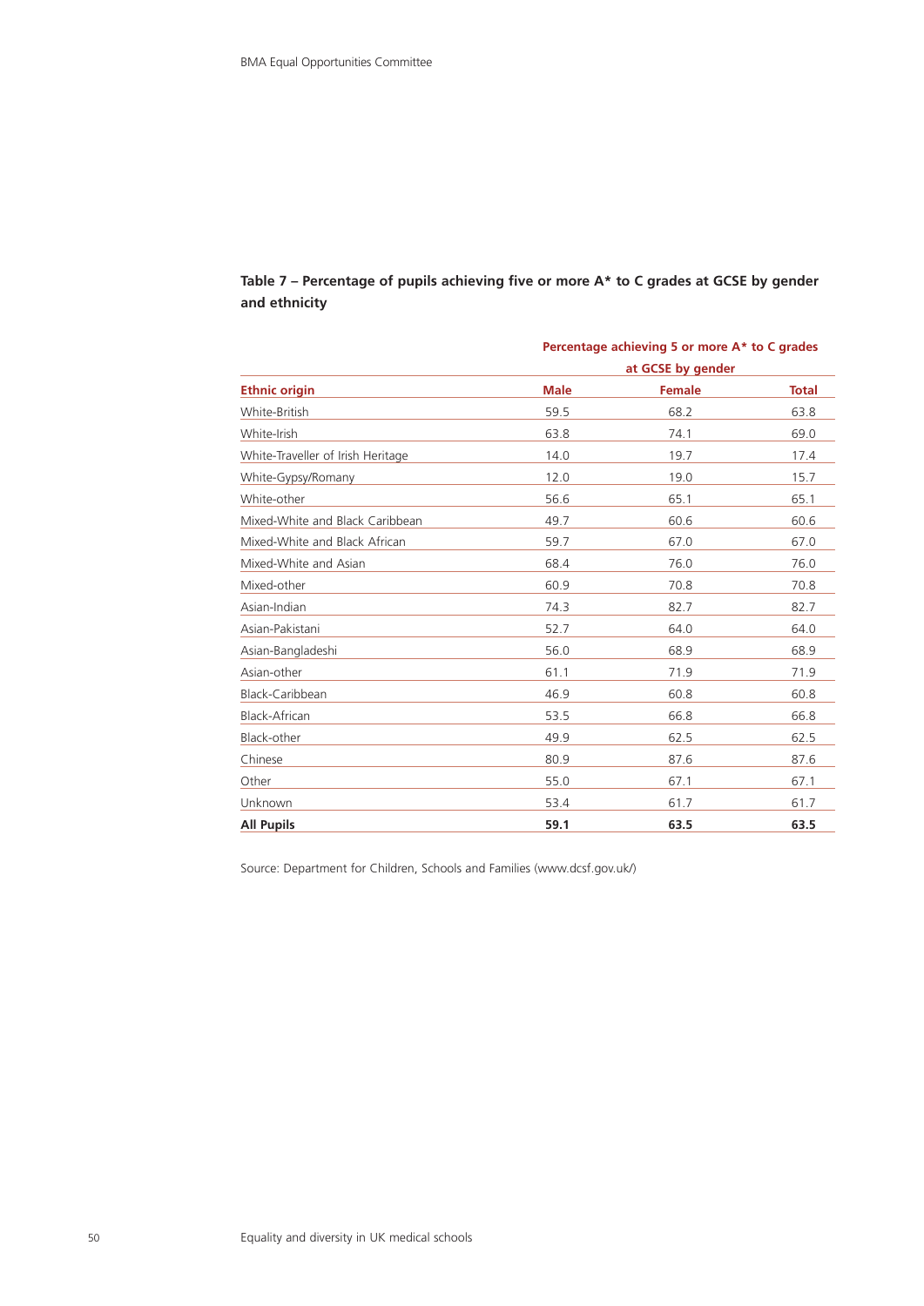**Table 7 – Percentage of pupils achieving five or more A* to C grades at GCSE by gender and ethnicity**

| | Percentage achieving 5 or more A* to C grades at GCSE by gender | | |
|---|---|---|---|
| **Ethnic origin** | **Male** | **Female** | **Total** |
| White-British | 59.5 | 68.2 | 63.8 |
| White-Irish | 63.8 | 74.1 | 69.0 |
| White-Traveller of Irish Heritage | 14.0 | 19.7 | 17.4 |
| White-Gypsy/Romany | 12.0 | 19.0 | 15.7 |
| White-other | 56.6 | 65.1 | 65.1 |
| Mixed-White and Black Caribbean | 49.7 | 60.6 | 60.6 |
| Mixed-White and Black African | 59.7 | 67.0 | 67.0 |
| Mixed-White and Asian | 68.4 | 76.0 | 76.0 |
| Mixed-other | 60.9 | 70.8 | 70.8 |
| Asian-Indian | 74.3 | 82.7 | 82.7 |
| Asian-Pakistani | 52.7 | 64.0 | 64.0 |
| Asian-Bangladeshi | 56.0 | 68.9 | 68.9 |
| Asian-other | 61.1 | 71.9 | 71.9 |
| Black-Caribbean | 46.9 | 60.8 | 60.8 |
| Black-African | 53.5 | 66.8 | 66.8 |
| Black-other | 49.9 | 62.5 | 62.5 |
| Chinese | 80.9 | 87.6 | 87.6 |
| Other | 55.0 | 67.1 | 67.1 |
| Unknown | 53.4 | 61.7 | 61.7 |
| **All Pupils** | **59.1** | **63.5** | **63.5** |

Source: Department for Children, Schools and Families (www.dcsf.gov.uk/)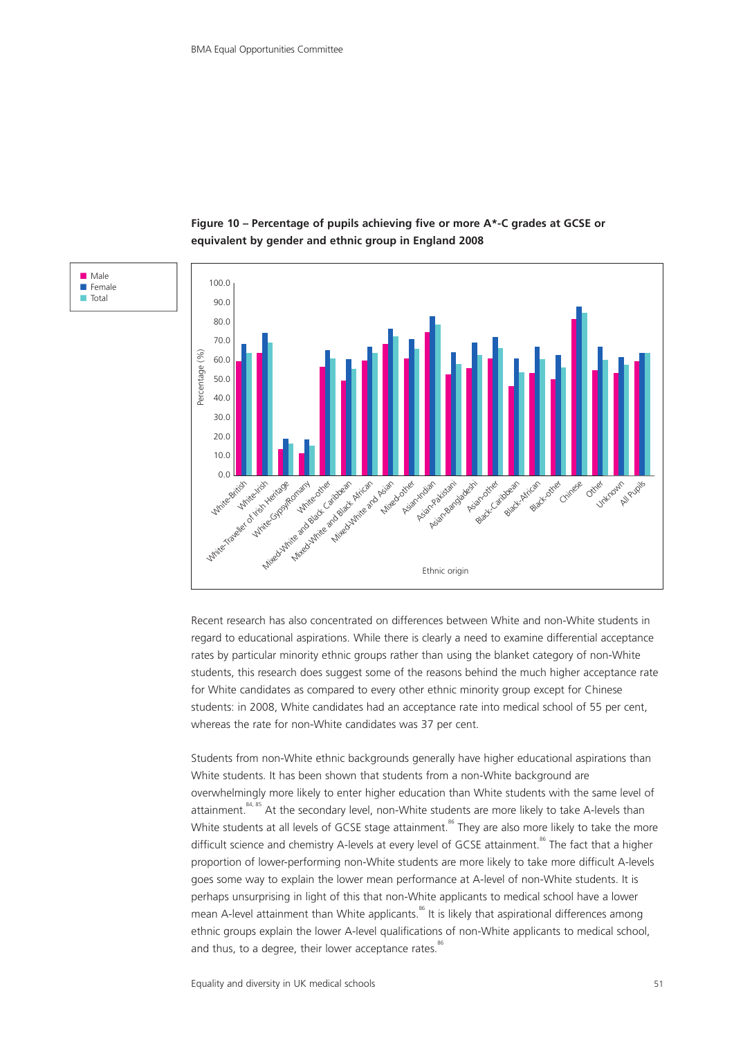**Figure 10 – Percentage of pupils achieving five or more A*-C grades at GCSE or equivalent by gender and ethnic group in England 2008**

Recent research has also concentrated on differences between White and non-White students in regard to educational aspirations. While there is clearly a need to examine differential acceptance rates by particular minority ethnic groups rather than using the blanket category of non-White students, this research does suggest some of the reasons behind the much higher acceptance rate for White candidates as compared to every other ethnic minority group except for Chinese students: in 2008, White candidates had an acceptance rate into medical school of 55 per cent, whereas the rate for non-White candidates was 37 per cent.

Students from non-White ethnic backgrounds generally have higher educational aspirations than White students. It has been shown that students from a non-White background are overwhelmingly more likely to enter higher education than White students with the same level of attainment.[84, 85] At the secondary level, non-White students are more likely to take A-levels than White students at all levels of GCSE stage attainment.[86] They are also more likely to take the more difficult science and chemistry A-levels at every level of GCSE attainment.[86] The fact that a higher proportion of lower-performing non-White students are more likely to take more difficult A-levels goes some way to explain the lower mean performance at A-level of non-White students. It is perhaps unsurprising in light of this that non-White applicants to medical school have a lower mean A-level attainment than White applicants.[86] It is likely that aspirational differences among ethnic groups explain the lower A-level qualifications of non-White applicants to medical school, and thus, to a degree, their lower acceptance rates.[86]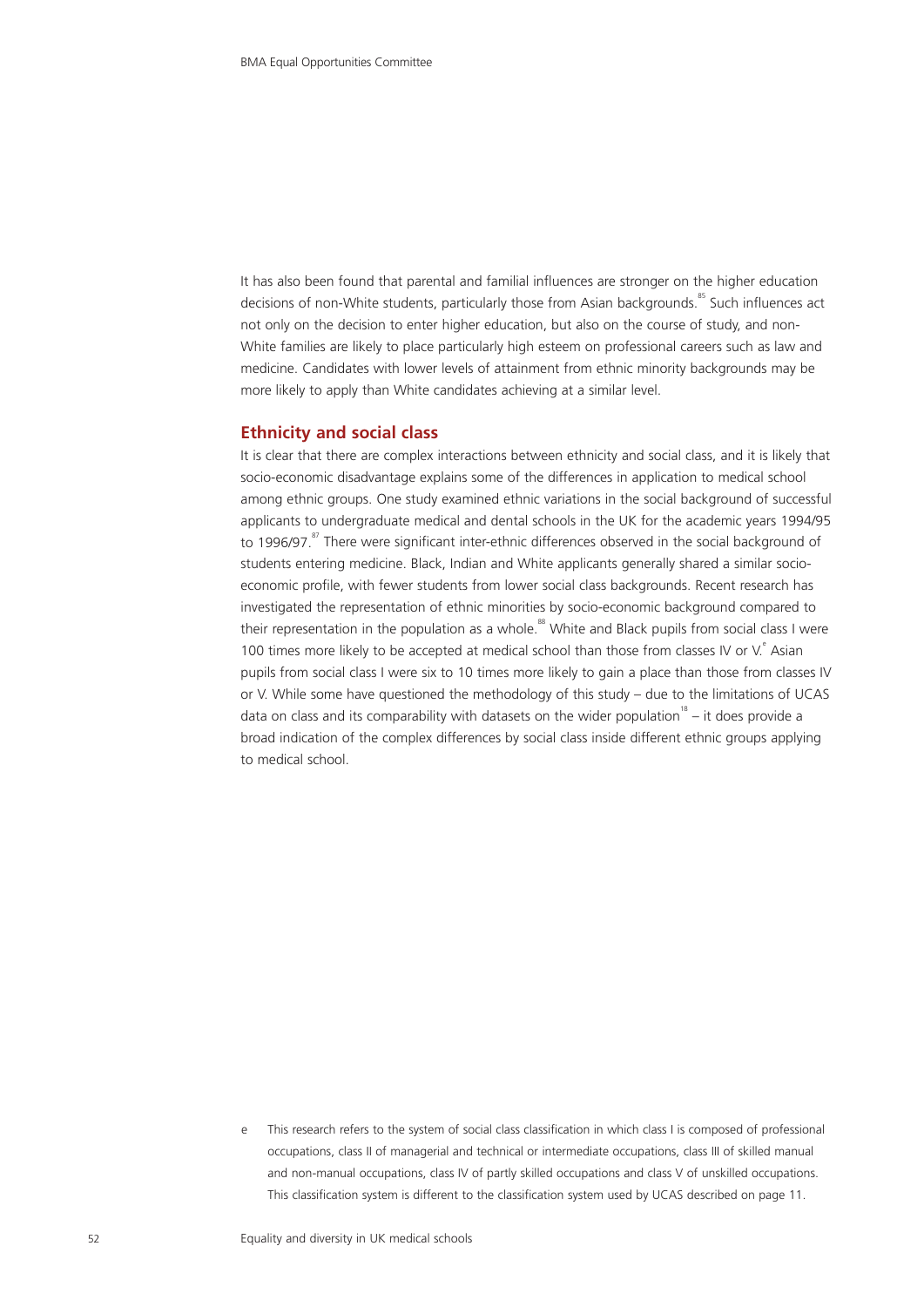It has also been found that parental and familial influences are stronger on the higher education decisions of non-White students, particularly those from Asian backgrounds.[85] Such influences act not only on the decision to enter higher education, but also on the course of study, and non-White families are likely to place particularly high esteem on professional careers such as law and medicine. Candidates with lower levels of attainment from ethnic minority backgrounds may be more likely to apply than White candidates achieving at a similar level.

## Ethnicity and social class

It is clear that there are complex interactions between ethnicity and social class, and it is likely that socio-economic disadvantage explains some of the differences in application to medical school among ethnic groups. One study examined ethnic variations in the social background of successful applicants to undergraduate medical and dental schools in the UK for the academic years 1994/95 to 1996/97.[87] There were significant inter-ethnic differences observed in the social background of students entering medicine. Black, Indian and White applicants generally shared a similar socio-economic profile, with fewer students from lower social class backgrounds. Recent research has investigated the representation of ethnic minorities by socio-economic background compared to their representation in the population as a whole.[88] White and Black pupils from social class I were 100 times more likely to be accepted at medical school than those from classes IV or V.[e] Asian pupils from social class I were six to 10 times more likely to gain a place than those from classes IV or V. While some have questioned the methodology of this study – due to the limitations of UCAS data on class and its comparability with datasets on the wider population[18] – it does provide a broad indication of the complex differences by social class inside different ethnic groups applying to medical school.

e This research refers to the system of social class classification in which class I is composed of professional occupations, class II of managerial and technical or intermediate occupations, class III of skilled manual and non-manual occupations, class IV of partly skilled occupations and class V of unskilled occupations. This classification system is different to the classification system used by UCAS described on page 11.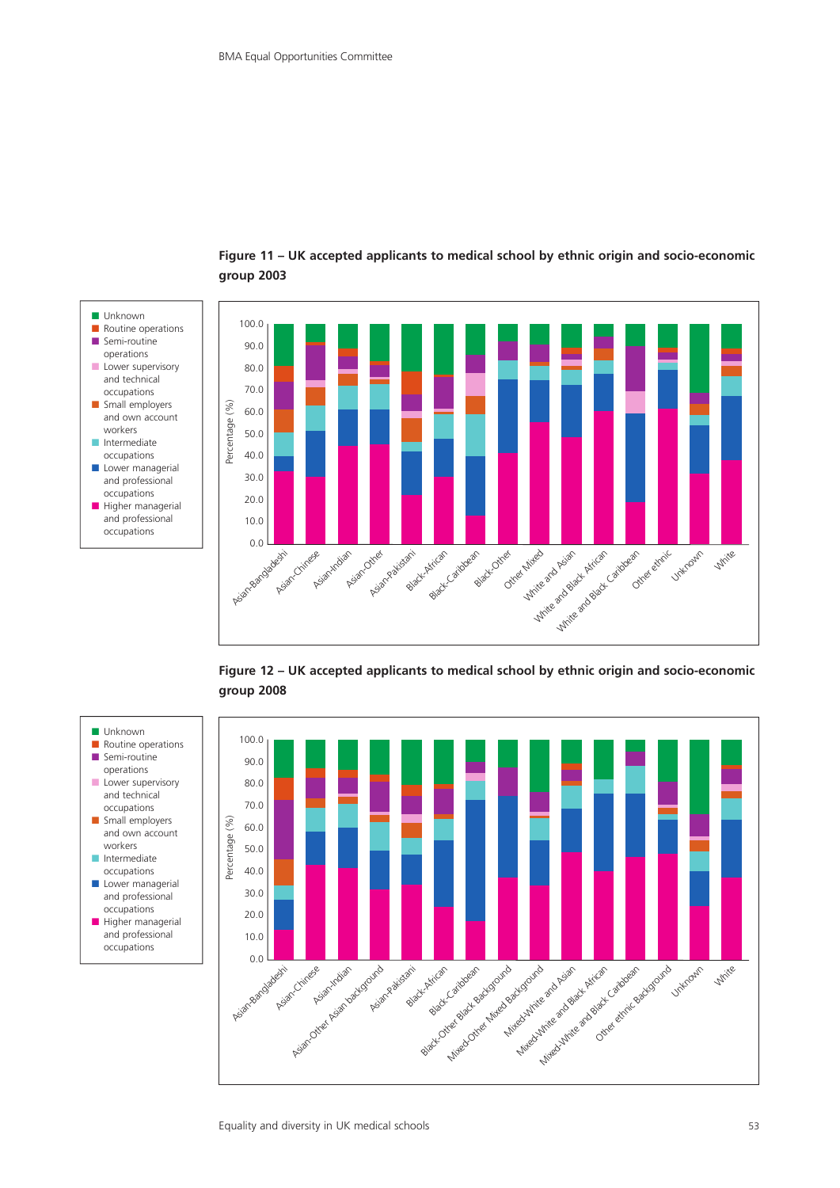**Figure 11 – UK accepted applicants to medical school by ethnic origin and socio-economic group 2003**

Legend: Unknown; Routine operations; Semi-routine operations; Lower supervisory and technical occupations; Small employers and own account workers; Intermediate occupations; Lower managerial and professional occupations; Higher managerial and professional occupations

Percentage (%): 0.0 – 100.0

Categories: Asian-Bangladeshi, Asian-Chinese, Asian-Indian, Asian-Other, Asian-Pakistani, Black-African, Black-Caribbean, Black-Other, Other Mixed, White and Asian, White and Black African, White and Black Caribbean, Other ethnic, Unknown, White

**Figure 12 – UK accepted applicants to medical school by ethnic origin and socio-economic group 2008**

Legend: Unknown; Routine operations; Semi-routine operations; Lower supervisory and technical occupations; Small employers and own account workers; Intermediate occupations; Lower managerial and professional occupations; Higher managerial and professional occupations

Percentage (%): 0.0 – 100.0

Categories: Asian-Bangladeshi, Asian-Chinese, Asian-Indian, Asian-Other Asian background, Asian-Pakistani, Black-African, Black-Caribbean, Black-Other Black Background, Mixed-Other Mixed Background, Mixed-White and Asian, Mixed-White and Black African, Mixed-White and Black Caribbean, Other ethnic Background, Unknown, White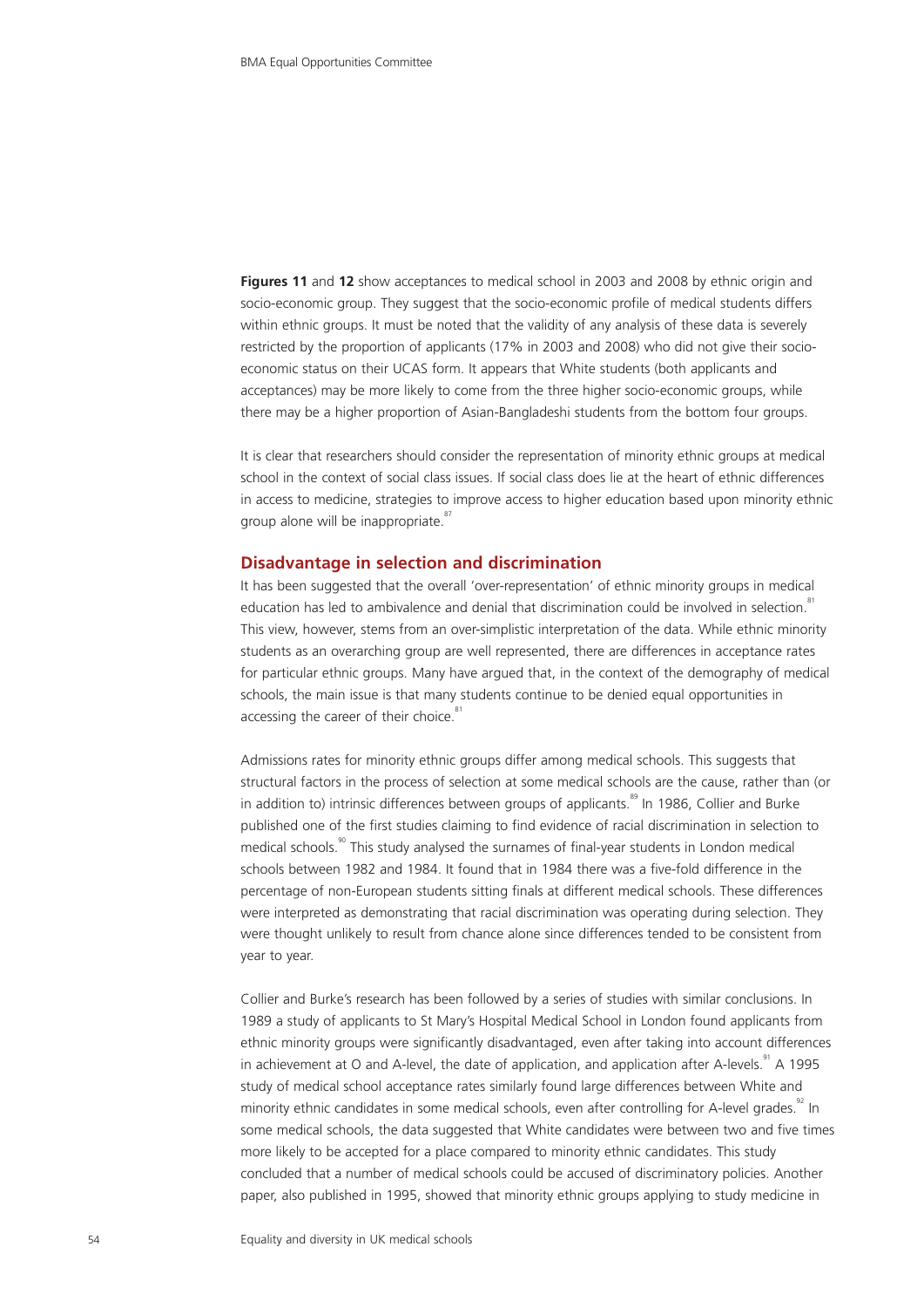**Figures 11** and **12** show acceptances to medical school in 2003 and 2008 by ethnic origin and socio-economic group. They suggest that the socio-economic profile of medical students differs within ethnic groups. It must be noted that the validity of any analysis of these data is severely restricted by the proportion of applicants (17% in 2003 and 2008) who did not give their socio-economic status on their UCAS form. It appears that White students (both applicants and acceptances) may be more likely to come from the three higher socio-economic groups, while there may be a higher proportion of Asian-Bangladeshi students from the bottom four groups.

It is clear that researchers should consider the representation of minority ethnic groups at medical school in the context of social class issues. If social class does lie at the heart of ethnic differences in access to medicine, strategies to improve access to higher education based upon minority ethnic group alone will be inappropriate.[87]

## Disadvantage in selection and discrimination

It has been suggested that the overall 'over-representation' of ethnic minority groups in medical education has led to ambivalence and denial that discrimination could be involved in selection.[81] This view, however, stems from an over-simplistic interpretation of the data. While ethnic minority students as an overarching group are well represented, there are differences in acceptance rates for particular ethnic groups. Many have argued that, in the context of the demography of medical schools, the main issue is that many students continue to be denied equal opportunities in accessing the career of their choice.[81]

Admissions rates for minority ethnic groups differ among medical schools. This suggests that structural factors in the process of selection at some medical schools are the cause, rather than (or in addition to) intrinsic differences between groups of applicants.[89] In 1986, Collier and Burke published one of the first studies claiming to find evidence of racial discrimination in selection to medical schools.[90] This study analysed the surnames of final-year students in London medical schools between 1982 and 1984. It found that in 1984 there was a five-fold difference in the percentage of non-European students sitting finals at different medical schools. These differences were interpreted as demonstrating that racial discrimination was operating during selection. They were thought unlikely to result from chance alone since differences tended to be consistent from year to year.

Collier and Burke's research has been followed by a series of studies with similar conclusions. In 1989 a study of applicants to St Mary's Hospital Medical School in London found applicants from ethnic minority groups were significantly disadvantaged, even after taking into account differences in achievement at O and A-level, the date of application, and application after A-levels.[91] A 1995 study of medical school acceptance rates similarly found large differences between White and minority ethnic candidates in some medical schools, even after controlling for A-level grades.[92] In some medical schools, the data suggested that White candidates were between two and five times more likely to be accepted for a place compared to minority ethnic candidates. This study concluded that a number of medical schools could be accused of discriminatory policies. Another paper, also published in 1995, showed that minority ethnic groups applying to study medicine in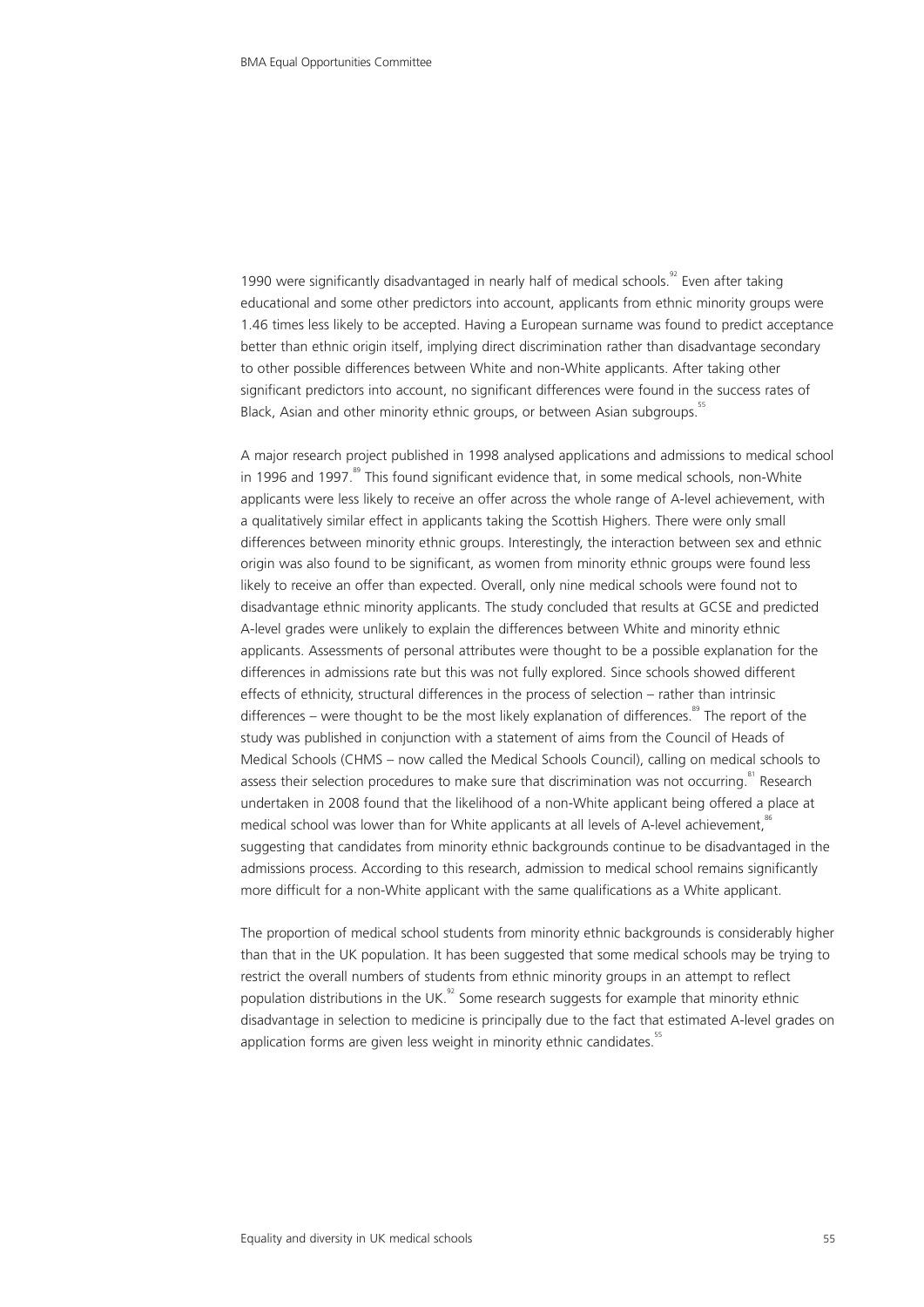1990 were significantly disadvantaged in nearly half of medical schools.[92] Even after taking educational and some other predictors into account, applicants from ethnic minority groups were 1.46 times less likely to be accepted. Having a European surname was found to predict acceptance better than ethnic origin itself, implying direct discrimination rather than disadvantage secondary to other possible differences between White and non-White applicants. After taking other significant predictors into account, no significant differences were found in the success rates of Black, Asian and other minority ethnic groups, or between Asian subgroups.[55]

A major research project published in 1998 analysed applications and admissions to medical school in 1996 and 1997.[89] This found significant evidence that, in some medical schools, non-White applicants were less likely to receive an offer across the whole range of A-level achievement, with a qualitatively similar effect in applicants taking the Scottish Highers. There were only small differences between minority ethnic groups. Interestingly, the interaction between sex and ethnic origin was also found to be significant, as women from minority ethnic groups were found less likely to receive an offer than expected. Overall, only nine medical schools were found not to disadvantage ethnic minority applicants. The study concluded that results at GCSE and predicted A-level grades were unlikely to explain the differences between White and minority ethnic applicants. Assessments of personal attributes were thought to be a possible explanation for the differences in admissions rate but this was not fully explored. Since schools showed different effects of ethnicity, structural differences in the process of selection – rather than intrinsic differences – were thought to be the most likely explanation of differences.[89] The report of the study was published in conjunction with a statement of aims from the Council of Heads of Medical Schools (CHMS – now called the Medical Schools Council), calling on medical schools to assess their selection procedures to make sure that discrimination was not occurring.[81] Research undertaken in 2008 found that the likelihood of a non-White applicant being offered a place at medical school was lower than for White applicants at all levels of A-level achievement,[86] suggesting that candidates from minority ethnic backgrounds continue to be disadvantaged in the admissions process. According to this research, admission to medical school remains significantly more difficult for a non-White applicant with the same qualifications as a White applicant.

The proportion of medical school students from minority ethnic backgrounds is considerably higher than that in the UK population. It has been suggested that some medical schools may be trying to restrict the overall numbers of students from ethnic minority groups in an attempt to reflect population distributions in the UK.[92] Some research suggests for example that minority ethnic disadvantage in selection to medicine is principally due to the fact that estimated A-level grades on application forms are given less weight in minority ethnic candidates.[55]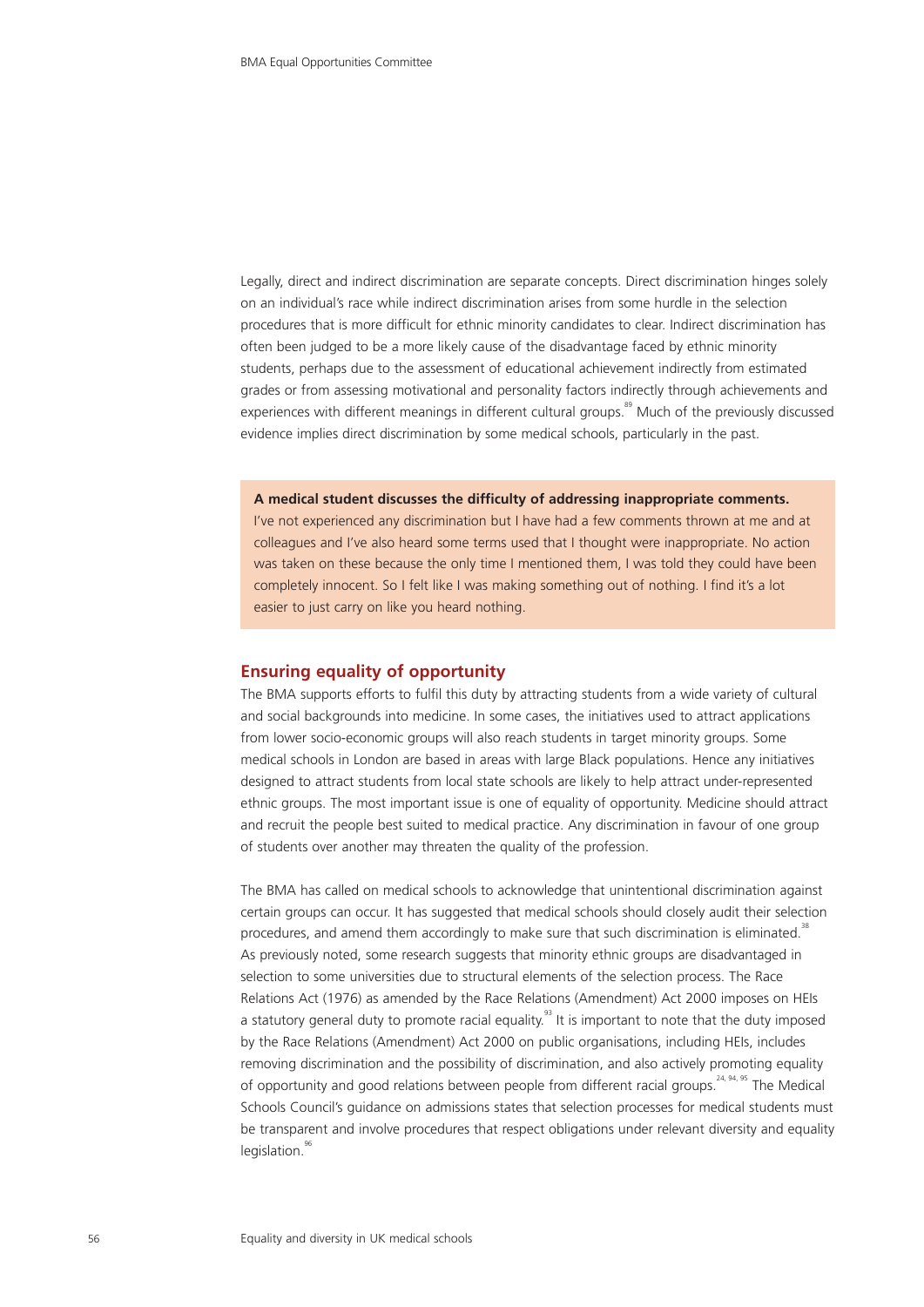Legally, direct and indirect discrimination are separate concepts. Direct discrimination hinges solely on an individual's race while indirect discrimination arises from some hurdle in the selection procedures that is more difficult for ethnic minority candidates to clear. Indirect discrimination has often been judged to be a more likely cause of the disadvantage faced by ethnic minority students, perhaps due to the assessment of educational achievement indirectly from estimated grades or from assessing motivational and personality factors indirectly through achievements and experiences with different meanings in different cultural groups.[89] Much of the previously discussed evidence implies direct discrimination by some medical schools, particularly in the past.

> **A medical student discusses the difficulty of addressing inappropriate comments.**
> I've not experienced any discrimination but I have had a few comments thrown at me and at colleagues and I've also heard some terms used that I thought were inappropriate. No action was taken on these because the only time I mentioned them, I was told they could have been completely innocent. So I felt like I was making something out of nothing. I find it's a lot easier to just carry on like you heard nothing.

## Ensuring equality of opportunity

The BMA supports efforts to fulfil this duty by attracting students from a wide variety of cultural and social backgrounds into medicine. In some cases, the initiatives used to attract applications from lower socio-economic groups will also reach students in target minority groups. Some medical schools in London are based in areas with large Black populations. Hence any initiatives designed to attract students from local state schools are likely to help attract under-represented ethnic groups. The most important issue is one of equality of opportunity. Medicine should attract and recruit the people best suited to medical practice. Any discrimination in favour of one group of students over another may threaten the quality of the profession.

The BMA has called on medical schools to acknowledge that unintentional discrimination against certain groups can occur. It has suggested that medical schools should closely audit their selection procedures, and amend them accordingly to make sure that such discrimination is eliminated.[38] As previously noted, some research suggests that minority ethnic groups are disadvantaged in selection to some universities due to structural elements of the selection process. The Race Relations Act (1976) as amended by the Race Relations (Amendment) Act 2000 imposes on HEIs a statutory general duty to promote racial equality.[93] It is important to note that the duty imposed by the Race Relations (Amendment) Act 2000 on public organisations, including HEIs, includes removing discrimination and the possibility of discrimination, and also actively promoting equality of opportunity and good relations between people from different racial groups.[24, 94, 95] The Medical Schools Council's guidance on admissions states that selection processes for medical students must be transparent and involve procedures that respect obligations under relevant diversity and equality legislation.[96]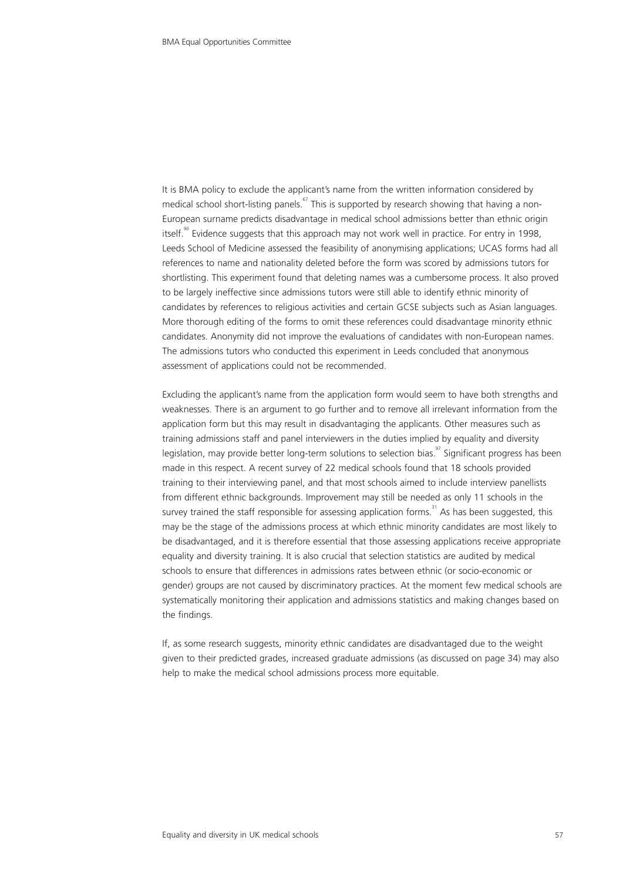It is BMA policy to exclude the applicant's name from the written information considered by medical school short-listing panels.[67] This is supported by research showing that having a non-European surname predicts disadvantage in medical school admissions better than ethnic origin itself.[90] Evidence suggests that this approach may not work well in practice. For entry in 1998, Leeds School of Medicine assessed the feasibility of anonymising applications; UCAS forms had all references to name and nationality deleted before the form was scored by admissions tutors for shortlisting. This experiment found that deleting names was a cumbersome process. It also proved to be largely ineffective since admissions tutors were still able to identify ethnic minority of candidates by references to religious activities and certain GCSE subjects such as Asian languages. More thorough editing of the forms to omit these references could disadvantage minority ethnic candidates. Anonymity did not improve the evaluations of candidates with non-European names. The admissions tutors who conducted this experiment in Leeds concluded that anonymous assessment of applications could not be recommended.

Excluding the applicant's name from the application form would seem to have both strengths and weaknesses. There is an argument to go further and to remove all irrelevant information from the application form but this may result in disadvantaging the applicants. Other measures such as training admissions staff and panel interviewers in the duties implied by equality and diversity legislation, may provide better long-term solutions to selection bias.[97] Significant progress has been made in this respect. A recent survey of 22 medical schools found that 18 schools provided training to their interviewing panel, and that most schools aimed to include interview panellists from different ethnic backgrounds. Improvement may still be needed as only 11 schools in the survey trained the staff responsible for assessing application forms.[31] As has been suggested, this may be the stage of the admissions process at which ethnic minority candidates are most likely to be disadvantaged, and it is therefore essential that those assessing applications receive appropriate equality and diversity training. It is also crucial that selection statistics are audited by medical schools to ensure that differences in admissions rates between ethnic (or socio-economic or gender) groups are not caused by discriminatory practices. At the moment few medical schools are systematically monitoring their application and admissions statistics and making changes based on the findings.

If, as some research suggests, minority ethnic candidates are disadvantaged due to the weight given to their predicted grades, increased graduate admissions (as discussed on page 34) may also help to make the medical school admissions process more equitable.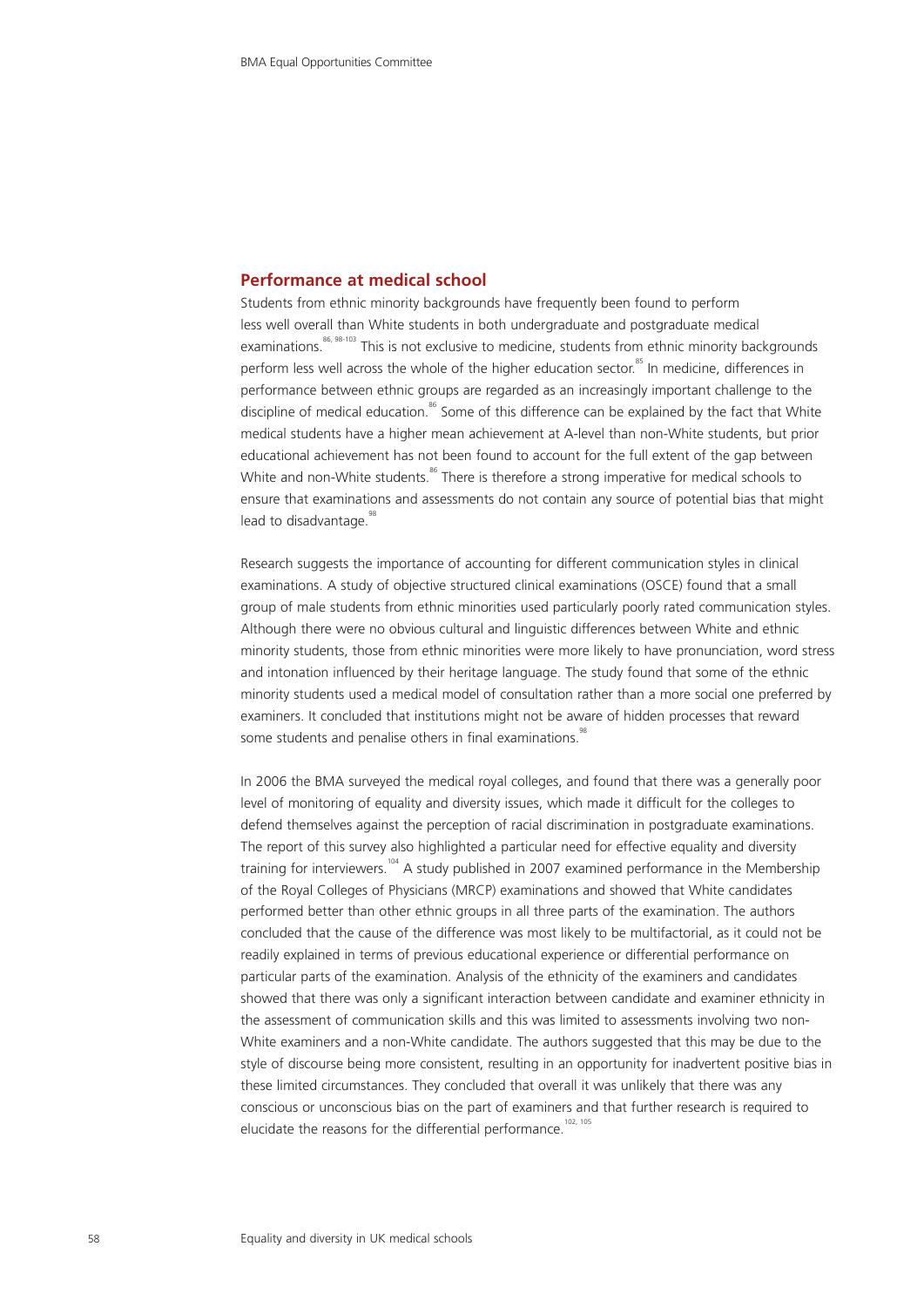## Performance at medical school

Students from ethnic minority backgrounds have frequently been found to perform less well overall than White students in both undergraduate and postgraduate medical examinations.[86, 98-103] This is not exclusive to medicine, students from ethnic minority backgrounds perform less well across the whole of the higher education sector.[85] In medicine, differences in performance between ethnic groups are regarded as an increasingly important challenge to the discipline of medical education.[86] Some of this difference can be explained by the fact that White medical students have a higher mean achievement at A-level than non-White students, but prior educational achievement has not been found to account for the full extent of the gap between White and non-White students.[86] There is therefore a strong imperative for medical schools to ensure that examinations and assessments do not contain any source of potential bias that might lead to disadvantage.[98]

Research suggests the importance of accounting for different communication styles in clinical examinations. A study of objective structured clinical examinations (OSCE) found that a small group of male students from ethnic minorities used particularly poorly rated communication styles. Although there were no obvious cultural and linguistic differences between White and ethnic minority students, those from ethnic minorities were more likely to have pronunciation, word stress and intonation influenced by their heritage language. The study found that some of the ethnic minority students used a medical model of consultation rather than a more social one preferred by examiners. It concluded that institutions might not be aware of hidden processes that reward some students and penalise others in final examinations.[98]

In 2006 the BMA surveyed the medical royal colleges, and found that there was a generally poor level of monitoring of equality and diversity issues, which made it difficult for the colleges to defend themselves against the perception of racial discrimination in postgraduate examinations. The report of this survey also highlighted a particular need for effective equality and diversity training for interviewers.[104] A study published in 2007 examined performance in the Membership of the Royal Colleges of Physicians (MRCP) examinations and showed that White candidates performed better than other ethnic groups in all three parts of the examination. The authors concluded that the cause of the difference was most likely to be multifactorial, as it could not be readily explained in terms of previous educational experience or differential performance on particular parts of the examination. Analysis of the ethnicity of the examiners and candidates showed that there was only a significant interaction between candidate and examiner ethnicity in the assessment of communication skills and this was limited to assessments involving two non-White examiners and a non-White candidate. The authors suggested that this may be due to the style of discourse being more consistent, resulting in an opportunity for inadvertent positive bias in these limited circumstances. They concluded that overall it was unlikely that there was any conscious or unconscious bias on the part of examiners and that further research is required to elucidate the reasons for the differential performance.[102, 105]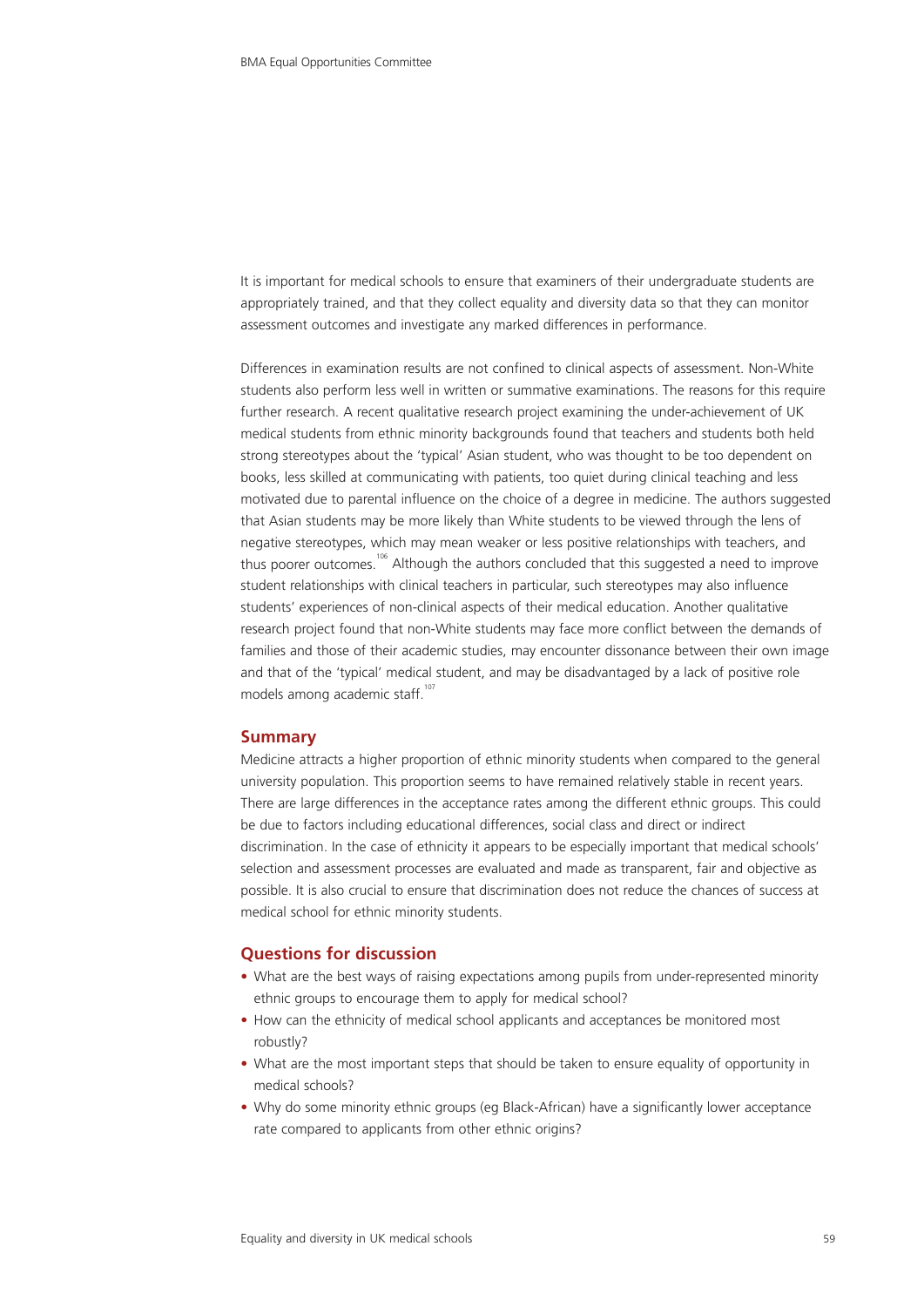It is important for medical schools to ensure that examiners of their undergraduate students are appropriately trained, and that they collect equality and diversity data so that they can monitor assessment outcomes and investigate any marked differences in performance.

Differences in examination results are not confined to clinical aspects of assessment. Non-White students also perform less well in written or summative examinations. The reasons for this require further research. A recent qualitative research project examining the under-achievement of UK medical students from ethnic minority backgrounds found that teachers and students both held strong stereotypes about the 'typical' Asian student, who was thought to be too dependent on books, less skilled at communicating with patients, too quiet during clinical teaching and less motivated due to parental influence on the choice of a degree in medicine. The authors suggested that Asian students may be more likely than White students to be viewed through the lens of negative stereotypes, which may mean weaker or less positive relationships with teachers, and thus poorer outcomes.[106] Although the authors concluded that this suggested a need to improve student relationships with clinical teachers in particular, such stereotypes may also influence students' experiences of non-clinical aspects of their medical education. Another qualitative research project found that non-White students may face more conflict between the demands of families and those of their academic studies, may encounter dissonance between their own image and that of the 'typical' medical student, and may be disadvantaged by a lack of positive role models among academic staff.[107]

## Summary

Medicine attracts a higher proportion of ethnic minority students when compared to the general university population. This proportion seems to have remained relatively stable in recent years. There are large differences in the acceptance rates among the different ethnic groups. This could be due to factors including educational differences, social class and direct or indirect discrimination. In the case of ethnicity it appears to be especially important that medical schools' selection and assessment processes are evaluated and made as transparent, fair and objective as possible. It is also crucial to ensure that discrimination does not reduce the chances of success at medical school for ethnic minority students.

## Questions for discussion

- What are the best ways of raising expectations among pupils from under-represented minority ethnic groups to encourage them to apply for medical school?
- How can the ethnicity of medical school applicants and acceptances be monitored most robustly?
- What are the most important steps that should be taken to ensure equality of opportunity in medical schools?
- Why do some minority ethnic groups (eg Black-African) have a significantly lower acceptance rate compared to applicants from other ethnic origins?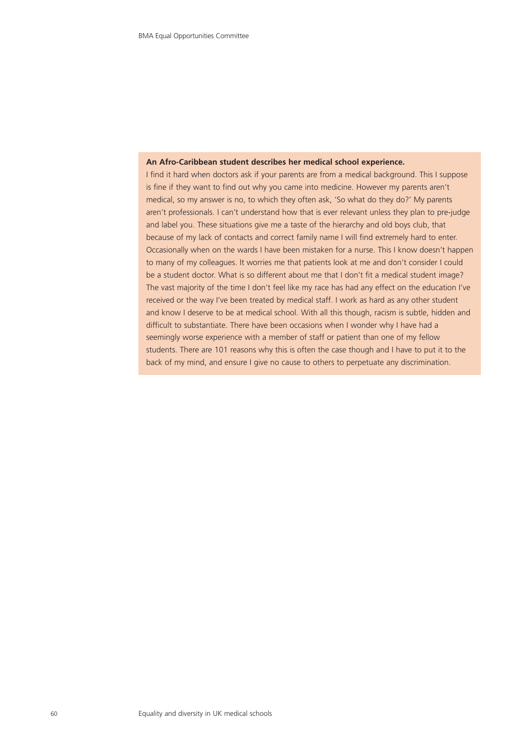**An Afro-Caribbean student describes her medical school experience.**

I find it hard when doctors ask if your parents are from a medical background. This I suppose is fine if they want to find out why you came into medicine. However my parents aren't medical, so my answer is no, to which they often ask, 'So what do they do?' My parents aren't professionals. I can't understand how that is ever relevant unless they plan to pre-judge and label you. These situations give me a taste of the hierarchy and old boys club, that because of my lack of contacts and correct family name I will find extremely hard to enter. Occasionally when on the wards I have been mistaken for a nurse. This I know doesn't happen to many of my colleagues. It worries me that patients look at me and don't consider I could be a student doctor. What is so different about me that I don't fit a medical student image? The vast majority of the time I don't feel like my race has had any effect on the education I've received or the way I've been treated by medical staff. I work as hard as any other student and know I deserve to be at medical school. With all this though, racism is subtle, hidden and difficult to substantiate. There have been occasions when I wonder why I have had a seemingly worse experience with a member of staff or patient than one of my fellow students. There are 101 reasons why this is often the case though and I have to put it to the back of my mind, and ensure I give no cause to others to perpetuate any discrimination.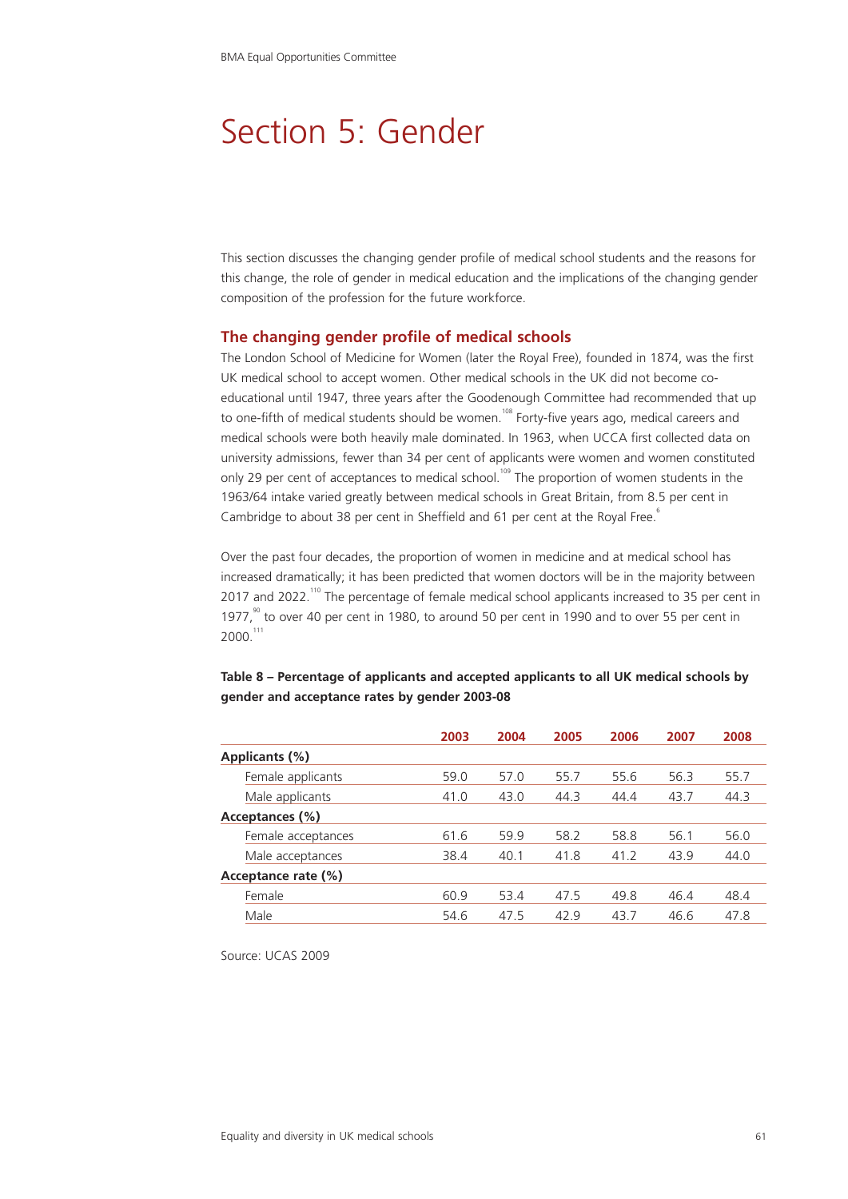# Section 5: Gender

This section discusses the changing gender profile of medical school students and the reasons for this change, the role of gender in medical education and the implications of the changing gender composition of the profession for the future workforce.

## The changing gender profile of medical schools

The London School of Medicine for Women (later the Royal Free), founded in 1874, was the first UK medical school to accept women. Other medical schools in the UK did not become co-educational until 1947, three years after the Goodenough Committee had recommended that up to one-fifth of medical students should be women.[108] Forty-five years ago, medical careers and medical schools were both heavily male dominated. In 1963, when UCCA first collected data on university admissions, fewer than 34 per cent of applicants were women and women constituted only 29 per cent of acceptances to medical school.[109] The proportion of women students in the 1963/64 intake varied greatly between medical schools in Great Britain, from 8.5 per cent in Cambridge to about 38 per cent in Sheffield and 61 per cent at the Royal Free.[6]

Over the past four decades, the proportion of women in medicine and at medical school has increased dramatically; it has been predicted that women doctors will be in the majority between 2017 and 2022.[110] The percentage of female medical school applicants increased to 35 per cent in 1977,[90] to over 40 per cent in 1980, to around 50 per cent in 1990 and to over 55 per cent in 2000.[111]

**Table 8 – Percentage of applicants and accepted applicants to all UK medical schools by gender and acceptance rates by gender 2003-08**

| | 2003 | 2004 | 2005 | 2006 | 2007 | 2008 |
|---|---|---|---|---|---|---|
| **Applicants (%)** | | | | | | |
| Female applicants | 59.0 | 57.0 | 55.7 | 55.6 | 56.3 | 55.7 |
| Male applicants | 41.0 | 43.0 | 44.3 | 44.4 | 43.7 | 44.3 |
| **Acceptances (%)** | | | | | | |
| Female acceptances | 61.6 | 59.9 | 58.2 | 58.8 | 56.1 | 56.0 |
| Male acceptances | 38.4 | 40.1 | 41.8 | 41.2 | 43.9 | 44.0 |
| **Acceptance rate (%)** | | | | | | |
| Female | 60.9 | 53.4 | 47.5 | 49.8 | 46.4 | 48.4 |
| Male | 54.6 | 47.5 | 42.9 | 43.7 | 46.6 | 47.8 |

Source: UCAS 2009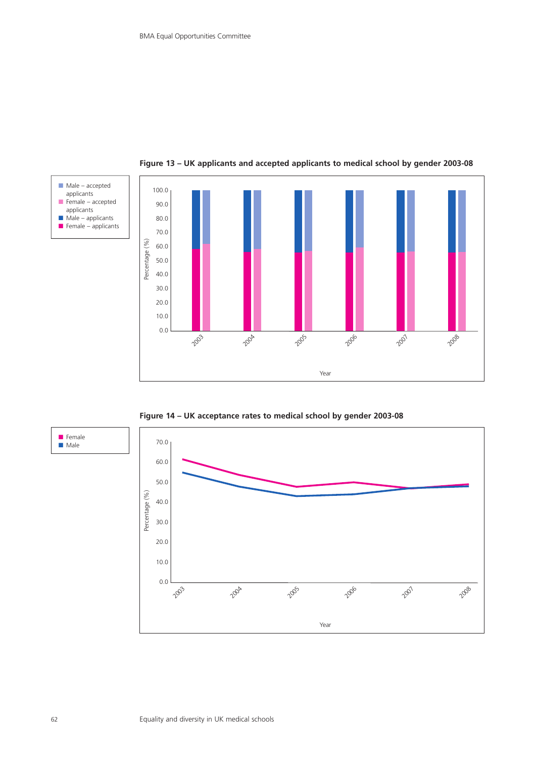**Figure 13 – UK applicants and accepted applicants to medical school by gender 2003-08**

**Figure 14 – UK acceptance rates to medical school by gender 2003-08**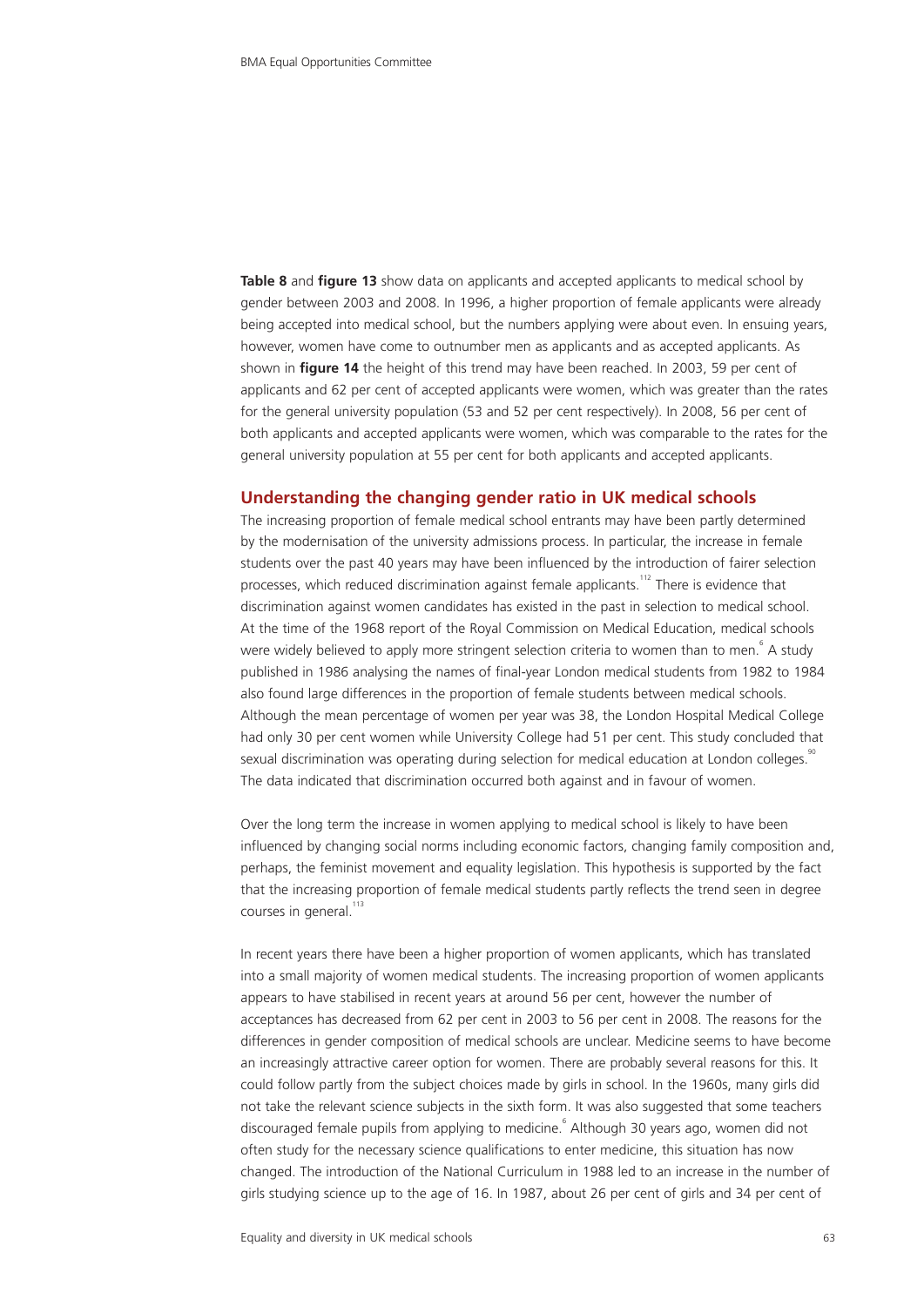**Table 8** and **figure 13** show data on applicants and accepted applicants to medical school by gender between 2003 and 2008. In 1996, a higher proportion of female applicants were already being accepted into medical school, but the numbers applying were about even. In ensuing years, however, women have come to outnumber men as applicants and as accepted applicants. As shown in **figure 14** the height of this trend may have been reached. In 2003, 59 per cent of applicants and 62 per cent of accepted applicants were women, which was greater than the rates for the general university population (53 and 52 per cent respectively). In 2008, 56 per cent of both applicants and accepted applicants were women, which was comparable to the rates for the general university population at 55 per cent for both applicants and accepted applicants.

## Understanding the changing gender ratio in UK medical schools

The increasing proportion of female medical school entrants may have been partly determined by the modernisation of the university admissions process. In particular, the increase in female students over the past 40 years may have been influenced by the introduction of fairer selection processes, which reduced discrimination against female applicants.[112] There is evidence that discrimination against women candidates has existed in the past in selection to medical school. At the time of the 1968 report of the Royal Commission on Medical Education, medical schools were widely believed to apply more stringent selection criteria to women than to men.[6] A study published in 1986 analysing the names of final-year London medical students from 1982 to 1984 also found large differences in the proportion of female students between medical schools. Although the mean percentage of women per year was 38, the London Hospital Medical College had only 30 per cent women while University College had 51 per cent. This study concluded that sexual discrimination was operating during selection for medical education at London colleges.[90] The data indicated that discrimination occurred both against and in favour of women.

Over the long term the increase in women applying to medical school is likely to have been influenced by changing social norms including economic factors, changing family composition and, perhaps, the feminist movement and equality legislation. This hypothesis is supported by the fact that the increasing proportion of female medical students partly reflects the trend seen in degree courses in general.[113]

In recent years there have been a higher proportion of women applicants, which has translated into a small majority of women medical students. The increasing proportion of women applicants appears to have stabilised in recent years at around 56 per cent, however the number of acceptances has decreased from 62 per cent in 2003 to 56 per cent in 2008. The reasons for the differences in gender composition of medical schools are unclear. Medicine seems to have become an increasingly attractive career option for women. There are probably several reasons for this. It could follow partly from the subject choices made by girls in school. In the 1960s, many girls did not take the relevant science subjects in the sixth form. It was also suggested that some teachers discouraged female pupils from applying to medicine.[6] Although 30 years ago, women did not often study for the necessary science qualifications to enter medicine, this situation has now changed. The introduction of the National Curriculum in 1988 led to an increase in the number of girls studying science up to the age of 16. In 1987, about 26 per cent of girls and 34 per cent of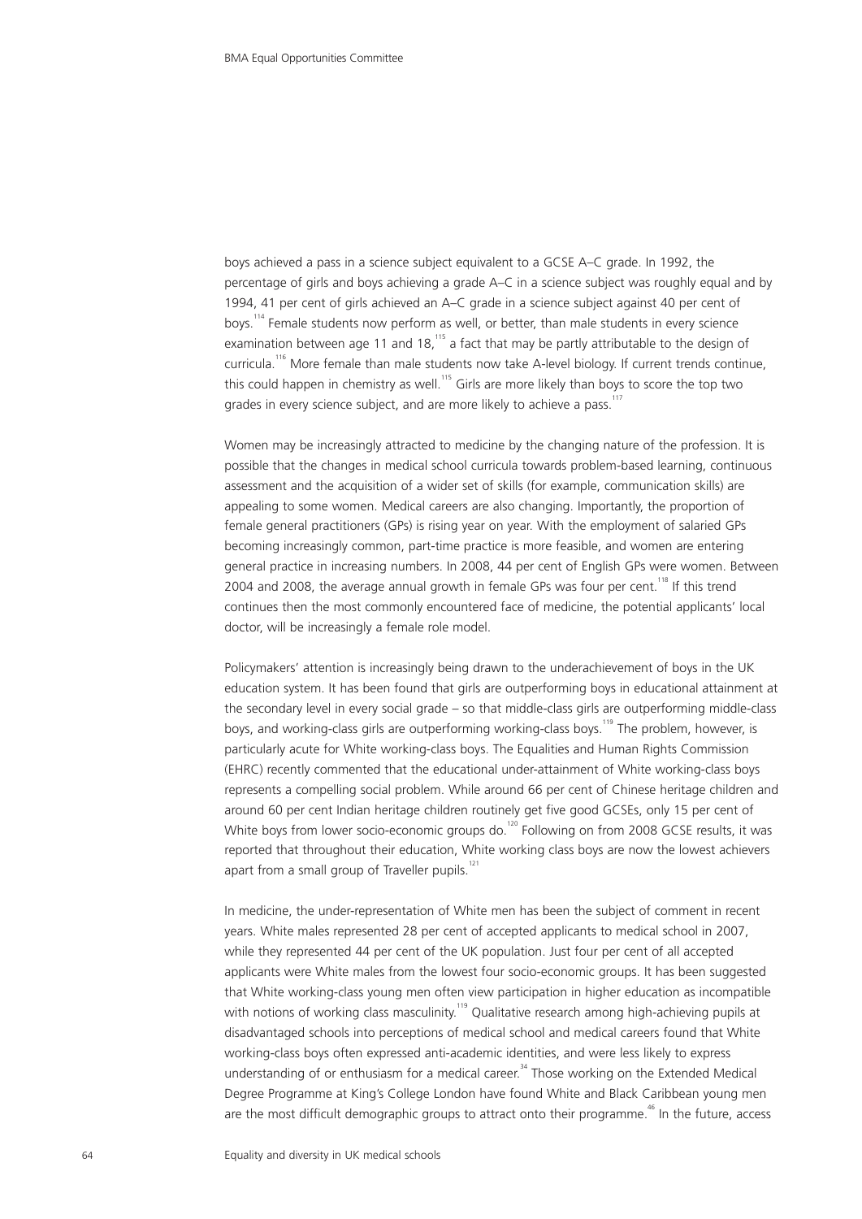boys achieved a pass in a science subject equivalent to a GCSE A–C grade. In 1992, the percentage of girls and boys achieving a grade A–C in a science subject was roughly equal and by 1994, 41 per cent of girls achieved an A–C grade in a science subject against 40 per cent of boys.[114] Female students now perform as well, or better, than male students in every science examination between age 11 and 18,[115] a fact that may be partly attributable to the design of curricula.[116] More female than male students now take A-level biology. If current trends continue, this could happen in chemistry as well.[115] Girls are more likely than boys to score the top two grades in every science subject, and are more likely to achieve a pass.[117]

Women may be increasingly attracted to medicine by the changing nature of the profession. It is possible that the changes in medical school curricula towards problem-based learning, continuous assessment and the acquisition of a wider set of skills (for example, communication skills) are appealing to some women. Medical careers are also changing. Importantly, the proportion of female general practitioners (GPs) is rising year on year. With the employment of salaried GPs becoming increasingly common, part-time practice is more feasible, and women are entering general practice in increasing numbers. In 2008, 44 per cent of English GPs were women. Between 2004 and 2008, the average annual growth in female GPs was four per cent.[118] If this trend continues then the most commonly encountered face of medicine, the potential applicants' local doctor, will be increasingly a female role model.

Policymakers' attention is increasingly being drawn to the underachievement of boys in the UK education system. It has been found that girls are outperforming boys in educational attainment at the secondary level in every social grade – so that middle-class girls are outperforming middle-class boys, and working-class girls are outperforming working-class boys.[119] The problem, however, is particularly acute for White working-class boys. The Equalities and Human Rights Commission (EHRC) recently commented that the educational under-attainment of White working-class boys represents a compelling social problem. While around 66 per cent of Chinese heritage children and around 60 per cent Indian heritage children routinely get five good GCSEs, only 15 per cent of White boys from lower socio-economic groups do.[120] Following on from 2008 GCSE results, it was reported that throughout their education, White working class boys are now the lowest achievers apart from a small group of Traveller pupils.[121]

In medicine, the under-representation of White men has been the subject of comment in recent years. White males represented 28 per cent of accepted applicants to medical school in 2007, while they represented 44 per cent of the UK population. Just four per cent of all accepted applicants were White males from the lowest four socio-economic groups. It has been suggested that White working-class young men often view participation in higher education as incompatible with notions of working class masculinity.[119] Qualitative research among high-achieving pupils at disadvantaged schools into perceptions of medical school and medical careers found that White working-class boys often expressed anti-academic identities, and were less likely to express understanding of or enthusiasm for a medical career.[34] Those working on the Extended Medical Degree Programme at King's College London have found White and Black Caribbean young men are the most difficult demographic groups to attract onto their programme.[46] In the future, access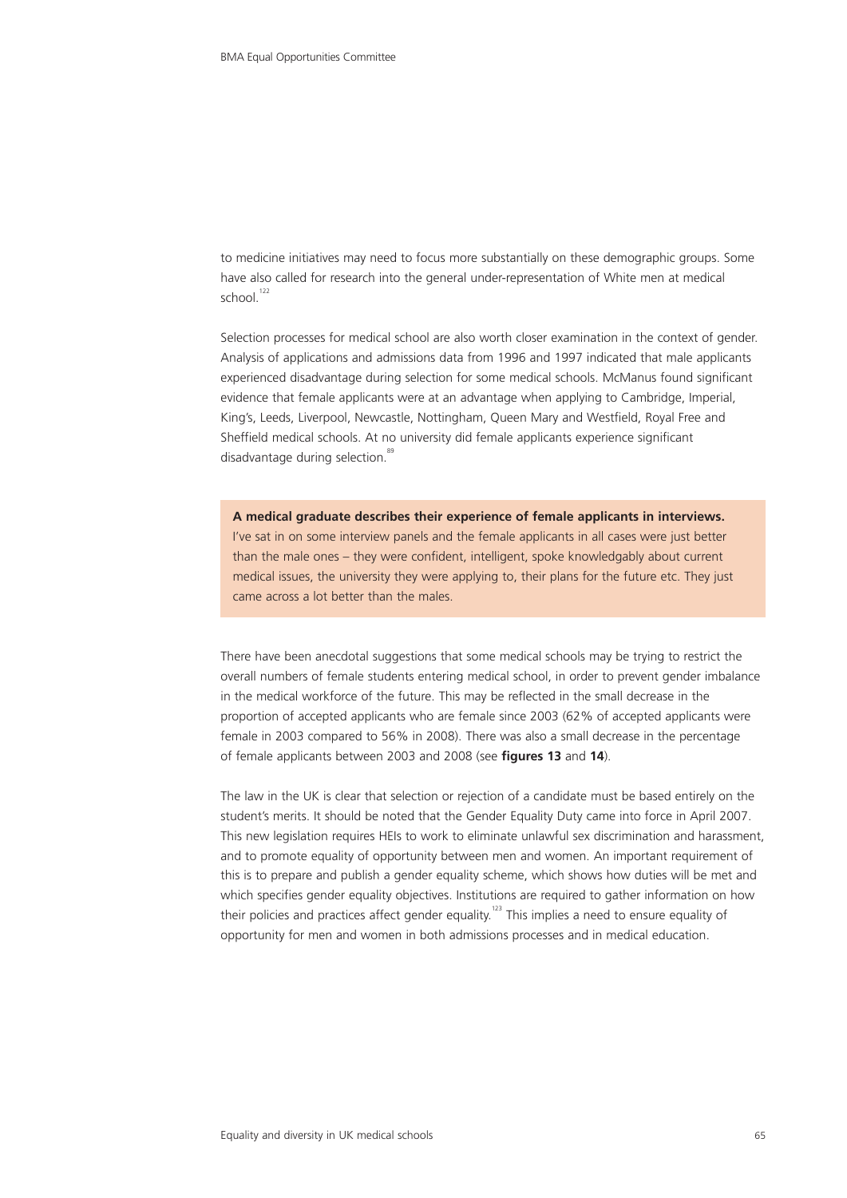to medicine initiatives may need to focus more substantially on these demographic groups. Some have also called for research into the general under-representation of White men at medical school.[122]

Selection processes for medical school are also worth closer examination in the context of gender. Analysis of applications and admissions data from 1996 and 1997 indicated that male applicants experienced disadvantage during selection for some medical schools. McManus found significant evidence that female applicants were at an advantage when applying to Cambridge, Imperial, King's, Leeds, Liverpool, Newcastle, Nottingham, Queen Mary and Westfield, Royal Free and Sheffield medical schools. At no university did female applicants experience significant disadvantage during selection.[89]

**A medical graduate describes their experience of female applicants in interviews.**
I've sat in on some interview panels and the female applicants in all cases were just better than the male ones – they were confident, intelligent, spoke knowledgably about current medical issues, the university they were applying to, their plans for the future etc. They just came across a lot better than the males.

There have been anecdotal suggestions that some medical schools may be trying to restrict the overall numbers of female students entering medical school, in order to prevent gender imbalance in the medical workforce of the future. This may be reflected in the small decrease in the proportion of accepted applicants who are female since 2003 (62% of accepted applicants were female in 2003 compared to 56% in 2008). There was also a small decrease in the percentage of female applicants between 2003 and 2008 (see **figures 13** and **14**).

The law in the UK is clear that selection or rejection of a candidate must be based entirely on the student's merits. It should be noted that the Gender Equality Duty came into force in April 2007. This new legislation requires HEIs to work to eliminate unlawful sex discrimination and harassment, and to promote equality of opportunity between men and women. An important requirement of this is to prepare and publish a gender equality scheme, which shows how duties will be met and which specifies gender equality objectives. Institutions are required to gather information on how their policies and practices affect gender equality.[123] This implies a need to ensure equality of opportunity for men and women in both admissions processes and in medical education.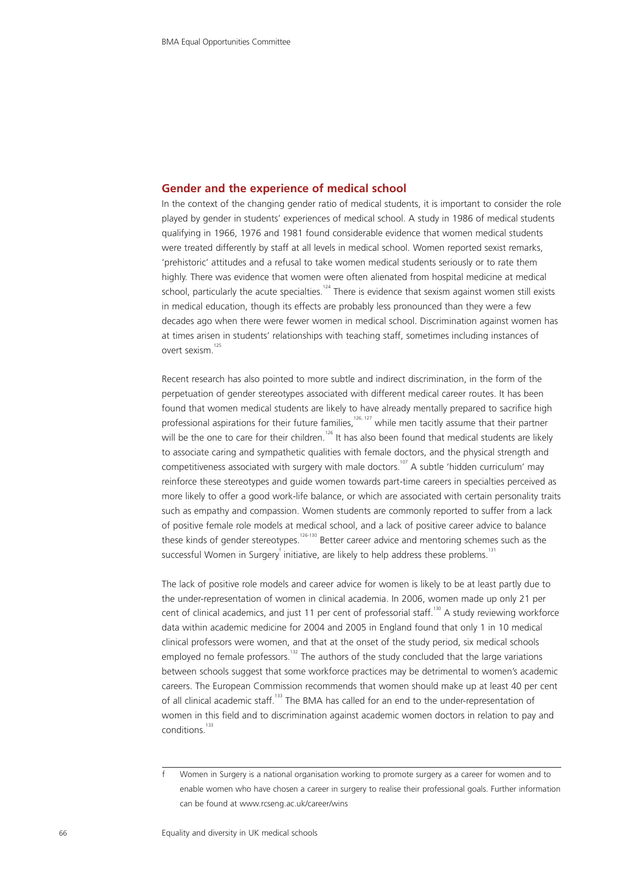## Gender and the experience of medical school

In the context of the changing gender ratio of medical students, it is important to consider the role played by gender in students' experiences of medical school. A study in 1986 of medical students qualifying in 1966, 1976 and 1981 found considerable evidence that women medical students were treated differently by staff at all levels in medical school. Women reported sexist remarks, 'prehistoric' attitudes and a refusal to take women medical students seriously or to rate them highly. There was evidence that women were often alienated from hospital medicine at medical school, particularly the acute specialties.[124] There is evidence that sexism against women still exists in medical education, though its effects are probably less pronounced than they were a few decades ago when there were fewer women in medical school. Discrimination against women has at times arisen in students' relationships with teaching staff, sometimes including instances of overt sexism.[125]

Recent research has also pointed to more subtle and indirect discrimination, in the form of the perpetuation of gender stereotypes associated with different medical career routes. It has been found that women medical students are likely to have already mentally prepared to sacrifice high professional aspirations for their future families,[126, 127] while men tacitly assume that their partner will be the one to care for their children.[126] It has also been found that medical students are likely to associate caring and sympathetic qualities with female doctors, and the physical strength and competitiveness associated with surgery with male doctors.[107] A subtle 'hidden curriculum' may reinforce these stereotypes and guide women towards part-time careers in specialties perceived as more likely to offer a good work-life balance, or which are associated with certain personality traits such as empathy and compassion. Women students are commonly reported to suffer from a lack of positive female role models at medical school, and a lack of positive career advice to balance these kinds of gender stereotypes.[126-130] Better career advice and mentoring schemes such as the successful Women in Surgery[f] initiative, are likely to help address these problems.[131]

The lack of positive role models and career advice for women is likely to be at least partly due to the under-representation of women in clinical academia. In 2006, women made up only 21 per cent of clinical academics, and just 11 per cent of professorial staff.[130] A study reviewing workforce data within academic medicine for 2004 and 2005 in England found that only 1 in 10 medical clinical professors were women, and that at the onset of the study period, six medical schools employed no female professors.[132] The authors of the study concluded that the large variations between schools suggest that some workforce practices may be detrimental to women's academic careers. The European Commission recommends that women should make up at least 40 per cent of all clinical academic staff.[133] The BMA has called for an end to the under-representation of women in this field and to discrimination against academic women doctors in relation to pay and conditions.[133]

---

f Women in Surgery is a national organisation working to promote surgery as a career for women and to enable women who have chosen a career in surgery to realise their professional goals. Further information can be found at www.rcseng.ac.uk/career/wins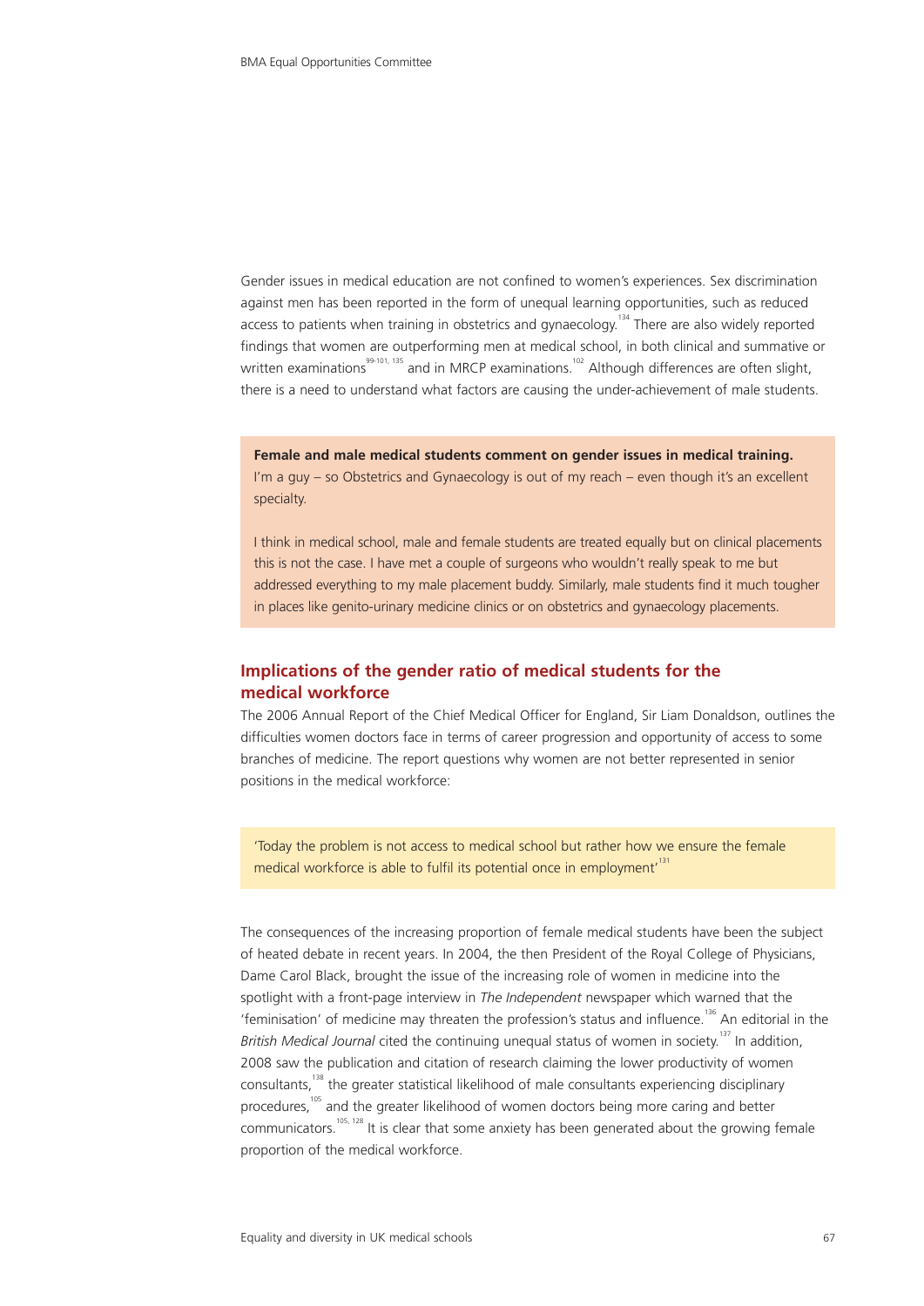Gender issues in medical education are not confined to women's experiences. Sex discrimination against men has been reported in the form of unequal learning opportunities, such as reduced access to patients when training in obstetrics and gynaecology.[134] There are also widely reported findings that women are outperforming men at medical school, in both clinical and summative or written examinations[99-101, 135] and in MRCP examinations.[102] Although differences are often slight, there is a need to understand what factors are causing the under-achievement of male students.

**Female and male medical students comment on gender issues in medical training.**

I'm a guy – so Obstetrics and Gynaecology is out of my reach – even though it's an excellent specialty.

I think in medical school, male and female students are treated equally but on clinical placements this is not the case. I have met a couple of surgeons who wouldn't really speak to me but addressed everything to my male placement buddy. Similarly, male students find it much tougher in places like genito-urinary medicine clinics or on obstetrics and gynaecology placements.

## Implications of the gender ratio of medical students for the medical workforce

The 2006 Annual Report of the Chief Medical Officer for England, Sir Liam Donaldson, outlines the difficulties women doctors face in terms of career progression and opportunity of access to some branches of medicine. The report questions why women are not better represented in senior positions in the medical workforce:

> 'Today the problem is not access to medical school but rather how we ensure the female medical workforce is able to fulfil its potential once in employment'[131]

The consequences of the increasing proportion of female medical students have been the subject of heated debate in recent years. In 2004, the then President of the Royal College of Physicians, Dame Carol Black, brought the issue of the increasing role of women in medicine into the spotlight with a front-page interview in *The Independent* newspaper which warned that the 'feminisation' of medicine may threaten the profession's status and influence.[136] An editorial in the *British Medical Journal* cited the continuing unequal status of women in society.[137] In addition, 2008 saw the publication and citation of research claiming the lower productivity of women consultants,[138] the greater statistical likelihood of male consultants experiencing disciplinary procedures,[105] and the greater likelihood of women doctors being more caring and better communicators.[105, 128] It is clear that some anxiety has been generated about the growing female proportion of the medical workforce.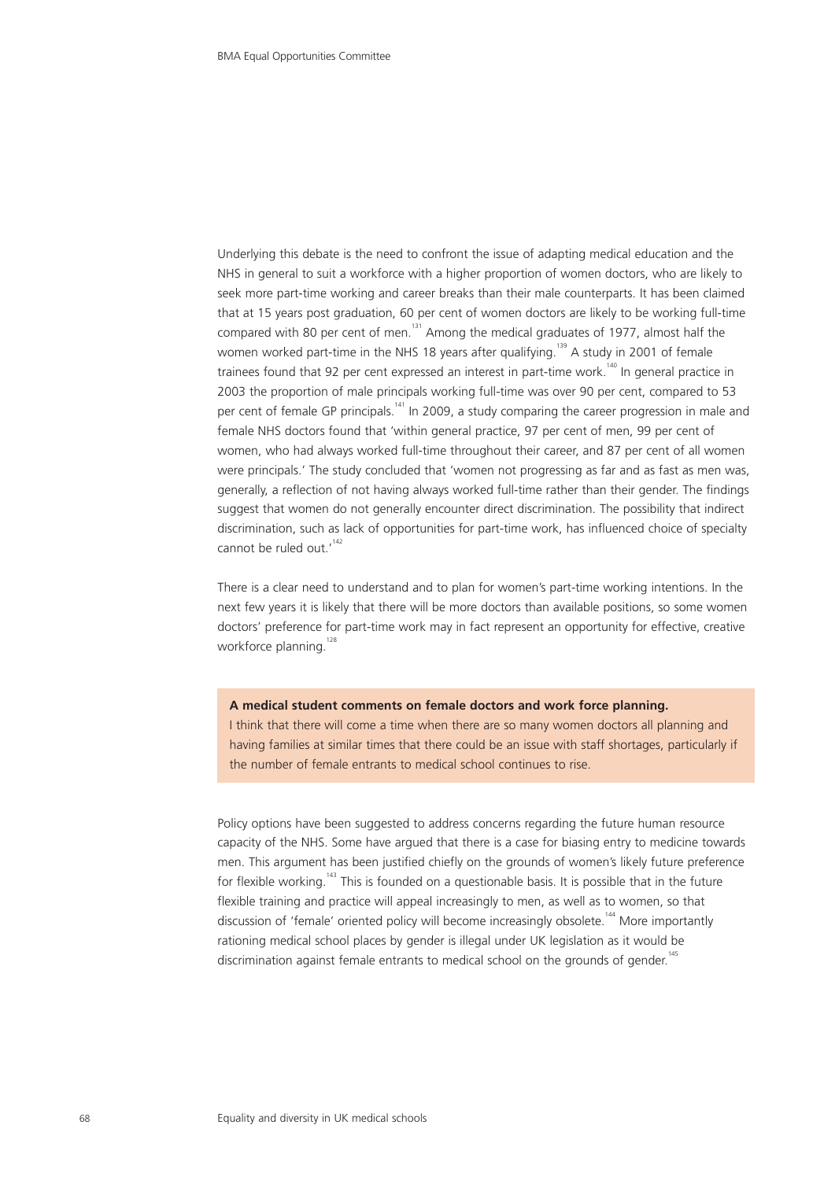Underlying this debate is the need to confront the issue of adapting medical education and the NHS in general to suit a workforce with a higher proportion of women doctors, who are likely to seek more part-time working and career breaks than their male counterparts. It has been claimed that at 15 years post graduation, 60 per cent of women doctors are likely to be working full-time compared with 80 per cent of men.[131] Among the medical graduates of 1977, almost half the women worked part-time in the NHS 18 years after qualifying.[139] A study in 2001 of female trainees found that 92 per cent expressed an interest in part-time work.[140] In general practice in 2003 the proportion of male principals working full-time was over 90 per cent, compared to 53 per cent of female GP principals.[141] In 2009, a study comparing the career progression in male and female NHS doctors found that 'within general practice, 97 per cent of men, 99 per cent of women, who had always worked full-time throughout their career, and 87 per cent of all women were principals.' The study concluded that 'women not progressing as far and as fast as men was, generally, a reflection of not having always worked full-time rather than their gender. The findings suggest that women do not generally encounter direct discrimination. The possibility that indirect discrimination, such as lack of opportunities for part-time work, has influenced choice of specialty cannot be ruled out.'[142]

There is a clear need to understand and to plan for women's part-time working intentions. In the next few years it is likely that there will be more doctors than available positions, so some women doctors' preference for part-time work may in fact represent an opportunity for effective, creative workforce planning.[128]

**A medical student comments on female doctors and work force planning.**
I think that there will come a time when there are so many women doctors all planning and having families at similar times that there could be an issue with staff shortages, particularly if the number of female entrants to medical school continues to rise.

Policy options have been suggested to address concerns regarding the future human resource capacity of the NHS. Some have argued that there is a case for biasing entry to medicine towards men. This argument has been justified chiefly on the grounds of women's likely future preference for flexible working.[143] This is founded on a questionable basis. It is possible that in the future flexible training and practice will appeal increasingly to men, as well as to women, so that discussion of 'female' oriented policy will become increasingly obsolete.[144] More importantly rationing medical school places by gender is illegal under UK legislation as it would be discrimination against female entrants to medical school on the grounds of gender.[145]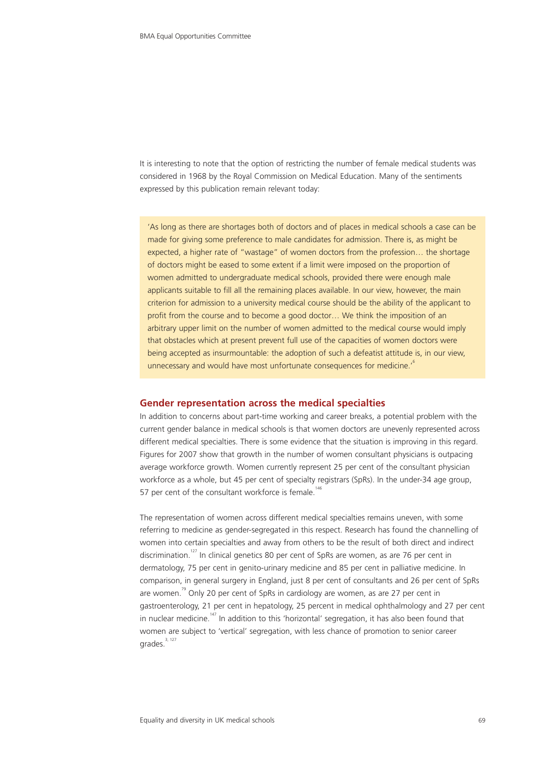It is interesting to note that the option of restricting the number of female medical students was considered in 1968 by the Royal Commission on Medical Education. Many of the sentiments expressed by this publication remain relevant today:

> 'As long as there are shortages both of doctors and of places in medical schools a case can be made for giving some preference to male candidates for admission. There is, as might be expected, a higher rate of "wastage" of women doctors from the profession… the shortage of doctors might be eased to some extent if a limit were imposed on the proportion of women admitted to undergraduate medical schools, provided there were enough male applicants suitable to fill all the remaining places available. In our view, however, the main criterion for admission to a university medical course should be the ability of the applicant to profit from the course and to become a good doctor… We think the imposition of an arbitrary upper limit on the number of women admitted to the medical course would imply that obstacles which at present prevent full use of the capacities of women doctors were being accepted as insurmountable: the adoption of such a defeatist attitude is, in our view, unnecessary and would have most unfortunate consequences for medicine.'[6]

## Gender representation across the medical specialties

In addition to concerns about part-time working and career breaks, a potential problem with the current gender balance in medical schools is that women doctors are unevenly represented across different medical specialties. There is some evidence that the situation is improving in this regard. Figures for 2007 show that growth in the number of women consultant physicians is outpacing average workforce growth. Women currently represent 25 per cent of the consultant physician workforce as a whole, but 45 per cent of specialty registrars (SpRs). In the under-34 age group, 57 per cent of the consultant workforce is female.[146]

The representation of women across different medical specialties remains uneven, with some referring to medicine as gender-segregated in this respect. Research has found the channelling of women into certain specialties and away from others to be the result of both direct and indirect discrimination.[127] In clinical genetics 80 per cent of SpRs are women, as are 76 per cent in dermatology, 75 per cent in genito-urinary medicine and 85 per cent in palliative medicine. In comparison, in general surgery in England, just 8 per cent of consultants and 26 per cent of SpRs are women.[79] Only 20 per cent of SpRs in cardiology are women, as are 27 per cent in gastroenterology, 21 per cent in hepatology, 25 percent in medical ophthalmology and 27 per cent in nuclear medicine.[147] In addition to this 'horizontal' segregation, it has also been found that women are subject to 'vertical' segregation, with less chance of promotion to senior career grades.[3, 127]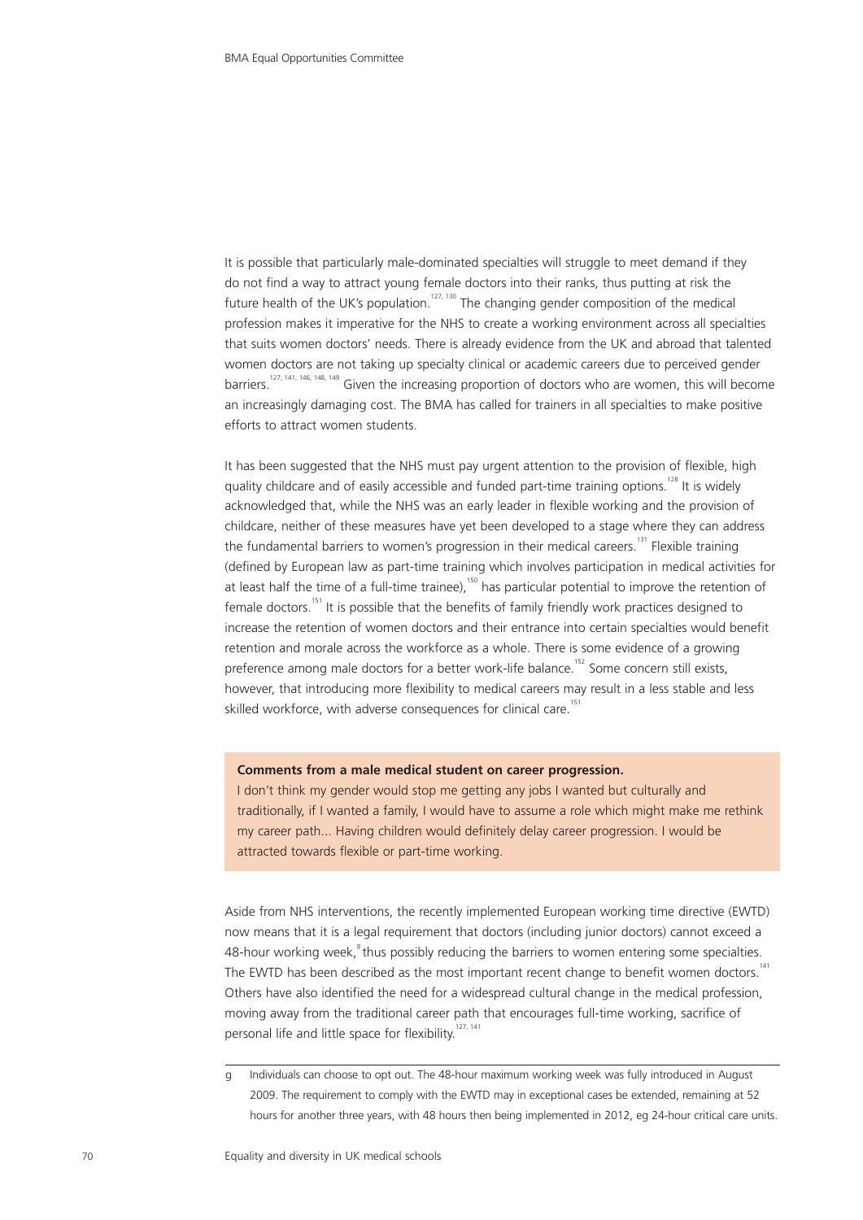It is possible that particularly male-dominated specialties will struggle to meet demand if they do not find a way to attract young female doctors into their ranks, thus putting at risk the future health of the UK's population.[127, 130] The changing gender composition of the medical profession makes it imperative for the NHS to create a working environment across all specialties that suits women doctors' needs. There is already evidence from the UK and abroad that talented women doctors are not taking up specialty clinical or academic careers due to perceived gender barriers.[127, 141, 146, 148, 149] Given the increasing proportion of doctors who are women, this will become an increasingly damaging cost. The BMA has called for trainers in all specialties to make positive efforts to attract women students.

It has been suggested that the NHS must pay urgent attention to the provision of flexible, high quality childcare and of easily accessible and funded part-time training options.[128] It is widely acknowledged that, while the NHS was an early leader in flexible working and the provision of childcare, neither of these measures have yet been developed to a stage where they can address the fundamental barriers to women's progression in their medical careers.[131] Flexible training (defined by European law as part-time training which involves participation in medical activities for at least half the time of a full-time trainee),[150] has particular potential to improve the retention of female doctors.[151] It is possible that the benefits of family friendly work practices designed to increase the retention of women doctors and their entrance into certain specialties would benefit retention and morale across the workforce as a whole. There is some evidence of a growing preference among male doctors for a better work-life balance.[152] Some concern still exists, however, that introducing more flexibility to medical careers may result in a less stable and less skilled workforce, with adverse consequences for clinical care.[151]

**Comments from a male medical student on career progression.**
I don't think my gender would stop me getting any jobs I wanted but culturally and traditionally, if I wanted a family, I would have to assume a role which might make me rethink my career path... Having children would definitely delay career progression. I would be attracted towards flexible or part-time working.

Aside from NHS interventions, the recently implemented European working time directive (EWTD) now means that it is a legal requirement that doctors (including junior doctors) cannot exceed a 48-hour working week,[g] thus possibly reducing the barriers to women entering some specialties. The EWTD has been described as the most important recent change to benefit women doctors.[141] Others have also identified the need for a widespread cultural change in the medical profession, moving away from the traditional career path that encourages full-time working, sacrifice of personal life and little space for flexibility.[127, 141]

---

g Individuals can choose to opt out. The 48-hour maximum working week was fully introduced in August 2009. The requirement to comply with the EWTD may in exceptional cases be extended, remaining at 52 hours for another three years, with 48 hours then being implemented in 2012, eg 24-hour critical care units.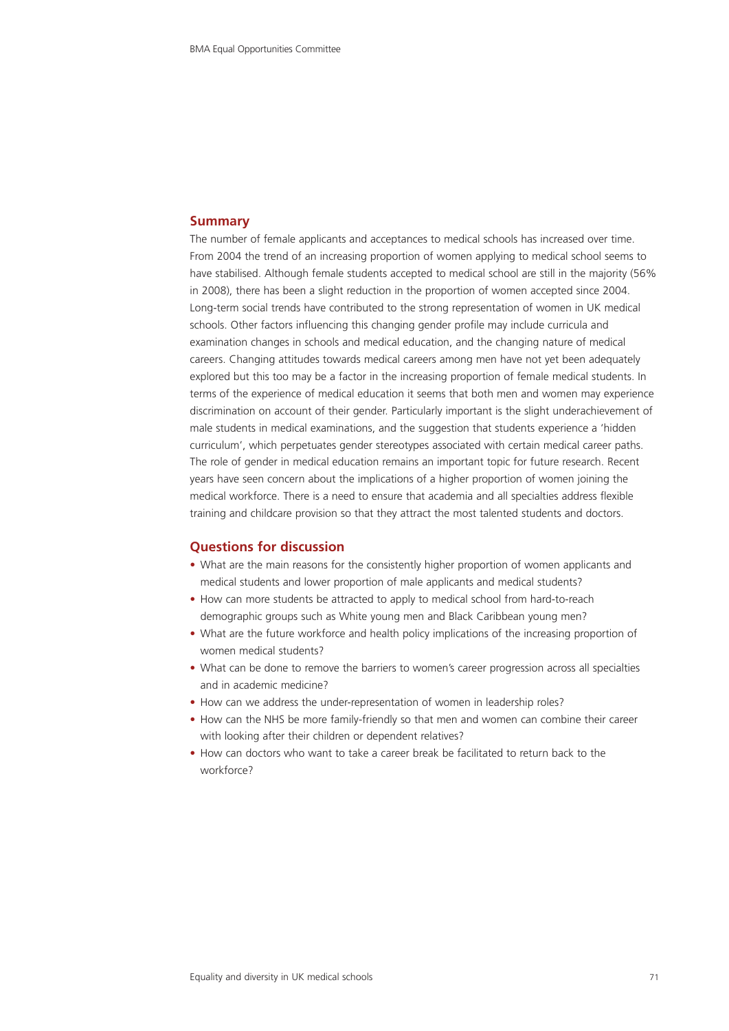## Summary

The number of female applicants and acceptances to medical schools has increased over time. From 2004 the trend of an increasing proportion of women applying to medical school seems to have stabilised. Although female students accepted to medical school are still in the majority (56% in 2008), there has been a slight reduction in the proportion of women accepted since 2004. Long-term social trends have contributed to the strong representation of women in UK medical schools. Other factors influencing this changing gender profile may include curricula and examination changes in schools and medical education, and the changing nature of medical careers. Changing attitudes towards medical careers among men have not yet been adequately explored but this too may be a factor in the increasing proportion of female medical students. In terms of the experience of medical education it seems that both men and women may experience discrimination on account of their gender. Particularly important is the slight underachievement of male students in medical examinations, and the suggestion that students experience a 'hidden curriculum', which perpetuates gender stereotypes associated with certain medical career paths. The role of gender in medical education remains an important topic for future research. Recent years have seen concern about the implications of a higher proportion of women joining the medical workforce. There is a need to ensure that academia and all specialties address flexible training and childcare provision so that they attract the most talented students and doctors.

## Questions for discussion

- What are the main reasons for the consistently higher proportion of women applicants and medical students and lower proportion of male applicants and medical students?
- How can more students be attracted to apply to medical school from hard-to-reach demographic groups such as White young men and Black Caribbean young men?
- What are the future workforce and health policy implications of the increasing proportion of women medical students?
- What can be done to remove the barriers to women's career progression across all specialties and in academic medicine?
- How can we address the under-representation of women in leadership roles?
- How can the NHS be more family-friendly so that men and women can combine their career with looking after their children or dependent relatives?
- How can doctors who want to take a career break be facilitated to return back to the workforce?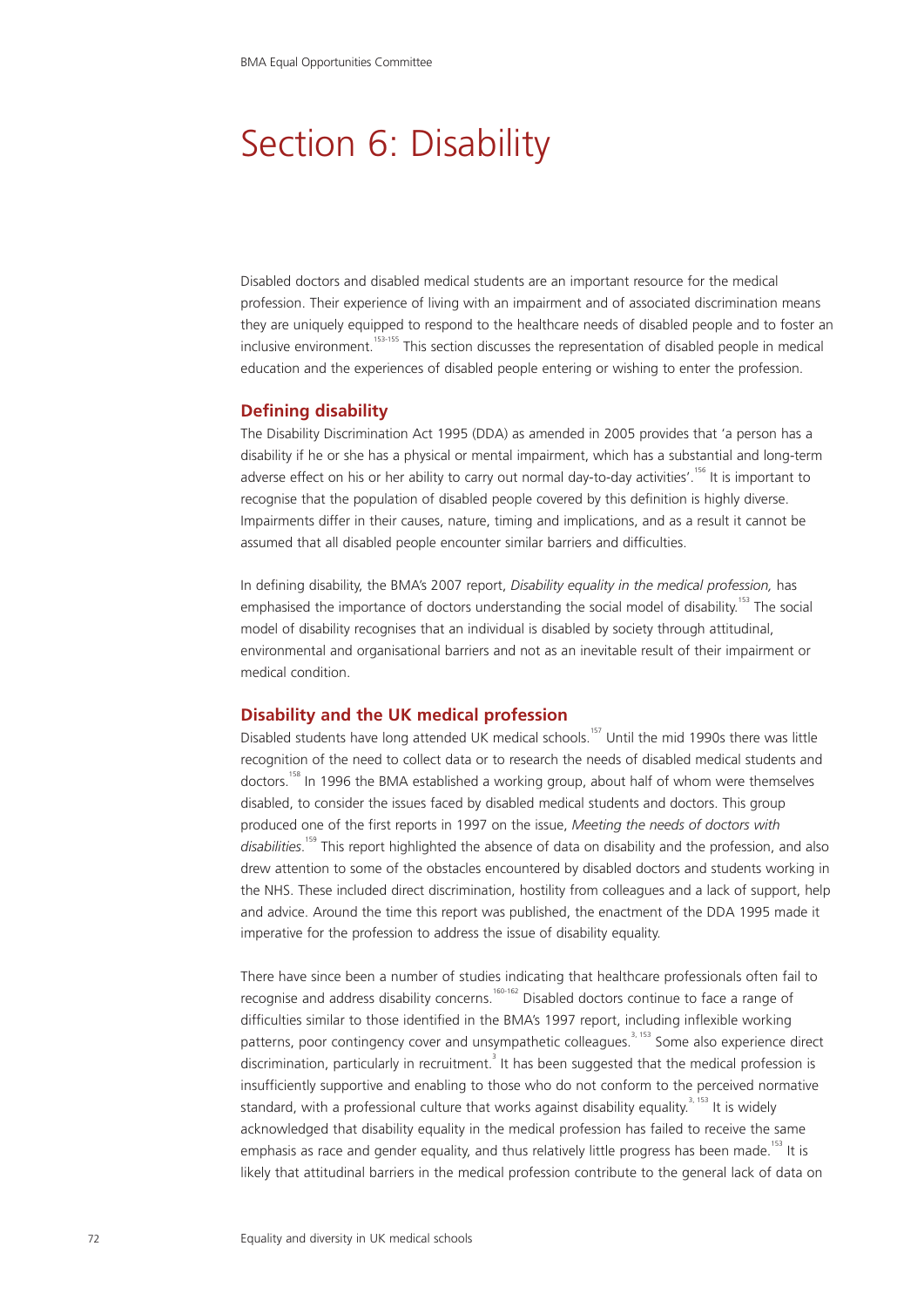# Section 6: Disability

Disabled doctors and disabled medical students are an important resource for the medical profession. Their experience of living with an impairment and of associated discrimination means they are uniquely equipped to respond to the healthcare needs of disabled people and to foster an inclusive environment.[153-155] This section discusses the representation of disabled people in medical education and the experiences of disabled people entering or wishing to enter the profession.

## Defining disability

The Disability Discrimination Act 1995 (DDA) as amended in 2005 provides that 'a person has a disability if he or she has a physical or mental impairment, which has a substantial and long-term adverse effect on his or her ability to carry out normal day-to-day activities'.[156] It is important to recognise that the population of disabled people covered by this definition is highly diverse. Impairments differ in their causes, nature, timing and implications, and as a result it cannot be assumed that all disabled people encounter similar barriers and difficulties.

In defining disability, the BMA's 2007 report, *Disability equality in the medical profession,* has emphasised the importance of doctors understanding the social model of disability.[153] The social model of disability recognises that an individual is disabled by society through attitudinal, environmental and organisational barriers and not as an inevitable result of their impairment or medical condition.

## Disability and the UK medical profession

Disabled students have long attended UK medical schools.[157] Until the mid 1990s there was little recognition of the need to collect data or to research the needs of disabled medical students and doctors.[158] In 1996 the BMA established a working group, about half of whom were themselves disabled, to consider the issues faced by disabled medical students and doctors. This group produced one of the first reports in 1997 on the issue, *Meeting the needs of doctors with disabilities*.[159] This report highlighted the absence of data on disability and the profession, and also drew attention to some of the obstacles encountered by disabled doctors and students working in the NHS. These included direct discrimination, hostility from colleagues and a lack of support, help and advice. Around the time this report was published, the enactment of the DDA 1995 made it imperative for the profession to address the issue of disability equality.

There have since been a number of studies indicating that healthcare professionals often fail to recognise and address disability concerns.[160-162] Disabled doctors continue to face a range of difficulties similar to those identified in the BMA's 1997 report, including inflexible working patterns, poor contingency cover and unsympathetic colleagues.[3, 153] Some also experience direct discrimination, particularly in recruitment.[3] It has been suggested that the medical profession is insufficiently supportive and enabling to those who do not conform to the perceived normative standard, with a professional culture that works against disability equality.[3, 153] It is widely acknowledged that disability equality in the medical profession has failed to receive the same emphasis as race and gender equality, and thus relatively little progress has been made.[153] It is likely that attitudinal barriers in the medical profession contribute to the general lack of data on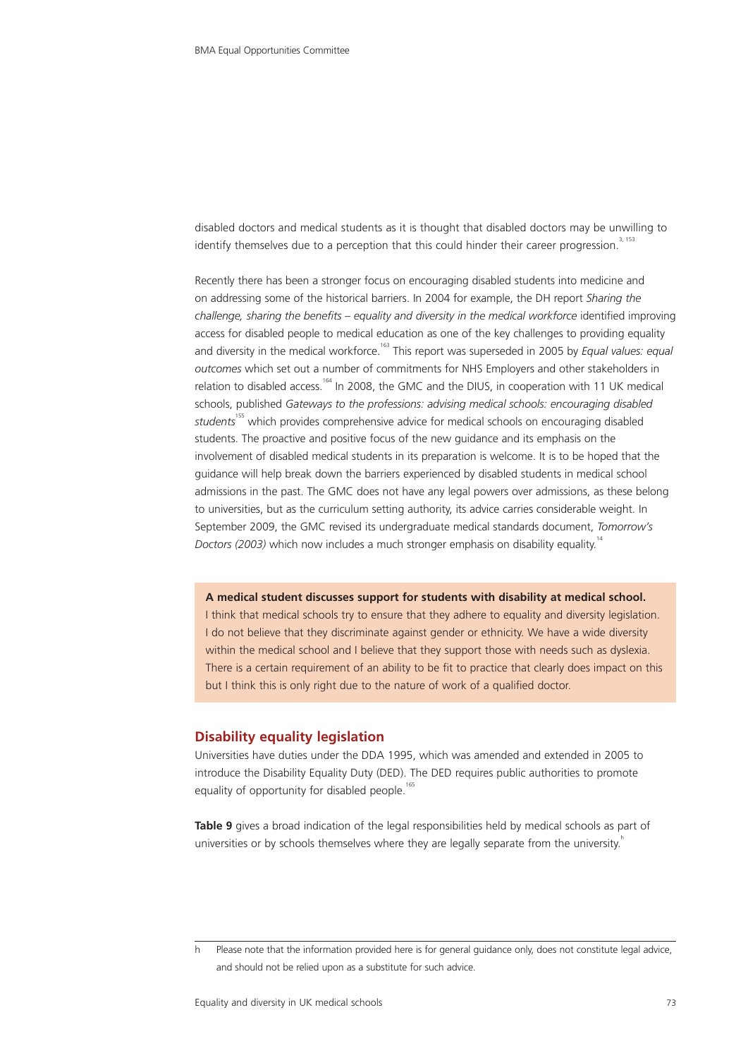disabled doctors and medical students as it is thought that disabled doctors may be unwilling to identify themselves due to a perception that this could hinder their career progression.[3, 153]

Recently there has been a stronger focus on encouraging disabled students into medicine and on addressing some of the historical barriers. In 2004 for example, the DH report *Sharing the challenge, sharing the benefits – equality and diversity in the medical workforce* identified improving access for disabled people to medical education as one of the key challenges to providing equality and diversity in the medical workforce.[163] This report was superseded in 2005 by *Equal values: equal outcomes* which set out a number of commitments for NHS Employers and other stakeholders in relation to disabled access.[164] In 2008, the GMC and the DIUS, in cooperation with 11 UK medical schools, published *Gateways to the professions: advising medical schools: encouraging disabled students*[155] which provides comprehensive advice for medical schools on encouraging disabled students. The proactive and positive focus of the new guidance and its emphasis on the involvement of disabled medical students in its preparation is welcome. It is to be hoped that the guidance will help break down the barriers experienced by disabled students in medical school admissions in the past. The GMC does not have any legal powers over admissions, as these belong to universities, but as the curriculum setting authority, its advice carries considerable weight. In September 2009, the GMC revised its undergraduate medical standards document, *Tomorrow's Doctors (2003)* which now includes a much stronger emphasis on disability equality.[14]

**A medical student discusses support for students with disability at medical school.**
I think that medical schools try to ensure that they adhere to equality and diversity legislation. I do not believe that they discriminate against gender or ethnicity. We have a wide diversity within the medical school and I believe that they support those with needs such as dyslexia. There is a certain requirement of an ability to be fit to practice that clearly does impact on this but I think this is only right due to the nature of work of a qualified doctor.

## Disability equality legislation

Universities have duties under the DDA 1995, which was amended and extended in 2005 to introduce the Disability Equality Duty (DED). The DED requires public authorities to promote equality of opportunity for disabled people.[165]

**Table 9** gives a broad indication of the legal responsibilities held by medical schools as part of universities or by schools themselves where they are legally separate from the university.[h]

---

h Please note that the information provided here is for general guidance only, does not constitute legal advice, and should not be relied upon as a substitute for such advice.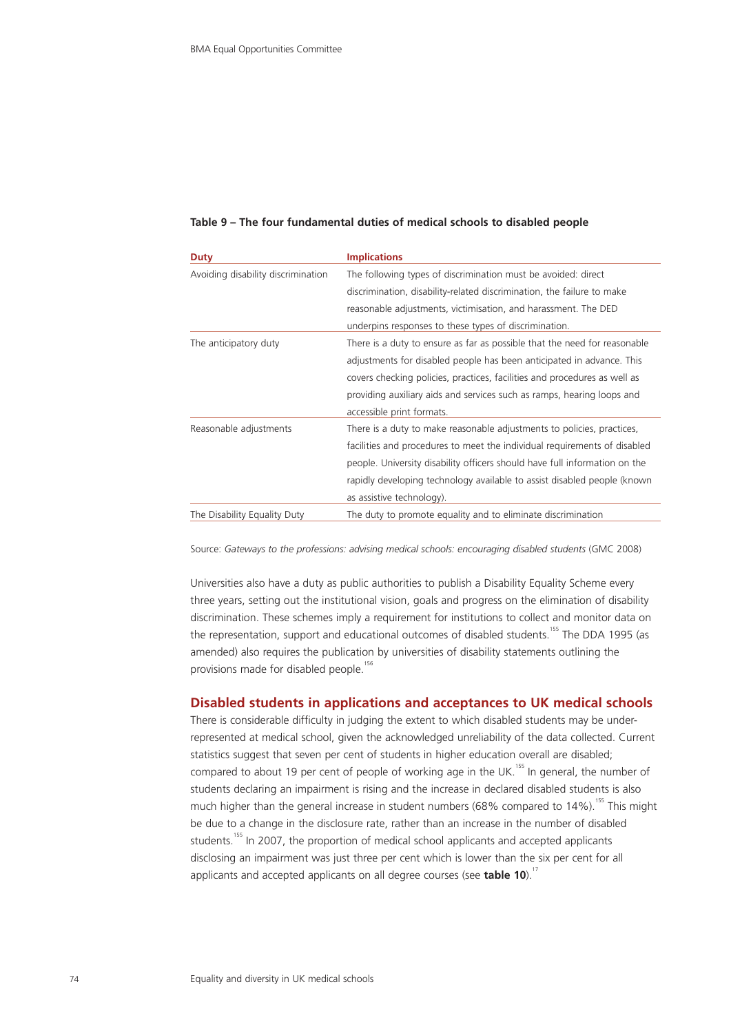**Table 9 – The four fundamental duties of medical schools to disabled people**

| Duty | Implications |
|---|---|
| Avoiding disability discrimination | The following types of discrimination must be avoided: direct discrimination, disability-related discrimination, the failure to make reasonable adjustments, victimisation, and harassment. The DED underpins responses to these types of discrimination. |
| The anticipatory duty | There is a duty to ensure as far as possible that the need for reasonable adjustments for disabled people has been anticipated in advance. This covers checking policies, practices, facilities and procedures as well as providing auxiliary aids and services such as ramps, hearing loops and accessible print formats. |
| Reasonable adjustments | There is a duty to make reasonable adjustments to policies, practices, facilities and procedures to meet the individual requirements of disabled people. University disability officers should have full information on the rapidly developing technology available to assist disabled people (known as assistive technology). |
| The Disability Equality Duty | The duty to promote equality and to eliminate discrimination |

Source: *Gateways to the professions: advising medical schools: encouraging disabled students* (GMC 2008)

Universities also have a duty as public authorities to publish a Disability Equality Scheme every three years, setting out the institutional vision, goals and progress on the elimination of disability discrimination. These schemes imply a requirement for institutions to collect and monitor data on the representation, support and educational outcomes of disabled students.[155] The DDA 1995 (as amended) also requires the publication by universities of disability statements outlining the provisions made for disabled people.[156]

## Disabled students in applications and acceptances to UK medical schools

There is considerable difficulty in judging the extent to which disabled students may be under-represented at medical school, given the acknowledged unreliability of the data collected. Current statistics suggest that seven per cent of students in higher education overall are disabled; compared to about 19 per cent of people of working age in the UK.[155] In general, the number of students declaring an impairment is rising and the increase in declared disabled students is also much higher than the general increase in student numbers (68% compared to 14%).[155] This might be due to a change in the disclosure rate, rather than an increase in the number of disabled students.[155] In 2007, the proportion of medical school applicants and accepted applicants disclosing an impairment was just three per cent which is lower than the six per cent for all applicants and accepted applicants on all degree courses (see **table 10**).[17]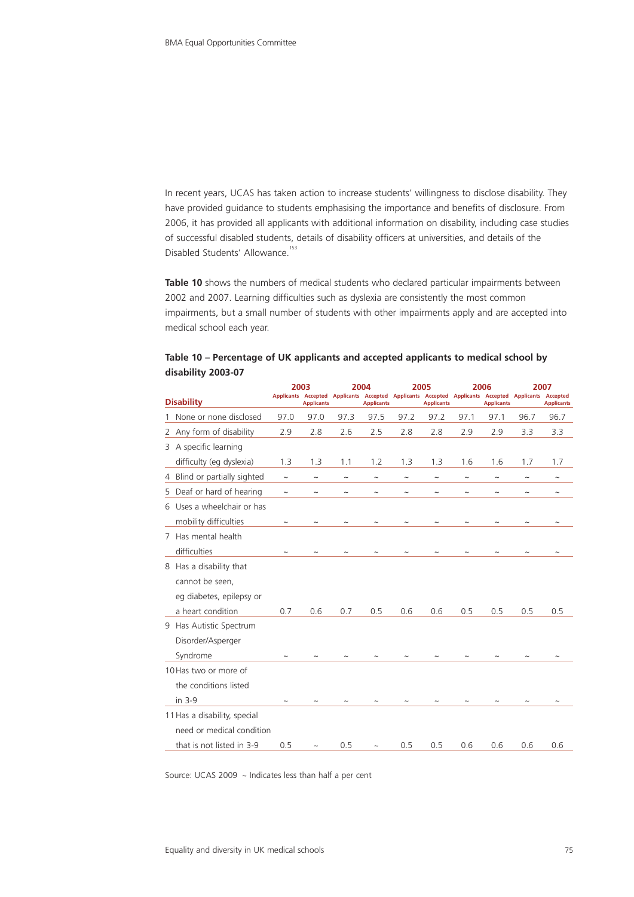In recent years, UCAS has taken action to increase students' willingness to disclose disability. They have provided guidance to students emphasising the importance and benefits of disclosure. From 2006, it has provided all applicants with additional information on disability, including case studies of successful disabled students, details of disability officers at universities, and details of the Disabled Students' Allowance.[153]

**Table 10** shows the numbers of medical students who declared particular impairments between 2002 and 2007. Learning difficulties such as dyslexia are consistently the most common impairments, but a small number of students with other impairments apply and are accepted into medical school each year.

**Table 10 – Percentage of UK applicants and accepted applicants to medical school by disability 2003-07**

| Disability | 2003 | | 2004 | | 2005 | | 2006 | | 2007 | |
|---|---|---|---|---|---|---|---|---|---|---|
| | Applicants | Accepted Applicants | Applicants | Accepted Applicants | Applicants | Accepted Applicants | Applicants | Accepted Applicants | Applicants | Accepted Applicants |
| 1 None or none disclosed | 97.0 | 97.0 | 97.3 | 97.5 | 97.2 | 97.2 | 97.1 | 97.1 | 96.7 | 96.7 |
| 2 Any form of disability | 2.9 | 2.8 | 2.6 | 2.5 | 2.8 | 2.8 | 2.9 | 2.9 | 3.3 | 3.3 |
| 3 A specific learning difficulty (eg dyslexia) | 1.3 | 1.3 | 1.1 | 1.2 | 1.3 | 1.3 | 1.6 | 1.6 | 1.7 | 1.7 |
| 4 Blind or partially sighted | ~ | ~ | ~ | ~ | ~ | ~ | ~ | ~ | ~ | ~ |
| 5 Deaf or hard of hearing | ~ | ~ | ~ | ~ | ~ | ~ | ~ | ~ | ~ | ~ |
| 6 Uses a wheelchair or has mobility difficulties | ~ | ~ | ~ | ~ | ~ | ~ | ~ | ~ | ~ | ~ |
| 7 Has mental health difficulties | ~ | ~ | ~ | ~ | ~ | ~ | ~ | ~ | ~ | ~ |
| 8 Has a disability that cannot be seen, eg diabetes, epilepsy or a heart condition | 0.7 | 0.6 | 0.7 | 0.5 | 0.6 | 0.6 | 0.5 | 0.5 | 0.5 | 0.5 |
| 9 Has Autistic Spectrum Disorder/Asperger Syndrome | ~ | ~ | ~ | ~ | ~ | ~ | ~ | ~ | ~ | ~ |
| 10 Has two or more of the conditions listed in 3-9 | ~ | ~ | ~ | ~ | ~ | ~ | ~ | ~ | ~ | ~ |
| 11 Has a disability, special need or medical condition that is not listed in 3-9 | 0.5 | ~ | 0.5 | ~ | 0.5 | 0.5 | 0.6 | 0.6 | 0.6 | 0.6 |

Source: UCAS 2009 ~ Indicates less than half a per cent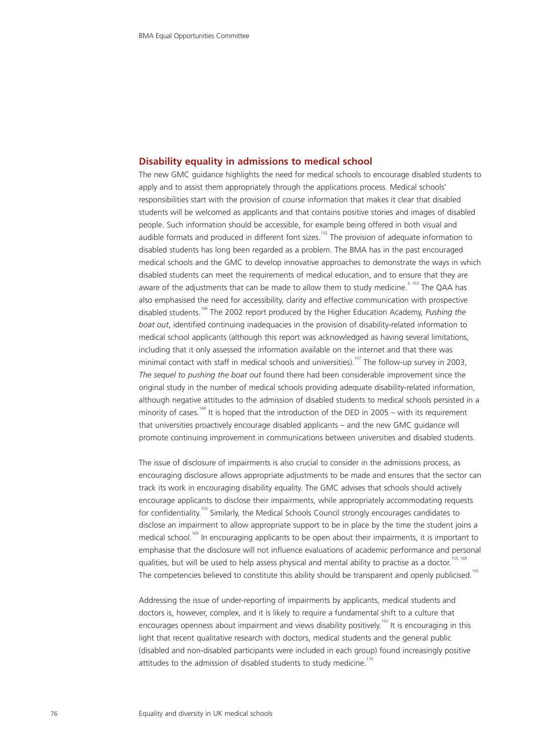## Disability equality in admissions to medical school

The new GMC guidance highlights the need for medical schools to encourage disabled students to apply and to assist them appropriately through the applications process. Medical schools' responsibilities start with the provision of course information that makes it clear that disabled students will be welcomed as applicants and that contains positive stories and images of disabled people. Such information should be accessible, for example being offered in both visual and audible formats and produced in different font sizes.[155] The provision of adequate information to disabled students has long been regarded as a problem. The BMA has in the past encouraged medical schools and the GMC to develop innovative approaches to demonstrate the ways in which disabled students can meet the requirements of medical education, and to ensure that they are aware of the adjustments that can be made to allow them to study medicine.[3, 153] The QAA has also emphasised the need for accessibility, clarity and effective communication with prospective disabled students.[166] The 2002 report produced by the Higher Education Academy, *Pushing the boat out*, identified continuing inadequacies in the provision of disability-related information to medical school applicants (although this report was acknowledged as having several limitations, including that it only assessed the information available on the internet and that there was minimal contact with staff in medical schools and universities).[167] The follow-up survey in 2003, *The sequel to pushing the boat out* found there had been considerable improvement since the original study in the number of medical schools providing adequate disability-related information, although negative attitudes to the admission of disabled students to medical schools persisted in a minority of cases.[168] It is hoped that the introduction of the DED in 2005 – with its requirement that universities proactively encourage disabled applicants – and the new GMC guidance will promote continuing improvement in communications between universities and disabled students.

The issue of disclosure of impairments is also crucial to consider in the admissions process, as encouraging disclosure allows appropriate adjustments to be made and ensures that the sector can track its work in encouraging disability equality. The GMC advises that schools should actively encourage applicants to disclose their impairments, while appropriately accommodating requests for confidentiality.[155] Similarly, the Medical Schools Council strongly encourages candidates to disclose an impairment to allow appropriate support to be in place by the time the student joins a medical school.[169] In encouraging applicants to be open about their impairments, it is important to emphasise that the disclosure will not influence evaluations of academic performance and personal qualities, but will be used to help assess physical and mental ability to practise as a doctor.[155, 169] The competencies believed to constitute this ability should be transparent and openly publicised.[155]

Addressing the issue of under-reporting of impairments by applicants, medical students and doctors is, however, complex, and it is likely to require a fundamental shift to a culture that encourages openness about impairment and views disability positively.[153] It is encouraging in this light that recent qualitative research with doctors, medical students and the general public (disabled and non-disabled participants were included in each group) found increasingly positive attitudes to the admission of disabled students to study medicine.[170]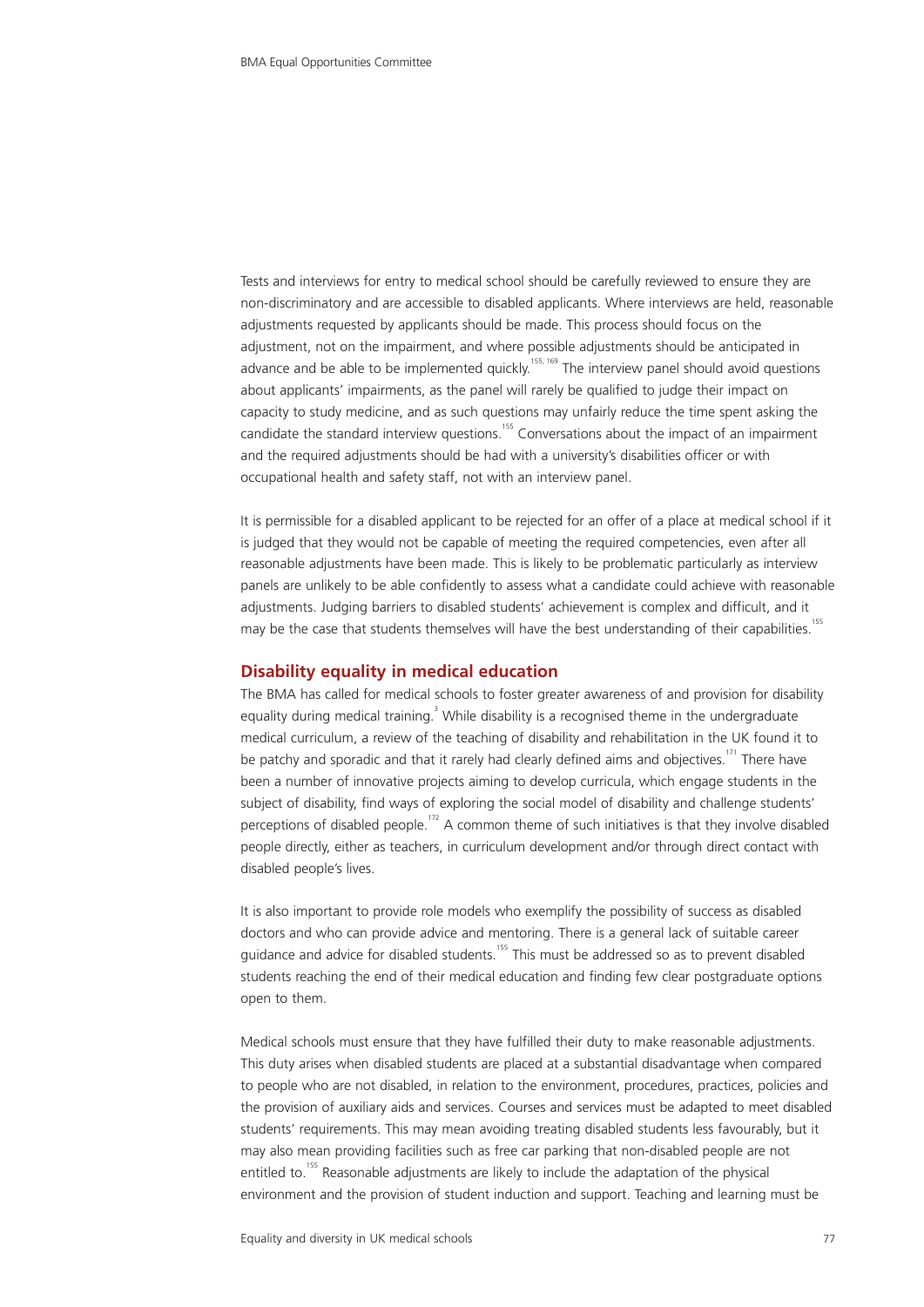Tests and interviews for entry to medical school should be carefully reviewed to ensure they are non-discriminatory and are accessible to disabled applicants. Where interviews are held, reasonable adjustments requested by applicants should be made. This process should focus on the adjustment, not on the impairment, and where possible adjustments should be anticipated in advance and be able to be implemented quickly.[155, 169] The interview panel should avoid questions about applicants' impairments, as the panel will rarely be qualified to judge their impact on capacity to study medicine, and as such questions may unfairly reduce the time spent asking the candidate the standard interview questions.[155] Conversations about the impact of an impairment and the required adjustments should be had with a university's disabilities officer or with occupational health and safety staff, not with an interview panel.

It is permissible for a disabled applicant to be rejected for an offer of a place at medical school if it is judged that they would not be capable of meeting the required competencies, even after all reasonable adjustments have been made. This is likely to be problematic particularly as interview panels are unlikely to be able confidently to assess what a candidate could achieve with reasonable adjustments. Judging barriers to disabled students' achievement is complex and difficult, and it may be the case that students themselves will have the best understanding of their capabilities.[155]

## Disability equality in medical education

The BMA has called for medical schools to foster greater awareness of and provision for disability equality during medical training.[3] While disability is a recognised theme in the undergraduate medical curriculum, a review of the teaching of disability and rehabilitation in the UK found it to be patchy and sporadic and that it rarely had clearly defined aims and objectives.[171] There have been a number of innovative projects aiming to develop curricula, which engage students in the subject of disability, find ways of exploring the social model of disability and challenge students' perceptions of disabled people.[172] A common theme of such initiatives is that they involve disabled people directly, either as teachers, in curriculum development and/or through direct contact with disabled people's lives.

It is also important to provide role models who exemplify the possibility of success as disabled doctors and who can provide advice and mentoring. There is a general lack of suitable career guidance and advice for disabled students.[155] This must be addressed so as to prevent disabled students reaching the end of their medical education and finding few clear postgraduate options open to them.

Medical schools must ensure that they have fulfilled their duty to make reasonable adjustments. This duty arises when disabled students are placed at a substantial disadvantage when compared to people who are not disabled, in relation to the environment, procedures, practices, policies and the provision of auxiliary aids and services. Courses and services must be adapted to meet disabled students' requirements. This may mean avoiding treating disabled students less favourably, but it may also mean providing facilities such as free car parking that non-disabled people are not entitled to.[155] Reasonable adjustments are likely to include the adaptation of the physical environment and the provision of student induction and support. Teaching and learning must be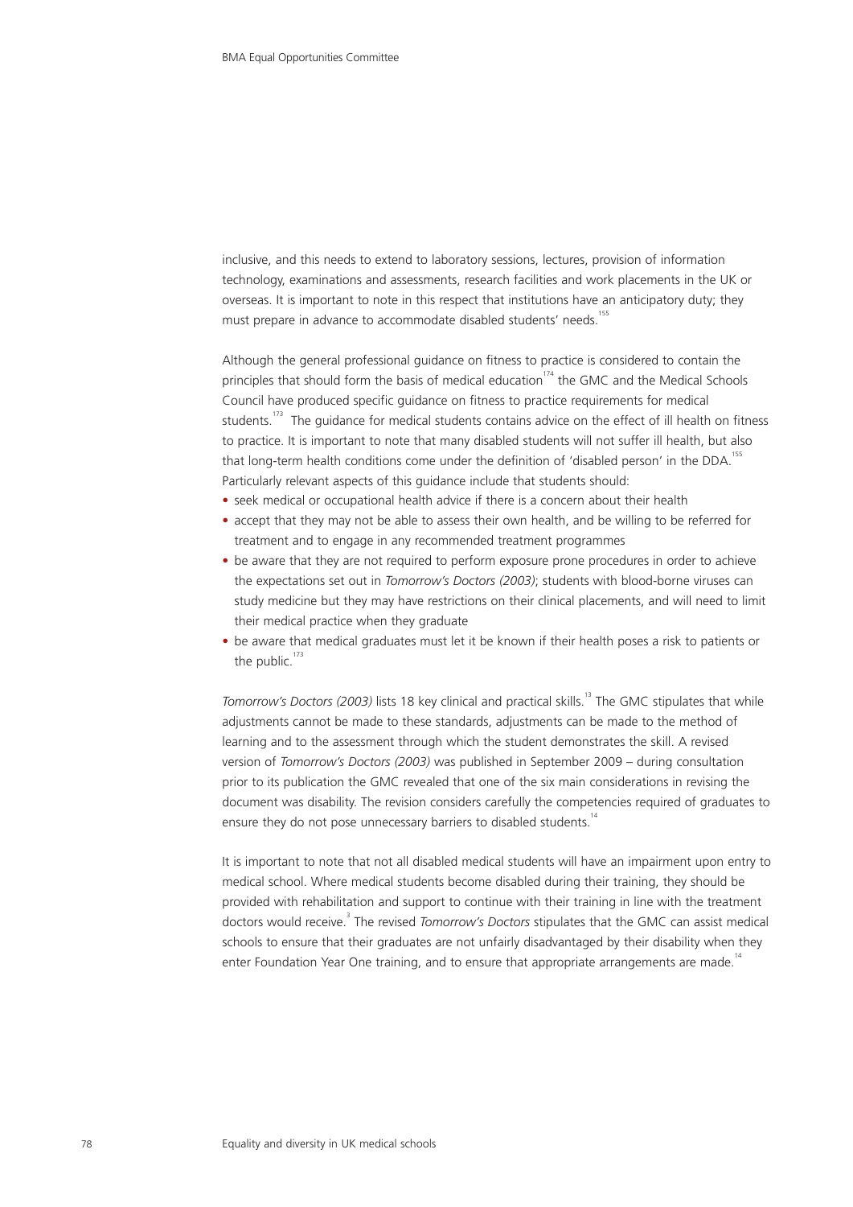inclusive, and this needs to extend to laboratory sessions, lectures, provision of information technology, examinations and assessments, research facilities and work placements in the UK or overseas. It is important to note in this respect that institutions have an anticipatory duty; they must prepare in advance to accommodate disabled students' needs.[155]

Although the general professional guidance on fitness to practice is considered to contain the principles that should form the basis of medical education[174] the GMC and the Medical Schools Council have produced specific guidance on fitness to practice requirements for medical students.[173] The guidance for medical students contains advice on the effect of ill health on fitness to practice. It is important to note that many disabled students will not suffer ill health, but also that long-term health conditions come under the definition of 'disabled person' in the DDA.[155] Particularly relevant aspects of this guidance include that students should:

- seek medical or occupational health advice if there is a concern about their health
- accept that they may not be able to assess their own health, and be willing to be referred for treatment and to engage in any recommended treatment programmes
- be aware that they are not required to perform exposure prone procedures in order to achieve the expectations set out in *Tomorrow's Doctors (2003)*; students with blood-borne viruses can study medicine but they may have restrictions on their clinical placements, and will need to limit their medical practice when they graduate
- be aware that medical graduates must let it be known if their health poses a risk to patients or the public.[173]

*Tomorrow's Doctors (2003)* lists 18 key clinical and practical skills.[13] The GMC stipulates that while adjustments cannot be made to these standards, adjustments can be made to the method of learning and to the assessment through which the student demonstrates the skill. A revised version of *Tomorrow's Doctors (2003)* was published in September 2009 – during consultation prior to its publication the GMC revealed that one of the six main considerations in revising the document was disability. The revision considers carefully the competencies required of graduates to ensure they do not pose unnecessary barriers to disabled students.[14]

It is important to note that not all disabled medical students will have an impairment upon entry to medical school. Where medical students become disabled during their training, they should be provided with rehabilitation and support to continue with their training in line with the treatment doctors would receive.[3] The revised *Tomorrow's Doctors* stipulates that the GMC can assist medical schools to ensure that their graduates are not unfairly disadvantaged by their disability when they enter Foundation Year One training, and to ensure that appropriate arrangements are made.[14]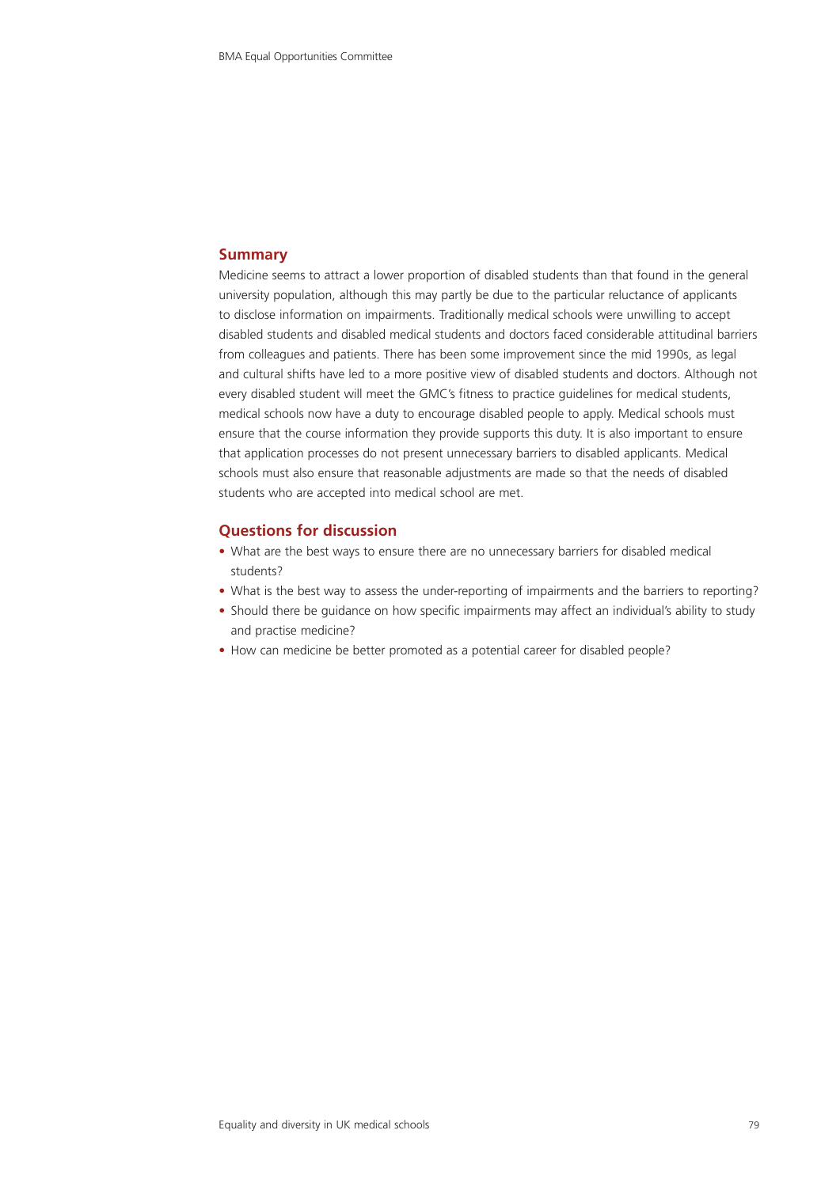## Summary

Medicine seems to attract a lower proportion of disabled students than that found in the general university population, although this may partly be due to the particular reluctance of applicants to disclose information on impairments. Traditionally medical schools were unwilling to accept disabled students and disabled medical students and doctors faced considerable attitudinal barriers from colleagues and patients. There has been some improvement since the mid 1990s, as legal and cultural shifts have led to a more positive view of disabled students and doctors. Although not every disabled student will meet the GMC's fitness to practice guidelines for medical students, medical schools now have a duty to encourage disabled people to apply. Medical schools must ensure that the course information they provide supports this duty. It is also important to ensure that application processes do not present unnecessary barriers to disabled applicants. Medical schools must also ensure that reasonable adjustments are made so that the needs of disabled students who are accepted into medical school are met.

## Questions for discussion

- What are the best ways to ensure there are no unnecessary barriers for disabled medical students?
- What is the best way to assess the under-reporting of impairments and the barriers to reporting?
- Should there be guidance on how specific impairments may affect an individual's ability to study and practise medicine?
- How can medicine be better promoted as a potential career for disabled people?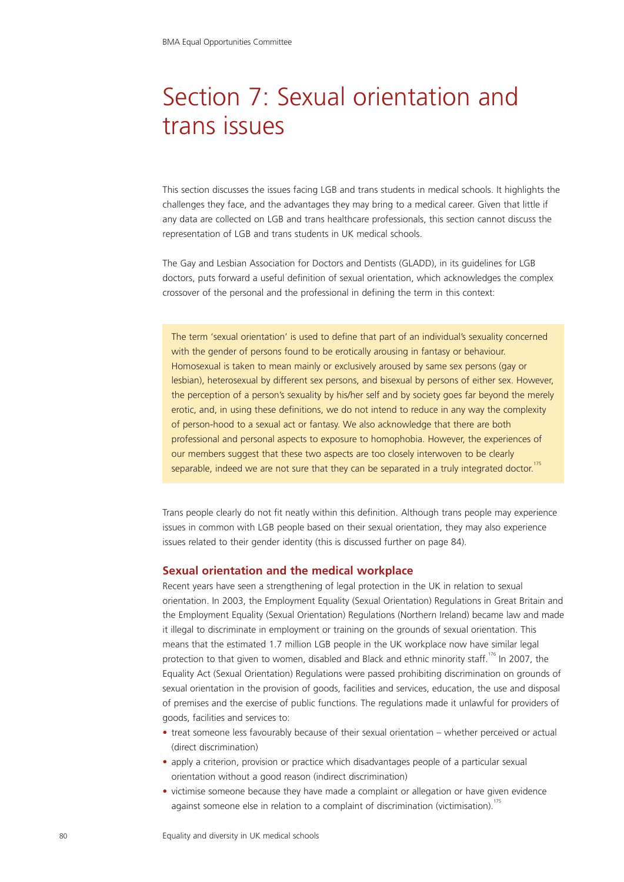# Section 7: Sexual orientation and trans issues

This section discusses the issues facing LGB and trans students in medical schools. It highlights the challenges they face, and the advantages they may bring to a medical career. Given that little if any data are collected on LGB and trans healthcare professionals, this section cannot discuss the representation of LGB and trans students in UK medical schools.

The Gay and Lesbian Association for Doctors and Dentists (GLADD), in its guidelines for LGB doctors, puts forward a useful definition of sexual orientation, which acknowledges the complex crossover of the personal and the professional in defining the term in this context:

> The term 'sexual orientation' is used to define that part of an individual's sexuality concerned with the gender of persons found to be erotically arousing in fantasy or behaviour. Homosexual is taken to mean mainly or exclusively aroused by same sex persons (gay or lesbian), heterosexual by different sex persons, and bisexual by persons of either sex. However, the perception of a person's sexuality by his/her self and by society goes far beyond the merely erotic, and, in using these definitions, we do not intend to reduce in any way the complexity of person-hood to a sexual act or fantasy. We also acknowledge that there are both professional and personal aspects to exposure to homophobia. However, the experiences of our members suggest that these two aspects are too closely interwoven to be clearly separable, indeed we are not sure that they can be separated in a truly integrated doctor.[175]

Trans people clearly do not fit neatly within this definition. Although trans people may experience issues in common with LGB people based on their sexual orientation, they may also experience issues related to their gender identity (this is discussed further on page 84).

## Sexual orientation and the medical workplace

Recent years have seen a strengthening of legal protection in the UK in relation to sexual orientation. In 2003, the Employment Equality (Sexual Orientation) Regulations in Great Britain and the Employment Equality (Sexual Orientation) Regulations (Northern Ireland) became law and made it illegal to discriminate in employment or training on the grounds of sexual orientation. This means that the estimated 1.7 million LGB people in the UK workplace now have similar legal protection to that given to women, disabled and Black and ethnic minority staff.[176] In 2007, the Equality Act (Sexual Orientation) Regulations were passed prohibiting discrimination on grounds of sexual orientation in the provision of goods, facilities and services, education, the use and disposal of premises and the exercise of public functions. The regulations made it unlawful for providers of goods, facilities and services to:

- treat someone less favourably because of their sexual orientation – whether perceived or actual (direct discrimination)
- apply a criterion, provision or practice which disadvantages people of a particular sexual orientation without a good reason (indirect discrimination)
- victimise someone because they have made a complaint or allegation or have given evidence against someone else in relation to a complaint of discrimination (victimisation).[175]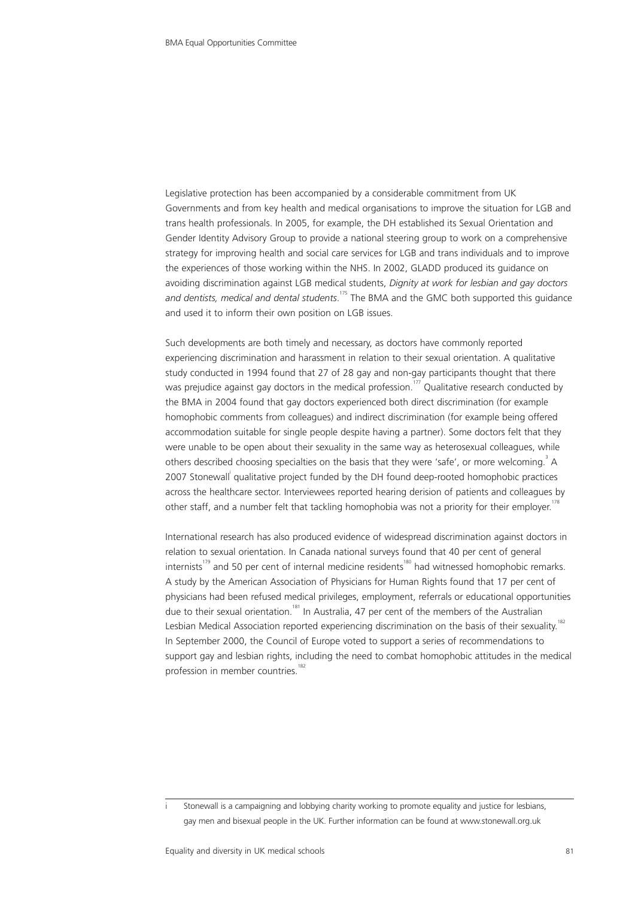Legislative protection has been accompanied by a considerable commitment from UK Governments and from key health and medical organisations to improve the situation for LGB and trans health professionals. In 2005, for example, the DH established its Sexual Orientation and Gender Identity Advisory Group to provide a national steering group to work on a comprehensive strategy for improving health and social care services for LGB and trans individuals and to improve the experiences of those working within the NHS. In 2002, GLADD produced its guidance on avoiding discrimination against LGB medical students, *Dignity at work for lesbian and gay doctors and dentists, medical and dental students*.[175] The BMA and the GMC both supported this guidance and used it to inform their own position on LGB issues.

Such developments are both timely and necessary, as doctors have commonly reported experiencing discrimination and harassment in relation to their sexual orientation. A qualitative study conducted in 1994 found that 27 of 28 gay and non-gay participants thought that there was prejudice against gay doctors in the medical profession.[177] Qualitative research conducted by the BMA in 2004 found that gay doctors experienced both direct discrimination (for example homophobic comments from colleagues) and indirect discrimination (for example being offered accommodation suitable for single people despite having a partner). Some doctors felt that they were unable to be open about their sexuality in the same way as heterosexual colleagues, while others described choosing specialties on the basis that they were 'safe', or more welcoming.[3] A 2007 Stonewall[i] qualitative project funded by the DH found deep-rooted homophobic practices across the healthcare sector. Interviewees reported hearing derision of patients and colleagues by other staff, and a number felt that tackling homophobia was not a priority for their employer.[178]

International research has also produced evidence of widespread discrimination against doctors in relation to sexual orientation. In Canada national surveys found that 40 per cent of general internists[179] and 50 per cent of internal medicine residents[180] had witnessed homophobic remarks. A study by the American Association of Physicians for Human Rights found that 17 per cent of physicians had been refused medical privileges, employment, referrals or educational opportunities due to their sexual orientation.[181] In Australia, 47 per cent of the members of the Australian Lesbian Medical Association reported experiencing discrimination on the basis of their sexuality.[182] In September 2000, the Council of Europe voted to support a series of recommendations to support gay and lesbian rights, including the need to combat homophobic attitudes in the medical profession in member countries.[182]

---

i Stonewall is a campaigning and lobbying charity working to promote equality and justice for lesbians, gay men and bisexual people in the UK. Further information can be found at www.stonewall.org.uk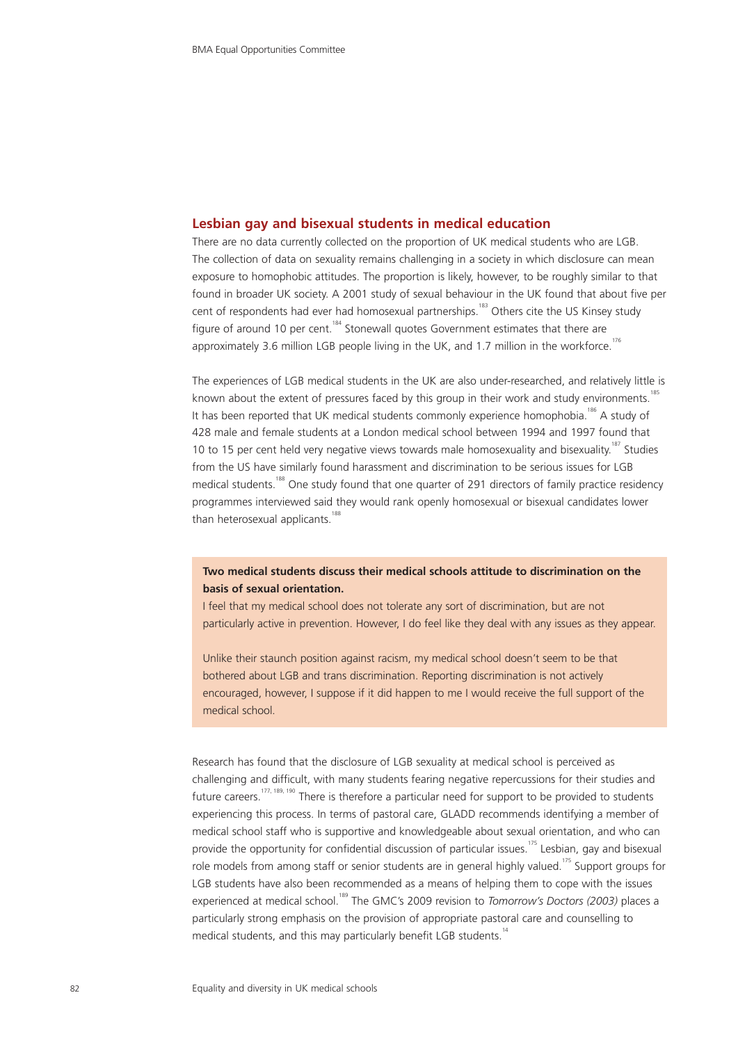## Lesbian gay and bisexual students in medical education

There are no data currently collected on the proportion of UK medical students who are LGB. The collection of data on sexuality remains challenging in a society in which disclosure can mean exposure to homophobic attitudes. The proportion is likely, however, to be roughly similar to that found in broader UK society. A 2001 study of sexual behaviour in the UK found that about five per cent of respondents had ever had homosexual partnerships.[183] Others cite the US Kinsey study figure of around 10 per cent.[184] Stonewall quotes Government estimates that there are approximately 3.6 million LGB people living in the UK, and 1.7 million in the workforce.[176]

The experiences of LGB medical students in the UK are also under-researched, and relatively little is known about the extent of pressures faced by this group in their work and study environments.[185] It has been reported that UK medical students commonly experience homophobia.[186] A study of 428 male and female students at a London medical school between 1994 and 1997 found that 10 to 15 per cent held very negative views towards male homosexuality and bisexuality.[187] Studies from the US have similarly found harassment and discrimination to be serious issues for LGB medical students.[188] One study found that one quarter of 291 directors of family practice residency programmes interviewed said they would rank openly homosexual or bisexual candidates lower than heterosexual applicants.[188]

> **Two medical students discuss their medical schools attitude to discrimination on the basis of sexual orientation.**
>
> I feel that my medical school does not tolerate any sort of discrimination, but are not particularly active in prevention. However, I do feel like they deal with any issues as they appear.
>
> Unlike their staunch position against racism, my medical school doesn't seem to be that bothered about LGB and trans discrimination. Reporting discrimination is not actively encouraged, however, I suppose if it did happen to me I would receive the full support of the medical school.

Research has found that the disclosure of LGB sexuality at medical school is perceived as challenging and difficult, with many students fearing negative repercussions for their studies and future careers.[177, 189, 190] There is therefore a particular need for support to be provided to students experiencing this process. In terms of pastoral care, GLADD recommends identifying a member of medical school staff who is supportive and knowledgeable about sexual orientation, and who can provide the opportunity for confidential discussion of particular issues.[175] Lesbian, gay and bisexual role models from among staff or senior students are in general highly valued.[175] Support groups for LGB students have also been recommended as a means of helping them to cope with the issues experienced at medical school.[189] The GMC's 2009 revision to *Tomorrow's Doctors (2003)* places a particularly strong emphasis on the provision of appropriate pastoral care and counselling to medical students, and this may particularly benefit LGB students.[14]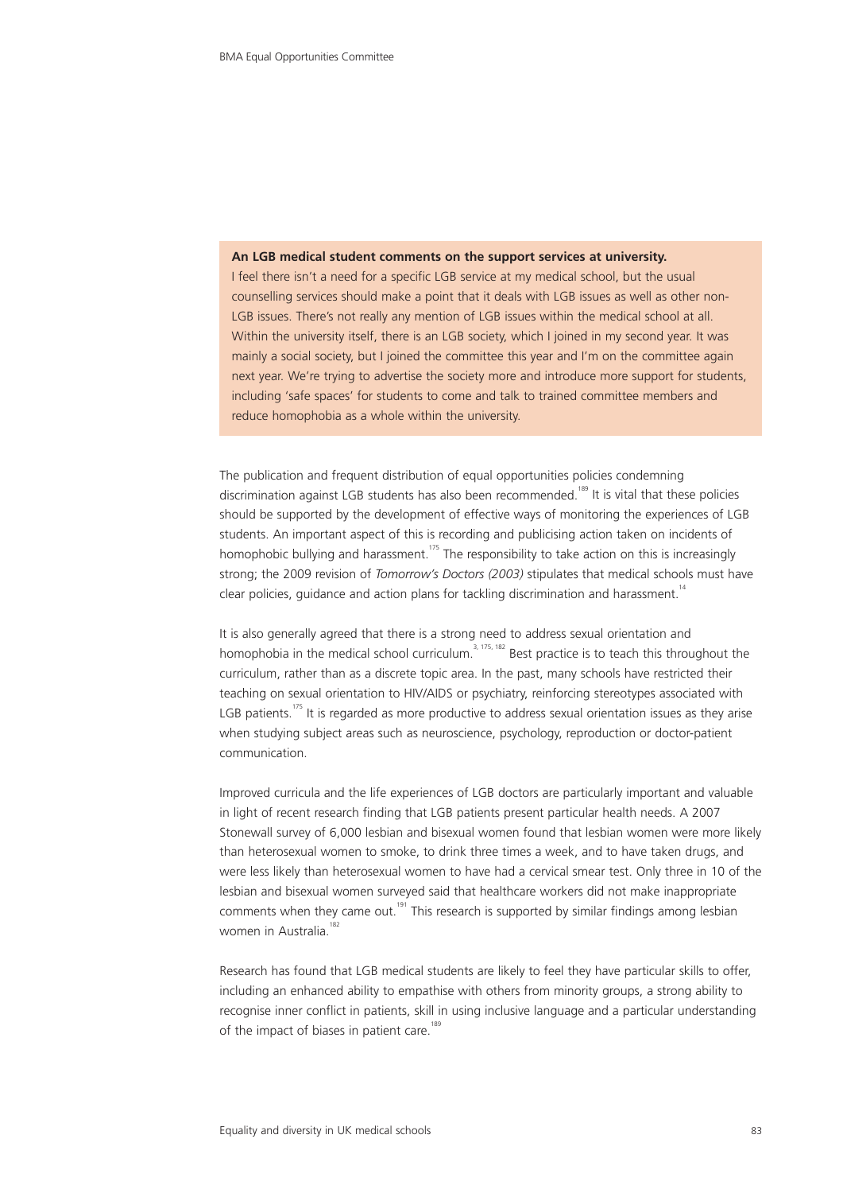**An LGB medical student comments on the support services at university.**

I feel there isn't a need for a specific LGB service at my medical school, but the usual counselling services should make a point that it deals with LGB issues as well as other non-LGB issues. There's not really any mention of LGB issues within the medical school at all. Within the university itself, there is an LGB society, which I joined in my second year. It was mainly a social society, but I joined the committee this year and I'm on the committee again next year. We're trying to advertise the society more and introduce more support for students, including 'safe spaces' for students to come and talk to trained committee members and reduce homophobia as a whole within the university.

The publication and frequent distribution of equal opportunities policies condemning discrimination against LGB students has also been recommended.[189] It is vital that these policies should be supported by the development of effective ways of monitoring the experiences of LGB students. An important aspect of this is recording and publicising action taken on incidents of homophobic bullying and harassment.[175] The responsibility to take action on this is increasingly strong; the 2009 revision of *Tomorrow's Doctors (2003)* stipulates that medical schools must have clear policies, guidance and action plans for tackling discrimination and harassment.[14]

It is also generally agreed that there is a strong need to address sexual orientation and homophobia in the medical school curriculum.[3, 175, 182] Best practice is to teach this throughout the curriculum, rather than as a discrete topic area. In the past, many schools have restricted their teaching on sexual orientation to HIV/AIDS or psychiatry, reinforcing stereotypes associated with LGB patients.[175] It is regarded as more productive to address sexual orientation issues as they arise when studying subject areas such as neuroscience, psychology, reproduction or doctor-patient communication.

Improved curricula and the life experiences of LGB doctors are particularly important and valuable in light of recent research finding that LGB patients present particular health needs. A 2007 Stonewall survey of 6,000 lesbian and bisexual women found that lesbian women were more likely than heterosexual women to smoke, to drink three times a week, and to have taken drugs, and were less likely than heterosexual women to have had a cervical smear test. Only three in 10 of the lesbian and bisexual women surveyed said that healthcare workers did not make inappropriate comments when they came out.[191] This research is supported by similar findings among lesbian women in Australia.[182]

Research has found that LGB medical students are likely to feel they have particular skills to offer, including an enhanced ability to empathise with others from minority groups, a strong ability to recognise inner conflict in patients, skill in using inclusive language and a particular understanding of the impact of biases in patient care.[189]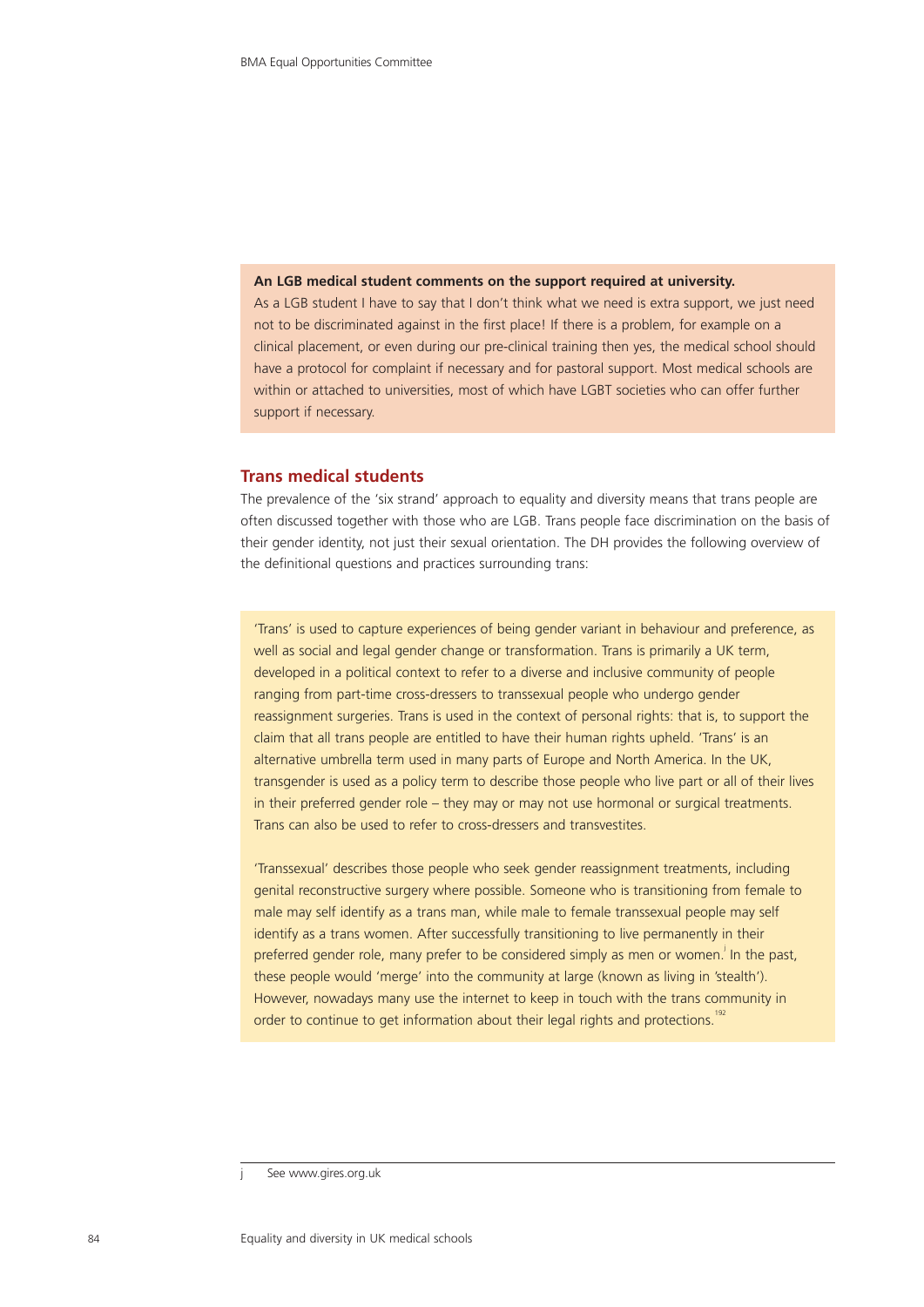**An LGB medical student comments on the support required at university.**

As a LGB student I have to say that I don't think what we need is extra support, we just need not to be discriminated against in the first place! If there is a problem, for example on a clinical placement, or even during our pre-clinical training then yes, the medical school should have a protocol for complaint if necessary and for pastoral support. Most medical schools are within or attached to universities, most of which have LGBT societies who can offer further support if necessary.

## Trans medical students

The prevalence of the 'six strand' approach to equality and diversity means that trans people are often discussed together with those who are LGB. Trans people face discrimination on the basis of their gender identity, not just their sexual orientation. The DH provides the following overview of the definitional questions and practices surrounding trans:

> 'Trans' is used to capture experiences of being gender variant in behaviour and preference, as well as social and legal gender change or transformation. Trans is primarily a UK term, developed in a political context to refer to a diverse and inclusive community of people ranging from part-time cross-dressers to transsexual people who undergo gender reassignment surgeries. Trans is used in the context of personal rights: that is, to support the claim that all trans people are entitled to have their human rights upheld. 'Trans' is an alternative umbrella term used in many parts of Europe and North America. In the UK, transgender is used as a policy term to describe those people who live part or all of their lives in their preferred gender role – they may or may not use hormonal or surgical treatments. Trans can also be used to refer to cross-dressers and transvestites.
>
> 'Transsexual' describes those people who seek gender reassignment treatments, including genital reconstructive surgery where possible. Someone who is transitioning from female to male may self identify as a trans man, while male to female transsexual people may self identify as a trans women. After successfully transitioning to live permanently in their preferred gender role, many prefer to be considered simply as men or women.[j] In the past, these people would 'merge' into the community at large (known as living in 'stealth'). However, nowadays many use the internet to keep in touch with the trans community in order to continue to get information about their legal rights and protections.[192]

---

j See www.gires.org.uk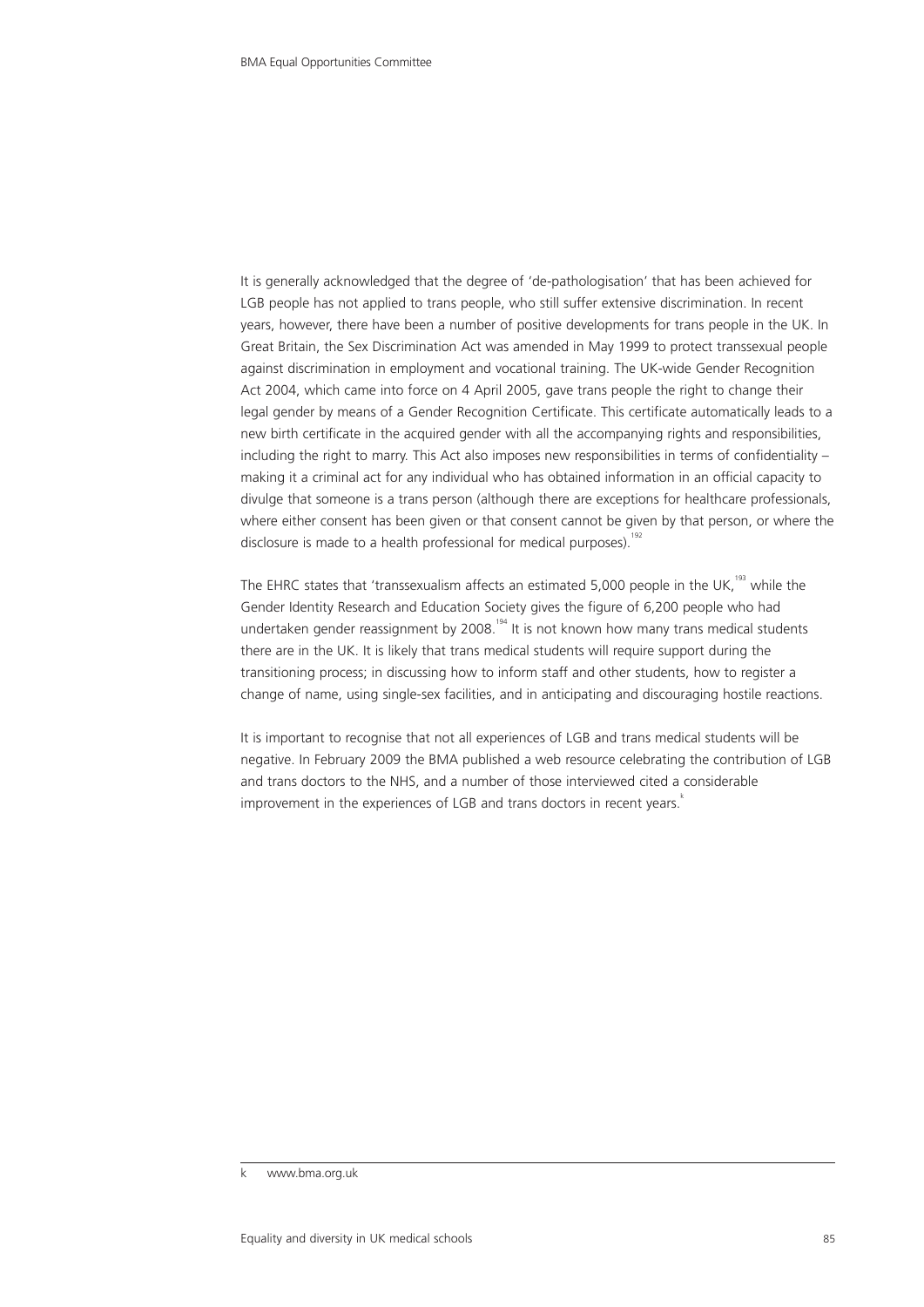It is generally acknowledged that the degree of 'de-pathologisation' that has been achieved for LGB people has not applied to trans people, who still suffer extensive discrimination. In recent years, however, there have been a number of positive developments for trans people in the UK. In Great Britain, the Sex Discrimination Act was amended in May 1999 to protect transsexual people against discrimination in employment and vocational training. The UK-wide Gender Recognition Act 2004, which came into force on 4 April 2005, gave trans people the right to change their legal gender by means of a Gender Recognition Certificate. This certificate automatically leads to a new birth certificate in the acquired gender with all the accompanying rights and responsibilities, including the right to marry. This Act also imposes new responsibilities in terms of confidentiality – making it a criminal act for any individual who has obtained information in an official capacity to divulge that someone is a trans person (although there are exceptions for healthcare professionals, where either consent has been given or that consent cannot be given by that person, or where the disclosure is made to a health professional for medical purposes).[192]

The EHRC states that 'transsexualism affects an estimated 5,000 people in the UK,[193] while the Gender Identity Research and Education Society gives the figure of 6,200 people who had undertaken gender reassignment by 2008.[194] It is not known how many trans medical students there are in the UK. It is likely that trans medical students will require support during the transitioning process; in discussing how to inform staff and other students, how to register a change of name, using single-sex facilities, and in anticipating and discouraging hostile reactions.

It is important to recognise that not all experiences of LGB and trans medical students will be negative. In February 2009 the BMA published a web resource celebrating the contribution of LGB and trans doctors to the NHS, and a number of those interviewed cited a considerable improvement in the experiences of LGB and trans doctors in recent years.[k]

---

k www.bma.org.uk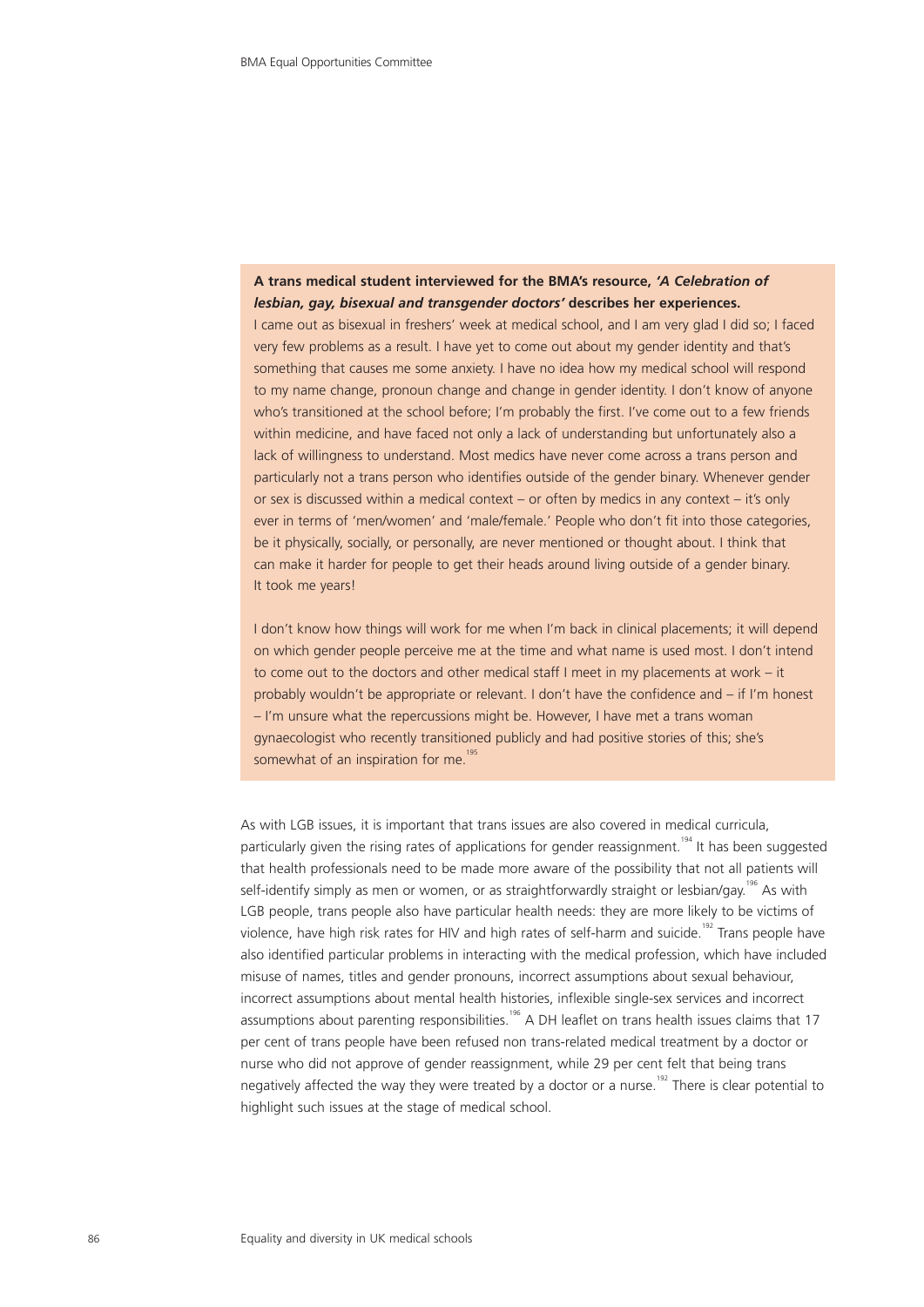**A trans medical student interviewed for the BMA's resource, *'A Celebration of lesbian, gay, bisexual and transgender doctors'* describes her experiences.**

I came out as bisexual in freshers' week at medical school, and I am very glad I did so; I faced very few problems as a result. I have yet to come out about my gender identity and that's something that causes me some anxiety. I have no idea how my medical school will respond to my name change, pronoun change and change in gender identity. I don't know of anyone who's transitioned at the school before; I'm probably the first. I've come out to a few friends within medicine, and have faced not only a lack of understanding but unfortunately also a lack of willingness to understand. Most medics have never come across a trans person and particularly not a trans person who identifies outside of the gender binary. Whenever gender or sex is discussed within a medical context – or often by medics in any context – it's only ever in terms of 'men/women' and 'male/female.' People who don't fit into those categories, be it physically, socially, or personally, are never mentioned or thought about. I think that can make it harder for people to get their heads around living outside of a gender binary. It took me years!

I don't know how things will work for me when I'm back in clinical placements; it will depend on which gender people perceive me at the time and what name is used most. I don't intend to come out to the doctors and other medical staff I meet in my placements at work – it probably wouldn't be appropriate or relevant. I don't have the confidence and – if I'm honest – I'm unsure what the repercussions might be. However, I have met a trans woman gynaecologist who recently transitioned publicly and had positive stories of this; she's somewhat of an inspiration for me.[195]

As with LGB issues, it is important that trans issues are also covered in medical curricula, particularly given the rising rates of applications for gender reassignment.[194] It has been suggested that health professionals need to be made more aware of the possibility that not all patients will self-identify simply as men or women, or as straightforwardly straight or lesbian/gay.[196] As with LGB people, trans people also have particular health needs: they are more likely to be victims of violence, have high risk rates for HIV and high rates of self-harm and suicide.[192] Trans people have also identified particular problems in interacting with the medical profession, which have included misuse of names, titles and gender pronouns, incorrect assumptions about sexual behaviour, incorrect assumptions about mental health histories, inflexible single-sex services and incorrect assumptions about parenting responsibilities.[196] A DH leaflet on trans health issues claims that 17 per cent of trans people have been refused non trans-related medical treatment by a doctor or nurse who did not approve of gender reassignment, while 29 per cent felt that being trans negatively affected the way they were treated by a doctor or a nurse.[192] There is clear potential to highlight such issues at the stage of medical school.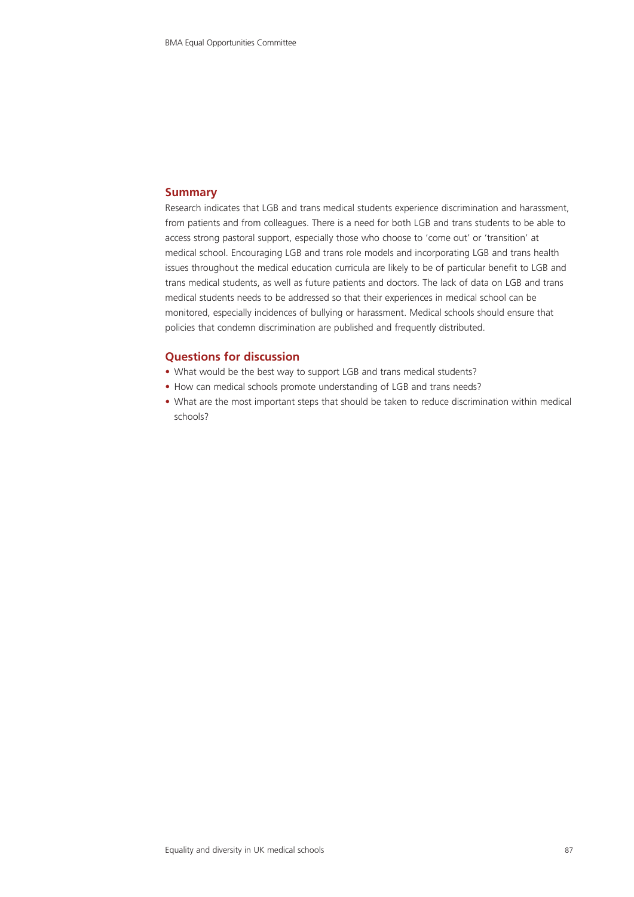## Summary

Research indicates that LGB and trans medical students experience discrimination and harassment, from patients and from colleagues. There is a need for both LGB and trans students to be able to access strong pastoral support, especially those who choose to 'come out' or 'transition' at medical school. Encouraging LGB and trans role models and incorporating LGB and trans health issues throughout the medical education curricula are likely to be of particular benefit to LGB and trans medical students, as well as future patients and doctors. The lack of data on LGB and trans medical students needs to be addressed so that their experiences in medical school can be monitored, especially incidences of bullying or harassment. Medical schools should ensure that policies that condemn discrimination are published and frequently distributed.

## Questions for discussion

- What would be the best way to support LGB and trans medical students?
- How can medical schools promote understanding of LGB and trans needs?
- What are the most important steps that should be taken to reduce discrimination within medical schools?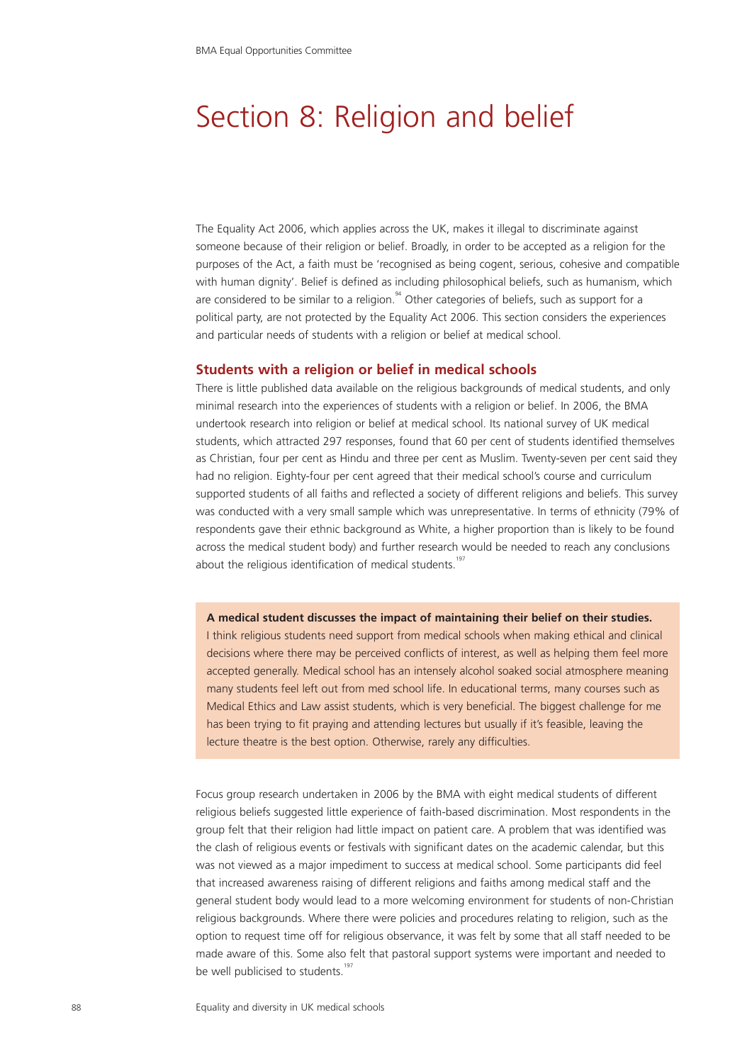# Section 8: Religion and belief

The Equality Act 2006, which applies across the UK, makes it illegal to discriminate against someone because of their religion or belief. Broadly, in order to be accepted as a religion for the purposes of the Act, a faith must be 'recognised as being cogent, serious, cohesive and compatible with human dignity'. Belief is defined as including philosophical beliefs, such as humanism, which are considered to be similar to a religion.[94] Other categories of beliefs, such as support for a political party, are not protected by the Equality Act 2006. This section considers the experiences and particular needs of students with a religion or belief at medical school.

## Students with a religion or belief in medical schools

There is little published data available on the religious backgrounds of medical students, and only minimal research into the experiences of students with a religion or belief. In 2006, the BMA undertook research into religion or belief at medical school. Its national survey of UK medical students, which attracted 297 responses, found that 60 per cent of students identified themselves as Christian, four per cent as Hindu and three per cent as Muslim. Twenty-seven per cent said they had no religion. Eighty-four per cent agreed that their medical school's course and curriculum supported students of all faiths and reflected a society of different religions and beliefs. This survey was conducted with a very small sample which was unrepresentative. In terms of ethnicity (79% of respondents gave their ethnic background as White, a higher proportion than is likely to be found across the medical student body) and further research would be needed to reach any conclusions about the religious identification of medical students.[197]

> **A medical student discusses the impact of maintaining their belief on their studies.**
> I think religious students need support from medical schools when making ethical and clinical decisions where there may be perceived conflicts of interest, as well as helping them feel more accepted generally. Medical school has an intensely alcohol soaked social atmosphere meaning many students feel left out from med school life. In educational terms, many courses such as Medical Ethics and Law assist students, which is very beneficial. The biggest challenge for me has been trying to fit praying and attending lectures but usually if it's feasible, leaving the lecture theatre is the best option. Otherwise, rarely any difficulties.

Focus group research undertaken in 2006 by the BMA with eight medical students of different religious beliefs suggested little experience of faith-based discrimination. Most respondents in the group felt that their religion had little impact on patient care. A problem that was identified was the clash of religious events or festivals with significant dates on the academic calendar, but this was not viewed as a major impediment to success at medical school. Some participants did feel that increased awareness raising of different religions and faiths among medical staff and the general student body would lead to a more welcoming environment for students of non-Christian religious backgrounds. Where there were policies and procedures relating to religion, such as the option to request time off for religious observance, it was felt by some that all staff needed to be made aware of this. Some also felt that pastoral support systems were important and needed to be well publicised to students.[197]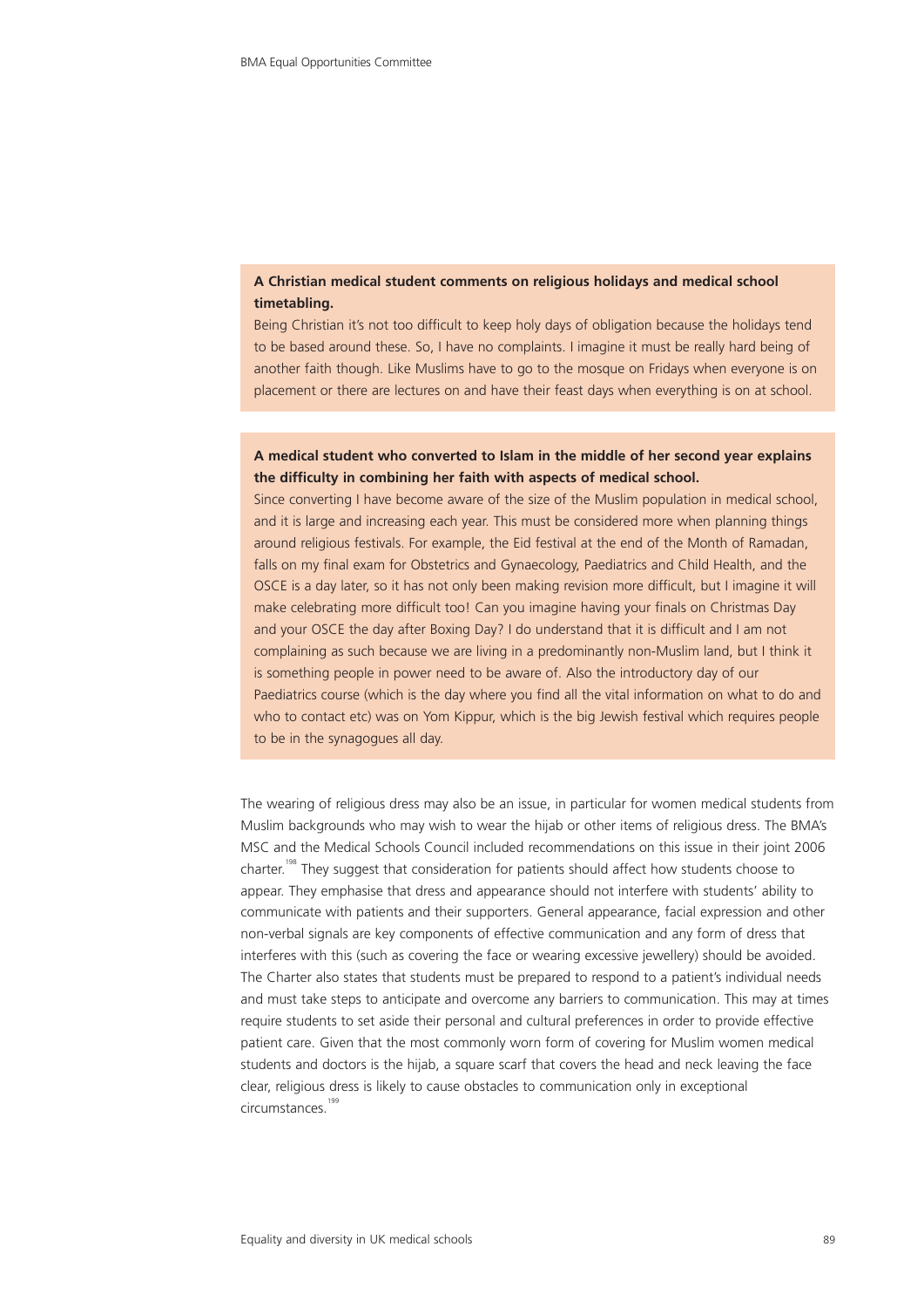**A Christian medical student comments on religious holidays and medical school timetabling.**

Being Christian it's not too difficult to keep holy days of obligation because the holidays tend to be based around these. So, I have no complaints. I imagine it must be really hard being of another faith though. Like Muslims have to go to the mosque on Fridays when everyone is on placement or there are lectures on and have their feast days when everything is on at school.

**A medical student who converted to Islam in the middle of her second year explains the difficulty in combining her faith with aspects of medical school.**

Since converting I have become aware of the size of the Muslim population in medical school, and it is large and increasing each year. This must be considered more when planning things around religious festivals. For example, the Eid festival at the end of the Month of Ramadan, falls on my final exam for Obstetrics and Gynaecology, Paediatrics and Child Health, and the OSCE is a day later, so it has not only been making revision more difficult, but I imagine it will make celebrating more difficult too! Can you imagine having your finals on Christmas Day and your OSCE the day after Boxing Day? I do understand that it is difficult and I am not complaining as such because we are living in a predominantly non-Muslim land, but I think it is something people in power need to be aware of. Also the introductory day of our Paediatrics course (which is the day where you find all the vital information on what to do and who to contact etc) was on Yom Kippur, which is the big Jewish festival which requires people to be in the synagogues all day.

The wearing of religious dress may also be an issue, in particular for women medical students from Muslim backgrounds who may wish to wear the hijab or other items of religious dress. The BMA's MSC and the Medical Schools Council included recommendations on this issue in their joint 2006 charter.[198] They suggest that consideration for patients should affect how students choose to appear. They emphasise that dress and appearance should not interfere with students' ability to communicate with patients and their supporters. General appearance, facial expression and other non-verbal signals are key components of effective communication and any form of dress that interferes with this (such as covering the face or wearing excessive jewellery) should be avoided. The Charter also states that students must be prepared to respond to a patient's individual needs and must take steps to anticipate and overcome any barriers to communication. This may at times require students to set aside their personal and cultural preferences in order to provide effective patient care. Given that the most commonly worn form of covering for Muslim women medical students and doctors is the hijab, a square scarf that covers the head and neck leaving the face clear, religious dress is likely to cause obstacles to communication only in exceptional circumstances.[199]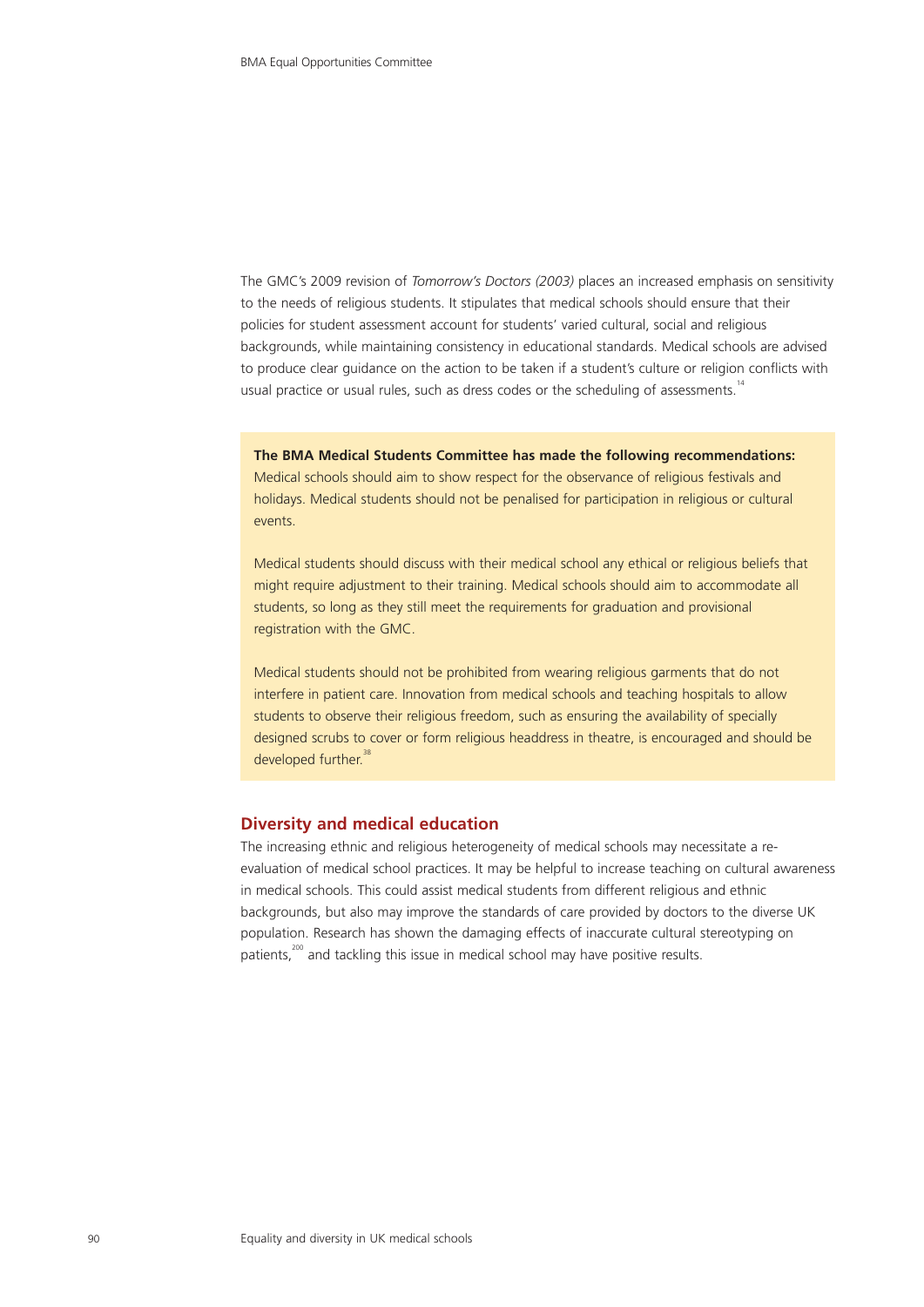The GMC's 2009 revision of *Tomorrow's Doctors (2003)* places an increased emphasis on sensitivity to the needs of religious students. It stipulates that medical schools should ensure that their policies for student assessment account for students' varied cultural, social and religious backgrounds, while maintaining consistency in educational standards. Medical schools are advised to produce clear guidance on the action to be taken if a student's culture or religion conflicts with usual practice or usual rules, such as dress codes or the scheduling of assessments.[14]

**The BMA Medical Students Committee has made the following recommendations:**
Medical schools should aim to show respect for the observance of religious festivals and holidays. Medical students should not be penalised for participation in religious or cultural events.

Medical students should discuss with their medical school any ethical or religious beliefs that might require adjustment to their training. Medical schools should aim to accommodate all students, so long as they still meet the requirements for graduation and provisional registration with the GMC.

Medical students should not be prohibited from wearing religious garments that do not interfere in patient care. Innovation from medical schools and teaching hospitals to allow students to observe their religious freedom, such as ensuring the availability of specially designed scrubs to cover or form religious headdress in theatre, is encouraged and should be developed further.[38]

## Diversity and medical education

The increasing ethnic and religious heterogeneity of medical schools may necessitate a re-evaluation of medical school practices. It may be helpful to increase teaching on cultural awareness in medical schools. This could assist medical students from different religious and ethnic backgrounds, but also may improve the standards of care provided by doctors to the diverse UK population. Research has shown the damaging effects of inaccurate cultural stereotyping on patients,[200] and tackling this issue in medical school may have positive results.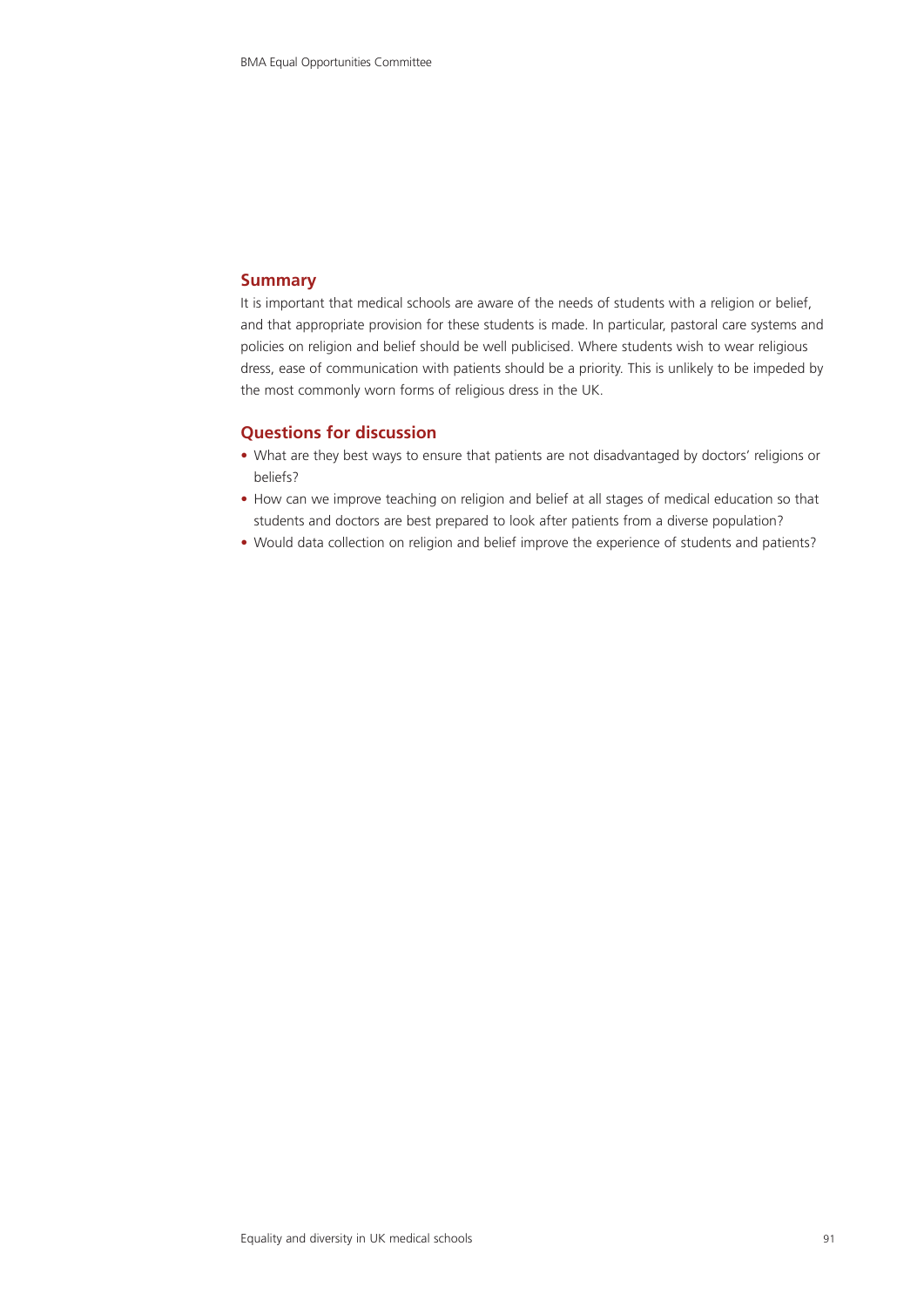## Summary

It is important that medical schools are aware of the needs of students with a religion or belief, and that appropriate provision for these students is made. In particular, pastoral care systems and policies on religion and belief should be well publicised. Where students wish to wear religious dress, ease of communication with patients should be a priority. This is unlikely to be impeded by the most commonly worn forms of religious dress in the UK.

## Questions for discussion

- What are they best ways to ensure that patients are not disadvantaged by doctors' religions or beliefs?
- How can we improve teaching on religion and belief at all stages of medical education so that students and doctors are best prepared to look after patients from a diverse population?
- Would data collection on religion and belief improve the experience of students and patients?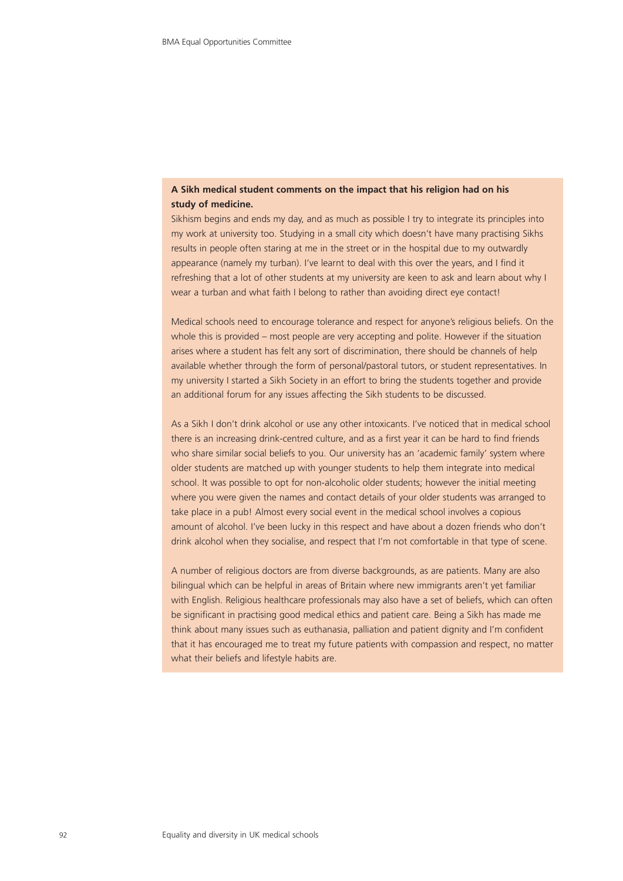**A Sikh medical student comments on the impact that his religion had on his study of medicine.**

Sikhism begins and ends my day, and as much as possible I try to integrate its principles into my work at university too. Studying in a small city which doesn't have many practising Sikhs results in people often staring at me in the street or in the hospital due to my outwardly appearance (namely my turban). I've learnt to deal with this over the years, and I find it refreshing that a lot of other students at my university are keen to ask and learn about why I wear a turban and what faith I belong to rather than avoiding direct eye contact!

Medical schools need to encourage tolerance and respect for anyone's religious beliefs. On the whole this is provided – most people are very accepting and polite. However if the situation arises where a student has felt any sort of discrimination, there should be channels of help available whether through the form of personal/pastoral tutors, or student representatives. In my university I started a Sikh Society in an effort to bring the students together and provide an additional forum for any issues affecting the Sikh students to be discussed.

As a Sikh I don't drink alcohol or use any other intoxicants. I've noticed that in medical school there is an increasing drink-centred culture, and as a first year it can be hard to find friends who share similar social beliefs to you. Our university has an 'academic family' system where older students are matched up with younger students to help them integrate into medical school. It was possible to opt for non-alcoholic older students; however the initial meeting where you were given the names and contact details of your older students was arranged to take place in a pub! Almost every social event in the medical school involves a copious amount of alcohol. I've been lucky in this respect and have about a dozen friends who don't drink alcohol when they socialise, and respect that I'm not comfortable in that type of scene.

A number of religious doctors are from diverse backgrounds, as are patients. Many are also bilingual which can be helpful in areas of Britain where new immigrants aren't yet familiar with English. Religious healthcare professionals may also have a set of beliefs, which can often be significant in practising good medical ethics and patient care. Being a Sikh has made me think about many issues such as euthanasia, palliation and patient dignity and I'm confident that it has encouraged me to treat my future patients with compassion and respect, no matter what their beliefs and lifestyle habits are.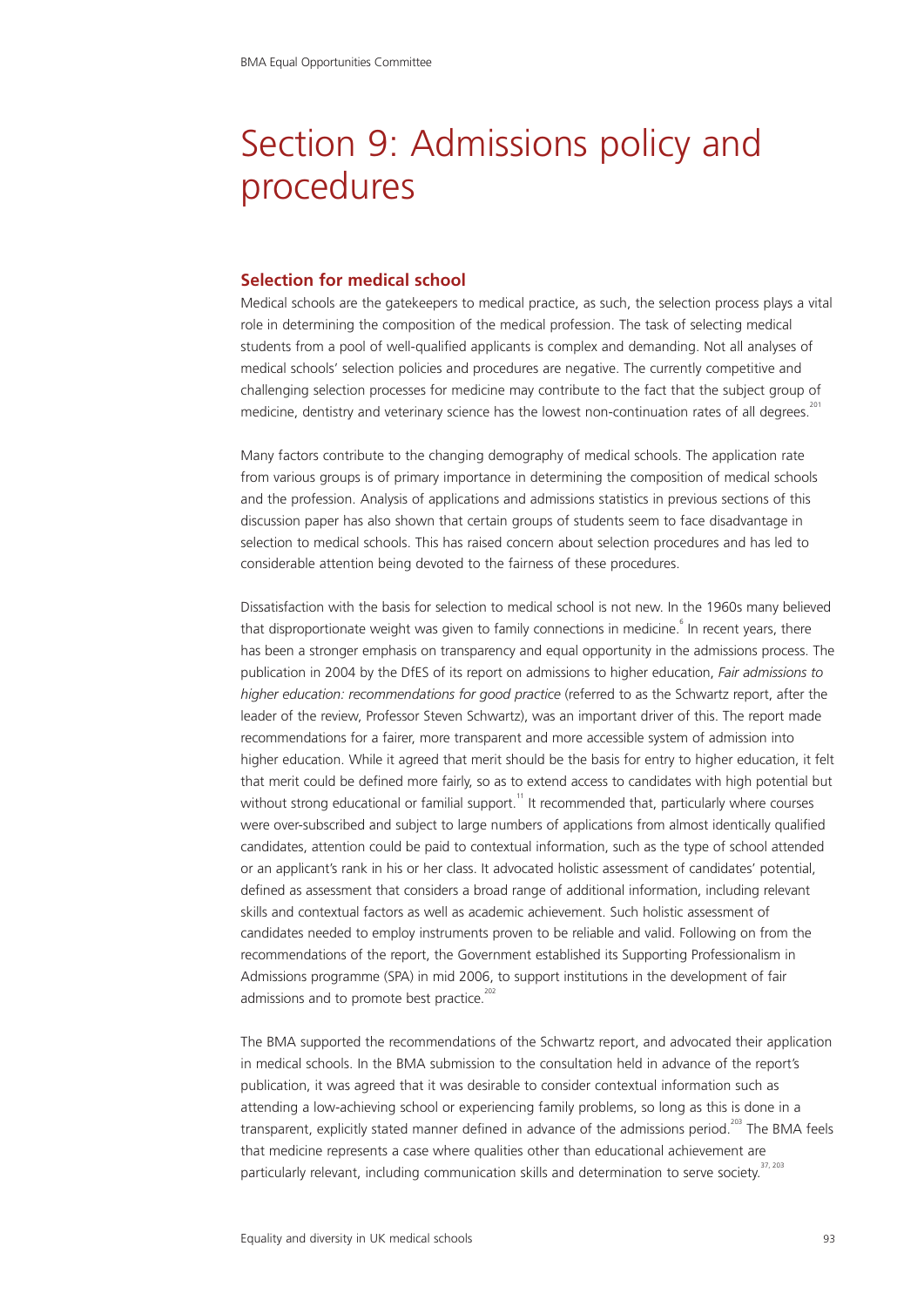# Section 9: Admissions policy and procedures

## Selection for medical school

Medical schools are the gatekeepers to medical practice, as such, the selection process plays a vital role in determining the composition of the medical profession. The task of selecting medical students from a pool of well-qualified applicants is complex and demanding. Not all analyses of medical schools' selection policies and procedures are negative. The currently competitive and challenging selection processes for medicine may contribute to the fact that the subject group of medicine, dentistry and veterinary science has the lowest non-continuation rates of all degrees.[201]

Many factors contribute to the changing demography of medical schools. The application rate from various groups is of primary importance in determining the composition of medical schools and the profession. Analysis of applications and admissions statistics in previous sections of this discussion paper has also shown that certain groups of students seem to face disadvantage in selection to medical schools. This has raised concern about selection procedures and has led to considerable attention being devoted to the fairness of these procedures.

Dissatisfaction with the basis for selection to medical school is not new. In the 1960s many believed that disproportionate weight was given to family connections in medicine.[6] In recent years, there has been a stronger emphasis on transparency and equal opportunity in the admissions process. The publication in 2004 by the DfES of its report on admissions to higher education, *Fair admissions to higher education: recommendations for good practice* (referred to as the Schwartz report, after the leader of the review, Professor Steven Schwartz), was an important driver of this. The report made recommendations for a fairer, more transparent and more accessible system of admission into higher education. While it agreed that merit should be the basis for entry to higher education, it felt that merit could be defined more fairly, so as to extend access to candidates with high potential but without strong educational or familial support.[11] It recommended that, particularly where courses were over-subscribed and subject to large numbers of applications from almost identically qualified candidates, attention could be paid to contextual information, such as the type of school attended or an applicant's rank in his or her class. It advocated holistic assessment of candidates' potential, defined as assessment that considers a broad range of additional information, including relevant skills and contextual factors as well as academic achievement. Such holistic assessment of candidates needed to employ instruments proven to be reliable and valid. Following on from the recommendations of the report, the Government established its Supporting Professionalism in Admissions programme (SPA) in mid 2006, to support institutions in the development of fair admissions and to promote best practice.[202]

The BMA supported the recommendations of the Schwartz report, and advocated their application in medical schools. In the BMA submission to the consultation held in advance of the report's publication, it was agreed that it was desirable to consider contextual information such as attending a low-achieving school or experiencing family problems, so long as this is done in a transparent, explicitly stated manner defined in advance of the admissions period.[203] The BMA feels that medicine represents a case where qualities other than educational achievement are particularly relevant, including communication skills and determination to serve society.[37, 203]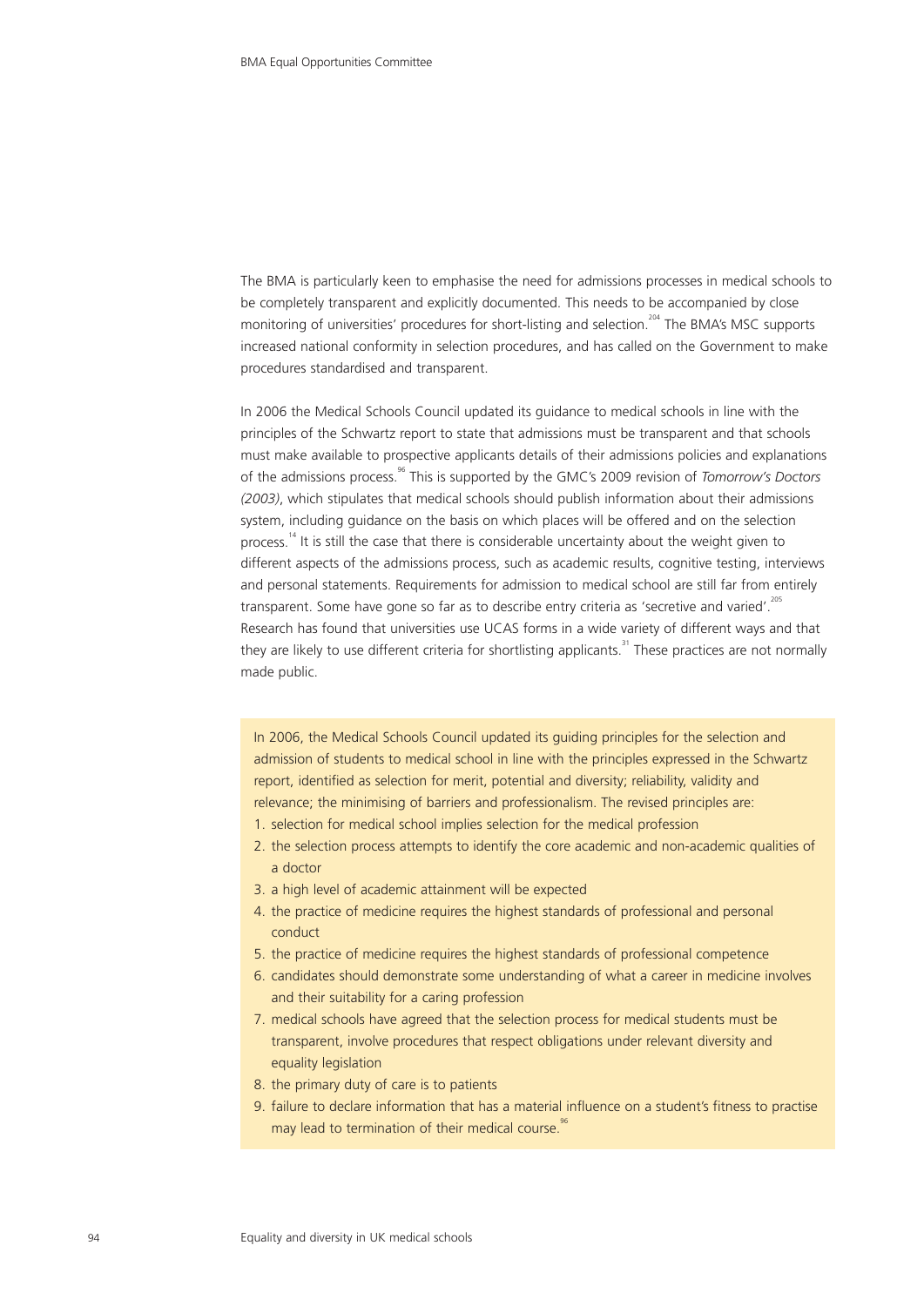The BMA is particularly keen to emphasise the need for admissions processes in medical schools to be completely transparent and explicitly documented. This needs to be accompanied by close monitoring of universities' procedures for short-listing and selection.[204] The BMA's MSC supports increased national conformity in selection procedures, and has called on the Government to make procedures standardised and transparent.

In 2006 the Medical Schools Council updated its guidance to medical schools in line with the principles of the Schwartz report to state that admissions must be transparent and that schools must make available to prospective applicants details of their admissions policies and explanations of the admissions process.[96] This is supported by the GMC's 2009 revision of *Tomorrow's Doctors (2003)*, which stipulates that medical schools should publish information about their admissions system, including guidance on the basis on which places will be offered and on the selection process.[14] It is still the case that there is considerable uncertainty about the weight given to different aspects of the admissions process, such as academic results, cognitive testing, interviews and personal statements. Requirements for admission to medical school are still far from entirely transparent. Some have gone so far as to describe entry criteria as 'secretive and varied'.[205] Research has found that universities use UCAS forms in a wide variety of different ways and that they are likely to use different criteria for shortlisting applicants.[31] These practices are not normally made public.

In 2006, the Medical Schools Council updated its guiding principles for the selection and admission of students to medical school in line with the principles expressed in the Schwartz report, identified as selection for merit, potential and diversity; reliability, validity and relevance; the minimising of barriers and professionalism. The revised principles are:

1. selection for medical school implies selection for the medical profession
2. the selection process attempts to identify the core academic and non-academic qualities of a doctor
3. a high level of academic attainment will be expected
4. the practice of medicine requires the highest standards of professional and personal conduct
5. the practice of medicine requires the highest standards of professional competence
6. candidates should demonstrate some understanding of what a career in medicine involves and their suitability for a caring profession
7. medical schools have agreed that the selection process for medical students must be transparent, involve procedures that respect obligations under relevant diversity and equality legislation
8. the primary duty of care is to patients
9. failure to declare information that has a material influence on a student's fitness to practise may lead to termination of their medical course.[96]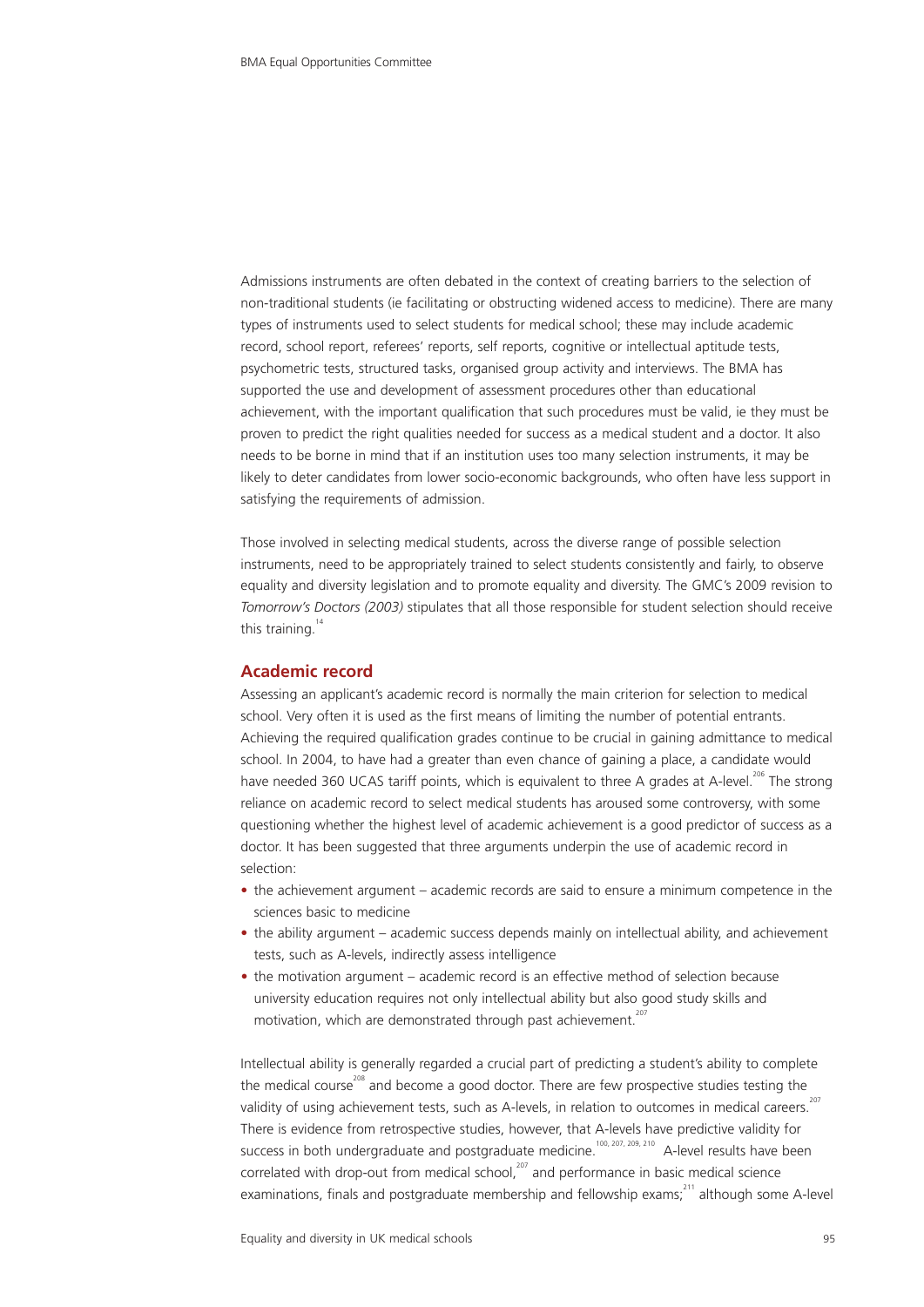Admissions instruments are often debated in the context of creating barriers to the selection of non-traditional students (ie facilitating or obstructing widened access to medicine). There are many types of instruments used to select students for medical school; these may include academic record, school report, referees' reports, self reports, cognitive or intellectual aptitude tests, psychometric tests, structured tasks, organised group activity and interviews. The BMA has supported the use and development of assessment procedures other than educational achievement, with the important qualification that such procedures must be valid, ie they must be proven to predict the right qualities needed for success as a medical student and a doctor. It also needs to be borne in mind that if an institution uses too many selection instruments, it may be likely to deter candidates from lower socio-economic backgrounds, who often have less support in satisfying the requirements of admission.

Those involved in selecting medical students, across the diverse range of possible selection instruments, need to be appropriately trained to select students consistently and fairly, to observe equality and diversity legislation and to promote equality and diversity. The GMC's 2009 revision to *Tomorrow's Doctors (2003)* stipulates that all those responsible for student selection should receive this training.[14]

## Academic record

Assessing an applicant's academic record is normally the main criterion for selection to medical school. Very often it is used as the first means of limiting the number of potential entrants. Achieving the required qualification grades continue to be crucial in gaining admittance to medical school. In 2004, to have had a greater than even chance of gaining a place, a candidate would have needed 360 UCAS tariff points, which is equivalent to three A grades at A-level.[206] The strong reliance on academic record to select medical students has aroused some controversy, with some questioning whether the highest level of academic achievement is a good predictor of success as a doctor. It has been suggested that three arguments underpin the use of academic record in selection:

- the achievement argument – academic records are said to ensure a minimum competence in the sciences basic to medicine
- the ability argument – academic success depends mainly on intellectual ability, and achievement tests, such as A-levels, indirectly assess intelligence
- the motivation argument – academic record is an effective method of selection because university education requires not only intellectual ability but also good study skills and motivation, which are demonstrated through past achievement.[207]

Intellectual ability is generally regarded a crucial part of predicting a student's ability to complete the medical course[208] and become a good doctor. There are few prospective studies testing the validity of using achievement tests, such as A-levels, in relation to outcomes in medical careers.[207] There is evidence from retrospective studies, however, that A-levels have predictive validity for success in both undergraduate and postgraduate medicine.[100, 207, 209, 210] A-level results have been correlated with drop-out from medical school,[207] and performance in basic medical science examinations, finals and postgraduate membership and fellowship exams;[211] although some A-level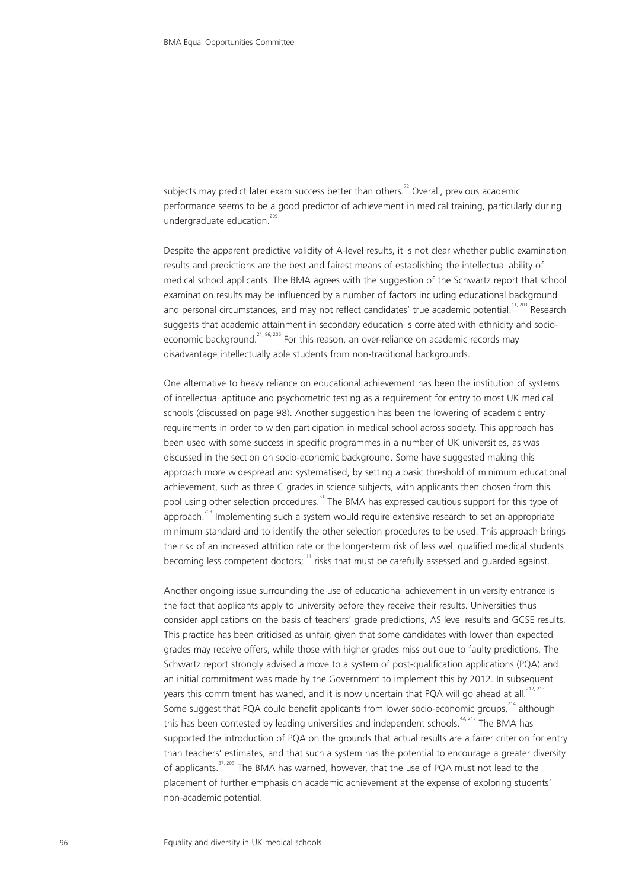subjects may predict later exam success better than others.[72] Overall, previous academic performance seems to be a good predictor of achievement in medical training, particularly during undergraduate education.[209]

Despite the apparent predictive validity of A-level results, it is not clear whether public examination results and predictions are the best and fairest means of establishing the intellectual ability of medical school applicants. The BMA agrees with the suggestion of the Schwartz report that school examination results may be influenced by a number of factors including educational background and personal circumstances, and may not reflect candidates' true academic potential.[11, 203] Research suggests that academic attainment in secondary education is correlated with ethnicity and socio-economic background.[21, 86, 206] For this reason, an over-reliance on academic records may disadvantage intellectually able students from non-traditional backgrounds.

One alternative to heavy reliance on educational achievement has been the institution of systems of intellectual aptitude and psychometric testing as a requirement for entry to most UK medical schools (discussed on page 98). Another suggestion has been the lowering of academic entry requirements in order to widen participation in medical school across society. This approach has been used with some success in specific programmes in a number of UK universities, as was discussed in the section on socio-economic background. Some have suggested making this approach more widespread and systematised, by setting a basic threshold of minimum educational achievement, such as three C grades in science subjects, with applicants then chosen from this pool using other selection procedures.[51] The BMA has expressed cautious support for this type of approach.[203] Implementing such a system would require extensive research to set an appropriate minimum standard and to identify the other selection procedures to be used. This approach brings the risk of an increased attrition rate or the longer-term risk of less well qualified medical students becoming less competent doctors;[111] risks that must be carefully assessed and guarded against.

Another ongoing issue surrounding the use of educational achievement in university entrance is the fact that applicants apply to university before they receive their results. Universities thus consider applications on the basis of teachers' grade predictions, AS level results and GCSE results. This practice has been criticised as unfair, given that some candidates with lower than expected grades may receive offers, while those with higher grades miss out due to faulty predictions. The Schwartz report strongly advised a move to a system of post-qualification applications (PQA) and an initial commitment was made by the Government to implement this by 2012. In subsequent years this commitment has waned, and it is now uncertain that PQA will go ahead at all.[212, 213] Some suggest that PQA could benefit applicants from lower socio-economic groups,[214] although this has been contested by leading universities and independent schools.[43, 215] The BMA has supported the introduction of PQA on the grounds that actual results are a fairer criterion for entry than teachers' estimates, and that such a system has the potential to encourage a greater diversity of applicants.[37, 203] The BMA has warned, however, that the use of PQA must not lead to the placement of further emphasis on academic achievement at the expense of exploring students' non-academic potential.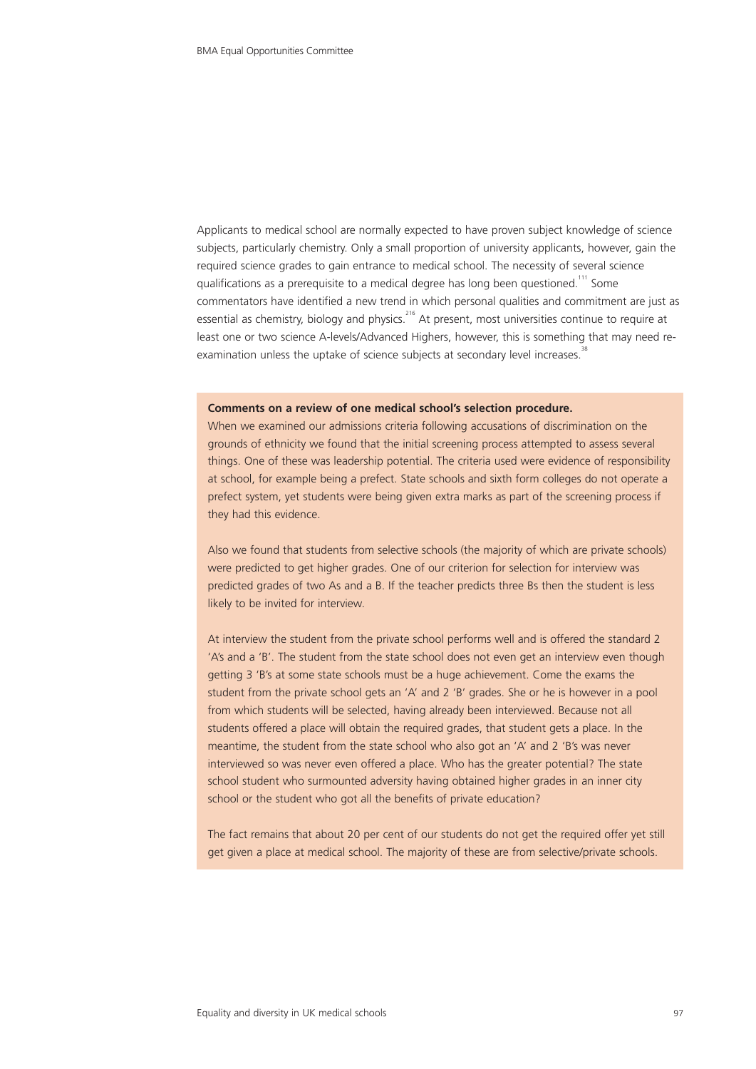Applicants to medical school are normally expected to have proven subject knowledge of science subjects, particularly chemistry. Only a small proportion of university applicants, however, gain the required science grades to gain entrance to medical school. The necessity of several science qualifications as a prerequisite to a medical degree has long been questioned.[111] Some commentators have identified a new trend in which personal qualities and commitment are just as essential as chemistry, biology and physics.[216] At present, most universities continue to require at least one or two science A-levels/Advanced Highers, however, this is something that may need re-examination unless the uptake of science subjects at secondary level increases.[38]

**Comments on a review of one medical school's selection procedure.**

When we examined our admissions criteria following accusations of discrimination on the grounds of ethnicity we found that the initial screening process attempted to assess several things. One of these was leadership potential. The criteria used were evidence of responsibility at school, for example being a prefect. State schools and sixth form colleges do not operate a prefect system, yet students were being given extra marks as part of the screening process if they had this evidence.

Also we found that students from selective schools (the majority of which are private schools) were predicted to get higher grades. One of our criterion for selection for interview was predicted grades of two As and a B. If the teacher predicts three Bs then the student is less likely to be invited for interview.

At interview the student from the private school performs well and is offered the standard 2 'A's and a 'B'. The student from the state school does not even get an interview even though getting 3 'B's at some state schools must be a huge achievement. Come the exams the student from the private school gets an 'A' and 2 'B' grades. She or he is however in a pool from which students will be selected, having already been interviewed. Because not all students offered a place will obtain the required grades, that student gets a place. In the meantime, the student from the state school who also got an 'A' and 2 'B's was never interviewed so was never even offered a place. Who has the greater potential? The state school student who surmounted adversity having obtained higher grades in an inner city school or the student who got all the benefits of private education?

The fact remains that about 20 per cent of our students do not get the required offer yet still get given a place at medical school. The majority of these are from selective/private schools.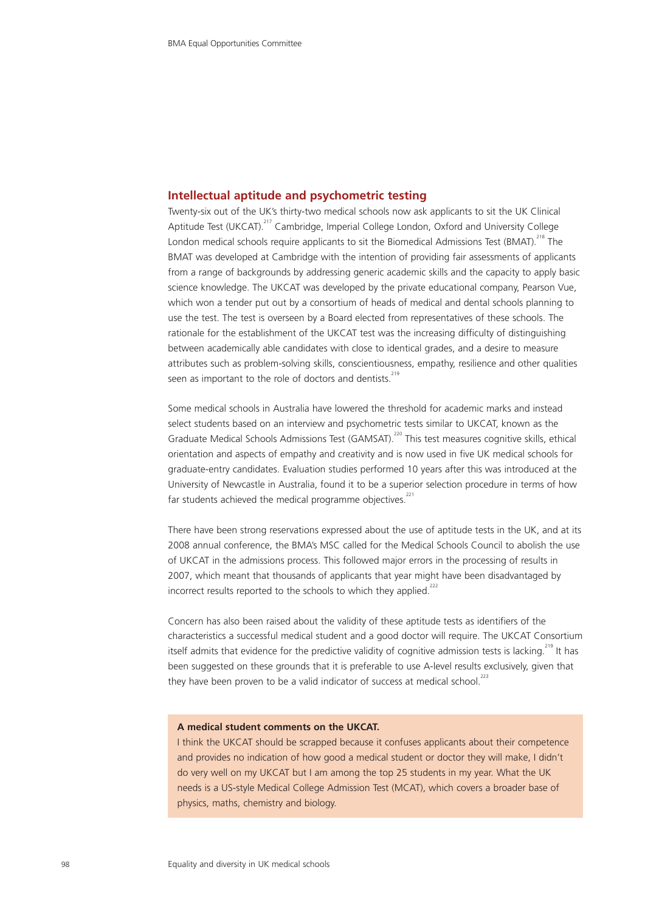## Intellectual aptitude and psychometric testing

Twenty-six out of the UK's thirty-two medical schools now ask applicants to sit the UK Clinical Aptitude Test (UKCAT).[217] Cambridge, Imperial College London, Oxford and University College London medical schools require applicants to sit the Biomedical Admissions Test (BMAT).[218] The BMAT was developed at Cambridge with the intention of providing fair assessments of applicants from a range of backgrounds by addressing generic academic skills and the capacity to apply basic science knowledge. The UKCAT was developed by the private educational company, Pearson Vue, which won a tender put out by a consortium of heads of medical and dental schools planning to use the test. The test is overseen by a Board elected from representatives of these schools. The rationale for the establishment of the UKCAT test was the increasing difficulty of distinguishing between academically able candidates with close to identical grades, and a desire to measure attributes such as problem-solving skills, conscientiousness, empathy, resilience and other qualities seen as important to the role of doctors and dentists.[219]

Some medical schools in Australia have lowered the threshold for academic marks and instead select students based on an interview and psychometric tests similar to UKCAT, known as the Graduate Medical Schools Admissions Test (GAMSAT).[220] This test measures cognitive skills, ethical orientation and aspects of empathy and creativity and is now used in five UK medical schools for graduate-entry candidates. Evaluation studies performed 10 years after this was introduced at the University of Newcastle in Australia, found it to be a superior selection procedure in terms of how far students achieved the medical programme objectives.[221]

There have been strong reservations expressed about the use of aptitude tests in the UK, and at its 2008 annual conference, the BMA's MSC called for the Medical Schools Council to abolish the use of UKCAT in the admissions process. This followed major errors in the processing of results in 2007, which meant that thousands of applicants that year might have been disadvantaged by incorrect results reported to the schools to which they applied.[222]

Concern has also been raised about the validity of these aptitude tests as identifiers of the characteristics a successful medical student and a good doctor will require. The UKCAT Consortium itself admits that evidence for the predictive validity of cognitive admission tests is lacking.[219] It has been suggested on these grounds that it is preferable to use A-level results exclusively, given that they have been proven to be a valid indicator of success at medical school.[223]

**A medical student comments on the UKCAT.**

I think the UKCAT should be scrapped because it confuses applicants about their competence and provides no indication of how good a medical student or doctor they will make, I didn't do very well on my UKCAT but I am among the top 25 students in my year. What the UK needs is a US-style Medical College Admission Test (MCAT), which covers a broader base of physics, maths, chemistry and biology.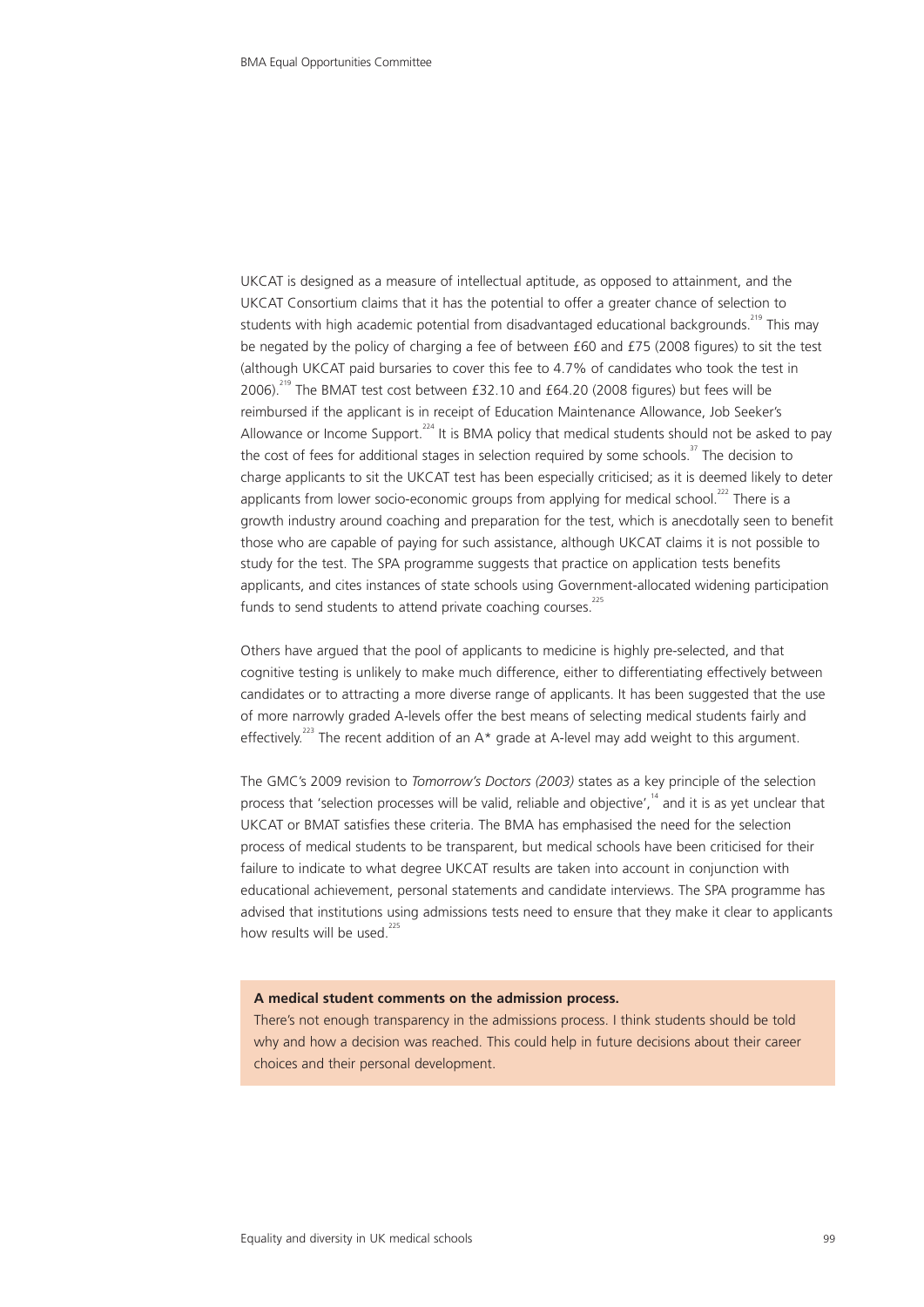UKCAT is designed as a measure of intellectual aptitude, as opposed to attainment, and the UKCAT Consortium claims that it has the potential to offer a greater chance of selection to students with high academic potential from disadvantaged educational backgrounds.[219] This may be negated by the policy of charging a fee of between £60 and £75 (2008 figures) to sit the test (although UKCAT paid bursaries to cover this fee to 4.7% of candidates who took the test in 2006).[219] The BMAT test cost between £32.10 and £64.20 (2008 figures) but fees will be reimbursed if the applicant is in receipt of Education Maintenance Allowance, Job Seeker's Allowance or Income Support.[224] It is BMA policy that medical students should not be asked to pay the cost of fees for additional stages in selection required by some schools.[37] The decision to charge applicants to sit the UKCAT test has been especially criticised; as it is deemed likely to deter applicants from lower socio-economic groups from applying for medical school.[222] There is a growth industry around coaching and preparation for the test, which is anecdotally seen to benefit those who are capable of paying for such assistance, although UKCAT claims it is not possible to study for the test. The SPA programme suggests that practice on application tests benefits applicants, and cites instances of state schools using Government-allocated widening participation funds to send students to attend private coaching courses.[225]

Others have argued that the pool of applicants to medicine is highly pre-selected, and that cognitive testing is unlikely to make much difference, either to differentiating effectively between candidates or to attracting a more diverse range of applicants. It has been suggested that the use of more narrowly graded A-levels offer the best means of selecting medical students fairly and effectively.[223] The recent addition of an A* grade at A-level may add weight to this argument.

The GMC's 2009 revision to *Tomorrow's Doctors (2003)* states as a key principle of the selection process that 'selection processes will be valid, reliable and objective',[14] and it is as yet unclear that UKCAT or BMAT satisfies these criteria. The BMA has emphasised the need for the selection process of medical students to be transparent, but medical schools have been criticised for their failure to indicate to what degree UKCAT results are taken into account in conjunction with educational achievement, personal statements and candidate interviews. The SPA programme has advised that institutions using admissions tests need to ensure that they make it clear to applicants how results will be used.[225]

**A medical student comments on the admission process.**

There's not enough transparency in the admissions process. I think students should be told why and how a decision was reached. This could help in future decisions about their career choices and their personal development.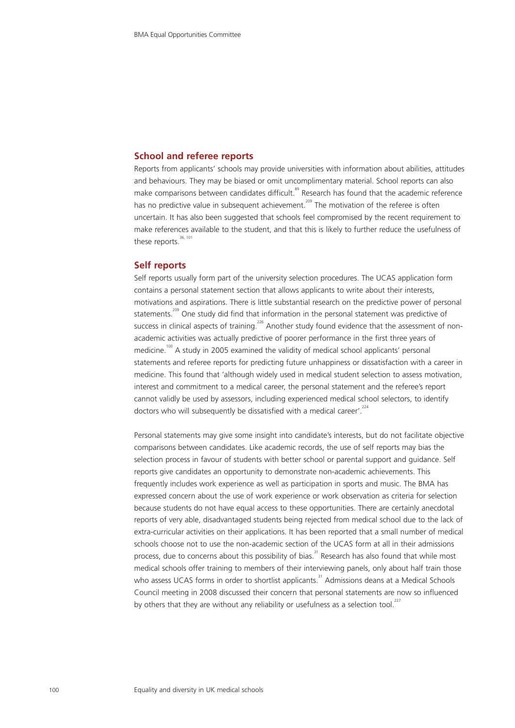## School and referee reports

Reports from applicants' schools may provide universities with information about abilities, attitudes and behaviours. They may be biased or omit uncomplimentary material. School reports can also make comparisons between candidates difficult.[89] Research has found that the academic reference has no predictive value in subsequent achievement.[209] The motivation of the referee is often uncertain. It has also been suggested that schools feel compromised by the recent requirement to make references available to the student, and that this is likely to further reduce the usefulness of these reports.[36, 101]

## Self reports

Self reports usually form part of the university selection procedures. The UCAS application form contains a personal statement section that allows applicants to write about their interests, motivations and aspirations. There is little substantial research on the predictive power of personal statements.[209] One study did find that information in the personal statement was predictive of success in clinical aspects of training.[226] Another study found evidence that the assessment of non-academic activities was actually predictive of poorer performance in the first three years of medicine.[100] A study in 2005 examined the validity of medical school applicants' personal statements and referee reports for predicting future unhappiness or dissatisfaction with a career in medicine. This found that 'although widely used in medical student selection to assess motivation, interest and commitment to a medical career, the personal statement and the referee's report cannot validly be used by assessors, including experienced medical school selectors, to identify doctors who will subsequently be dissatisfied with a medical career'.[224]

Personal statements may give some insight into candidate's interests, but do not facilitate objective comparisons between candidates. Like academic records, the use of self reports may bias the selection process in favour of students with better school or parental support and guidance. Self reports give candidates an opportunity to demonstrate non-academic achievements. This frequently includes work experience as well as participation in sports and music. The BMA has expressed concern about the use of work experience or work observation as criteria for selection because students do not have equal access to these opportunities. There are certainly anecdotal reports of very able, disadvantaged students being rejected from medical school due to the lack of extra-curricular activities on their applications. It has been reported that a small number of medical schools choose not to use the non-academic section of the UCAS form at all in their admissions process, due to concerns about this possibility of bias.[31] Research has also found that while most medical schools offer training to members of their interviewing panels, only about half train those who assess UCAS forms in order to shortlist applicants.[31] Admissions deans at a Medical Schools Council meeting in 2008 discussed their concern that personal statements are now so influenced by others that they are without any reliability or usefulness as a selection tool.[227]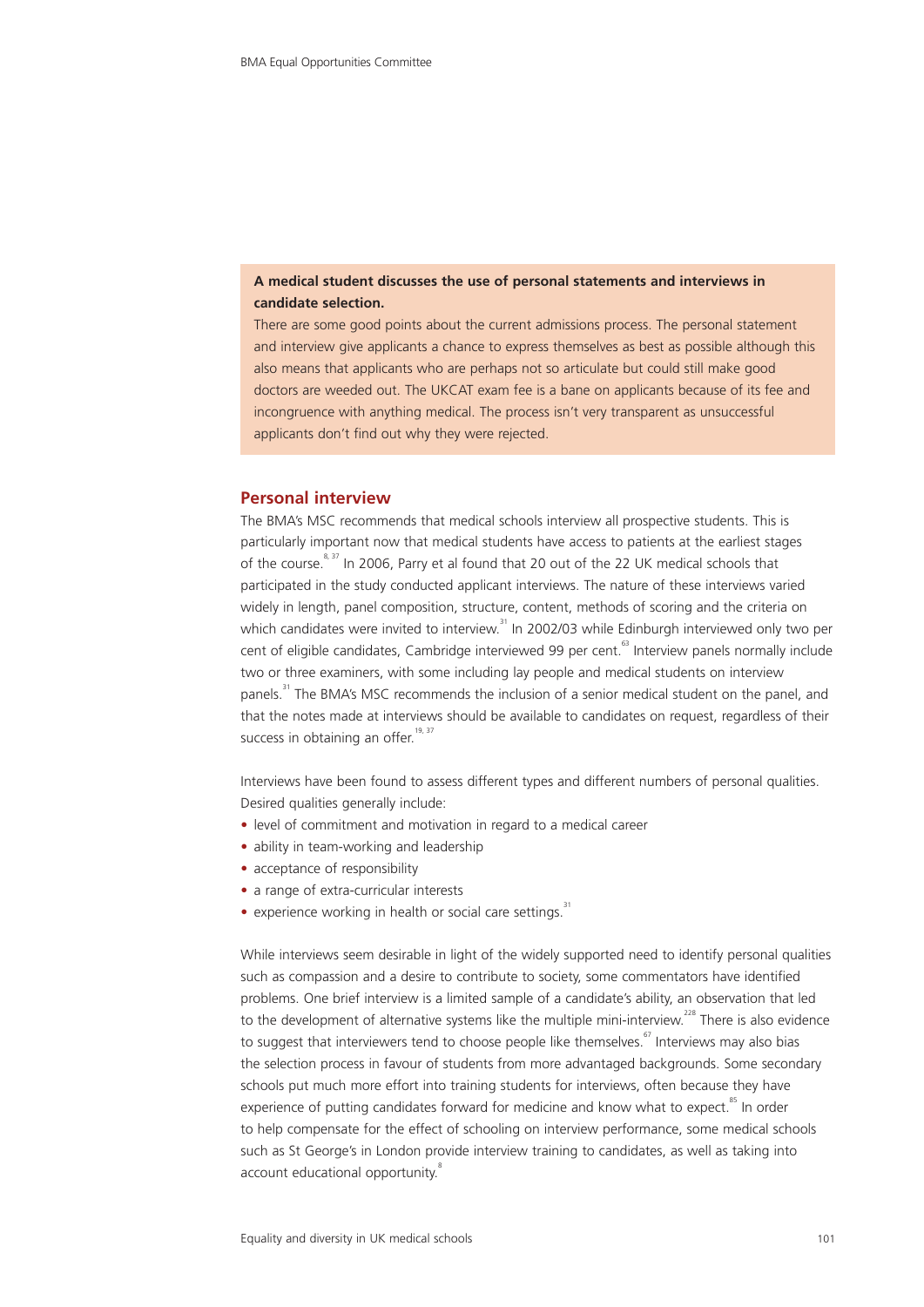**A medical student discusses the use of personal statements and interviews in candidate selection.**

There are some good points about the current admissions process. The personal statement and interview give applicants a chance to express themselves as best as possible although this also means that applicants who are perhaps not so articulate but could still make good doctors are weeded out. The UKCAT exam fee is a bane on applicants because of its fee and incongruence with anything medical. The process isn't very transparent as unsuccessful applicants don't find out why they were rejected.

## Personal interview

The BMA's MSC recommends that medical schools interview all prospective students. This is particularly important now that medical students have access to patients at the earliest stages of the course.[8, 37] In 2006, Parry et al found that 20 out of the 22 UK medical schools that participated in the study conducted applicant interviews. The nature of these interviews varied widely in length, panel composition, structure, content, methods of scoring and the criteria on which candidates were invited to interview.[31] In 2002/03 while Edinburgh interviewed only two per cent of eligible candidates, Cambridge interviewed 99 per cent.[63] Interview panels normally include two or three examiners, with some including lay people and medical students on interview panels.[31] The BMA's MSC recommends the inclusion of a senior medical student on the panel, and that the notes made at interviews should be available to candidates on request, regardless of their success in obtaining an offer.[19, 37]

Interviews have been found to assess different types and different numbers of personal qualities. Desired qualities generally include:

- level of commitment and motivation in regard to a medical career
- ability in team-working and leadership
- acceptance of responsibility
- a range of extra-curricular interests
- experience working in health or social care settings.[31]

While interviews seem desirable in light of the widely supported need to identify personal qualities such as compassion and a desire to contribute to society, some commentators have identified problems. One brief interview is a limited sample of a candidate's ability, an observation that led to the development of alternative systems like the multiple mini-interview.[228] There is also evidence to suggest that interviewers tend to choose people like themselves.[67] Interviews may also bias the selection process in favour of students from more advantaged backgrounds. Some secondary schools put much more effort into training students for interviews, often because they have experience of putting candidates forward for medicine and know what to expect.[85] In order to help compensate for the effect of schooling on interview performance, some medical schools such as St George's in London provide interview training to candidates, as well as taking into account educational opportunity.[8]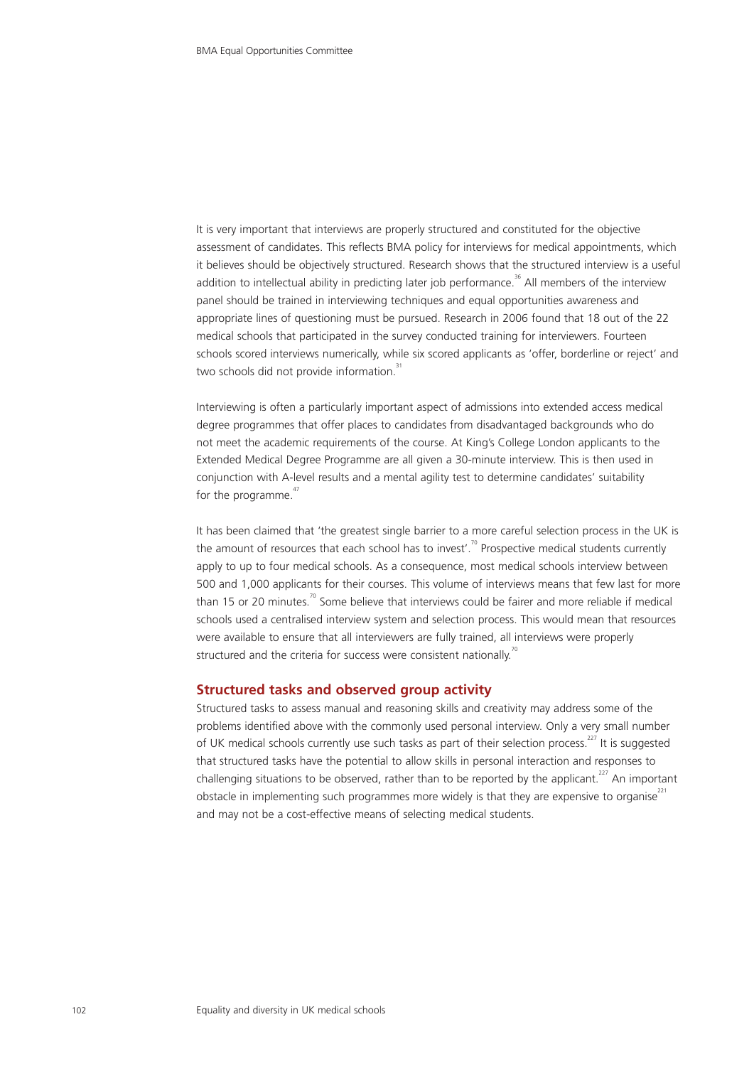It is very important that interviews are properly structured and constituted for the objective assessment of candidates. This reflects BMA policy for interviews for medical appointments, which it believes should be objectively structured. Research shows that the structured interview is a useful addition to intellectual ability in predicting later job performance.[36] All members of the interview panel should be trained in interviewing techniques and equal opportunities awareness and appropriate lines of questioning must be pursued. Research in 2006 found that 18 out of the 22 medical schools that participated in the survey conducted training for interviewers. Fourteen schools scored interviews numerically, while six scored applicants as 'offer, borderline or reject' and two schools did not provide information.[31]

Interviewing is often a particularly important aspect of admissions into extended access medical degree programmes that offer places to candidates from disadvantaged backgrounds who do not meet the academic requirements of the course. At King's College London applicants to the Extended Medical Degree Programme are all given a 30-minute interview. This is then used in conjunction with A-level results and a mental agility test to determine candidates' suitability for the programme.[47]

It has been claimed that 'the greatest single barrier to a more careful selection process in the UK is the amount of resources that each school has to invest'.[70] Prospective medical students currently apply to up to four medical schools. As a consequence, most medical schools interview between 500 and 1,000 applicants for their courses. This volume of interviews means that few last for more than 15 or 20 minutes.[70] Some believe that interviews could be fairer and more reliable if medical schools used a centralised interview system and selection process. This would mean that resources were available to ensure that all interviewers are fully trained, all interviews were properly structured and the criteria for success were consistent nationally.[70]

## Structured tasks and observed group activity

Structured tasks to assess manual and reasoning skills and creativity may address some of the problems identified above with the commonly used personal interview. Only a very small number of UK medical schools currently use such tasks as part of their selection process.[227] It is suggested that structured tasks have the potential to allow skills in personal interaction and responses to challenging situations to be observed, rather than to be reported by the applicant.[227] An important obstacle in implementing such programmes more widely is that they are expensive to organise[221] and may not be a cost-effective means of selecting medical students.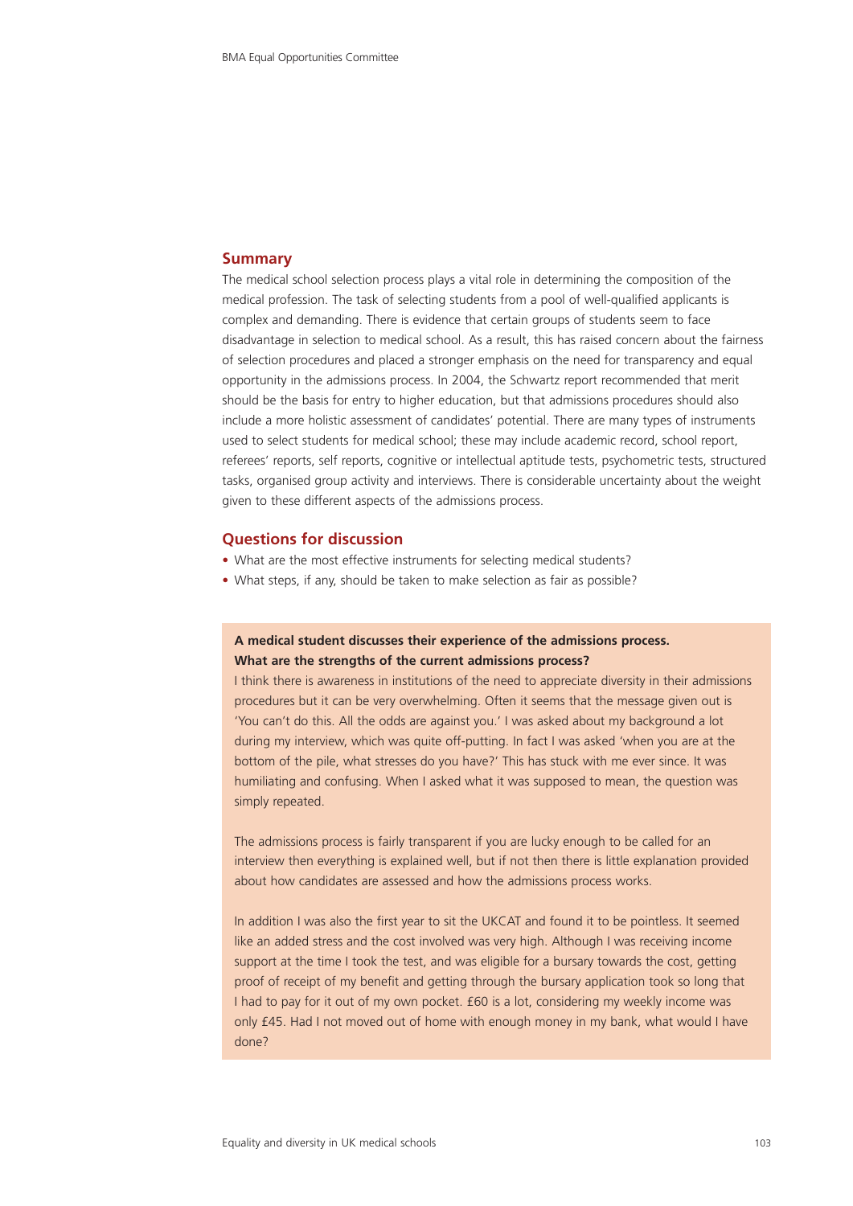## Summary

The medical school selection process plays a vital role in determining the composition of the medical profession. The task of selecting students from a pool of well-qualified applicants is complex and demanding. There is evidence that certain groups of students seem to face disadvantage in selection to medical school. As a result, this has raised concern about the fairness of selection procedures and placed a stronger emphasis on the need for transparency and equal opportunity in the admissions process. In 2004, the Schwartz report recommended that merit should be the basis for entry to higher education, but that admissions procedures should also include a more holistic assessment of candidates' potential. There are many types of instruments used to select students for medical school; these may include academic record, school report, referees' reports, self reports, cognitive or intellectual aptitude tests, psychometric tests, structured tasks, organised group activity and interviews. There is considerable uncertainty about the weight given to these different aspects of the admissions process.

## Questions for discussion

- What are the most effective instruments for selecting medical students?
- What steps, if any, should be taken to make selection as fair as possible?

**A medical student discusses their experience of the admissions process.**
**What are the strengths of the current admissions process?**

I think there is awareness in institutions of the need to appreciate diversity in their admissions procedures but it can be very overwhelming. Often it seems that the message given out is 'You can't do this. All the odds are against you.' I was asked about my background a lot during my interview, which was quite off-putting. In fact I was asked 'when you are at the bottom of the pile, what stresses do you have?' This has stuck with me ever since. It was humiliating and confusing. When I asked what it was supposed to mean, the question was simply repeated.

The admissions process is fairly transparent if you are lucky enough to be called for an interview then everything is explained well, but if not then there is little explanation provided about how candidates are assessed and how the admissions process works.

In addition I was also the first year to sit the UKCAT and found it to be pointless. It seemed like an added stress and the cost involved was very high. Although I was receiving income support at the time I took the test, and was eligible for a bursary towards the cost, getting proof of receipt of my benefit and getting through the bursary application took so long that I had to pay for it out of my own pocket. £60 is a lot, considering my weekly income was only £45. Had I not moved out of home with enough money in my bank, what would I have done?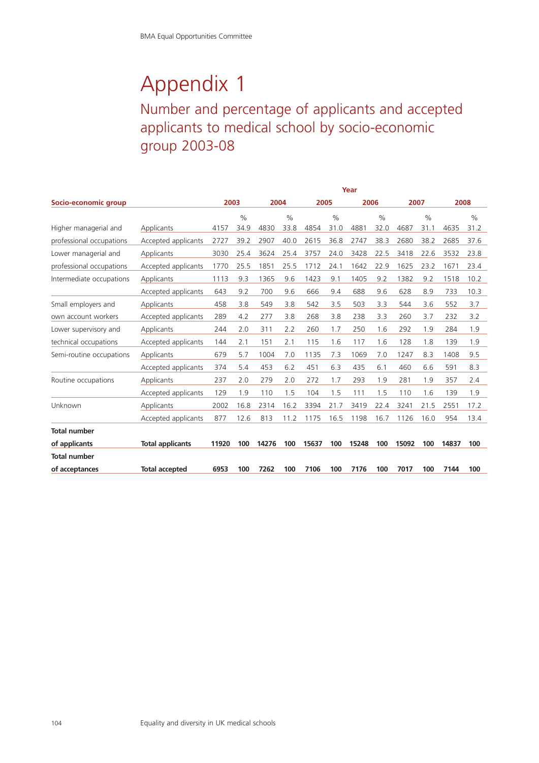# Appendix 1

## Number and percentage of applicants and accepted applicants to medical school by socio-economic group 2003-08

| Socio-economic group | | 2003 | | 2004 | | 2005 | | 2006 | | 2007 | | 2008 | |
|---|---|---|---|---|---|---|---|---|---|---|---|---|---|
| | | | % | | % | | % | | % | | % | | % |
| Higher managerial and professional occupations | Applicants | 4157 | 34.9 | 4830 | 33.8 | 4854 | 31.0 | 4881 | 32.0 | 4687 | 31.1 | 4635 | 31.2 |
| | Accepted applicants | 2727 | 39.2 | 2907 | 40.0 | 2615 | 36.8 | 2747 | 38.3 | 2680 | 38.2 | 2685 | 37.6 |
| Lower managerial and professional occupations | Applicants | 3030 | 25.4 | 3624 | 25.4 | 3757 | 24.0 | 3428 | 22.5 | 3418 | 22.6 | 3532 | 23.8 |
| | Accepted applicants | 1770 | 25.5 | 1851 | 25.5 | 1712 | 24.1 | 1642 | 22.9 | 1625 | 23.2 | 1671 | 23.4 |
| Intermediate occupations | Applicants | 1113 | 9.3 | 1365 | 9.6 | 1423 | 9.1 | 1405 | 9.2 | 1382 | 9.2 | 1518 | 10.2 |
| | Accepted applicants | 643 | 9.2 | 700 | 9.6 | 666 | 9.4 | 688 | 9.6 | 628 | 8.9 | 733 | 10.3 |
| Small employers and own account workers | Applicants | 458 | 3.8 | 549 | 3.8 | 542 | 3.5 | 503 | 3.3 | 544 | 3.6 | 552 | 3.7 |
| | Accepted applicants | 289 | 4.2 | 277 | 3.8 | 268 | 3.8 | 238 | 3.3 | 260 | 3.7 | 232 | 3.2 |
| Lower supervisory and technical occupations | Applicants | 244 | 2.0 | 311 | 2.2 | 260 | 1.7 | 250 | 1.6 | 292 | 1.9 | 284 | 1.9 |
| | Accepted applicants | 144 | 2.1 | 151 | 2.1 | 115 | 1.6 | 117 | 1.6 | 128 | 1.8 | 139 | 1.9 |
| Semi-routine occupations | Applicants | 679 | 5.7 | 1004 | 7.0 | 1135 | 7.3 | 1069 | 7.0 | 1247 | 8.3 | 1408 | 9.5 |
| | Accepted applicants | 374 | 5.4 | 453 | 6.2 | 451 | 6.3 | 435 | 6.1 | 460 | 6.6 | 591 | 8.3 |
| Routine occupations | Applicants | 237 | 2.0 | 279 | 2.0 | 272 | 1.7 | 293 | 1.9 | 281 | 1.9 | 357 | 2.4 |
| | Accepted applicants | 129 | 1.9 | 110 | 1.5 | 104 | 1.5 | 111 | 1.5 | 110 | 1.6 | 139 | 1.9 |
| Unknown | Applicants | 2002 | 16.8 | 2314 | 16.2 | 3394 | 21.7 | 3419 | 22.4 | 3241 | 21.5 | 2551 | 17.2 |
| | Accepted applicants | 877 | 12.6 | 813 | 11.2 | 1175 | 16.5 | 1198 | 16.7 | 1126 | 16.0 | 954 | 13.4 |
| **Total number of applicants** | **Total applicants** | **11920** | **100** | **14276** | **100** | **15637** | **100** | **15248** | **100** | **15092** | **100** | **14837** | **100** |
| **Total number of acceptances** | **Total accepted** | **6953** | **100** | **7262** | **100** | **7106** | **100** | **7176** | **100** | **7017** | **100** | **7144** | **100** |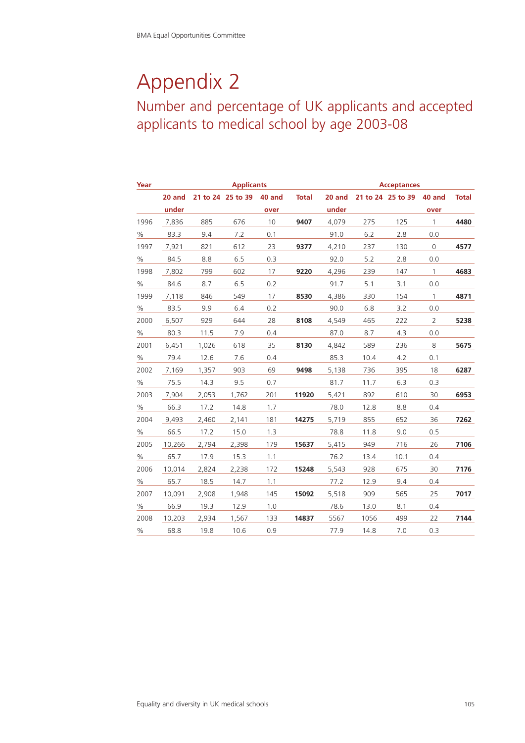# Appendix 2

## Number and percentage of UK applicants and accepted applicants to medical school by age 2003-08

| Year | Applicants | | | | | Acceptances | | | | |
|---|---|---|---|---|---|---|---|---|---|---|
| | 20 and under | 21 to 24 | 25 to 39 | 40 and over | Total | 20 and under | 21 to 24 | 25 to 39 | 40 and over | Total |
| 1996 | 7,836 | 885 | 676 | 10 | **9407** | 4,079 | 275 | 125 | 1 | **4480** |
| % | 83.3 | 9.4 | 7.2 | 0.1 | | 91.0 | 6.2 | 2.8 | 0.0 | |
| 1997 | 7,921 | 821 | 612 | 23 | **9377** | 4,210 | 237 | 130 | 0 | **4577** |
| % | 84.5 | 8.8 | 6.5 | 0.3 | | 92.0 | 5.2 | 2.8 | 0.0 | |
| 1998 | 7,802 | 799 | 602 | 17 | **9220** | 4,296 | 239 | 147 | 1 | **4683** |
| % | 84.6 | 8.7 | 6.5 | 0.2 | | 91.7 | 5.1 | 3.1 | 0.0 | |
| 1999 | 7,118 | 846 | 549 | 17 | **8530** | 4,386 | 330 | 154 | 1 | **4871** |
| % | 83.5 | 9.9 | 6.4 | 0.2 | | 90.0 | 6.8 | 3.2 | 0.0 | |
| 2000 | 6,507 | 929 | 644 | 28 | **8108** | 4,549 | 465 | 222 | 2 | **5238** |
| % | 80.3 | 11.5 | 7.9 | 0.4 | | 87.0 | 8.7 | 4.3 | 0.0 | |
| 2001 | 6,451 | 1,026 | 618 | 35 | **8130** | 4,842 | 589 | 236 | 8 | **5675** |
| % | 79.4 | 12.6 | 7.6 | 0.4 | | 85.3 | 10.4 | 4.2 | 0.1 | |
| 2002 | 7,169 | 1,357 | 903 | 69 | **9498** | 5,138 | 736 | 395 | 18 | **6287** |
| % | 75.5 | 14.3 | 9.5 | 0.7 | | 81.7 | 11.7 | 6.3 | 0.3 | |
| 2003 | 7,904 | 2,053 | 1,762 | 201 | **11920** | 5,421 | 892 | 610 | 30 | **6953** |
| % | 66.3 | 17.2 | 14.8 | 1.7 | | 78.0 | 12.8 | 8.8 | 0.4 | |
| 2004 | 9,493 | 2,460 | 2,141 | 181 | **14275** | 5,719 | 855 | 652 | 36 | **7262** |
| % | 66.5 | 17.2 | 15.0 | 1.3 | | 78.8 | 11.8 | 9.0 | 0.5 | |
| 2005 | 10,266 | 2,794 | 2,398 | 179 | **15637** | 5,415 | 949 | 716 | 26 | **7106** |
| % | 65.7 | 17.9 | 15.3 | 1.1 | | 76.2 | 13.4 | 10.1 | 0.4 | |
| 2006 | 10,014 | 2,824 | 2,238 | 172 | **15248** | 5,543 | 928 | 675 | 30 | **7176** |
| % | 65.7 | 18.5 | 14.7 | 1.1 | | 77.2 | 12.9 | 9.4 | 0.4 | |
| 2007 | 10,091 | 2,908 | 1,948 | 145 | **15092** | 5,518 | 909 | 565 | 25 | **7017** |
| % | 66.9 | 19.3 | 12.9 | 1.0 | | 78.6 | 13.0 | 8.1 | 0.4 | |
| 2008 | 10,203 | 2,934 | 1,567 | 133 | **14837** | 5567 | 1056 | 499 | 22 | **7144** |
| % | 68.8 | 19.8 | 10.6 | 0.9 | | 77.9 | 14.8 | 7.0 | 0.3 | |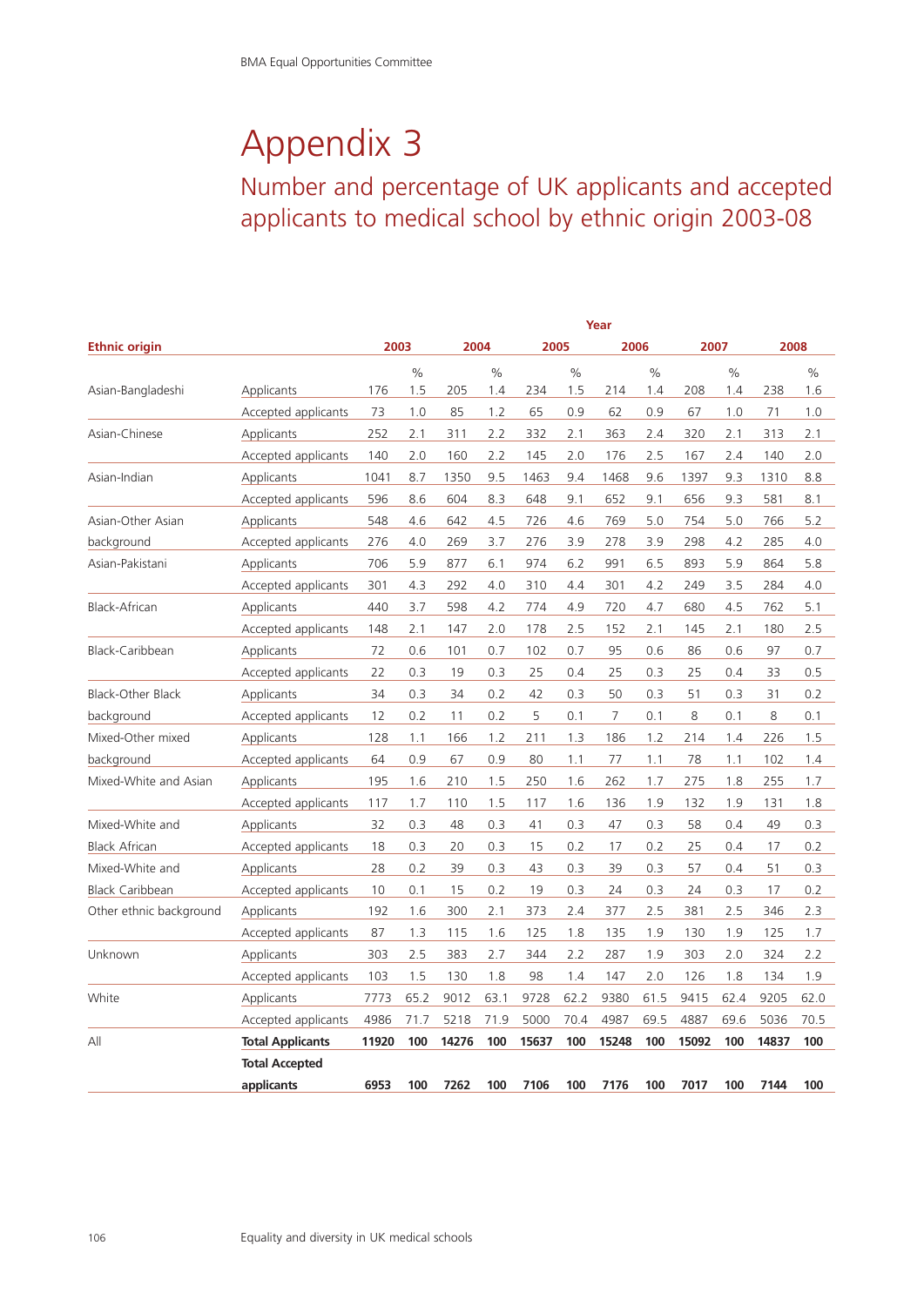# Appendix 3

## Number and percentage of UK applicants and accepted applicants to medical school by ethnic origin 2003-08

| Ethnic origin | | Year | | | | | | | | | | | |
|---|---|---|---|---|---|---|---|---|---|---|---|---|---|
| | | 2003 | | 2004 | | 2005 | | 2006 | | 2007 | | 2008 | |
| | | | % | | % | | % | | % | | % | | % |
| Asian-Bangladeshi | Applicants | 176 | 1.5 | 205 | 1.4 | 234 | 1.5 | 214 | 1.4 | 208 | 1.4 | 238 | 1.6 |
| | Accepted applicants | 73 | 1.0 | 85 | 1.2 | 65 | 0.9 | 62 | 0.9 | 67 | 1.0 | 71 | 1.0 |
| Asian-Chinese | Applicants | 252 | 2.1 | 311 | 2.2 | 332 | 2.1 | 363 | 2.4 | 320 | 2.1 | 313 | 2.1 |
| | Accepted applicants | 140 | 2.0 | 160 | 2.2 | 145 | 2.0 | 176 | 2.5 | 167 | 2.4 | 140 | 2.0 |
| Asian-Indian | Applicants | 1041 | 8.7 | 1350 | 9.5 | 1463 | 9.4 | 1468 | 9.6 | 1397 | 9.3 | 1310 | 8.8 |
| | Accepted applicants | 596 | 8.6 | 604 | 8.3 | 648 | 9.1 | 652 | 9.1 | 656 | 9.3 | 581 | 8.1 |
| Asian-Other Asian background | Applicants | 548 | 4.6 | 642 | 4.5 | 726 | 4.6 | 769 | 5.0 | 754 | 5.0 | 766 | 5.2 |
| | Accepted applicants | 276 | 4.0 | 269 | 3.7 | 276 | 3.9 | 278 | 3.9 | 298 | 4.2 | 285 | 4.0 |
| Asian-Pakistani | Applicants | 706 | 5.9 | 877 | 6.1 | 974 | 6.2 | 991 | 6.5 | 893 | 5.9 | 864 | 5.8 |
| | Accepted applicants | 301 | 4.3 | 292 | 4.0 | 310 | 4.4 | 301 | 4.2 | 249 | 3.5 | 284 | 4.0 |
| Black-African | Applicants | 440 | 3.7 | 598 | 4.2 | 774 | 4.9 | 720 | 4.7 | 680 | 4.5 | 762 | 5.1 |
| | Accepted applicants | 148 | 2.1 | 147 | 2.0 | 178 | 2.5 | 152 | 2.1 | 145 | 2.1 | 180 | 2.5 |
| Black-Caribbean | Applicants | 72 | 0.6 | 101 | 0.7 | 102 | 0.7 | 95 | 0.6 | 86 | 0.6 | 97 | 0.7 |
| | Accepted applicants | 22 | 0.3 | 19 | 0.3 | 25 | 0.4 | 25 | 0.3 | 25 | 0.4 | 33 | 0.5 |
| Black-Other Black background | Applicants | 34 | 0.3 | 34 | 0.2 | 42 | 0.3 | 50 | 0.3 | 51 | 0.3 | 31 | 0.2 |
| | Accepted applicants | 12 | 0.2 | 11 | 0.2 | 5 | 0.1 | 7 | 0.1 | 8 | 0.1 | 8 | 0.1 |
| Mixed-Other mixed background | Applicants | 128 | 1.1 | 166 | 1.2 | 211 | 1.3 | 186 | 1.2 | 214 | 1.4 | 226 | 1.5 |
| | Accepted applicants | 64 | 0.9 | 67 | 0.9 | 80 | 1.1 | 77 | 1.1 | 78 | 1.1 | 102 | 1.4 |
| Mixed-White and Asian | Applicants | 195 | 1.6 | 210 | 1.5 | 250 | 1.6 | 262 | 1.7 | 275 | 1.8 | 255 | 1.7 |
| | Accepted applicants | 117 | 1.7 | 110 | 1.5 | 117 | 1.6 | 136 | 1.9 | 132 | 1.9 | 131 | 1.8 |
| Mixed-White and Black African | Applicants | 32 | 0.3 | 48 | 0.3 | 41 | 0.3 | 47 | 0.3 | 58 | 0.4 | 49 | 0.3 |
| | Accepted applicants | 18 | 0.3 | 20 | 0.3 | 15 | 0.2 | 17 | 0.2 | 25 | 0.4 | 17 | 0.2 |
| Mixed-White and Black Caribbean | Applicants | 28 | 0.2 | 39 | 0.3 | 43 | 0.3 | 39 | 0.3 | 57 | 0.4 | 51 | 0.3 |
| | Accepted applicants | 10 | 0.1 | 15 | 0.2 | 19 | 0.3 | 24 | 0.3 | 24 | 0.3 | 17 | 0.2 |
| Other ethnic background | Applicants | 192 | 1.6 | 300 | 2.1 | 373 | 2.4 | 377 | 2.5 | 381 | 2.5 | 346 | 2.3 |
| | Accepted applicants | 87 | 1.3 | 115 | 1.6 | 125 | 1.8 | 135 | 1.9 | 130 | 1.9 | 125 | 1.7 |
| Unknown | Applicants | 303 | 2.5 | 383 | 2.7 | 344 | 2.2 | 287 | 1.9 | 303 | 2.0 | 324 | 2.2 |
| | Accepted applicants | 103 | 1.5 | 130 | 1.8 | 98 | 1.4 | 147 | 2.0 | 126 | 1.8 | 134 | 1.9 |
| White | Applicants | 7773 | 65.2 | 9012 | 63.1 | 9728 | 62.2 | 9380 | 61.5 | 9415 | 62.4 | 9205 | 62.0 |
| | Accepted applicants | 4986 | 71.7 | 5218 | 71.9 | 5000 | 70.4 | 4987 | 69.5 | 4887 | 69.6 | 5036 | 70.5 |
| All | **Total Applicants** | **11920** | **100** | **14276** | **100** | **15637** | **100** | **15248** | **100** | **15092** | **100** | **14837** | **100** |
| | **Total Accepted applicants** | **6953** | **100** | **7262** | **100** | **7106** | **100** | **7176** | **100** | **7017** | **100** | **7144** | **100** |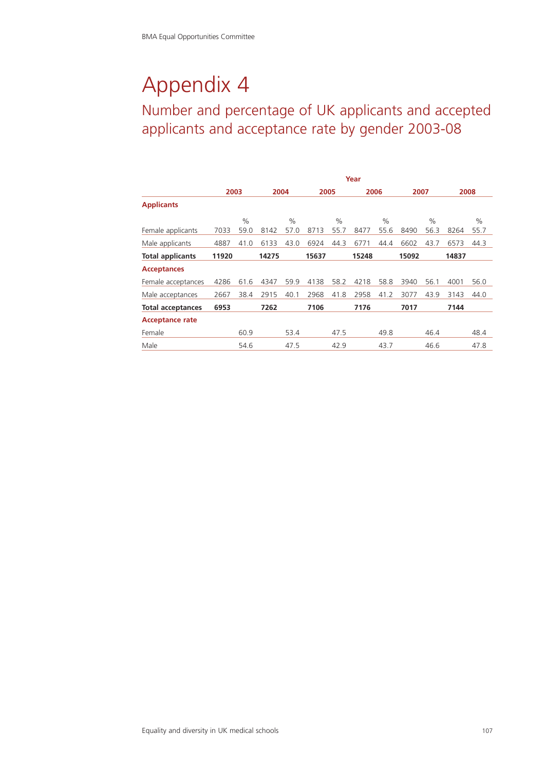# Appendix 4

## Number and percentage of UK applicants and accepted applicants and acceptance rate by gender 2003-08

| | Year | | | | | | | | | | | |
|---|---|---|---|---|---|---|---|---|---|---|---|---|
| | 2003 | | 2004 | | 2005 | | 2006 | | 2007 | | 2008 | |
| **Applicants** | | | | | | | | | | | | |
| | | % | | % | | % | | % | | % | | % |
| Female applicants | 7033 | 59.0 | 8142 | 57.0 | 8713 | 55.7 | 8477 | 55.6 | 8490 | 56.3 | 8264 | 55.7 |
| Male applicants | 4887 | 41.0 | 6133 | 43.0 | 6924 | 44.3 | 6771 | 44.4 | 6602 | 43.7 | 6573 | 44.3 |
| **Total applicants** | **11920** | | **14275** | | **15637** | | **15248** | | **15092** | | **14837** | |
| **Acceptances** | | | | | | | | | | | | |
| Female acceptances | 4286 | 61.6 | 4347 | 59.9 | 4138 | 58.2 | 4218 | 58.8 | 3940 | 56.1 | 4001 | 56.0 |
| Male acceptances | 2667 | 38.4 | 2915 | 40.1 | 2968 | 41.8 | 2958 | 41.2 | 3077 | 43.9 | 3143 | 44.0 |
| **Total acceptances** | **6953** | | **7262** | | **7106** | | **7176** | | **7017** | | **7144** | |
| **Acceptance rate** | | | | | | | | | | | | |
| Female | | 60.9 | | 53.4 | | 47.5 | | 49.8 | | 46.4 | | 48.4 |
| Male | | 54.6 | | 47.5 | | 42.9 | | 43.7 | | 46.6 | | 47.8 |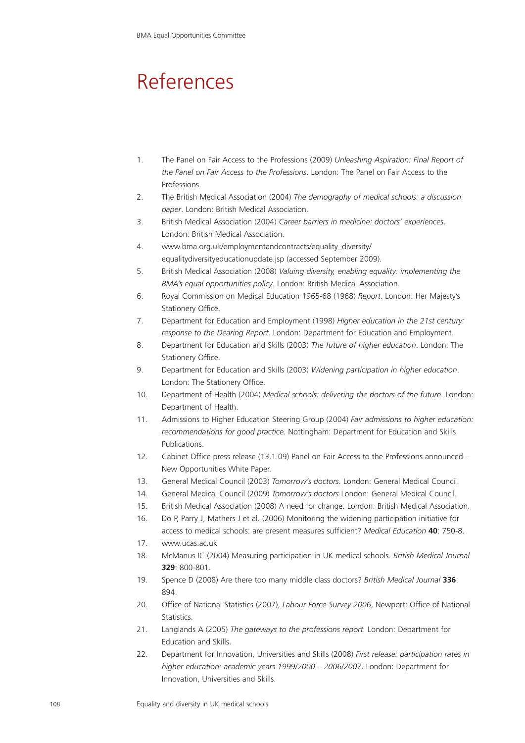# References

1. The Panel on Fair Access to the Professions (2009) *Unleashing Aspiration: Final Report of the Panel on Fair Access to the Professions*. London: The Panel on Fair Access to the Professions.
2. The British Medical Association (2004) *The demography of medical schools: a discussion paper*. London: British Medical Association.
3. British Medical Association (2004) *Career barriers in medicine: doctors' experiences*. London: British Medical Association.
4. www.bma.org.uk/employmentandcontracts/equality_diversity/equalitydiversityeducationupdate.jsp (accessed September 2009).
5. British Medical Association (2008) *Valuing diversity, enabling equality: implementing the BMA's equal opportunities policy*. London: British Medical Association.
6. Royal Commission on Medical Education 1965-68 (1968) *Report*. London: Her Majesty's Stationery Office.
7. Department for Education and Employment (1998) *Higher education in the 21st century: response to the Dearing Report*. London: Department for Education and Employment.
8. Department for Education and Skills (2003) *The future of higher education*. London: The Stationery Office.
9. Department for Education and Skills (2003) *Widening participation in higher education*. London: The Stationery Office.
10. Department of Health (2004) *Medical schools: delivering the doctors of the future*. London: Department of Health.
11. Admissions to Higher Education Steering Group (2004) *Fair admissions to higher education: recommendations for good practice.* Nottingham: Department for Education and Skills Publications.
12. Cabinet Office press release (13.1.09) Panel on Fair Access to the Professions announced – New Opportunities White Paper.
13. General Medical Council (2003) *Tomorrow's doctors*. London: General Medical Council.
14. General Medical Council (2009) *Tomorrow's doctors* London: General Medical Council.
15. British Medical Association (2008) A need for change. London: British Medical Association.
16. Do P, Parry J, Mathers J et al. (2006) Monitoring the widening participation initiative for access to medical schools: are present measures sufficient? *Medical Education* **40**: 750-8.
17. www.ucas.ac.uk
18. McManus IC (2004) Measuring participation in UK medical schools. *British Medical Journal* **329**: 800-801.
19. Spence D (2008) Are there too many middle class doctors? *British Medical Journal* **336**: 894.
20. Office of National Statistics (2007), *Labour Force Survey 2006*, Newport: Office of National Statistics.
21. Langlands A (2005) *The gateways to the professions report.* London: Department for Education and Skills.
22. Department for Innovation, Universities and Skills (2008) *First release: participation rates in higher education: academic years 1999/2000 – 2006/2007*. London: Department for Innovation, Universities and Skills.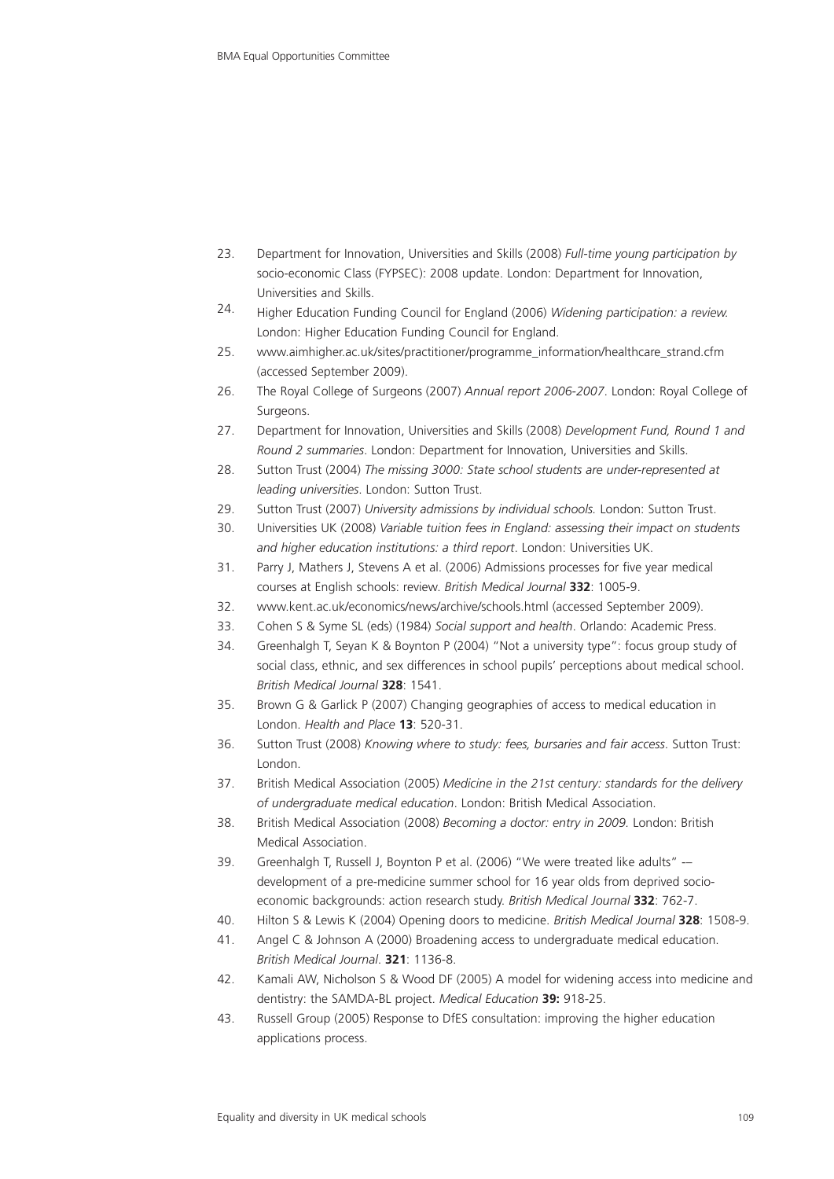23. Department for Innovation, Universities and Skills (2008) *Full-time young participation by* socio-economic Class (FYPSEC): 2008 update. London: Department for Innovation, Universities and Skills.
24. Higher Education Funding Council for England (2006) *Widening participation: a review.* London: Higher Education Funding Council for England.
25. www.aimhigher.ac.uk/sites/practitioner/programme_information/healthcare_strand.cfm (accessed September 2009).
26. The Royal College of Surgeons (2007) *Annual report 2006-2007*. London: Royal College of Surgeons.
27. Department for Innovation, Universities and Skills (2008) *Development Fund, Round 1 and Round 2 summaries*. London: Department for Innovation, Universities and Skills.
28. Sutton Trust (2004) *The missing 3000: State school students are under-represented at leading universities*. London: Sutton Trust.
29. Sutton Trust (2007) *University admissions by individual schools.* London: Sutton Trust.
30. Universities UK (2008) *Variable tuition fees in England: assessing their impact on students and higher education institutions: a third report*. London: Universities UK.
31. Parry J, Mathers J, Stevens A et al. (2006) Admissions processes for five year medical courses at English schools: review. *British Medical Journal* **332**: 1005-9.
32. www.kent.ac.uk/economics/news/archive/schools.html (accessed September 2009).
33. Cohen S & Syme SL (eds) (1984) *Social support and health*. Orlando: Academic Press.
34. Greenhalgh T, Seyan K & Boynton P (2004) "Not a university type": focus group study of social class, ethnic, and sex differences in school pupils' perceptions about medical school. *British Medical Journal* **328**: 1541.
35. Brown G & Garlick P (2007) Changing geographies of access to medical education in London. *Health and Place* **13**: 520-31.
36. Sutton Trust (2008) *Knowing where to study: fees, bursaries and fair access*. Sutton Trust: London.
37. British Medical Association (2005) *Medicine in the 21st century: standards for the delivery of undergraduate medical education*. London: British Medical Association.
38. British Medical Association (2008) *Becoming a doctor: entry in 2009.* London: British Medical Association.
39. Greenhalgh T, Russell J, Boynton P et al. (2006) "We were treated like adults" –– development of a pre-medicine summer school for 16 year olds from deprived socio-economic backgrounds: action research study. *British Medical Journal* **332**: 762-7.
40. Hilton S & Lewis K (2004) Opening doors to medicine. *British Medical Journal* **328**: 1508-9.
41. Angel C & Johnson A (2000) Broadening access to undergraduate medical education. *British Medical Journal*. **321**: 1136-8.
42. Kamali AW, Nicholson S & Wood DF (2005) A model for widening access into medicine and dentistry: the SAMDA-BL project. *Medical Education* **39:** 918-25.
43. Russell Group (2005) Response to DfES consultation: improving the higher education applications process.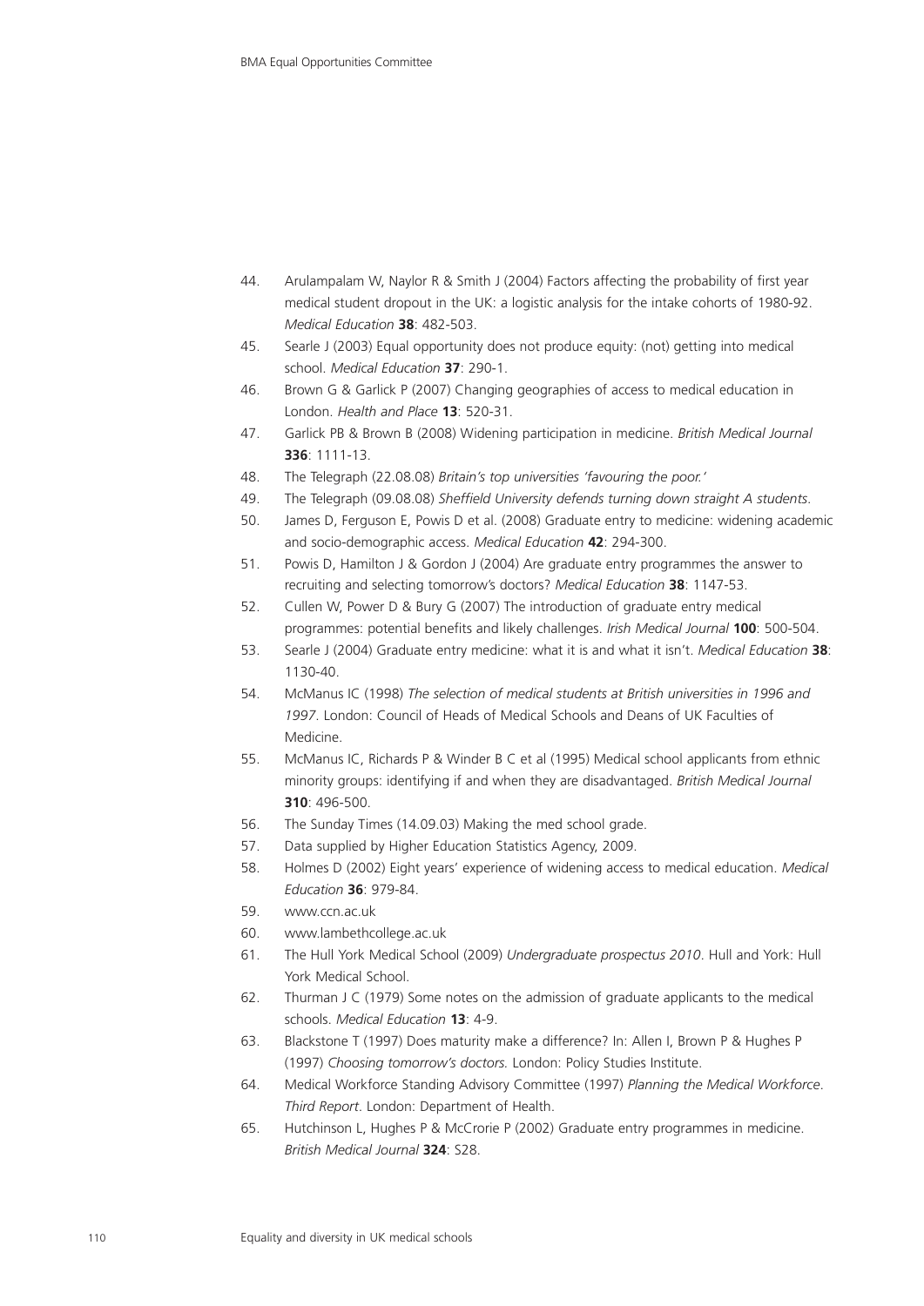44. Arulampalam W, Naylor R & Smith J (2004) Factors affecting the probability of first year medical student dropout in the UK: a logistic analysis for the intake cohorts of 1980-92. *Medical Education* **38**: 482-503.
45. Searle J (2003) Equal opportunity does not produce equity: (not) getting into medical school. *Medical Education* **37**: 290-1.
46. Brown G & Garlick P (2007) Changing geographies of access to medical education in London. *Health and Place* **13**: 520-31.
47. Garlick PB & Brown B (2008) Widening participation in medicine. *British Medical Journal* **336**: 1111-13.
48. The Telegraph (22.08.08) *Britain's top universities 'favouring the poor.'*
49. The Telegraph (09.08.08) *Sheffield University defends turning down straight A students*.
50. James D, Ferguson E, Powis D et al. (2008) Graduate entry to medicine: widening academic and socio-demographic access. *Medical Education* **42**: 294-300.
51. Powis D, Hamilton J & Gordon J (2004) Are graduate entry programmes the answer to recruiting and selecting tomorrow's doctors? *Medical Education* **38**: 1147-53.
52. Cullen W, Power D & Bury G (2007) The introduction of graduate entry medical programmes: potential benefits and likely challenges. *Irish Medical Journal* **100**: 500-504.
53. Searle J (2004) Graduate entry medicine: what it is and what it isn't. *Medical Education* **38**: 1130-40.
54. McManus IC (1998) *The selection of medical students at British universities in 1996 and 1997*. London: Council of Heads of Medical Schools and Deans of UK Faculties of Medicine.
55. McManus IC, Richards P & Winder B C et al (1995) Medical school applicants from ethnic minority groups: identifying if and when they are disadvantaged. *British Medical Journal* **310**: 496-500.
56. The Sunday Times (14.09.03) Making the med school grade.
57. Data supplied by Higher Education Statistics Agency, 2009.
58. Holmes D (2002) Eight years' experience of widening access to medical education. *Medical Education* **36**: 979-84.
59. www.ccn.ac.uk
60. www.lambethcollege.ac.uk
61. The Hull York Medical School (2009) *Undergraduate prospectus 2010*. Hull and York: Hull York Medical School.
62. Thurman J C (1979) Some notes on the admission of graduate applicants to the medical schools. *Medical Education* **13**: 4-9.
63. Blackstone T (1997) Does maturity make a difference? In: Allen I, Brown P & Hughes P (1997) *Choosing tomorrow's doctors.* London: Policy Studies Institute.
64. Medical Workforce Standing Advisory Committee (1997) *Planning the Medical Workforce. Third Report*. London: Department of Health.
65. Hutchinson L, Hughes P & McCrorie P (2002) Graduate entry programmes in medicine. *British Medical Journal* **324**: S28.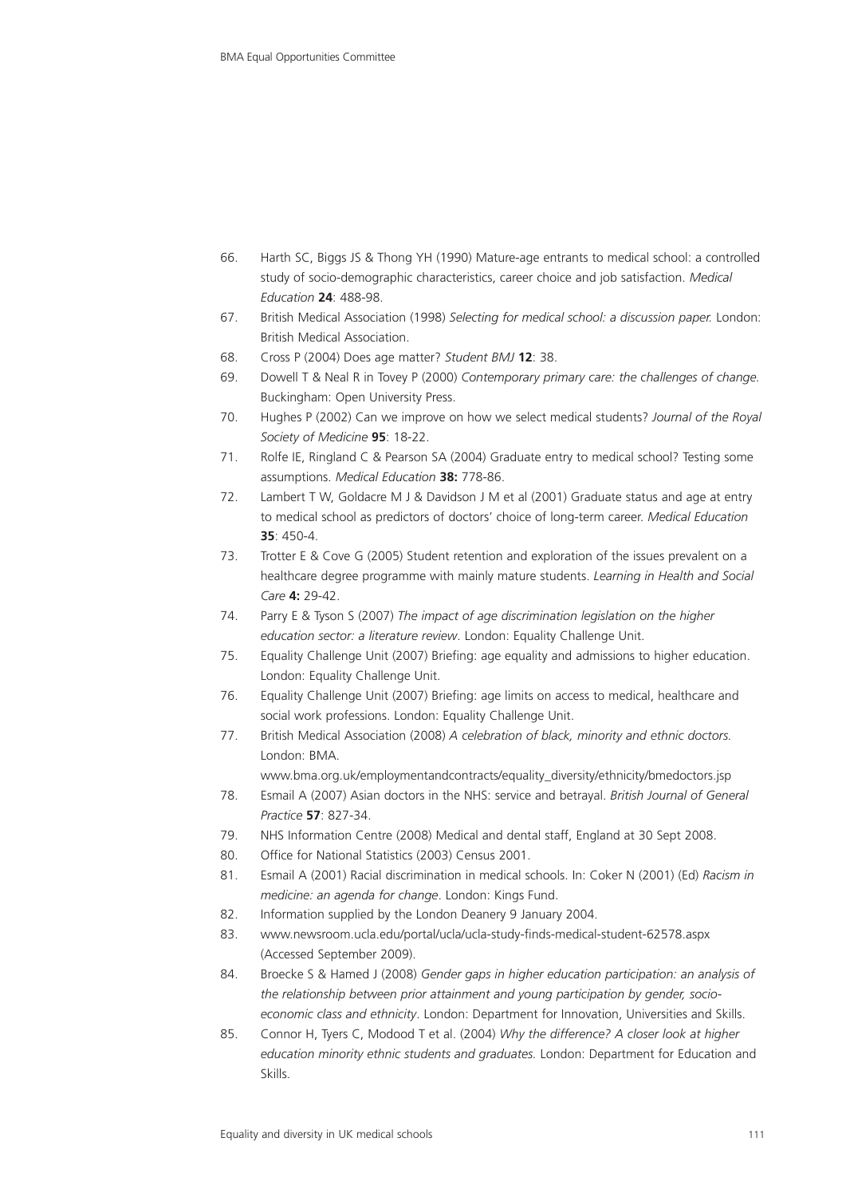66. Harth SC, Biggs JS & Thong YH (1990) Mature-age entrants to medical school: a controlled study of socio-demographic characteristics, career choice and job satisfaction. *Medical Education* **24**: 488-98.
67. British Medical Association (1998) *Selecting for medical school: a discussion paper.* London: British Medical Association.
68. Cross P (2004) Does age matter? *Student BMJ* **12**: 38.
69. Dowell T & Neal R in Tovey P (2000) *Contemporary primary care: the challenges of change.* Buckingham: Open University Press.
70. Hughes P (2002) Can we improve on how we select medical students? *Journal of the Royal Society of Medicine* **95**: 18-22.
71. Rolfe IE, Ringland C & Pearson SA (2004) Graduate entry to medical school? Testing some assumptions. *Medical Education* **38:** 778-86.
72. Lambert T W, Goldacre M J & Davidson J M et al (2001) Graduate status and age at entry to medical school as predictors of doctors' choice of long-term career. *Medical Education* **35**: 450-4.
73. Trotter E & Cove G (2005) Student retention and exploration of the issues prevalent on a healthcare degree programme with mainly mature students. *Learning in Health and Social Care* **4:** 29-42.
74. Parry E & Tyson S (2007) *The impact of age discrimination legislation on the higher education sector: a literature review*. London: Equality Challenge Unit.
75. Equality Challenge Unit (2007) Briefing: age equality and admissions to higher education. London: Equality Challenge Unit.
76. Equality Challenge Unit (2007) Briefing: age limits on access to medical, healthcare and social work professions. London: Equality Challenge Unit.
77. British Medical Association (2008) *A celebration of black, minority and ethnic doctors.* London: BMA. www.bma.org.uk/employmentandcontracts/equality_diversity/ethnicity/bmedoctors.jsp
78. Esmail A (2007) Asian doctors in the NHS: service and betrayal. *British Journal of General Practice* **57**: 827-34.
79. NHS Information Centre (2008) Medical and dental staff, England at 30 Sept 2008.
80. Office for National Statistics (2003) Census 2001.
81. Esmail A (2001) Racial discrimination in medical schools. In: Coker N (2001) (Ed) *Racism in medicine: an agenda for change*. London: Kings Fund.
82. Information supplied by the London Deanery 9 January 2004.
83. www.newsroom.ucla.edu/portal/ucla/ucla-study-finds-medical-student-62578.aspx (Accessed September 2009).
84. Broecke S & Hamed J (2008) *Gender gaps in higher education participation: an analysis of the relationship between prior attainment and young participation by gender, socio-economic class and ethnicity*. London: Department for Innovation, Universities and Skills.
85. Connor H, Tyers C, Modood T et al. (2004) *Why the difference? A closer look at higher education minority ethnic students and graduates.* London: Department for Education and Skills.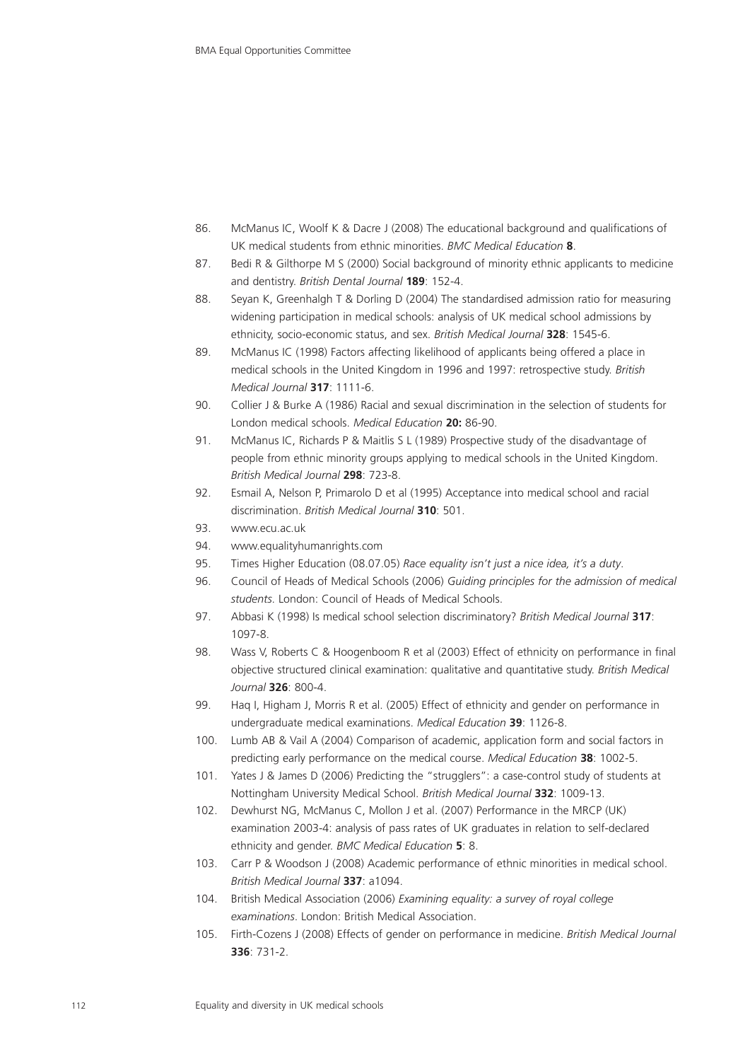86. McManus IC, Woolf K & Dacre J (2008) The educational background and qualifications of UK medical students from ethnic minorities. *BMC Medical Education* **8**.
87. Bedi R & Gilthorpe M S (2000) Social background of minority ethnic applicants to medicine and dentistry. *British Dental Journal* **189**: 152-4.
88. Seyan K, Greenhalgh T & Dorling D (2004) The standardised admission ratio for measuring widening participation in medical schools: analysis of UK medical school admissions by ethnicity, socio-economic status, and sex. *British Medical Journal* **328**: 1545-6.
89. McManus IC (1998) Factors affecting likelihood of applicants being offered a place in medical schools in the United Kingdom in 1996 and 1997: retrospective study. *British Medical Journal* **317**: 1111-6.
90. Collier J & Burke A (1986) Racial and sexual discrimination in the selection of students for London medical schools. *Medical Education* **20:** 86-90.
91. McManus IC, Richards P & Maitlis S L (1989) Prospective study of the disadvantage of people from ethnic minority groups applying to medical schools in the United Kingdom. *British Medical Journal* **298**: 723-8.
92. Esmail A, Nelson P, Primarolo D et al (1995) Acceptance into medical school and racial discrimination. *British Medical Journal* **310**: 501.
93. www.ecu.ac.uk
94. www.equalityhumanrights.com
95. Times Higher Education (08.07.05) *Race equality isn't just a nice idea, it's a duty*.
96. Council of Heads of Medical Schools (2006) *Guiding principles for the admission of medical students*. London: Council of Heads of Medical Schools.
97. Abbasi K (1998) Is medical school selection discriminatory? *British Medical Journal* **317**: 1097-8.
98. Wass V, Roberts C & Hoogenboom R et al (2003) Effect of ethnicity on performance in final objective structured clinical examination: qualitative and quantitative study. *British Medical Journal* **326**: 800-4.
99. Haq I, Higham J, Morris R et al. (2005) Effect of ethnicity and gender on performance in undergraduate medical examinations. *Medical Education* **39**: 1126-8.
100. Lumb AB & Vail A (2004) Comparison of academic, application form and social factors in predicting early performance on the medical course. *Medical Education* **38**: 1002-5.
101. Yates J & James D (2006) Predicting the "strugglers": a case-control study of students at Nottingham University Medical School. *British Medical Journal* **332**: 1009-13.
102. Dewhurst NG, McManus C, Mollon J et al. (2007) Performance in the MRCP (UK) examination 2003-4: analysis of pass rates of UK graduates in relation to self-declared ethnicity and gender. *BMC Medical Education* **5**: 8.
103. Carr P & Woodson J (2008) Academic performance of ethnic minorities in medical school. *British Medical Journal* **337**: a1094.
104. British Medical Association (2006) *Examining equality: a survey of royal college examinations*. London: British Medical Association.
105. Firth-Cozens J (2008) Effects of gender on performance in medicine. *British Medical Journal* **336**: 731-2.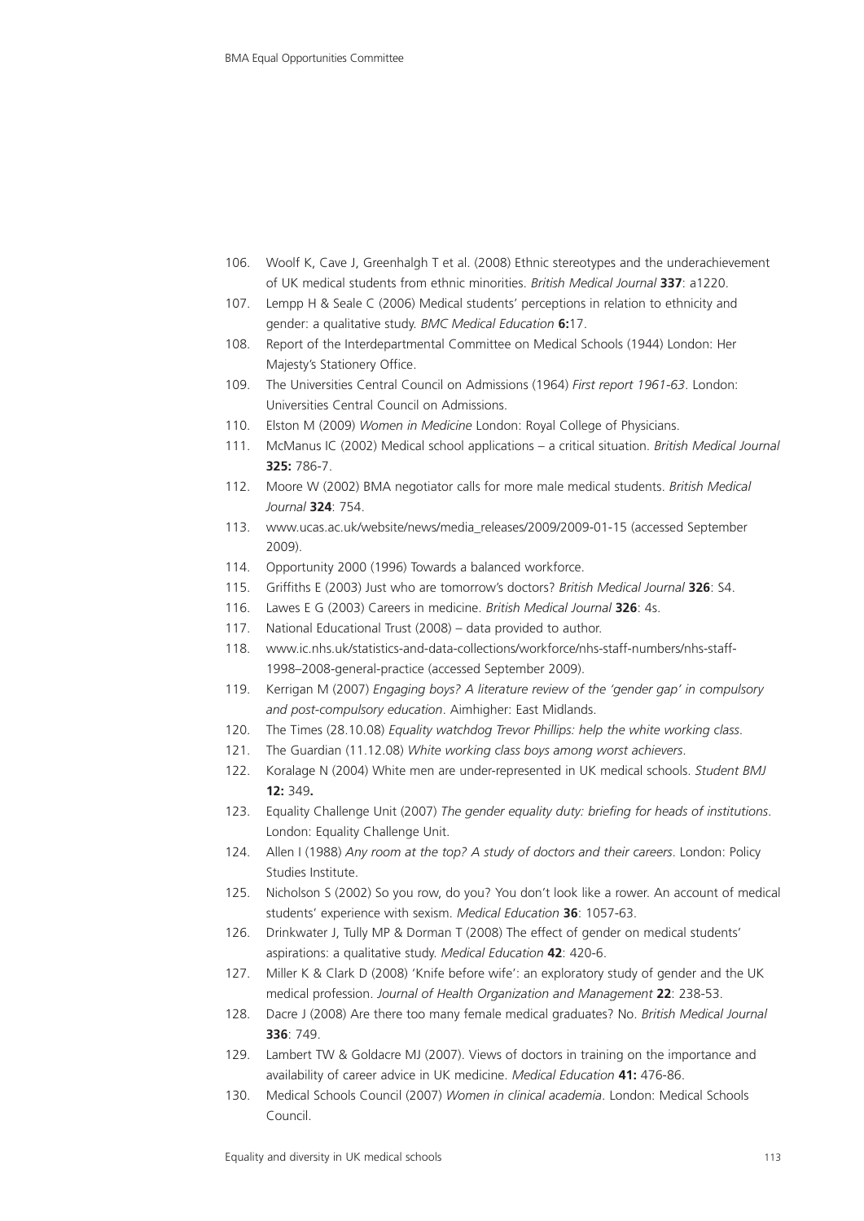106. Woolf K, Cave J, Greenhalgh T et al. (2008) Ethnic stereotypes and the underachievement of UK medical students from ethnic minorities. *British Medical Journal* **337**: a1220.
107. Lempp H & Seale C (2006) Medical students' perceptions in relation to ethnicity and gender: a qualitative study. *BMC Medical Education* **6:**17.
108. Report of the Interdepartmental Committee on Medical Schools (1944) London: Her Majesty's Stationery Office.
109. The Universities Central Council on Admissions (1964) *First report 1961-63*. London: Universities Central Council on Admissions.
110. Elston M (2009) *Women in Medicine* London: Royal College of Physicians.
111. McManus IC (2002) Medical school applications – a critical situation. *British Medical Journal* **325:** 786-7.
112. Moore W (2002) BMA negotiator calls for more male medical students. *British Medical Journal* **324**: 754.
113. www.ucas.ac.uk/website/news/media_releases/2009/2009-01-15 (accessed September 2009).
114. Opportunity 2000 (1996) Towards a balanced workforce.
115. Griffiths E (2003) Just who are tomorrow's doctors? *British Medical Journal* **326**: S4.
116. Lawes E G (2003) Careers in medicine. *British Medical Journal* **326**: 4s.
117. National Educational Trust (2008) – data provided to author.
118. www.ic.nhs.uk/statistics-and-data-collections/workforce/nhs-staff-numbers/nhs-staff-1998–2008-general-practice (accessed September 2009).
119. Kerrigan M (2007) *Engaging boys? A literature review of the 'gender gap' in compulsory and post-compulsory education*. Aimhigher: East Midlands.
120. The Times (28.10.08) *Equality watchdog Trevor Phillips: help the white working class*.
121. The Guardian (11.12.08) *White working class boys among worst achievers*.
122. Koralage N (2004) White men are under-represented in UK medical schools. *Student BMJ* **12:** 349**.**
123. Equality Challenge Unit (2007) *The gender equality duty: briefing for heads of institutions*. London: Equality Challenge Unit.
124. Allen I (1988) *Any room at the top? A study of doctors and their careers*. London: Policy Studies Institute.
125. Nicholson S (2002) So you row, do you? You don't look like a rower. An account of medical students' experience with sexism. *Medical Education* **36**: 1057-63.
126. Drinkwater J, Tully MP & Dorman T (2008) The effect of gender on medical students' aspirations: a qualitative study. *Medical Education* **42**: 420-6.
127. Miller K & Clark D (2008) 'Knife before wife': an exploratory study of gender and the UK medical profession. *Journal of Health Organization and Management* **22**: 238-53.
128. Dacre J (2008) Are there too many female medical graduates? No. *British Medical Journal* **336**: 749.
129. Lambert TW & Goldacre MJ (2007). Views of doctors in training on the importance and availability of career advice in UK medicine. *Medical Education* **41:** 476-86.
130. Medical Schools Council (2007) *Women in clinical academia*. London: Medical Schools Council.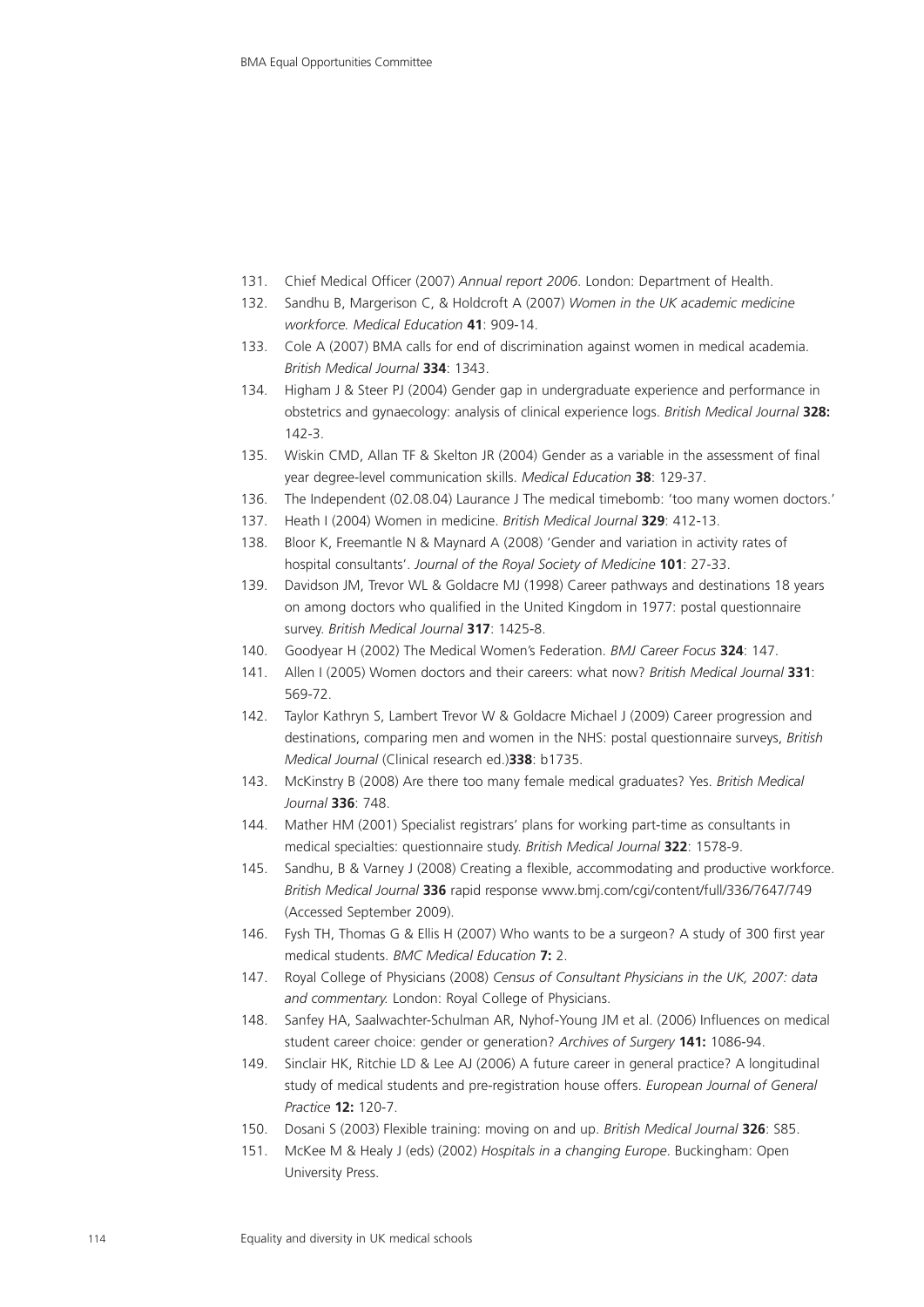131. Chief Medical Officer (2007) *Annual report 2006*. London: Department of Health.
132. Sandhu B, Margerison C, & Holdcroft A (2007) *Women in the UK academic medicine workforce. Medical Education* **41**: 909-14.
133. Cole A (2007) BMA calls for end of discrimination against women in medical academia. *British Medical Journal* **334**: 1343.
134. Higham J & Steer PJ (2004) Gender gap in undergraduate experience and performance in obstetrics and gynaecology: analysis of clinical experience logs. *British Medical Journal* **328:** 142-3.
135. Wiskin CMD, Allan TF & Skelton JR (2004) Gender as a variable in the assessment of final year degree-level communication skills. *Medical Education* **38**: 129-37.
136. The Independent (02.08.04) Laurance J The medical timebomb: 'too many women doctors.'
137. Heath I (2004) Women in medicine. *British Medical Journal* **329**: 412-13.
138. Bloor K, Freemantle N & Maynard A (2008) 'Gender and variation in activity rates of hospital consultants'. *Journal of the Royal Society of Medicine* **101**: 27-33.
139. Davidson JM, Trevor WL & Goldacre MJ (1998) Career pathways and destinations 18 years on among doctors who qualified in the United Kingdom in 1977: postal questionnaire survey. *British Medical Journal* **317**: 1425-8.
140. Goodyear H (2002) The Medical Women's Federation. *BMJ Career Focus* **324**: 147.
141. Allen I (2005) Women doctors and their careers: what now? *British Medical Journal* **331**: 569-72.
142. Taylor Kathryn S, Lambert Trevor W & Goldacre Michael J (2009) Career progression and destinations, comparing men and women in the NHS: postal questionnaire surveys, *British Medical Journal* (Clinical research ed.)**338**: b1735.
143. McKinstry B (2008) Are there too many female medical graduates? Yes. *British Medical Journal* **336**: 748.
144. Mather HM (2001) Specialist registrars' plans for working part-time as consultants in medical specialties: questionnaire study. *British Medical Journal* **322**: 1578-9.
145. Sandhu, B & Varney J (2008) Creating a flexible, accommodating and productive workforce. *British Medical Journal* **336** rapid response www.bmj.com/cgi/content/full/336/7647/749 (Accessed September 2009).
146. Fysh TH, Thomas G & Ellis H (2007) Who wants to be a surgeon? A study of 300 first year medical students. *BMC Medical Education* **7:** 2.
147. Royal College of Physicians (2008) *Census of Consultant Physicians in the UK, 2007: data and commentary.* London: Royal College of Physicians.
148. Sanfey HA, Saalwachter-Schulman AR, Nyhof-Young JM et al. (2006) Influences on medical student career choice: gender or generation? *Archives of Surgery* **141:** 1086-94.
149. Sinclair HK, Ritchie LD & Lee AJ (2006) A future career in general practice? A longitudinal study of medical students and pre-registration house offers. *European Journal of General Practice* **12:** 120-7.
150. Dosani S (2003) Flexible training: moving on and up. *British Medical Journal* **326**: S85.
151. McKee M & Healy J (eds) (2002) *Hospitals in a changing Europe*. Buckingham: Open University Press.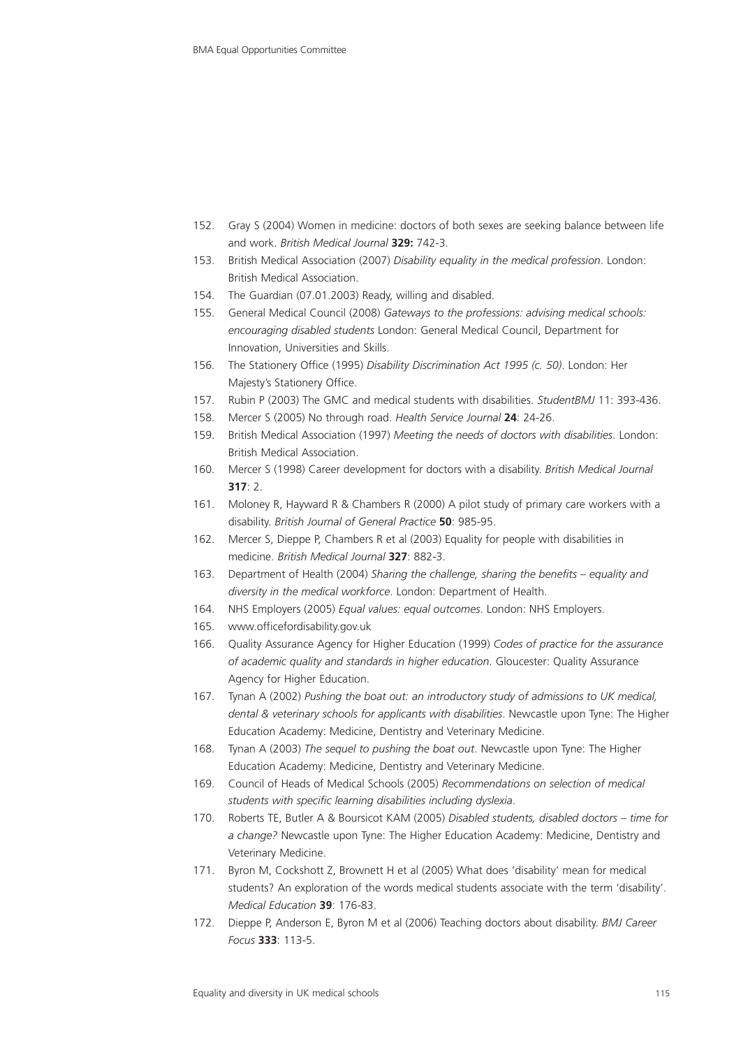152. Gray S (2004) Women in medicine: doctors of both sexes are seeking balance between life and work. *British Medical Journal* **329:** 742-3.
153. British Medical Association (2007) *Disability equality in the medical profession*. London: British Medical Association.
154. The Guardian (07.01.2003) Ready, willing and disabled.
155. General Medical Council (2008) *Gateways to the professions: advising medical schools: encouraging disabled students* London: General Medical Council, Department for Innovation, Universities and Skills.
156. The Stationery Office (1995) *Disability Discrimination Act 1995 (c. 50)*. London: Her Majesty's Stationery Office.
157. Rubin P (2003) The GMC and medical students with disabilities. *StudentBMJ* 11: 393-436.
158. Mercer S (2005) No through road. *Health Service Journal* **24**: 24-26.
159. British Medical Association (1997) *Meeting the needs of doctors with disabilities*. London: British Medical Association.
160. Mercer S (1998) Career development for doctors with a disability. *British Medical Journal* **317**: 2.
161. Moloney R, Hayward R & Chambers R (2000) A pilot study of primary care workers with a disability. *British Journal of General Practice* **50**: 985-95.
162. Mercer S, Dieppe P, Chambers R et al (2003) Equality for people with disabilities in medicine. *British Medical Journal* **327**: 882-3.
163. Department of Health (2004) *Sharing the challenge, sharing the benefits – equality and diversity in the medical workforce*. London: Department of Health.
164. NHS Employers (2005) *Equal values: equal outcomes*. London: NHS Employers.
165. www.officefordisability.gov.uk
166. Quality Assurance Agency for Higher Education (1999) *Codes of practice for the assurance of academic quality and standards in higher education*. Gloucester: Quality Assurance Agency for Higher Education.
167. Tynan A (2002) *Pushing the boat out: an introductory study of admissions to UK medical, dental & veterinary schools for applicants with disabilities*. Newcastle upon Tyne: The Higher Education Academy: Medicine, Dentistry and Veterinary Medicine.
168. Tynan A (2003) *The sequel to pushing the boat out*. Newcastle upon Tyne: The Higher Education Academy: Medicine, Dentistry and Veterinary Medicine.
169. Council of Heads of Medical Schools (2005) *Recommendations on selection of medical students with specific learning disabilities including dyslexia*.
170. Roberts TE, Butler A & Boursicot KAM (2005) *Disabled students, disabled doctors – time for a change?* Newcastle upon Tyne: The Higher Education Academy: Medicine, Dentistry and Veterinary Medicine.
171. Byron M, Cockshott Z, Brownett H et al (2005) What does 'disability' mean for medical students? An exploration of the words medical students associate with the term 'disability'. *Medical Education* **39**: 176-83.
172. Dieppe P, Anderson E, Byron M et al (2006) Teaching doctors about disability. *BMJ Career Focus* **333**: 113-5.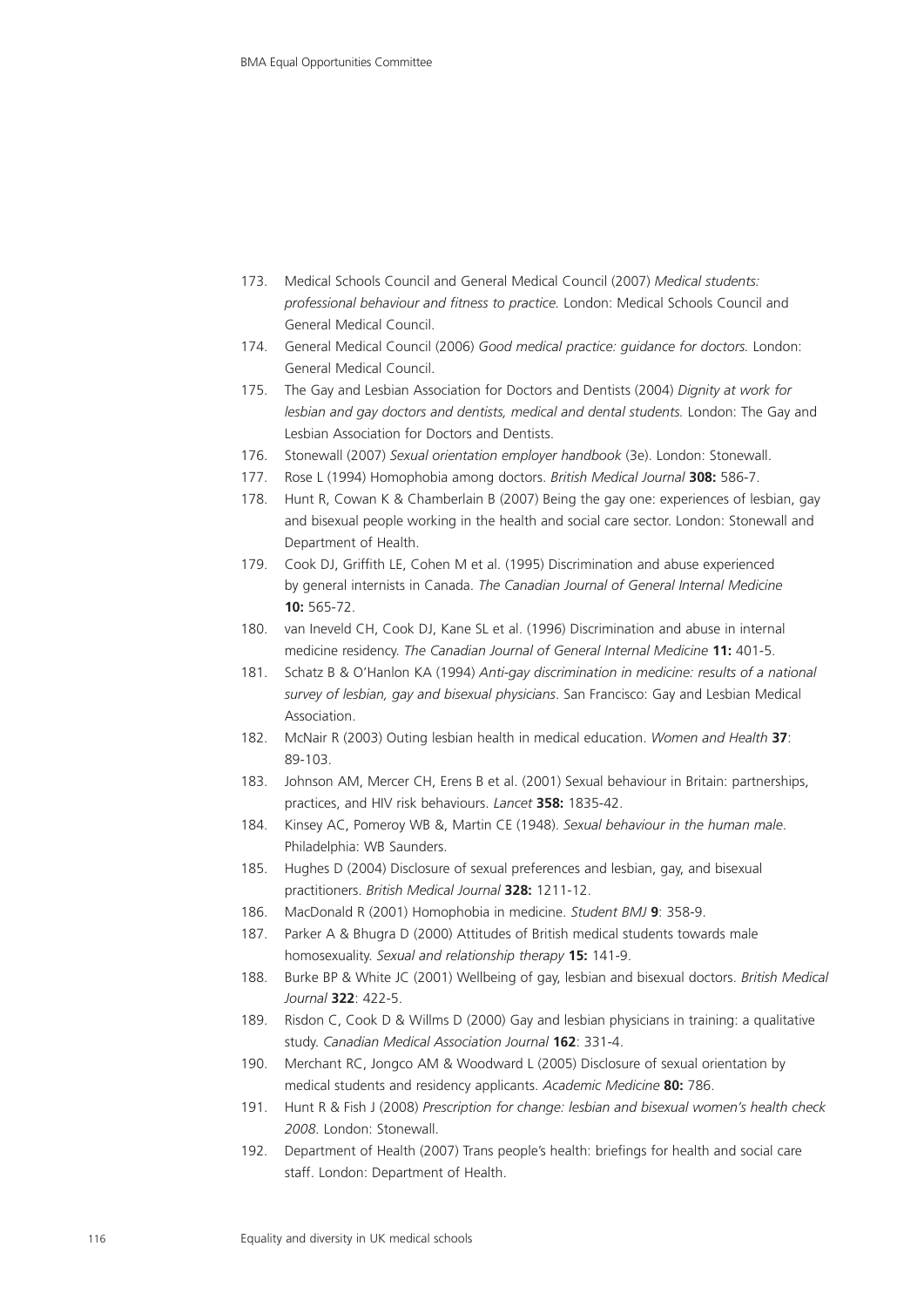173. Medical Schools Council and General Medical Council (2007) *Medical students: professional behaviour and fitness to practice.* London: Medical Schools Council and General Medical Council.
174. General Medical Council (2006) *Good medical practice: guidance for doctors.* London: General Medical Council.
175. The Gay and Lesbian Association for Doctors and Dentists (2004) *Dignity at work for lesbian and gay doctors and dentists, medical and dental students.* London: The Gay and Lesbian Association for Doctors and Dentists.
176. Stonewall (2007) *Sexual orientation employer handbook* (3e). London: Stonewall.
177. Rose L (1994) Homophobia among doctors. *British Medical Journal* **308:** 586-7.
178. Hunt R, Cowan K & Chamberlain B (2007) Being the gay one: experiences of lesbian, gay and bisexual people working in the health and social care sector. London: Stonewall and Department of Health.
179. Cook DJ, Griffith LE, Cohen M et al. (1995) Discrimination and abuse experienced by general internists in Canada. *The Canadian Journal of General Internal Medicine* **10:** 565-72.
180. van Ineveld CH, Cook DJ, Kane SL et al. (1996) Discrimination and abuse in internal medicine residency. *The Canadian Journal of General Internal Medicine* **11:** 401-5.
181. Schatz B & O'Hanlon KA (1994) *Anti-gay discrimination in medicine: results of a national survey of lesbian, gay and bisexual physicians*. San Francisco: Gay and Lesbian Medical Association.
182. McNair R (2003) Outing lesbian health in medical education. *Women and Health* **37**: 89-103.
183. Johnson AM, Mercer CH, Erens B et al. (2001) Sexual behaviour in Britain: partnerships, practices, and HIV risk behaviours. *Lancet* **358:** 1835-42.
184. Kinsey AC, Pomeroy WB &, Martin CE (1948). *Sexual behaviour in the human male*. Philadelphia: WB Saunders.
185. Hughes D (2004) Disclosure of sexual preferences and lesbian, gay, and bisexual practitioners. *British Medical Journal* **328:** 1211-12.
186. MacDonald R (2001) Homophobia in medicine. *Student BMJ* **9**: 358-9.
187. Parker A & Bhugra D (2000) Attitudes of British medical students towards male homosexuality. *Sexual and relationship therapy* **15:** 141-9.
188. Burke BP & White JC (2001) Wellbeing of gay, lesbian and bisexual doctors. *British Medical Journal* **322**: 422-5.
189. Risdon C, Cook D & Willms D (2000) Gay and lesbian physicians in training: a qualitative study. *Canadian Medical Association Journal* **162**: 331-4.
190. Merchant RC, Jongco AM & Woodward L (2005) Disclosure of sexual orientation by medical students and residency applicants. *Academic Medicine* **80:** 786.
191. Hunt R & Fish J (2008) *Prescription for change: lesbian and bisexual women's health check 2008*. London: Stonewall.
192. Department of Health (2007) Trans people's health: briefings for health and social care staff. London: Department of Health.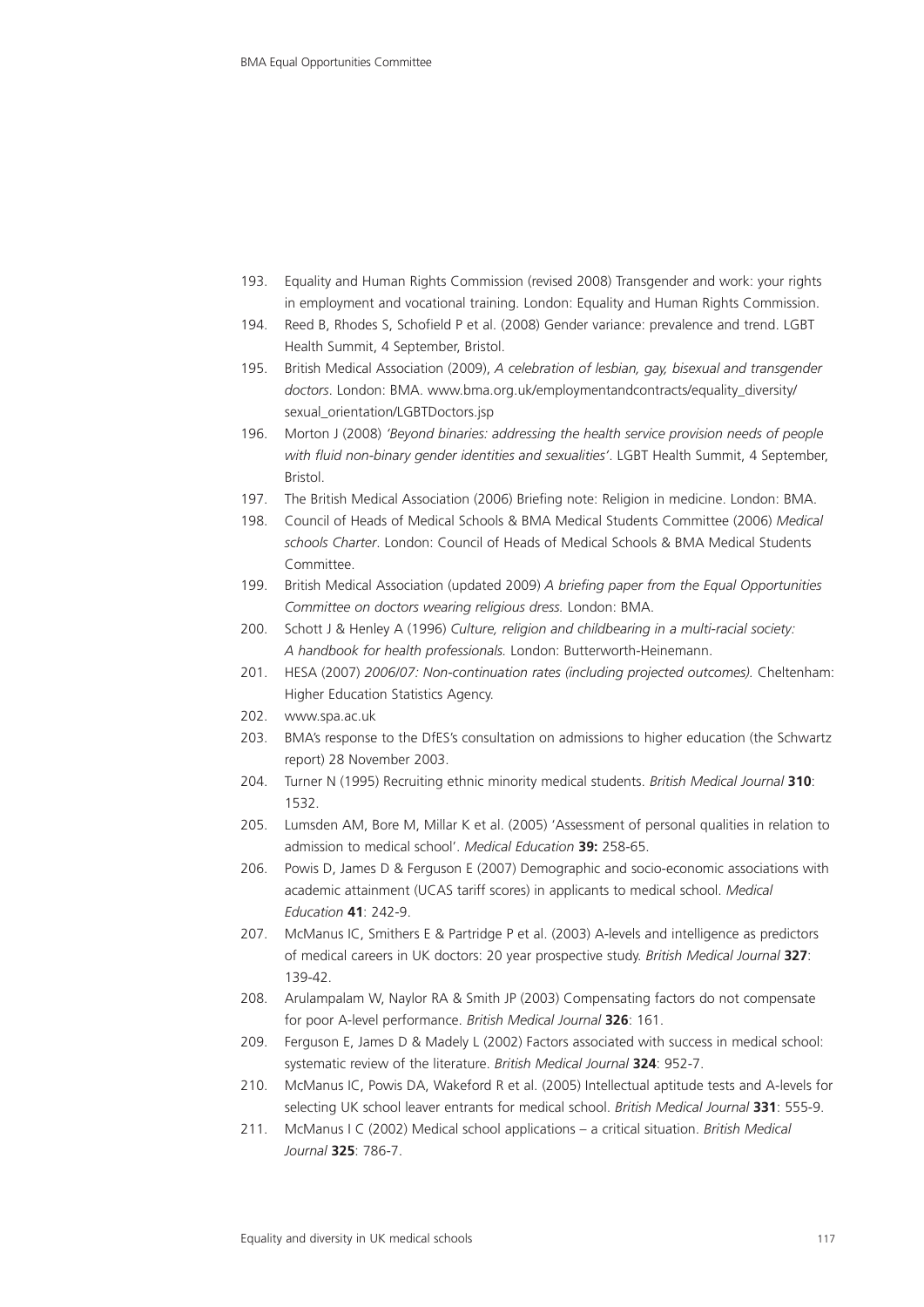193. Equality and Human Rights Commission (revised 2008) Transgender and work: your rights in employment and vocational training. London: Equality and Human Rights Commission.
194. Reed B, Rhodes S, Schofield P et al. (2008) Gender variance: prevalence and trend. LGBT Health Summit, 4 September, Bristol.
195. British Medical Association (2009), *A celebration of lesbian, gay, bisexual and transgender doctors*. London: BMA. www.bma.org.uk/employmentandcontracts/equality_diversity/sexual_orientation/LGBTDoctors.jsp
196. Morton J (2008) *'Beyond binaries: addressing the health service provision needs of people with fluid non-binary gender identities and sexualities'*. LGBT Health Summit, 4 September, Bristol.
197. The British Medical Association (2006) Briefing note: Religion in medicine. London: BMA.
198. Council of Heads of Medical Schools & BMA Medical Students Committee (2006) *Medical schools Charter*. London: Council of Heads of Medical Schools & BMA Medical Students Committee.
199. British Medical Association (updated 2009) *A briefing paper from the Equal Opportunities Committee on doctors wearing religious dress.* London: BMA.
200. Schott J & Henley A (1996) *Culture, religion and childbearing in a multi-racial society: A handbook for health professionals.* London: Butterworth-Heinemann.
201. HESA (2007) *2006/07: Non-continuation rates (including projected outcomes).* Cheltenham: Higher Education Statistics Agency.
202. www.spa.ac.uk
203. BMA's response to the DfES's consultation on admissions to higher education (the Schwartz report) 28 November 2003.
204. Turner N (1995) Recruiting ethnic minority medical students. *British Medical Journal* **310**: 1532.
205. Lumsden AM, Bore M, Millar K et al. (2005) 'Assessment of personal qualities in relation to admission to medical school'. *Medical Education* **39:** 258-65.
206. Powis D, James D & Ferguson E (2007) Demographic and socio-economic associations with academic attainment (UCAS tariff scores) in applicants to medical school. *Medical Education* **41**: 242-9.
207. McManus IC, Smithers E & Partridge P et al. (2003) A-levels and intelligence as predictors of medical careers in UK doctors: 20 year prospective study. *British Medical Journal* **327**: 139-42.
208. Arulampalam W, Naylor RA & Smith JP (2003) Compensating factors do not compensate for poor A-level performance. *British Medical Journal* **326**: 161.
209. Ferguson E, James D & Madely L (2002) Factors associated with success in medical school: systematic review of the literature. *British Medical Journal* **324**: 952-7.
210. McManus IC, Powis DA, Wakeford R et al. (2005) Intellectual aptitude tests and A-levels for selecting UK school leaver entrants for medical school. *British Medical Journal* **331**: 555-9.
211. McManus I C (2002) Medical school applications – a critical situation. *British Medical Journal* **325**: 786-7.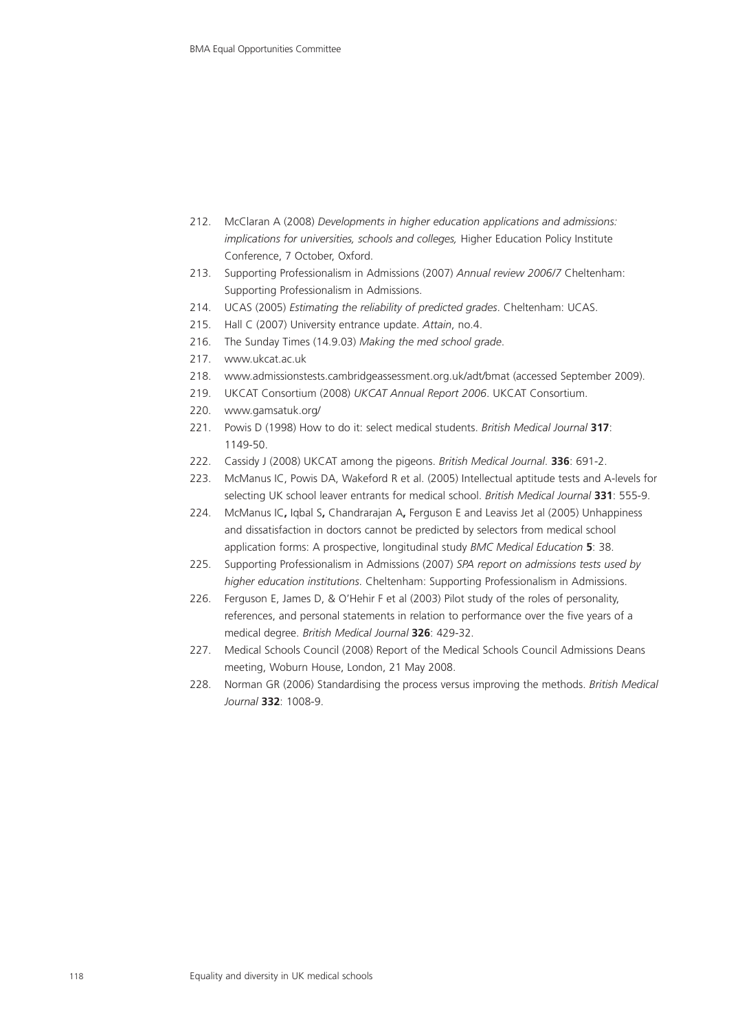212. McClaran A (2008) *Developments in higher education applications and admissions: implications for universities, schools and colleges,* Higher Education Policy Institute Conference, 7 October, Oxford.
213. Supporting Professionalism in Admissions (2007) *Annual review 2006/7* Cheltenham: Supporting Professionalism in Admissions.
214. UCAS (2005) *Estimating the reliability of predicted grades*. Cheltenham: UCAS.
215. Hall C (2007) University entrance update. *Attain*, no.4.
216. The Sunday Times (14.9.03) *Making the med school grade*.
217. www.ukcat.ac.uk
218. www.admissionstests.cambridgeassessment.org.uk/adt/bmat (accessed September 2009).
219. UKCAT Consortium (2008) *UKCAT Annual Report 2006*. UKCAT Consortium.
220. www.gamsatuk.org/
221. Powis D (1998) How to do it: select medical students. *British Medical Journal* **317**: 1149-50.
222. Cassidy J (2008) UKCAT among the pigeons. *British Medical Journal*. **336**: 691-2.
223. McManus IC, Powis DA, Wakeford R et al. (2005) Intellectual aptitude tests and A-levels for selecting UK school leaver entrants for medical school. *British Medical Journal* **331**: 555-9.
224. McManus IC**,** Iqbal S**,** Chandrarajan A**,** Ferguson E and Leaviss Jet al (2005) Unhappiness and dissatisfaction in doctors cannot be predicted by selectors from medical school application forms: A prospective, longitudinal study *BMC Medical Education* **5**: 38.
225. Supporting Professionalism in Admissions (2007) *SPA report on admissions tests used by higher education institutions*. Cheltenham: Supporting Professionalism in Admissions.
226. Ferguson E, James D, & O'Hehir F et al (2003) Pilot study of the roles of personality, references, and personal statements in relation to performance over the five years of a medical degree. *British Medical Journal* **326**: 429-32.
227. Medical Schools Council (2008) Report of the Medical Schools Council Admissions Deans meeting, Woburn House, London, 21 May 2008.
228. Norman GR (2006) Standardising the process versus improving the methods. *British Medical Journal* **332**: 1008-9.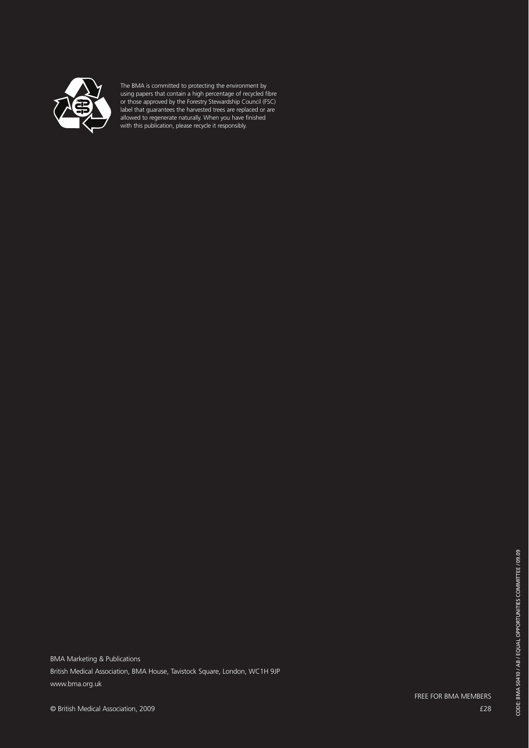The BMA is committed to protecting the environment by using papers that contain a high percentage of recycled fibre or those approved by the Forestry Stewardship Council (FSC) label that guarantees the harvested trees are replaced or are allowed to regenerate naturally. When you have finished with this publication, please recycle it responsibly.

BMA Marketing & Publications

British Medical Association, BMA House, Tavistock Square, London, WC1H 9JP

www.bma.org.uk

© British Medical Association, 2009

FREE FOR BMA MEMBERS

£28

CODE: BMA 50410 / AB / EQUAL OPPORTUNITIES COMMITTEE / 09.09